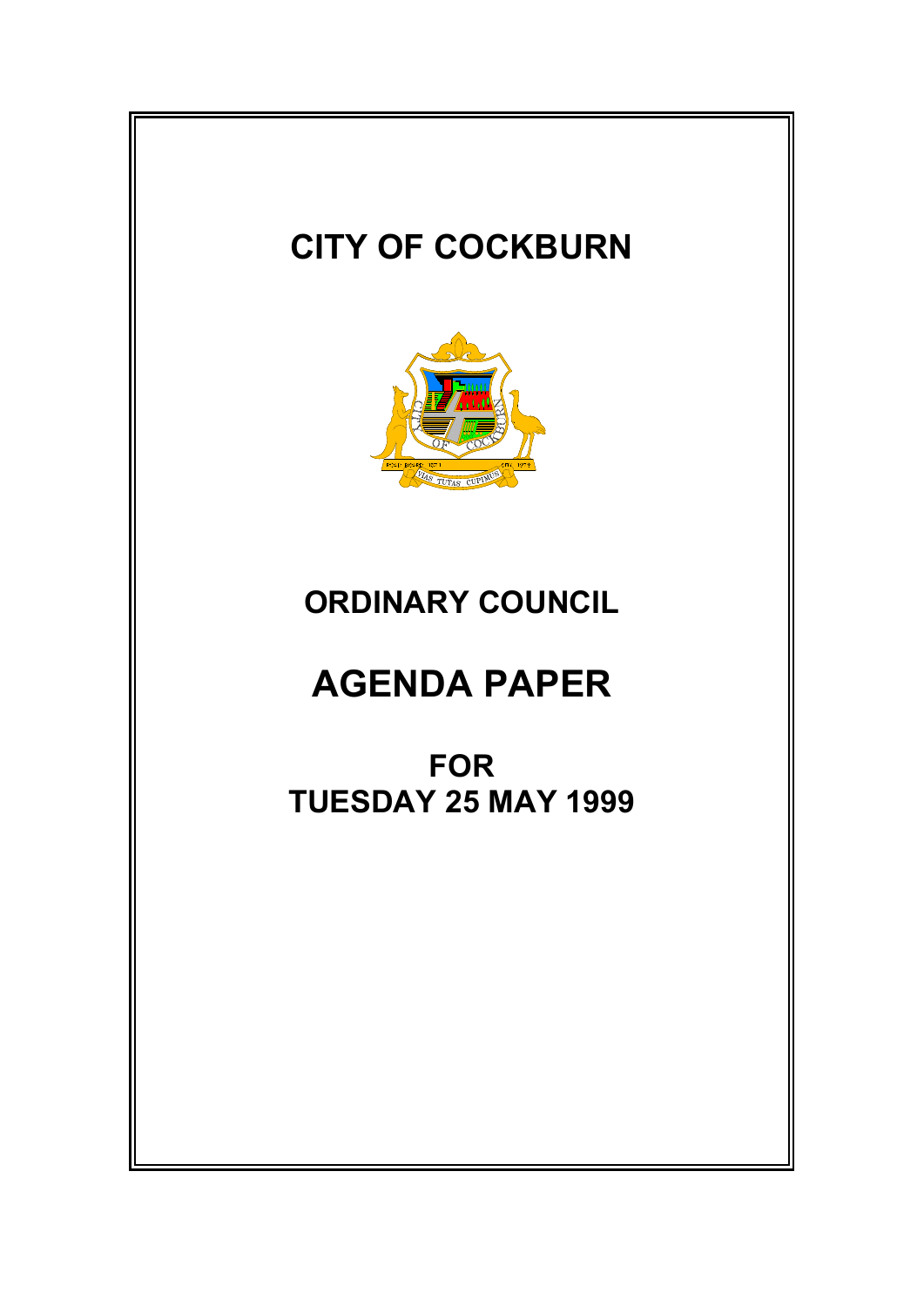# CITY OF COCKBURN

## ORDINARY COUNCIL

# AGENDA PAPER

## FOR
## TUESDAY 25 MAY 1999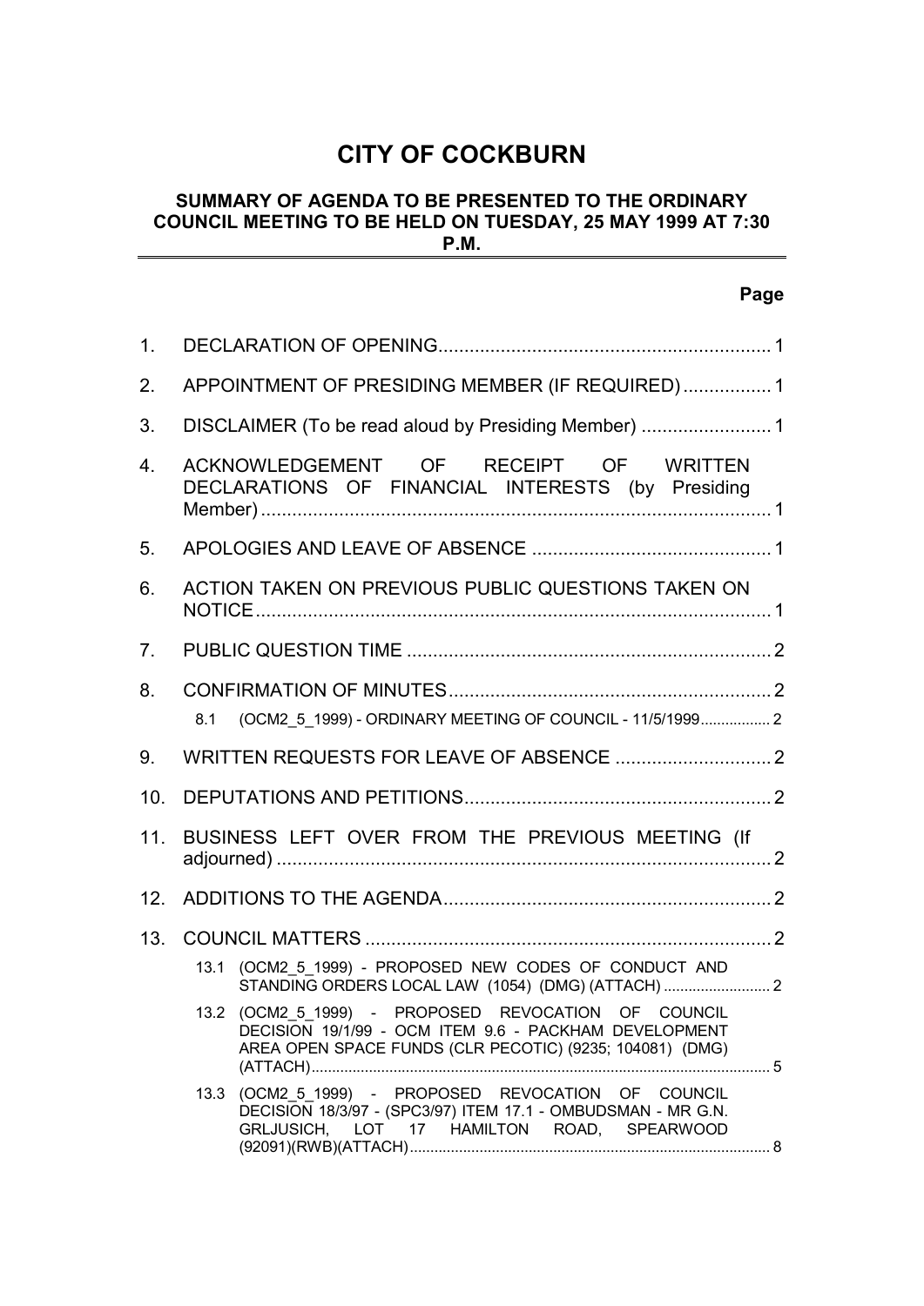# CITY OF COCKBURN

## SUMMARY OF AGENDA TO BE PRESENTED TO THE ORDINARY COUNCIL MEETING TO BE HELD ON TUESDAY, 25 MAY 1999 AT 7:30 P.M.

| | | Page |
|---|---|---|
| 1. | DECLARATION OF OPENING | 1 |
| 2. | APPOINTMENT OF PRESIDING MEMBER (IF REQUIRED) | 1 |
| 3. | DISCLAIMER (To be read aloud by Presiding Member) | 1 |
| 4. | ACKNOWLEDGEMENT OF RECEIPT OF WRITTEN DECLARATIONS OF FINANCIAL INTERESTS (by Presiding Member) | 1 |
| 5. | APOLOGIES AND LEAVE OF ABSENCE | 1 |
| 6. | ACTION TAKEN ON PREVIOUS PUBLIC QUESTIONS TAKEN ON NOTICE | 1 |
| 7. | PUBLIC QUESTION TIME | 2 |
| 8. | CONFIRMATION OF MINUTES | 2 |
| | 8.1 (OCM2_5_1999) - ORDINARY MEETING OF COUNCIL - 11/5/1999 | 2 |
| 9. | WRITTEN REQUESTS FOR LEAVE OF ABSENCE | 2 |
| 10. | DEPUTATIONS AND PETITIONS | 2 |
| 11. | BUSINESS LEFT OVER FROM THE PREVIOUS MEETING (If adjourned) | 2 |
| 12. | ADDITIONS TO THE AGENDA | 2 |
| 13. | COUNCIL MATTERS | 2 |
| | 13.1 (OCM2_5_1999) - PROPOSED NEW CODES OF CONDUCT AND STANDING ORDERS LOCAL LAW (1054) (DMG) (ATTACH) | 2 |
| | 13.2 (OCM2_5_1999) - PROPOSED REVOCATION OF COUNCIL DECISION 19/1/99 - OCM ITEM 9.6 - PACKHAM DEVELOPMENT AREA OPEN SPACE FUNDS (CLR PECOTIC) (9235; 104081) (DMG) (ATTACH) | 5 |
| | 13.3 (OCM2_5_1999) - PROPOSED REVOCATION OF COUNCIL DECISION 18/3/97 - (SPC3/97) ITEM 17.1 - OMBUDSMAN - MR G.N. GRLJUSICH, LOT 17 HAMILTON ROAD, SPEARWOOD (92091)(RWB)(ATTACH) | 8 |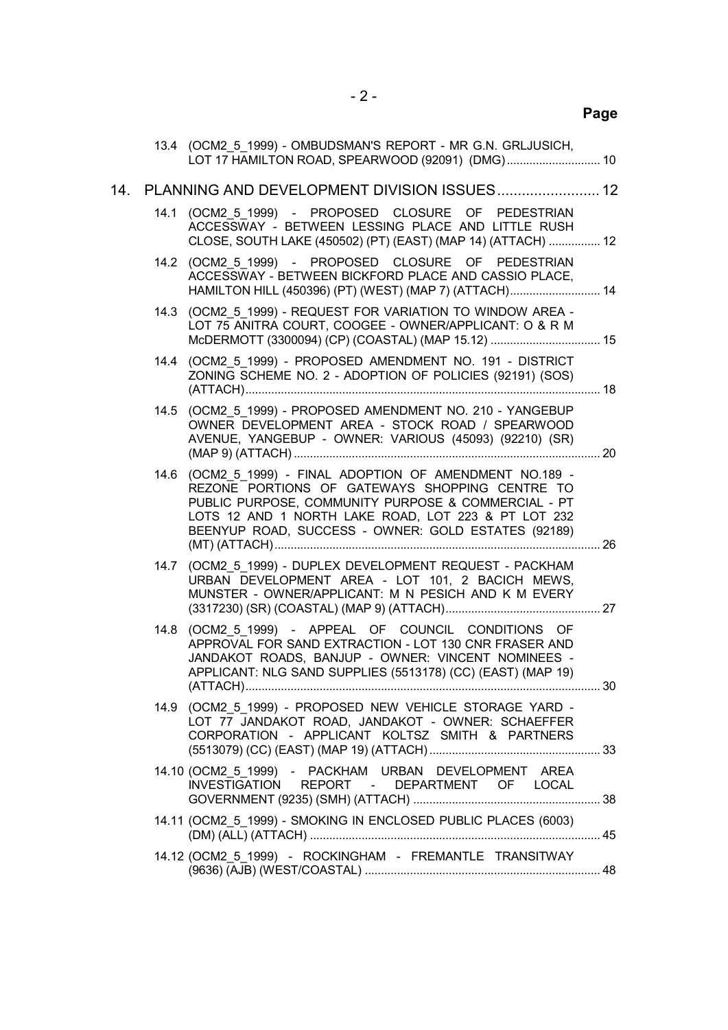**Page**

13.4 (OCM2_5_1999) - OMBUDSMAN'S REPORT - MR G.N. GRLJUSICH, LOT 17 HAMILTON ROAD, SPEARWOOD (92091) (DMG) ............................ 10

14. PLANNING AND DEVELOPMENT DIVISION ISSUES ......................... 12

14.1 (OCM2_5_1999) - PROPOSED CLOSURE OF PEDESTRIAN ACCESSWAY - BETWEEN LESSING PLACE AND LITTLE RUSH CLOSE, SOUTH LAKE (450502) (PT) (EAST) (MAP 14) (ATTACH) ................ 12

14.2 (OCM2_5_1999) - PROPOSED CLOSURE OF PEDESTRIAN ACCESSWAY - BETWEEN BICKFORD PLACE AND CASSIO PLACE, HAMILTON HILL (450396) (PT) (WEST) (MAP 7) (ATTACH) ............................ 14

14.3 (OCM2_5_1999) - REQUEST FOR VARIATION TO WINDOW AREA - LOT 75 ANITRA COURT, COOGEE - OWNER/APPLICANT: O & R M McDERMOTT (3300094) (CP) (COASTAL) (MAP 15.12) .................................. 15

14.4 (OCM2_5_1999) - PROPOSED AMENDMENT NO. 191 - DISTRICT ZONING SCHEME NO. 2 - ADOPTION OF POLICIES (92191) (SOS) (ATTACH) ........................................................................................................ 18

14.5 (OCM2_5_1999) - PROPOSED AMENDMENT NO. 210 - YANGEBUP OWNER DEVELOPMENT AREA - STOCK ROAD / SPEARWOOD AVENUE, YANGEBUP - OWNER: VARIOUS (45093) (92210) (SR) (MAP 9) (ATTACH) ............................................................................................ 20

14.6 (OCM2_5_1999) - FINAL ADOPTION OF AMENDMENT NO.189 - REZONE PORTIONS OF GATEWAYS SHOPPING CENTRE TO PUBLIC PURPOSE, COMMUNITY PURPOSE & COMMERCIAL - PT LOTS 12 AND 1 NORTH LAKE ROAD, LOT 223 & PT LOT 232 BEENYUP ROAD, SUCCESS - OWNER: GOLD ESTATES (92189) (MT) (ATTACH) ................................................................................................ 26

14.7 (OCM2_5_1999) - DUPLEX DEVELOPMENT REQUEST - PACKHAM URBAN DEVELOPMENT AREA - LOT 101, 2 BACICH MEWS, MUNSTER - OWNER/APPLICANT: M N PESICH AND K M EVERY (3317230) (SR) (COASTAL) (MAP 9) (ATTACH) ................................................ 27

14.8 (OCM2_5_1999) - APPEAL OF COUNCIL CONDITIONS OF APPROVAL FOR SAND EXTRACTION - LOT 130 CNR FRASER AND JANDAKOT ROADS, BANJUP - OWNER: VINCENT NOMINEES - APPLICANT: NLG SAND SUPPLIES (5513178) (CC) (EAST) (MAP 19) (ATTACH) ........................................................................................................ 30

14.9 (OCM2_5_1999) - PROPOSED NEW VEHICLE STORAGE YARD - LOT 77 JANDAKOT ROAD, JANDAKOT - OWNER: SCHAEFFER CORPORATION - APPLICANT KOLTSZ SMITH & PARTNERS (5513079) (CC) (EAST) (MAP 19) (ATTACH) ..................................................... 33

14.10 (OCM2_5_1999) - PACKHAM URBAN DEVELOPMENT AREA INVESTIGATION REPORT - DEPARTMENT OF LOCAL GOVERNMENT (9235) (SMH) (ATTACH) .......................................................... 38

14.11 (OCM2_5_1999) - SMOKING IN ENCLOSED PUBLIC PLACES (6003) (DM) (ALL) (ATTACH) ......................................................................................... 45

14.12 (OCM2_5_1999) - ROCKINGHAM - FREMANTLE TRANSITWAY (9636) (AJB) (WEST/COASTAL) ......................................................................... 48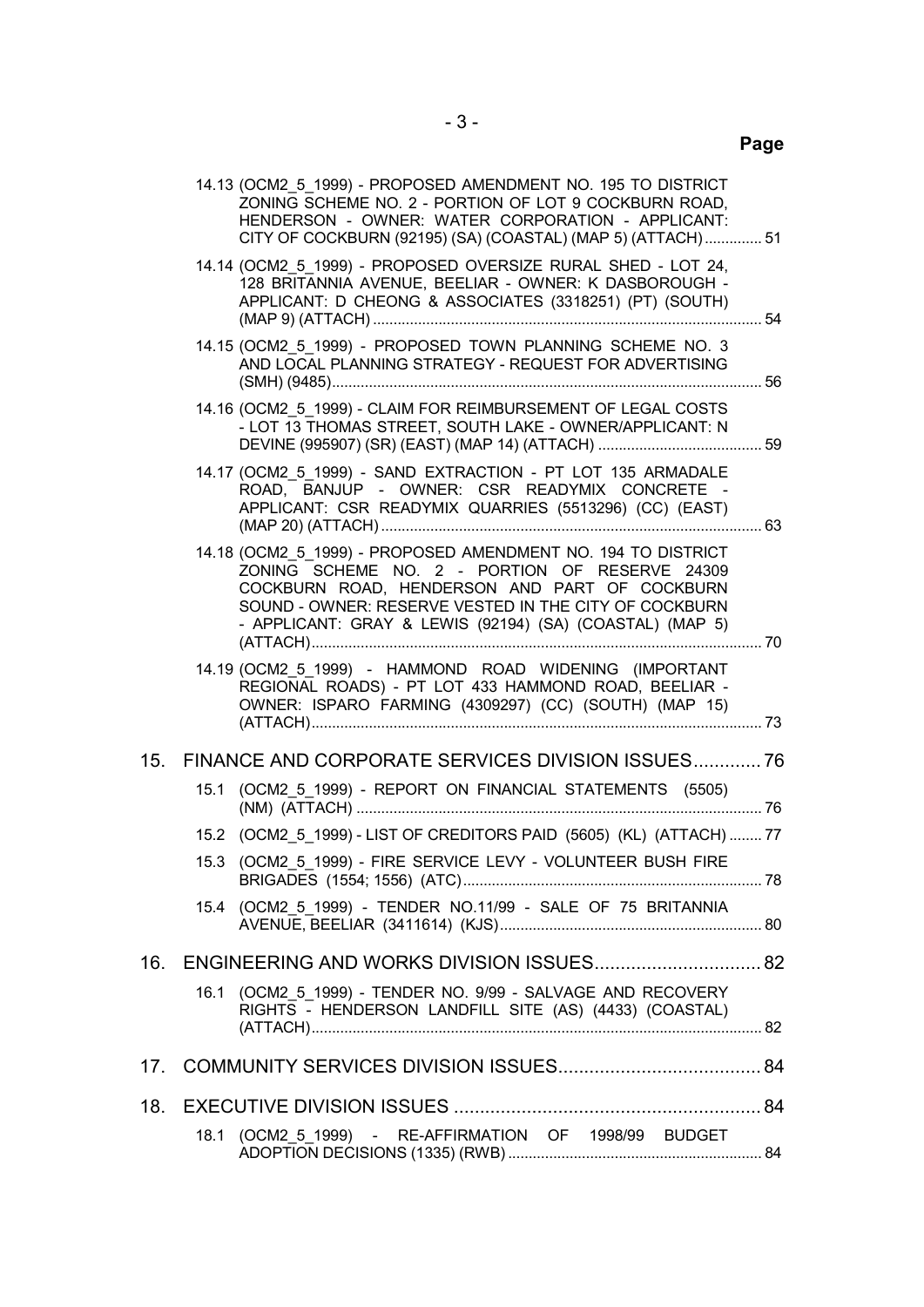**Page**

14.13 (OCM2_5_1999) - PROPOSED AMENDMENT NO. 195 TO DISTRICT ZONING SCHEME NO. 2 - PORTION OF LOT 9 COCKBURN ROAD, HENDERSON - OWNER: WATER CORPORATION - APPLICANT: CITY OF COCKBURN (92195) (SA) (COASTAL) (MAP 5) (ATTACH) .............. 51

14.14 (OCM2_5_1999) - PROPOSED OVERSIZE RURAL SHED - LOT 24, 128 BRITANNIA AVENUE, BEELIAR - OWNER: K DASBOROUGH - APPLICANT: D CHEONG & ASSOCIATES (3318251) (PT) (SOUTH) (MAP 9) (ATTACH) .............................................................................................. 54

14.15 (OCM2_5_1999) - PROPOSED TOWN PLANNING SCHEME NO. 3 AND LOCAL PLANNING STRATEGY - REQUEST FOR ADVERTISING (SMH) (9485)......................................................................................................... 56

14.16 (OCM2_5_1999) - CLAIM FOR REIMBURSEMENT OF LEGAL COSTS - LOT 13 THOMAS STREET, SOUTH LAKE - OWNER/APPLICANT: N DEVINE (995907) (SR) (EAST) (MAP 14) (ATTACH) ........................................ 59

14.17 (OCM2_5_1999) - SAND EXTRACTION - PT LOT 135 ARMADALE ROAD, BANJUP - OWNER: CSR READYMIX CONCRETE - APPLICANT: CSR READYMIX QUARRIES (5513296) (CC) (EAST) (MAP 20) (ATTACH) ............................................................................................ 63

14.18 (OCM2_5_1999) - PROPOSED AMENDMENT NO. 194 TO DISTRICT ZONING SCHEME NO. 2 - PORTION OF RESERVE 24309 COCKBURN ROAD, HENDERSON AND PART OF COCKBURN SOUND - OWNER: RESERVE VESTED IN THE CITY OF COCKBURN - APPLICANT: GRAY & LEWIS (92194) (SA) (COASTAL) (MAP 5) (ATTACH)............................................................................................................. 70

14.19 (OCM2_5_1999) - HAMMOND ROAD WIDENING (IMPORTANT REGIONAL ROADS) - PT LOT 433 HAMMOND ROAD, BEELIAR - OWNER: ISPARO FARMING (4309297) (CC) (SOUTH) (MAP 15) (ATTACH)............................................................................................................. 73

15. FINANCE AND CORPORATE SERVICES DIVISION ISSUES............. 76

15.1 (OCM2_5_1999) - REPORT ON FINANCIAL STATEMENTS (5505) (NM) (ATTACH) ................................................................................................. 76

15.2 (OCM2_5_1999) - LIST OF CREDITORS PAID (5605) (KL) (ATTACH) ........ 77

15.3 (OCM2_5_1999) - FIRE SERVICE LEVY - VOLUNTEER BUSH FIRE BRIGADES (1554; 1556) (ATC)........................................................................ 78

15.4 (OCM2_5_1999) - TENDER NO.11/99 - SALE OF 75 BRITANNIA AVENUE, BEELIAR (3411614) (KJS)............................................................... 80

16. ENGINEERING AND WORKS DIVISION ISSUES................................ 82

16.1 (OCM2_5_1999) - TENDER NO. 9/99 - SALVAGE AND RECOVERY RIGHTS - HENDERSON LANDFILL SITE (AS) (4433) (COASTAL) (ATTACH)............................................................................................................. 82

17. COMMUNITY SERVICES DIVISION ISSUES....................................... 84

18. EXECUTIVE DIVISION ISSUES ........................................................... 84

18.1 (OCM2_5_1999) - RE-AFFIRMATION OF 1998/99 BUDGET ADOPTION DECISIONS (1335) (RWB) ............................................................. 84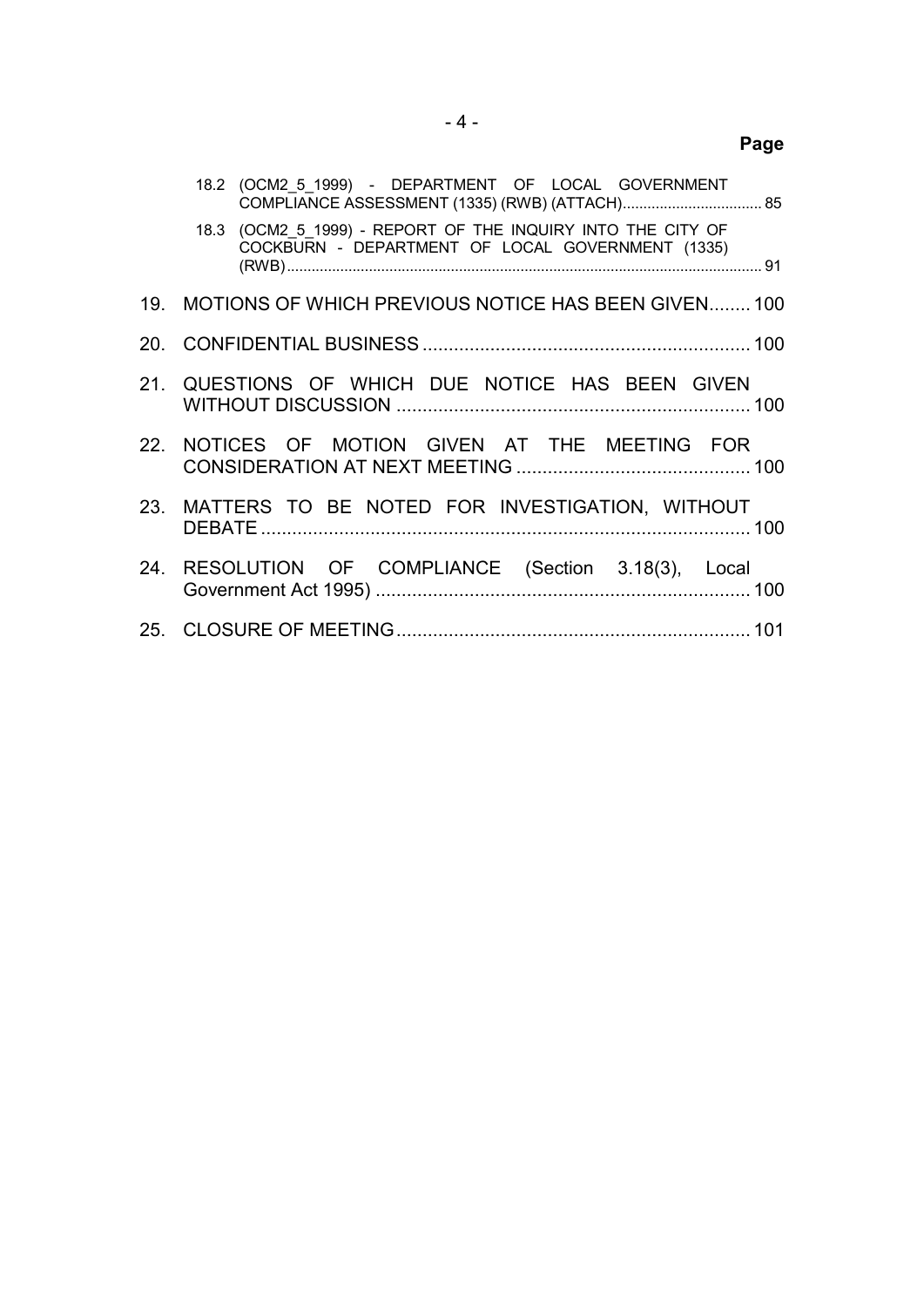**Page**

18.2 (OCM2_5_1999) - DEPARTMENT OF LOCAL GOVERNMENT COMPLIANCE ASSESSMENT (1335) (RWB) (ATTACH).................................. 85

18.3 (OCM2_5_1999) - REPORT OF THE INQUIRY INTO THE CITY OF COCKBURN - DEPARTMENT OF LOCAL GOVERNMENT (1335) (RWB)................................................................................................................. 91

19. MOTIONS OF WHICH PREVIOUS NOTICE HAS BEEN GIVEN........ 100

20. CONFIDENTIAL BUSINESS ............................................................... 100

21. QUESTIONS OF WHICH DUE NOTICE HAS BEEN GIVEN WITHOUT DISCUSSION .................................................................... 100

22. NOTICES OF MOTION GIVEN AT THE MEETING FOR CONSIDERATION AT NEXT MEETING ............................................. 100

23. MATTERS TO BE NOTED FOR INVESTIGATION, WITHOUT DEBATE ............................................................................................. 100

24. RESOLUTION OF COMPLIANCE (Section 3.18(3), Local Government Act 1995) ........................................................................ 100

25. CLOSURE OF MEETING.................................................................... 101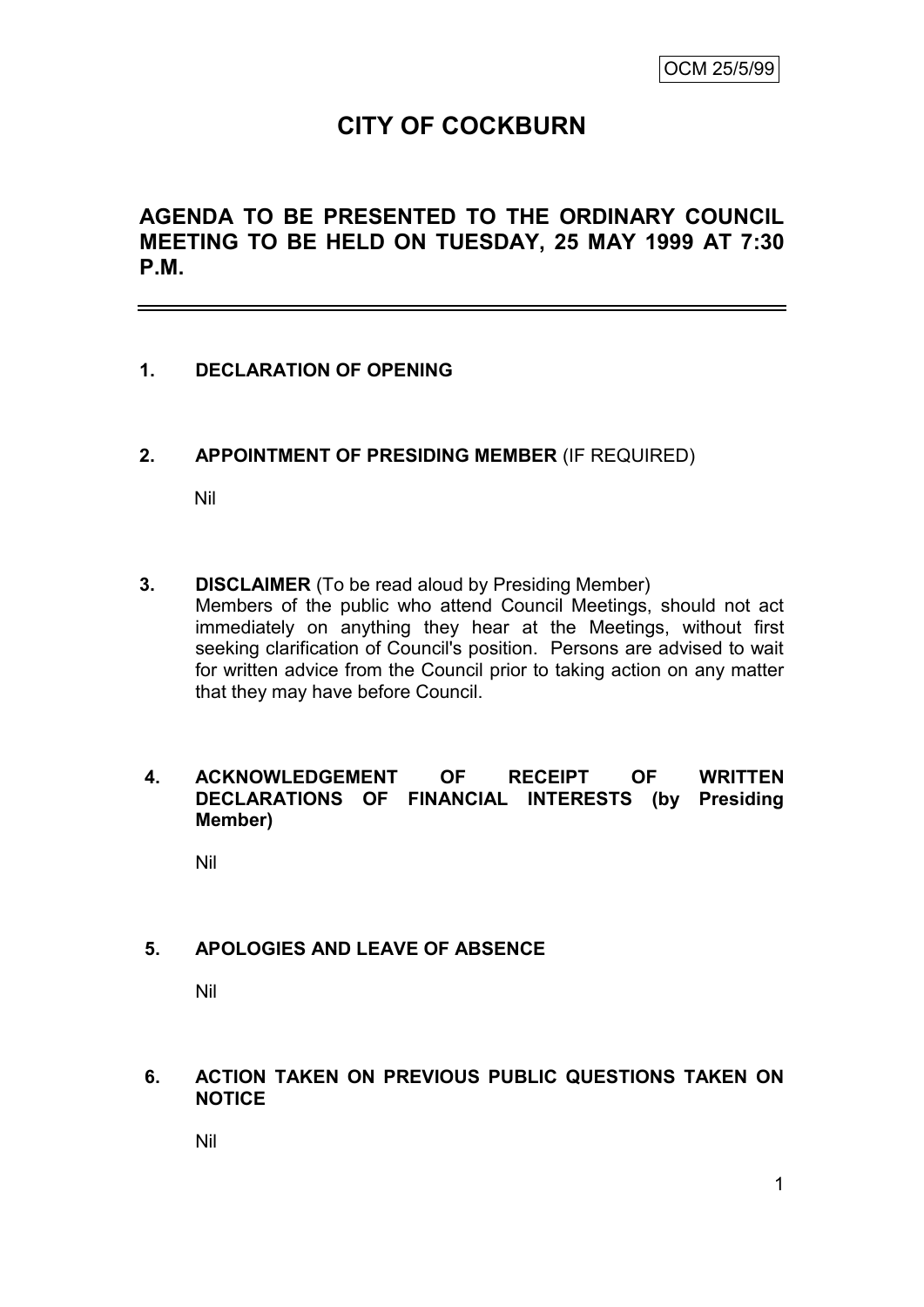OCM 25/5/99

# CITY OF COCKBURN

## AGENDA TO BE PRESENTED TO THE ORDINARY COUNCIL MEETING TO BE HELD ON TUESDAY, 25 MAY 1999 AT 7:30 P.M.

---

### 1. DECLARATION OF OPENING

### 2. APPOINTMENT OF PRESIDING MEMBER (IF REQUIRED)

Nil

### 3. DISCLAIMER (To be read aloud by Presiding Member)

Members of the public who attend Council Meetings, should not act immediately on anything they hear at the Meetings, without first seeking clarification of Council's position. Persons are advised to wait for written advice from the Council prior to taking action on any matter that they may have before Council.

### 4. ACKNOWLEDGEMENT OF RECEIPT OF WRITTEN DECLARATIONS OF FINANCIAL INTERESTS (by Presiding Member)

Nil

### 5. APOLOGIES AND LEAVE OF ABSENCE

Nil

### 6. ACTION TAKEN ON PREVIOUS PUBLIC QUESTIONS TAKEN ON NOTICE

Nil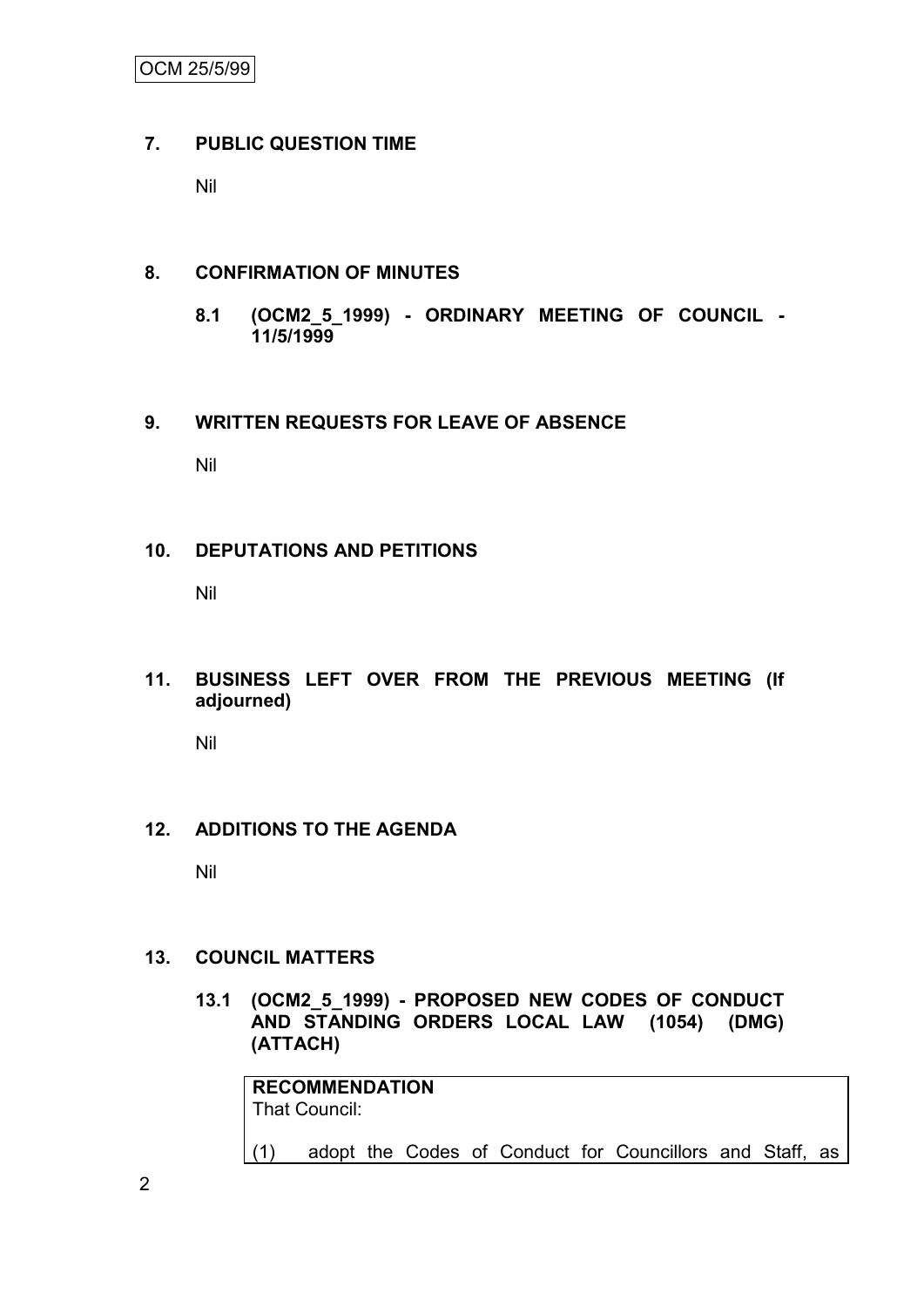## 7. PUBLIC QUESTION TIME

Nil

## 8. CONFIRMATION OF MINUTES

### 8.1 (OCM2_5_1999) - ORDINARY MEETING OF COUNCIL - 11/5/1999

## 9. WRITTEN REQUESTS FOR LEAVE OF ABSENCE

Nil

## 10. DEPUTATIONS AND PETITIONS

Nil

## 11. BUSINESS LEFT OVER FROM THE PREVIOUS MEETING (If adjourned)

Nil

## 12. ADDITIONS TO THE AGENDA

Nil

## 13. COUNCIL MATTERS

### 13.1 (OCM2_5_1999) - PROPOSED NEW CODES OF CONDUCT AND STANDING ORDERS LOCAL LAW (1054) (DMG) (ATTACH)

**RECOMMENDATION**
That Council:

(1) adopt the Codes of Conduct for Councillors and Staff, as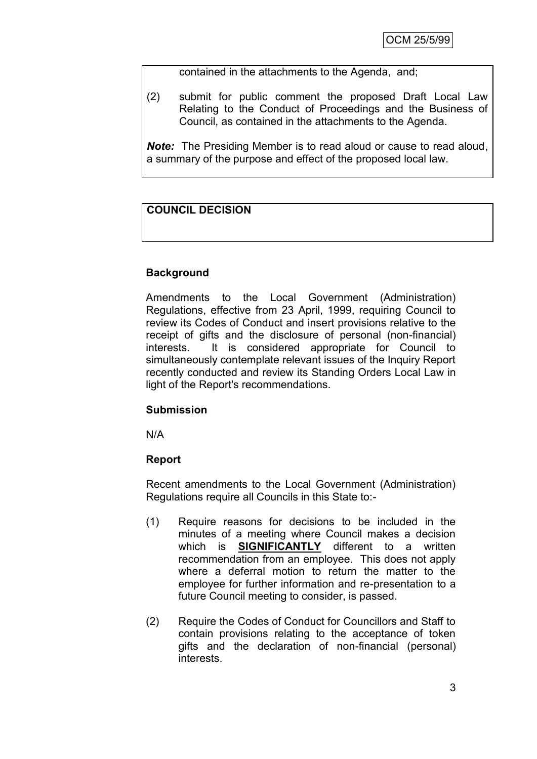contained in the attachments to the Agenda, and;

(2) submit for public comment the proposed Draft Local Law Relating to the Conduct of Proceedings and the Business of Council, as contained in the attachments to the Agenda.

***Note:*** The Presiding Member is to read aloud or cause to read aloud, a summary of the purpose and effect of the proposed local law.

**COUNCIL DECISION**

**Background**

Amendments to the Local Government (Administration) Regulations, effective from 23 April, 1999, requiring Council to review its Codes of Conduct and insert provisions relative to the receipt of gifts and the disclosure of personal (non-financial) interests. It is considered appropriate for Council to simultaneously contemplate relevant issues of the Inquiry Report recently conducted and review its Standing Orders Local Law in light of the Report's recommendations.

**Submission**

N/A

**Report**

Recent amendments to the Local Government (Administration) Regulations require all Councils in this State to:-

(1) Require reasons for decisions to be included in the minutes of a meeting where Council makes a decision which is <u>**SIGNIFICANTLY**</u> different to a written recommendation from an employee. This does not apply where a deferral motion to return the matter to the employee for further information and re-presentation to a future Council meeting to consider, is passed.

(2) Require the Codes of Conduct for Councillors and Staff to contain provisions relating to the acceptance of token gifts and the declaration of non-financial (personal) interests.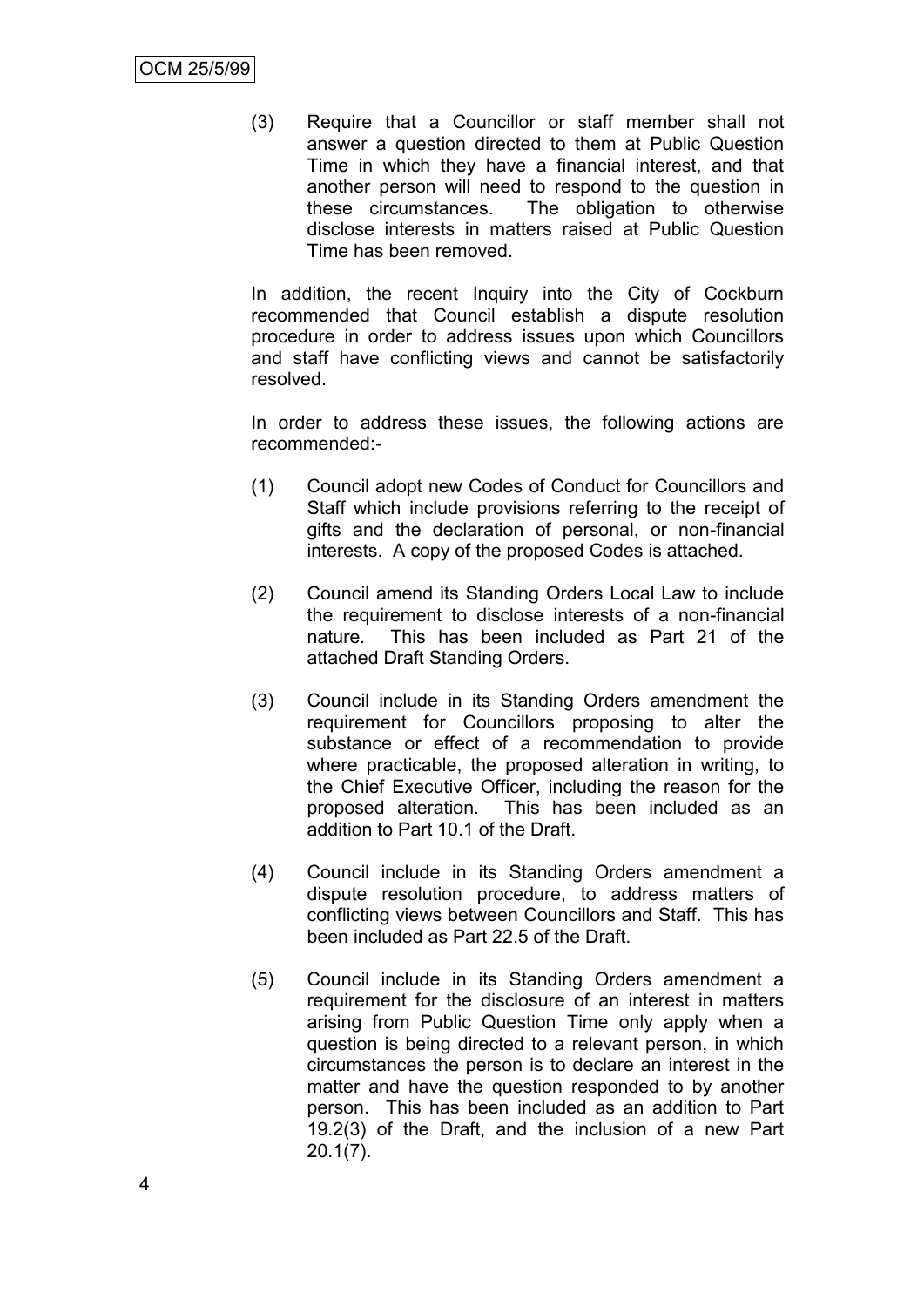(3) Require that a Councillor or staff member shall not answer a question directed to them at Public Question Time in which they have a financial interest, and that another person will need to respond to the question in these circumstances. The obligation to otherwise disclose interests in matters raised at Public Question Time has been removed.

In addition, the recent Inquiry into the City of Cockburn recommended that Council establish a dispute resolution procedure in order to address issues upon which Councillors and staff have conflicting views and cannot be satisfactorily resolved.

In order to address these issues, the following actions are recommended:-

(1) Council adopt new Codes of Conduct for Councillors and Staff which include provisions referring to the receipt of gifts and the declaration of personal, or non-financial interests. A copy of the proposed Codes is attached.

(2) Council amend its Standing Orders Local Law to include the requirement to disclose interests of a non-financial nature. This has been included as Part 21 of the attached Draft Standing Orders.

(3) Council include in its Standing Orders amendment the requirement for Councillors proposing to alter the substance or effect of a recommendation to provide where practicable, the proposed alteration in writing, to the Chief Executive Officer, including the reason for the proposed alteration. This has been included as an addition to Part 10.1 of the Draft.

(4) Council include in its Standing Orders amendment a dispute resolution procedure, to address matters of conflicting views between Councillors and Staff. This has been included as Part 22.5 of the Draft.

(5) Council include in its Standing Orders amendment a requirement for the disclosure of an interest in matters arising from Public Question Time only apply when a question is being directed to a relevant person, in which circumstances the person is to declare an interest in the matter and have the question responded to by another person. This has been included as an addition to Part 19.2(3) of the Draft, and the inclusion of a new Part 20.1(7).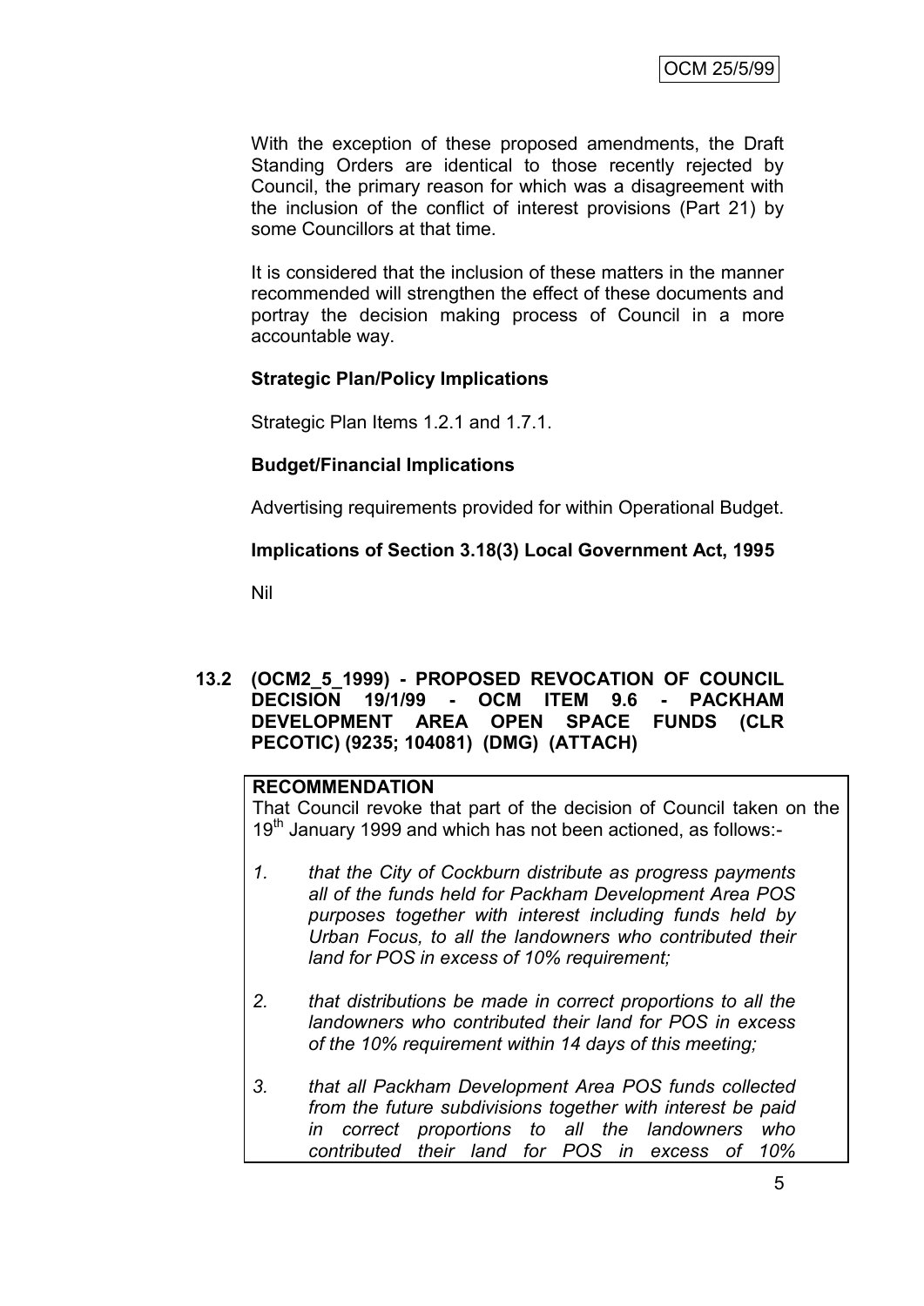With the exception of these proposed amendments, the Draft Standing Orders are identical to those recently rejected by Council, the primary reason for which was a disagreement with the inclusion of the conflict of interest provisions (Part 21) by some Councillors at that time.

It is considered that the inclusion of these matters in the manner recommended will strengthen the effect of these documents and portray the decision making process of Council in a more accountable way.

**Strategic Plan/Policy Implications**

Strategic Plan Items 1.2.1 and 1.7.1.

**Budget/Financial Implications**

Advertising requirements provided for within Operational Budget.

**Implications of Section 3.18(3) Local Government Act, 1995**

Nil

## 13.2 (OCM2_5_1999) - PROPOSED REVOCATION OF COUNCIL DECISION 19/1/99 - OCM ITEM 9.6 - PACKHAM DEVELOPMENT AREA OPEN SPACE FUNDS (CLR PECOTIC) (9235; 104081) (DMG) (ATTACH)

**RECOMMENDATION**

That Council revoke that part of the decision of Council taken on the 19th January 1999 and which has not been actioned, as follows:-

1. *that the City of Cockburn distribute as progress payments all of the funds held for Packham Development Area POS purposes together with interest including funds held by Urban Focus, to all the landowners who contributed their land for POS in excess of 10% requirement;*

2. *that distributions be made in correct proportions to all the landowners who contributed their land for POS in excess of the 10% requirement within 14 days of this meeting;*

3. *that all Packham Development Area POS funds collected from the future subdivisions together with interest be paid in correct proportions to all the landowners who contributed their land for POS in excess of 10%*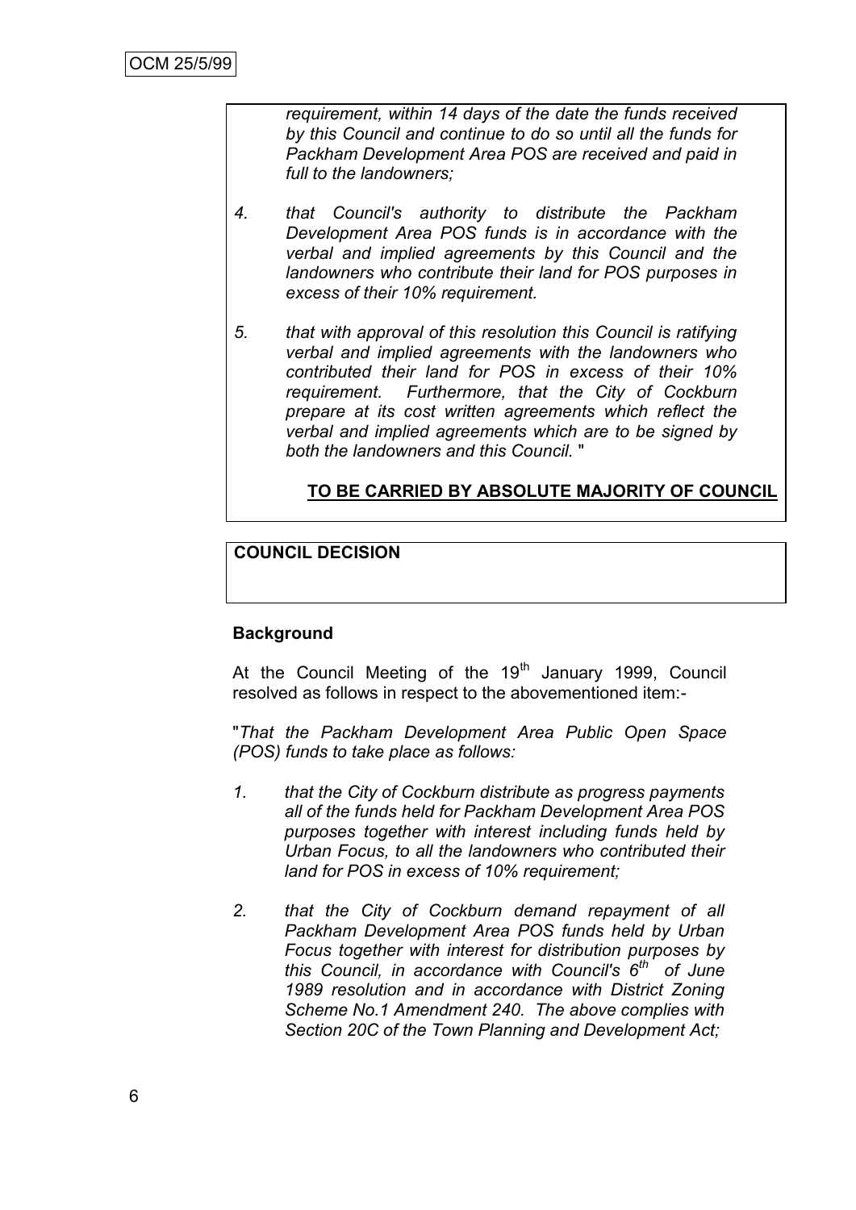*requirement, within 14 days of the date the funds received by this Council and continue to do so until all the funds for Packham Development Area POS are received and paid in full to the landowners;*

4. *that Council's authority to distribute the Packham Development Area POS funds is in accordance with the verbal and implied agreements by this Council and the landowners who contribute their land for POS purposes in excess of their 10% requirement.*

5. *that with approval of this resolution this Council is ratifying verbal and implied agreements with the landowners who contributed their land for POS in excess of their 10% requirement. Furthermore, that the City of Cockburn prepare at its cost written agreements which reflect the verbal and implied agreements which are to be signed by both the landowners and this Council.* "

**TO BE CARRIED BY ABSOLUTE MAJORITY OF COUNCIL**

**COUNCIL DECISION**

**Background**

At the Council Meeting of the 19th January 1999, Council resolved as follows in respect to the abovementioned item:-

"*That the Packham Development Area Public Open Space (POS) funds to take place as follows:*

1. *that the City of Cockburn distribute as progress payments all of the funds held for Packham Development Area POS purposes together with interest including funds held by Urban Focus, to all the landowners who contributed their land for POS in excess of 10% requirement;*

2. *that the City of Cockburn demand repayment of all Packham Development Area POS funds held by Urban Focus together with interest for distribution purposes by this Council, in accordance with Council's 6th of June 1989 resolution and in accordance with District Zoning Scheme No.1 Amendment 240. The above complies with Section 20C of the Town Planning and Development Act;*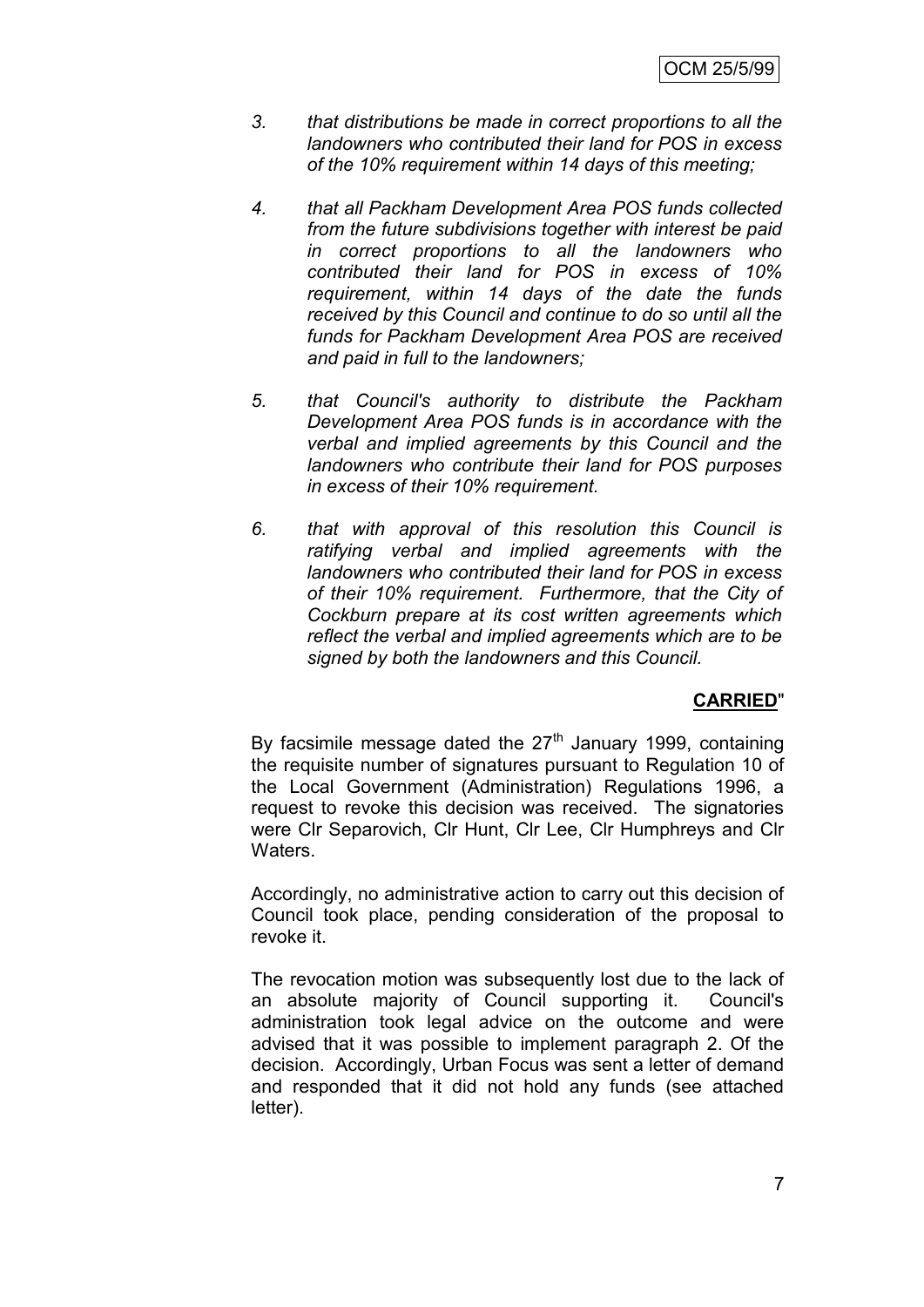*3. that distributions be made in correct proportions to all the landowners who contributed their land for POS in excess of the 10% requirement within 14 days of this meeting;*

*4. that all Packham Development Area POS funds collected from the future subdivisions together with interest be paid in correct proportions to all the landowners who contributed their land for POS in excess of 10% requirement, within 14 days of the date the funds received by this Council and continue to do so until all the funds for Packham Development Area POS are received and paid in full to the landowners;*

*5. that Council's authority to distribute the Packham Development Area POS funds is in accordance with the verbal and implied agreements by this Council and the landowners who contribute their land for POS purposes in excess of their 10% requirement.*

*6. that with approval of this resolution this Council is ratifying verbal and implied agreements with the landowners who contributed their land for POS in excess of their 10% requirement. Furthermore, that the City of Cockburn prepare at its cost written agreements which reflect the verbal and implied agreements which are to be signed by both the landowners and this Council.*

**CARRIED**"

By facsimile message dated the 27th January 1999, containing the requisite number of signatures pursuant to Regulation 10 of the Local Government (Administration) Regulations 1996, a request to revoke this decision was received. The signatories were Clr Separovich, Clr Hunt, Clr Lee, Clr Humphreys and Clr Waters.

Accordingly, no administrative action to carry out this decision of Council took place, pending consideration of the proposal to revoke it.

The revocation motion was subsequently lost due to the lack of an absolute majority of Council supporting it. Council's administration took legal advice on the outcome and were advised that it was possible to implement paragraph 2. Of the decision. Accordingly, Urban Focus was sent a letter of demand and responded that it did not hold any funds (see attached letter).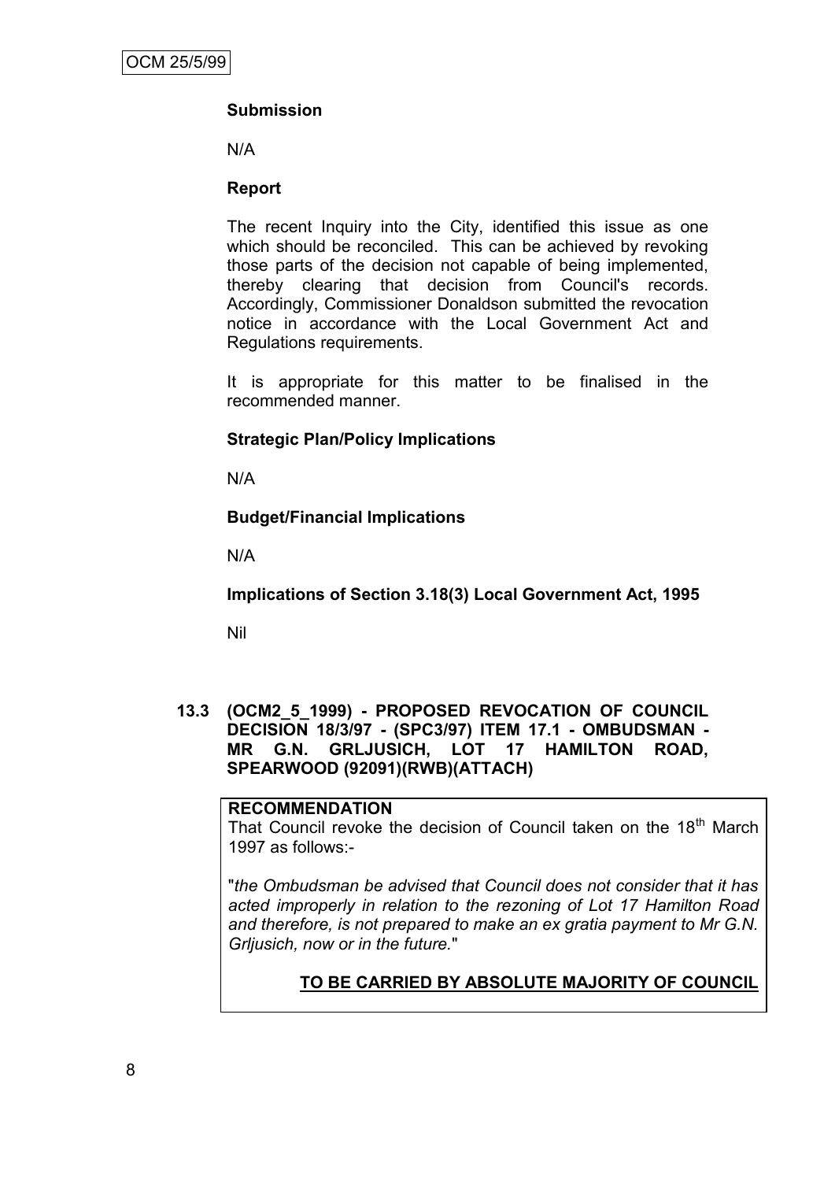**Submission**

N/A

**Report**

The recent Inquiry into the City, identified this issue as one which should be reconciled. This can be achieved by revoking those parts of the decision not capable of being implemented, thereby clearing that decision from Council's records. Accordingly, Commissioner Donaldson submitted the revocation notice in accordance with the Local Government Act and Regulations requirements.

It is appropriate for this matter to be finalised in the recommended manner.

**Strategic Plan/Policy Implications**

N/A

**Budget/Financial Implications**

N/A

**Implications of Section 3.18(3) Local Government Act, 1995**

Nil

### 13.3 (OCM2_5_1999) - PROPOSED REVOCATION OF COUNCIL DECISION 18/3/97 - (SPC3/97) ITEM 17.1 - OMBUDSMAN - MR G.N. GRLJUSICH, LOT 17 HAMILTON ROAD, SPEARWOOD (92091)(RWB)(ATTACH)

**RECOMMENDATION**

That Council revoke the decision of Council taken on the 18th March 1997 as follows:-

"*the Ombudsman be advised that Council does not consider that it has acted improperly in relation to the rezoning of Lot 17 Hamilton Road and therefore, is not prepared to make an ex gratia payment to Mr G.N. Grljusich, now or in the future.*"

**TO BE CARRIED BY ABSOLUTE MAJORITY OF COUNCIL**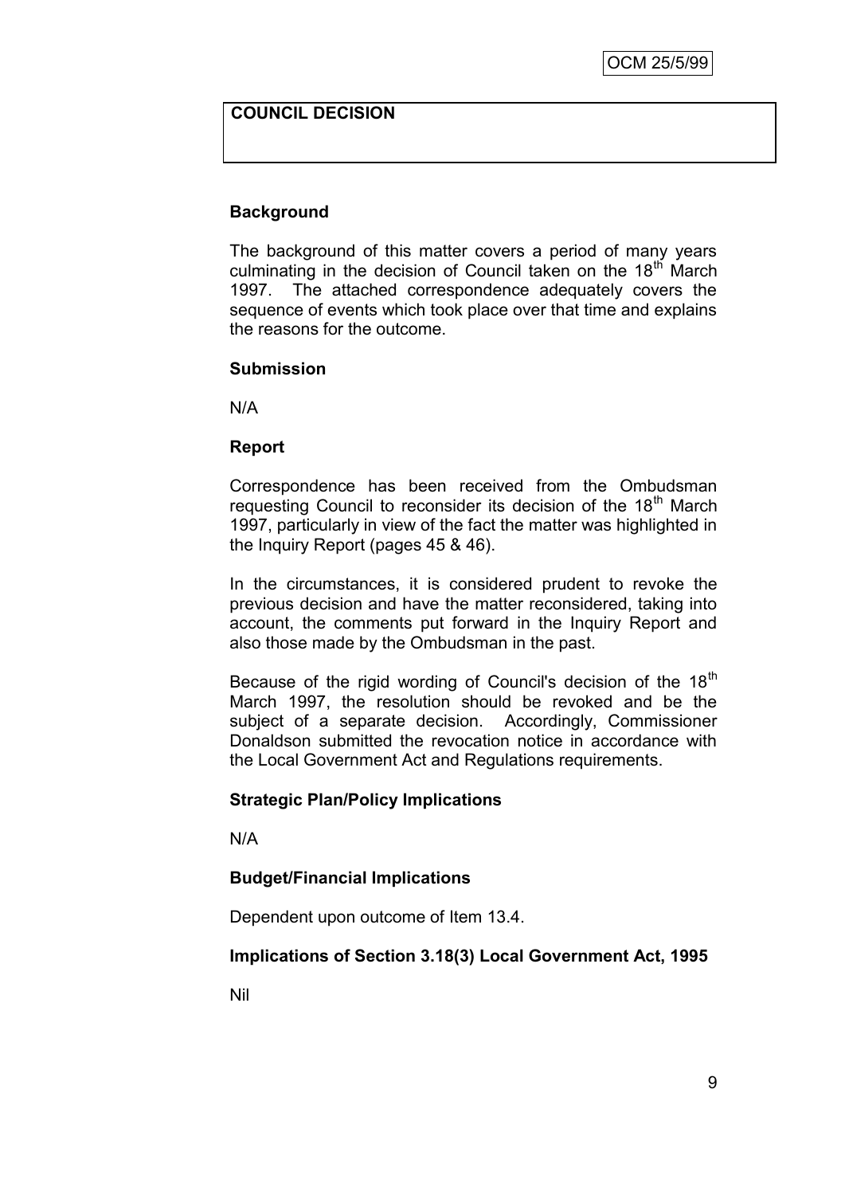**COUNCIL DECISION**

**Background**

The background of this matter covers a period of many years culminating in the decision of Council taken on the 18th March 1997. The attached correspondence adequately covers the sequence of events which took place over that time and explains the reasons for the outcome.

**Submission**

N/A

**Report**

Correspondence has been received from the Ombudsman requesting Council to reconsider its decision of the 18th March 1997, particularly in view of the fact the matter was highlighted in the Inquiry Report (pages 45 & 46).

In the circumstances, it is considered prudent to revoke the previous decision and have the matter reconsidered, taking into account, the comments put forward in the Inquiry Report and also those made by the Ombudsman in the past.

Because of the rigid wording of Council's decision of the 18th March 1997, the resolution should be revoked and be the subject of a separate decision. Accordingly, Commissioner Donaldson submitted the revocation notice in accordance with the Local Government Act and Regulations requirements.

**Strategic Plan/Policy Implications**

N/A

**Budget/Financial Implications**

Dependent upon outcome of Item 13.4.

**Implications of Section 3.18(3) Local Government Act, 1995**

Nil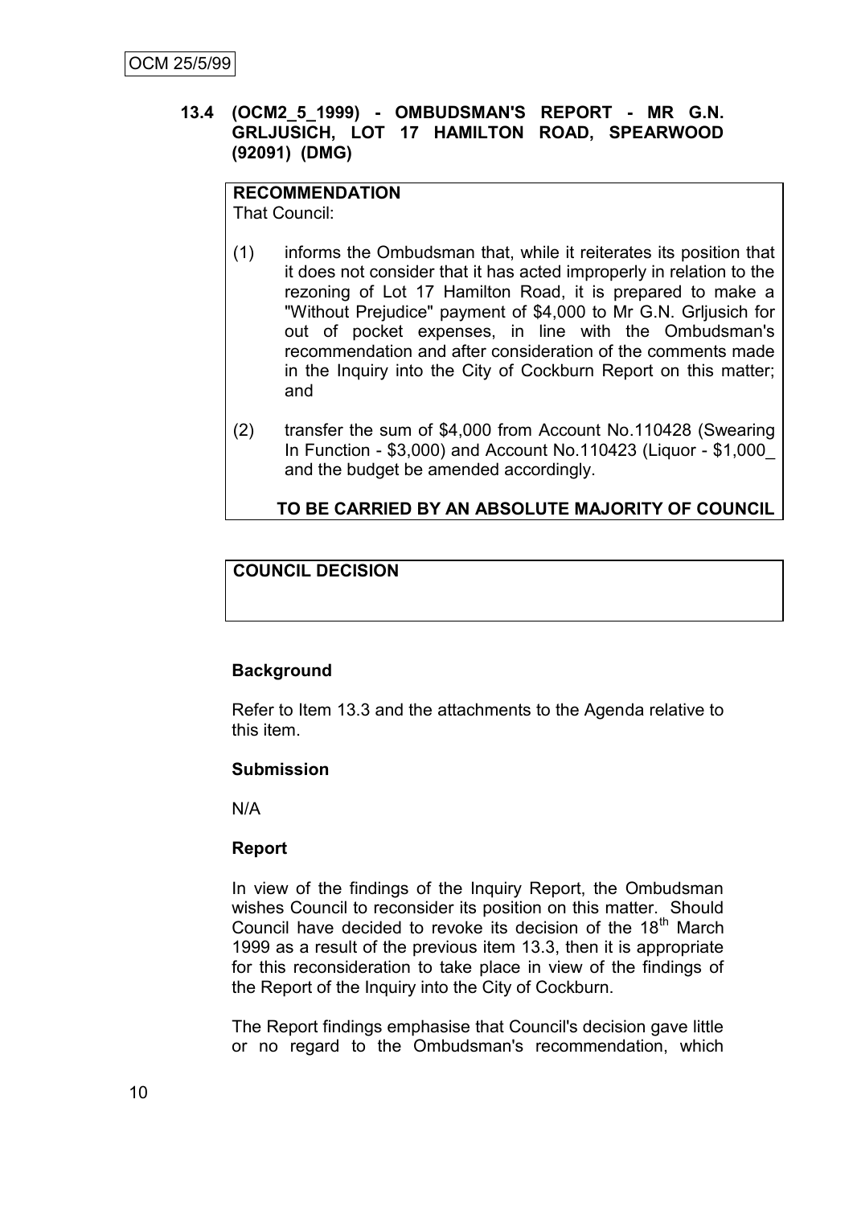OCM 25/5/99

**13.4 (OCM2_5_1999) - OMBUDSMAN'S REPORT - MR G.N. GRLJUSICH, LOT 17 HAMILTON ROAD, SPEARWOOD (92091) (DMG)**

**RECOMMENDATION**
That Council:

(1) informs the Ombudsman that, while it reiterates its position that it does not consider that it has acted improperly in relation to the rezoning of Lot 17 Hamilton Road, it is prepared to make a "Without Prejudice" payment of $4,000 to Mr G.N. Grljusich for out of pocket expenses, in line with the Ombudsman's recommendation and after consideration of the comments made in the Inquiry into the City of Cockburn Report on this matter; and

(2) transfer the sum of $4,000 from Account No.110428 (Swearing In Function - $3,000) and Account No.110423 (Liquor - $1,000_ and the budget be amended accordingly.

**TO BE CARRIED BY AN ABSOLUTE MAJORITY OF COUNCIL**

**COUNCIL DECISION**

**Background**

Refer to Item 13.3 and the attachments to the Agenda relative to this item.

**Submission**

N/A

**Report**

In view of the findings of the Inquiry Report, the Ombudsman wishes Council to reconsider its position on this matter. Should Council have decided to revoke its decision of the 18th March 1999 as a result of the previous item 13.3, then it is appropriate for this reconsideration to take place in view of the findings of the Report of the Inquiry into the City of Cockburn.

The Report findings emphasise that Council's decision gave little or no regard to the Ombudsman's recommendation, which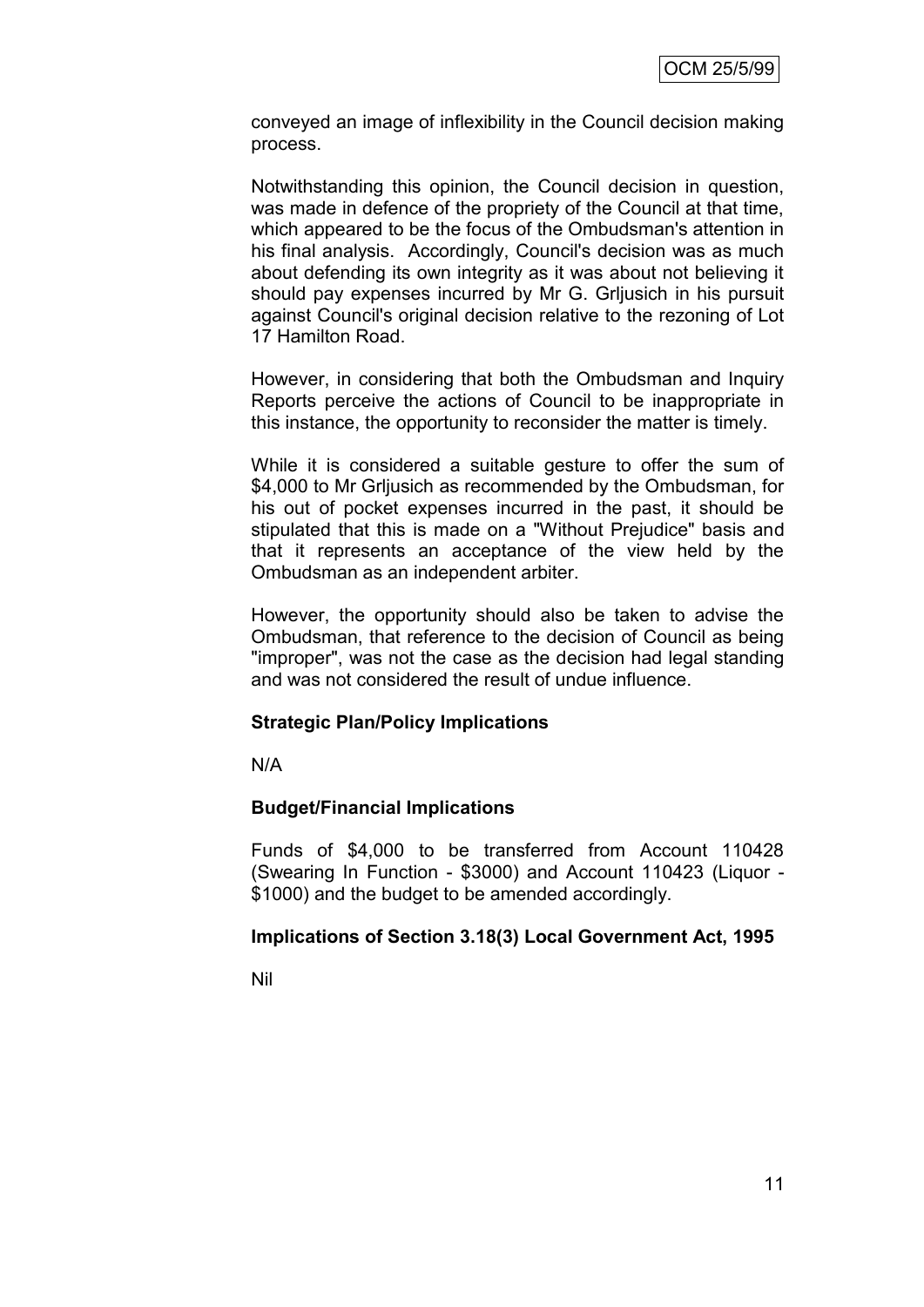conveyed an image of inflexibility in the Council decision making process.

Notwithstanding this opinion, the Council decision in question, was made in defence of the propriety of the Council at that time, which appeared to be the focus of the Ombudsman's attention in his final analysis. Accordingly, Council's decision was as much about defending its own integrity as it was about not believing it should pay expenses incurred by Mr G. Grljusich in his pursuit against Council's original decision relative to the rezoning of Lot 17 Hamilton Road.

However, in considering that both the Ombudsman and Inquiry Reports perceive the actions of Council to be inappropriate in this instance, the opportunity to reconsider the matter is timely.

While it is considered a suitable gesture to offer the sum of $4,000 to Mr Grljusich as recommended by the Ombudsman, for his out of pocket expenses incurred in the past, it should be stipulated that this is made on a "Without Prejudice" basis and that it represents an acceptance of the view held by the Ombudsman as an independent arbiter.

However, the opportunity should also be taken to advise the Ombudsman, that reference to the decision of Council as being "improper", was not the case as the decision had legal standing and was not considered the result of undue influence.

**Strategic Plan/Policy Implications**

N/A

**Budget/Financial Implications**

Funds of $4,000 to be transferred from Account 110428 (Swearing In Function - $3000) and Account 110423 (Liquor - $1000) and the budget to be amended accordingly.

**Implications of Section 3.18(3) Local Government Act, 1995**

Nil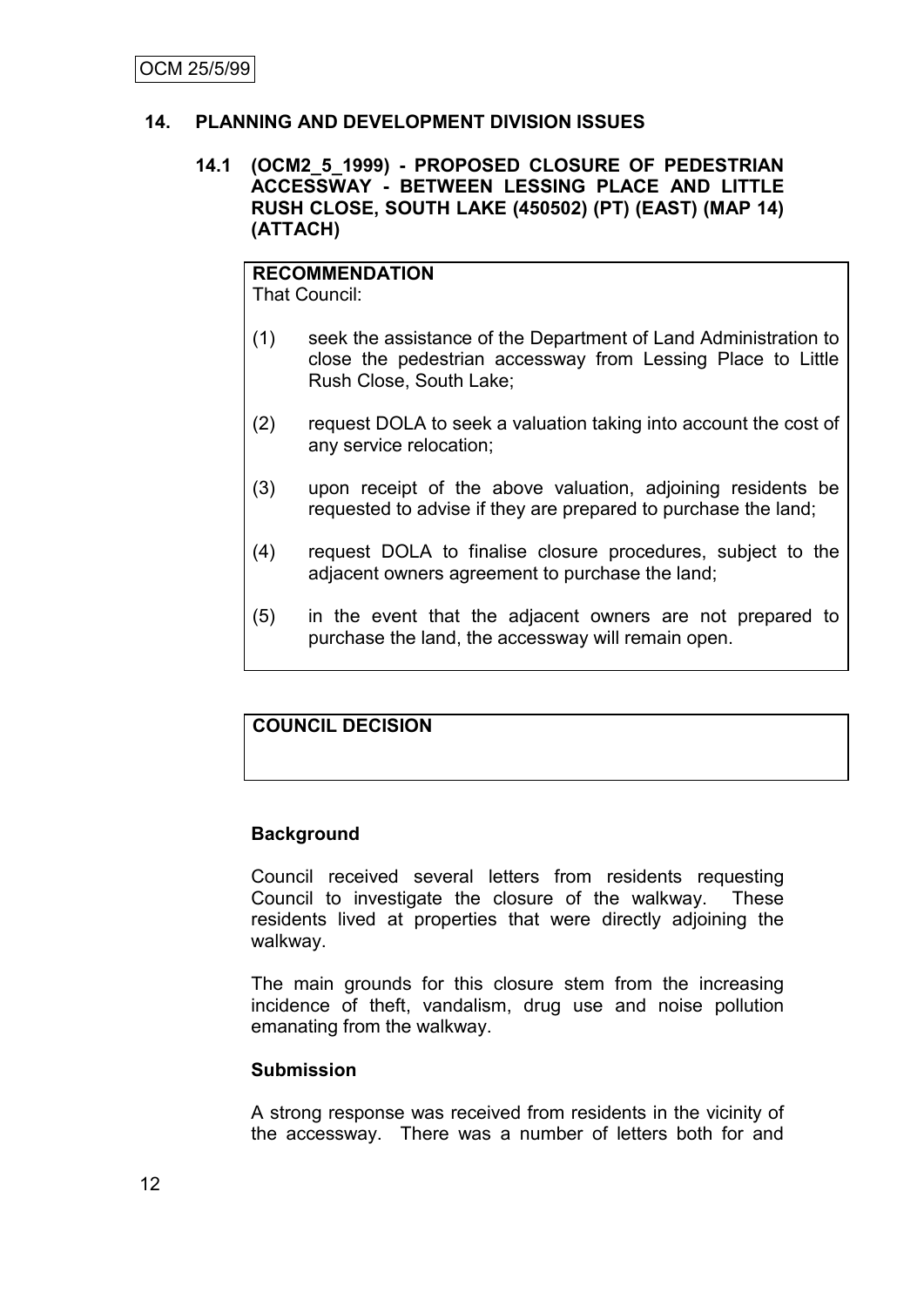OCM 25/5/99

## 14. PLANNING AND DEVELOPMENT DIVISION ISSUES

### 14.1 (OCM2_5_1999) - PROPOSED CLOSURE OF PEDESTRIAN ACCESSWAY - BETWEEN LESSING PLACE AND LITTLE RUSH CLOSE, SOUTH LAKE (450502) (PT) (EAST) (MAP 14) (ATTACH)

**RECOMMENDATION**

That Council:

(1) seek the assistance of the Department of Land Administration to close the pedestrian accessway from Lessing Place to Little Rush Close, South Lake;

(2) request DOLA to seek a valuation taking into account the cost of any service relocation;

(3) upon receipt of the above valuation, adjoining residents be requested to advise if they are prepared to purchase the land;

(4) request DOLA to finalise closure procedures, subject to the adjacent owners agreement to purchase the land;

(5) in the event that the adjacent owners are not prepared to purchase the land, the accessway will remain open.

**COUNCIL DECISION**

**Background**

Council received several letters from residents requesting Council to investigate the closure of the walkway. These residents lived at properties that were directly adjoining the walkway.

The main grounds for this closure stem from the increasing incidence of theft, vandalism, drug use and noise pollution emanating from the walkway.

**Submission**

A strong response was received from residents in the vicinity of the accessway. There was a number of letters both for and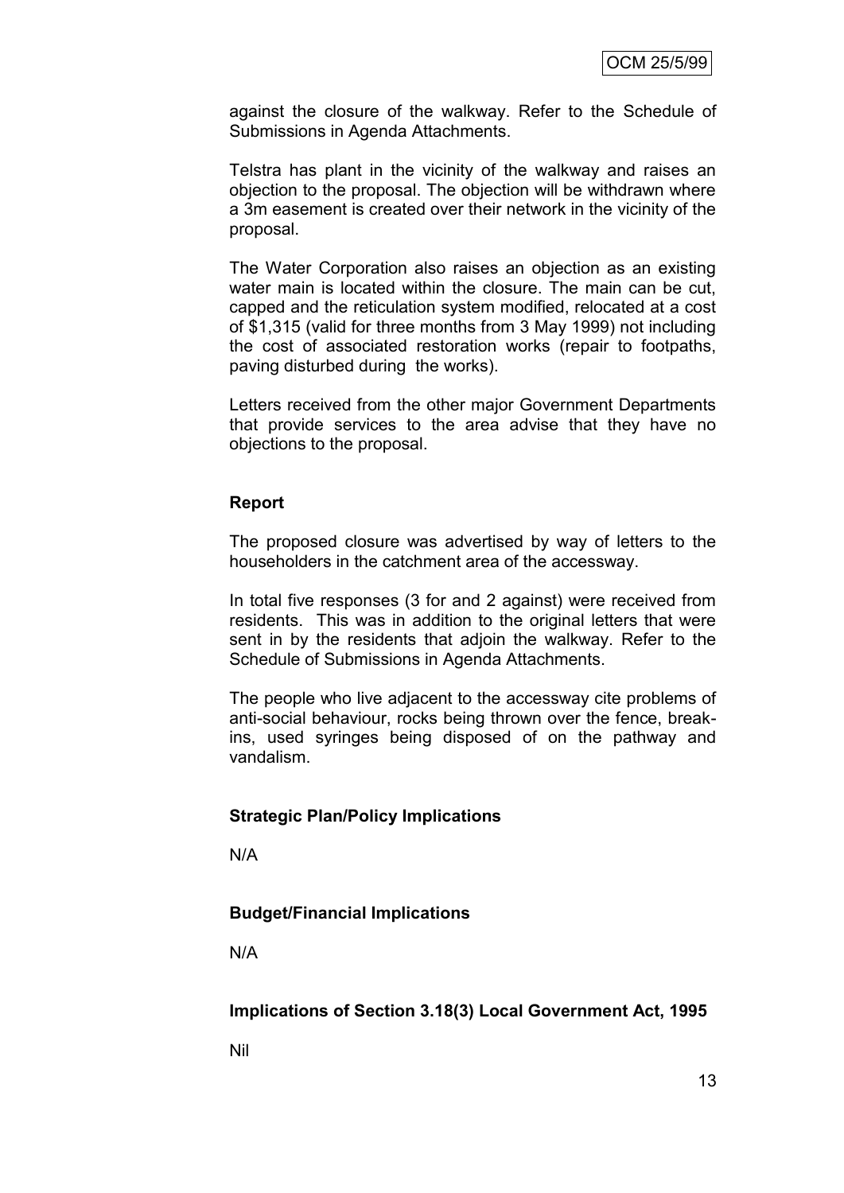against the closure of the walkway. Refer to the Schedule of Submissions in Agenda Attachments.

Telstra has plant in the vicinity of the walkway and raises an objection to the proposal. The objection will be withdrawn where a 3m easement is created over their network in the vicinity of the proposal.

The Water Corporation also raises an objection as an existing water main is located within the closure. The main can be cut, capped and the reticulation system modified, relocated at a cost of $1,315 (valid for three months from 3 May 1999) not including the cost of associated restoration works (repair to footpaths, paving disturbed during the works).

Letters received from the other major Government Departments that provide services to the area advise that they have no objections to the proposal.

### Report

The proposed closure was advertised by way of letters to the householders in the catchment area of the accessway.

In total five responses (3 for and 2 against) were received from residents. This was in addition to the original letters that were sent in by the residents that adjoin the walkway. Refer to the Schedule of Submissions in Agenda Attachments.

The people who live adjacent to the accessway cite problems of anti-social behaviour, rocks being thrown over the fence, break-ins, used syringes being disposed of on the pathway and vandalism.

### Strategic Plan/Policy Implications

N/A

### Budget/Financial Implications

N/A

### Implications of Section 3.18(3) Local Government Act, 1995

Nil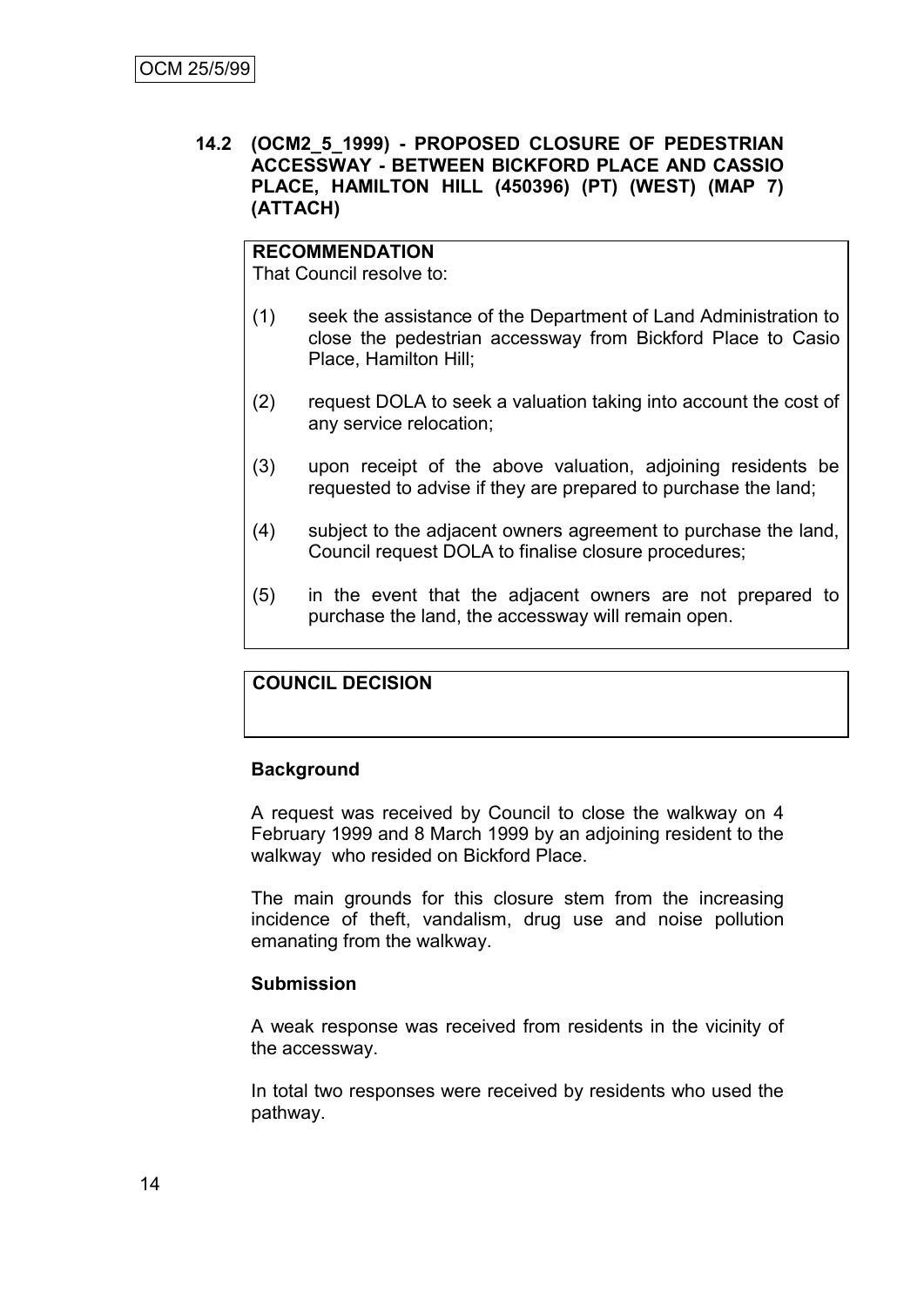### 14.2 (OCM2_5_1999) - PROPOSED CLOSURE OF PEDESTRIAN ACCESSWAY - BETWEEN BICKFORD PLACE AND CASSIO PLACE, HAMILTON HILL (450396) (PT) (WEST) (MAP 7) (ATTACH)

**RECOMMENDATION**

That Council resolve to:

(1) seek the assistance of the Department of Land Administration to close the pedestrian accessway from Bickford Place to Casio Place, Hamilton Hill;

(2) request DOLA to seek a valuation taking into account the cost of any service relocation;

(3) upon receipt of the above valuation, adjoining residents be requested to advise if they are prepared to purchase the land;

(4) subject to the adjacent owners agreement to purchase the land, Council request DOLA to finalise closure procedures;

(5) in the event that the adjacent owners are not prepared to purchase the land, the accessway will remain open.

**COUNCIL DECISION**

**Background**

A request was received by Council to close the walkway on 4 February 1999 and 8 March 1999 by an adjoining resident to the walkway who resided on Bickford Place.

The main grounds for this closure stem from the increasing incidence of theft, vandalism, drug use and noise pollution emanating from the walkway.

**Submission**

A weak response was received from residents in the vicinity of the accessway.

In total two responses were received by residents who used the pathway.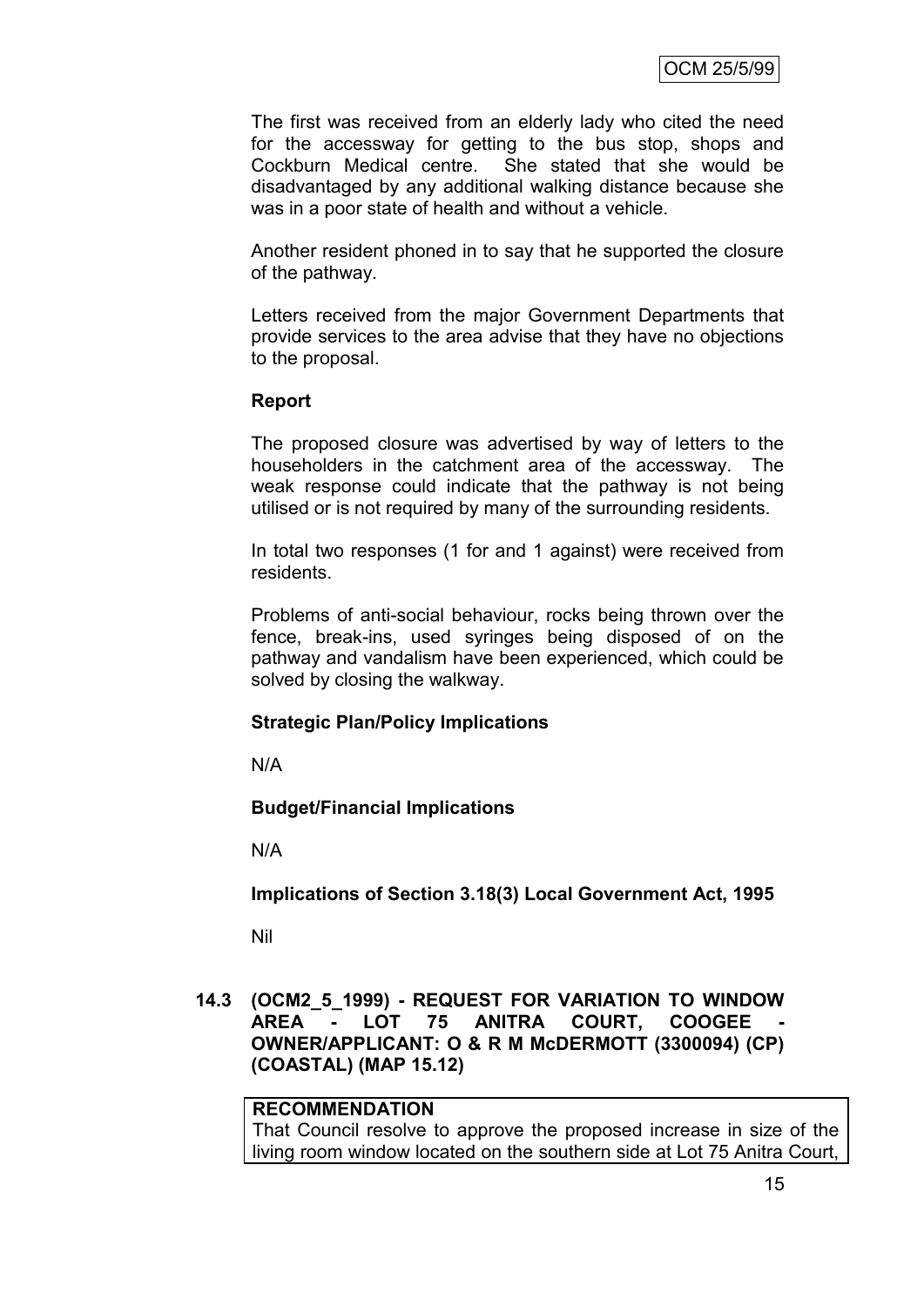The first was received from an elderly lady who cited the need for the accessway for getting to the bus stop, shops and Cockburn Medical centre. She stated that she would be disadvantaged by any additional walking distance because she was in a poor state of health and without a vehicle.

Another resident phoned in to say that he supported the closure of the pathway.

Letters received from the major Government Departments that provide services to the area advise that they have no objections to the proposal.

**Report**

The proposed closure was advertised by way of letters to the householders in the catchment area of the accessway. The weak response could indicate that the pathway is not being utilised or is not required by many of the surrounding residents.

In total two responses (1 for and 1 against) were received from residents.

Problems of anti-social behaviour, rocks being thrown over the fence, break-ins, used syringes being disposed of on the pathway and vandalism have been experienced, which could be solved by closing the walkway.

**Strategic Plan/Policy Implications**

N/A

**Budget/Financial Implications**

N/A

**Implications of Section 3.18(3) Local Government Act, 1995**

Nil

### 14.3 (OCM2_5_1999) - REQUEST FOR VARIATION TO WINDOW AREA - LOT 75 ANITRA COURT, COOGEE - OWNER/APPLICANT: O & R M McDERMOTT (3300094) (CP) (COASTAL) (MAP 15.12)

**RECOMMENDATION**
That Council resolve to approve the proposed increase in size of the living room window located on the southern side at Lot 75 Anitra Court,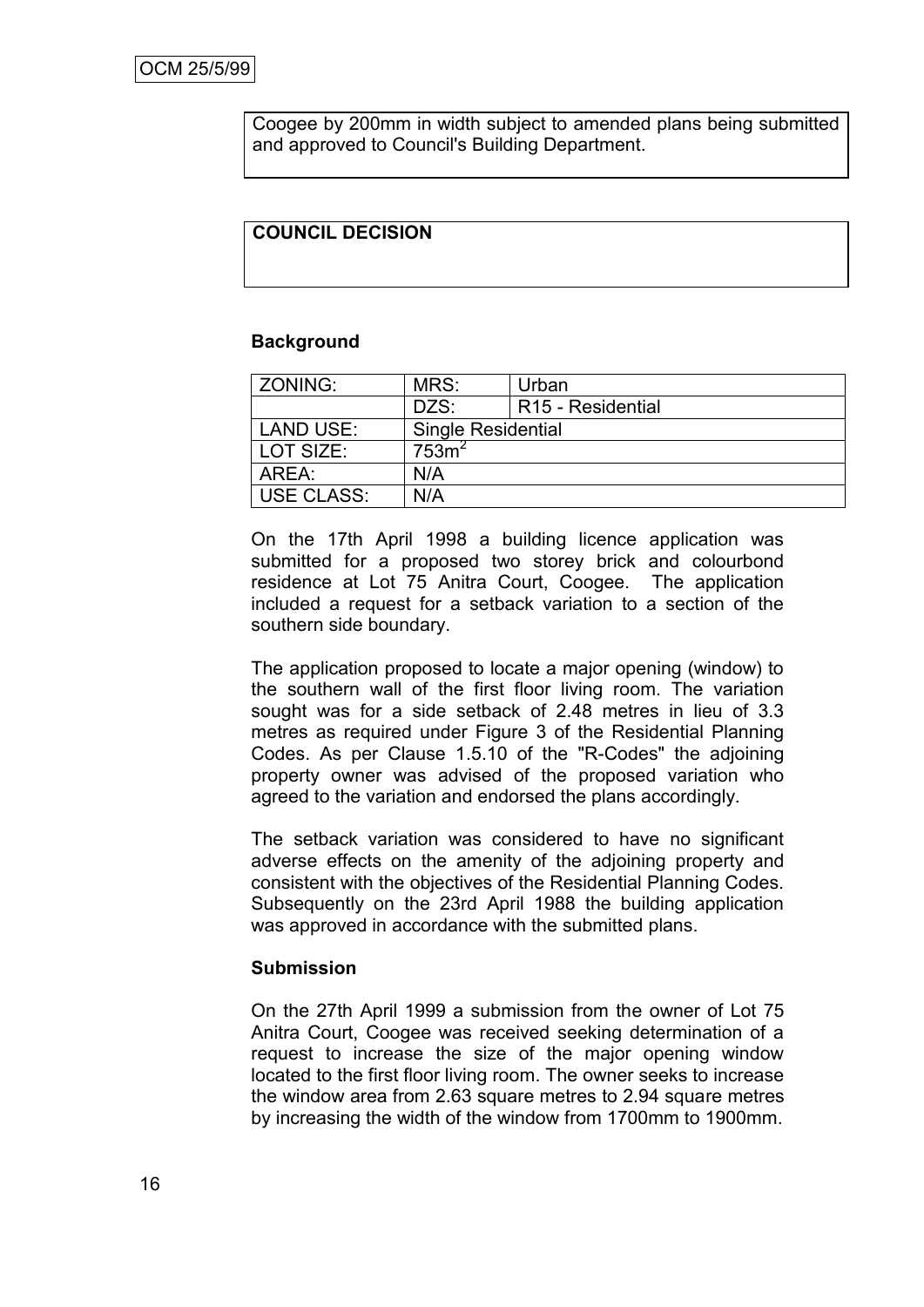Coogee by 200mm in width subject to amended plans being submitted and approved to Council's Building Department.

**COUNCIL DECISION**

**Background**

| ZONING: | MRS: | Urban |
|---|---|---|
| | DZS: | R15 - Residential |
| LAND USE: | Single Residential | |
| LOT SIZE: | $753m^2$ | |
| AREA: | N/A | |
| USE CLASS: | N/A | |

On the 17th April 1998 a building licence application was submitted for a proposed two storey brick and colourbond residence at Lot 75 Anitra Court, Coogee. The application included a request for a setback variation to a section of the southern side boundary.

The application proposed to locate a major opening (window) to the southern wall of the first floor living room. The variation sought was for a side setback of 2.48 metres in lieu of 3.3 metres as required under Figure 3 of the Residential Planning Codes. As per Clause 1.5.10 of the "R-Codes" the adjoining property owner was advised of the proposed variation who agreed to the variation and endorsed the plans accordingly.

The setback variation was considered to have no significant adverse effects on the amenity of the adjoining property and consistent with the objectives of the Residential Planning Codes. Subsequently on the 23rd April 1988 the building application was approved in accordance with the submitted plans.

**Submission**

On the 27th April 1999 a submission from the owner of Lot 75 Anitra Court, Coogee was received seeking determination of a request to increase the size of the major opening window located to the first floor living room. The owner seeks to increase the window area from 2.63 square metres to 2.94 square metres by increasing the width of the window from 1700mm to 1900mm.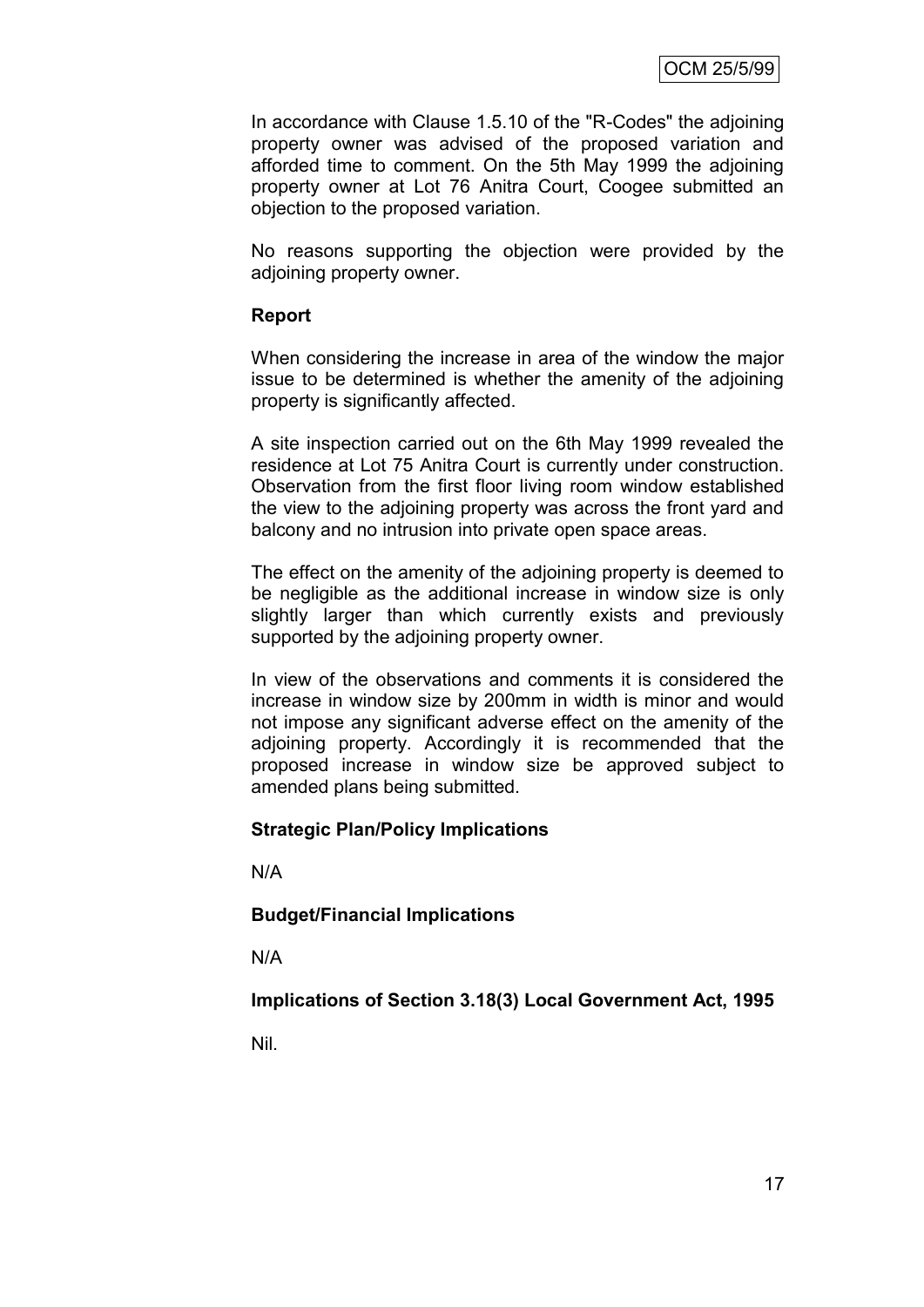In accordance with Clause 1.5.10 of the "R-Codes" the adjoining property owner was advised of the proposed variation and afforded time to comment. On the 5th May 1999 the adjoining property owner at Lot 76 Anitra Court, Coogee submitted an objection to the proposed variation.

No reasons supporting the objection were provided by the adjoining property owner.

**Report**

When considering the increase in area of the window the major issue to be determined is whether the amenity of the adjoining property is significantly affected.

A site inspection carried out on the 6th May 1999 revealed the residence at Lot 75 Anitra Court is currently under construction. Observation from the first floor living room window established the view to the adjoining property was across the front yard and balcony and no intrusion into private open space areas.

The effect on the amenity of the adjoining property is deemed to be negligible as the additional increase in window size is only slightly larger than which currently exists and previously supported by the adjoining property owner.

In view of the observations and comments it is considered the increase in window size by 200mm in width is minor and would not impose any significant adverse effect on the amenity of the adjoining property. Accordingly it is recommended that the proposed increase in window size be approved subject to amended plans being submitted.

**Strategic Plan/Policy Implications**

N/A

**Budget/Financial Implications**

N/A

**Implications of Section 3.18(3) Local Government Act, 1995**

Nil.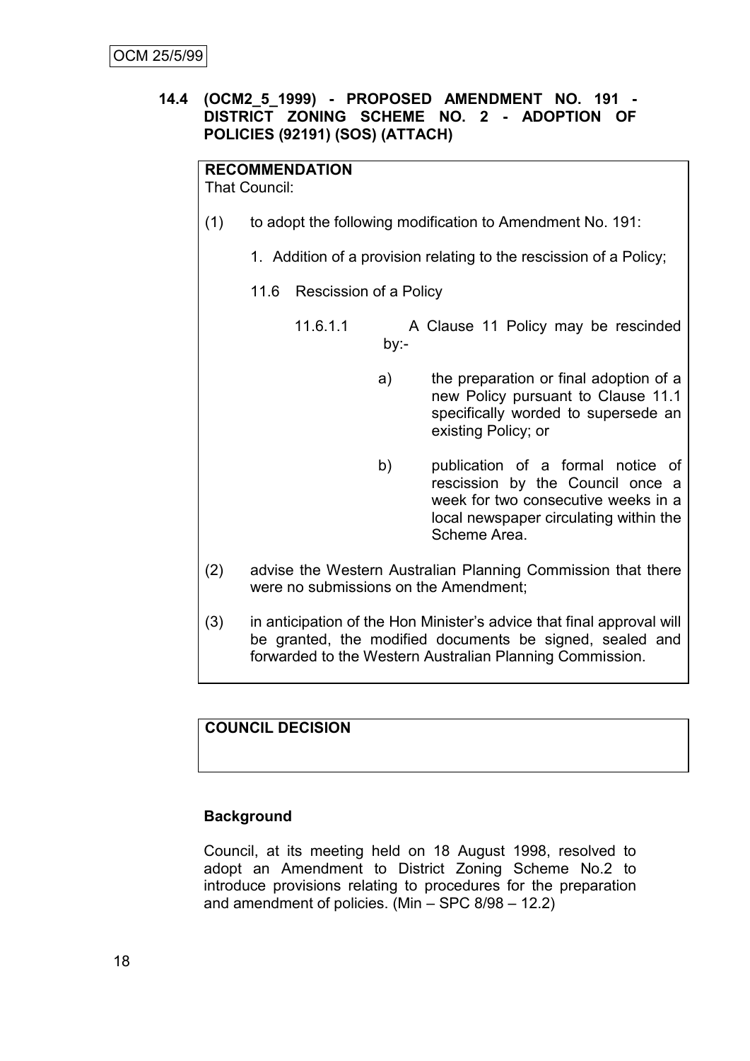OCM 25/5/99

### 14.4 (OCM2_5_1999) - PROPOSED AMENDMENT NO. 191 - DISTRICT ZONING SCHEME NO. 2 - ADOPTION OF POLICIES (92191) (SOS) (ATTACH)

**RECOMMENDATION**

That Council:

(1) to adopt the following modification to Amendment No. 191:

1. Addition of a provision relating to the rescission of a Policy;

11.6 Rescission of a Policy

11.6.1.1 A Clause 11 Policy may be rescinded by:-

a) the preparation or final adoption of a new Policy pursuant to Clause 11.1 specifically worded to supersede an existing Policy; or

b) publication of a formal notice of rescission by the Council once a week for two consecutive weeks in a local newspaper circulating within the Scheme Area.

(2) advise the Western Australian Planning Commission that there were no submissions on the Amendment;

(3) in anticipation of the Hon Minister's advice that final approval will be granted, the modified documents be signed, sealed and forwarded to the Western Australian Planning Commission.

**COUNCIL DECISION**

**Background**

Council, at its meeting held on 18 August 1998, resolved to adopt an Amendment to District Zoning Scheme No.2 to introduce provisions relating to procedures for the preparation and amendment of policies. (Min – SPC 8/98 – 12.2)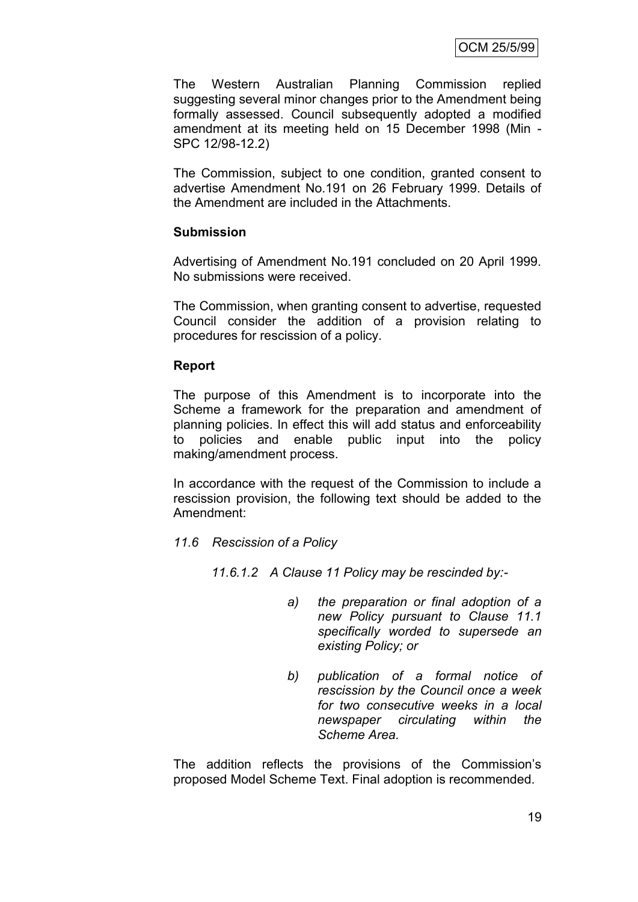The Western Australian Planning Commission replied suggesting several minor changes prior to the Amendment being formally assessed. Council subsequently adopted a modified amendment at its meeting held on 15 December 1998 (Min - SPC 12/98-12.2)

The Commission, subject to one condition, granted consent to advertise Amendment No.191 on 26 February 1999. Details of the Amendment are included in the Attachments.

**Submission**

Advertising of Amendment No.191 concluded on 20 April 1999. No submissions were received.

The Commission, when granting consent to advertise, requested Council consider the addition of a provision relating to procedures for rescission of a policy.

**Report**

The purpose of this Amendment is to incorporate into the Scheme a framework for the preparation and amendment of planning policies. In effect this will add status and enforceability to policies and enable public input into the policy making/amendment process.

In accordance with the request of the Commission to include a rescission provision, the following text should be added to the Amendment:

*11.6 Rescission of a Policy*

*11.6.1.2 A Clause 11 Policy may be rescinded by:-*

*a) the preparation or final adoption of a new Policy pursuant to Clause 11.1 specifically worded to supersede an existing Policy; or*

*b) publication of a formal notice of rescission by the Council once a week for two consecutive weeks in a local newspaper circulating within the Scheme Area.*

The addition reflects the provisions of the Commission's proposed Model Scheme Text. Final adoption is recommended.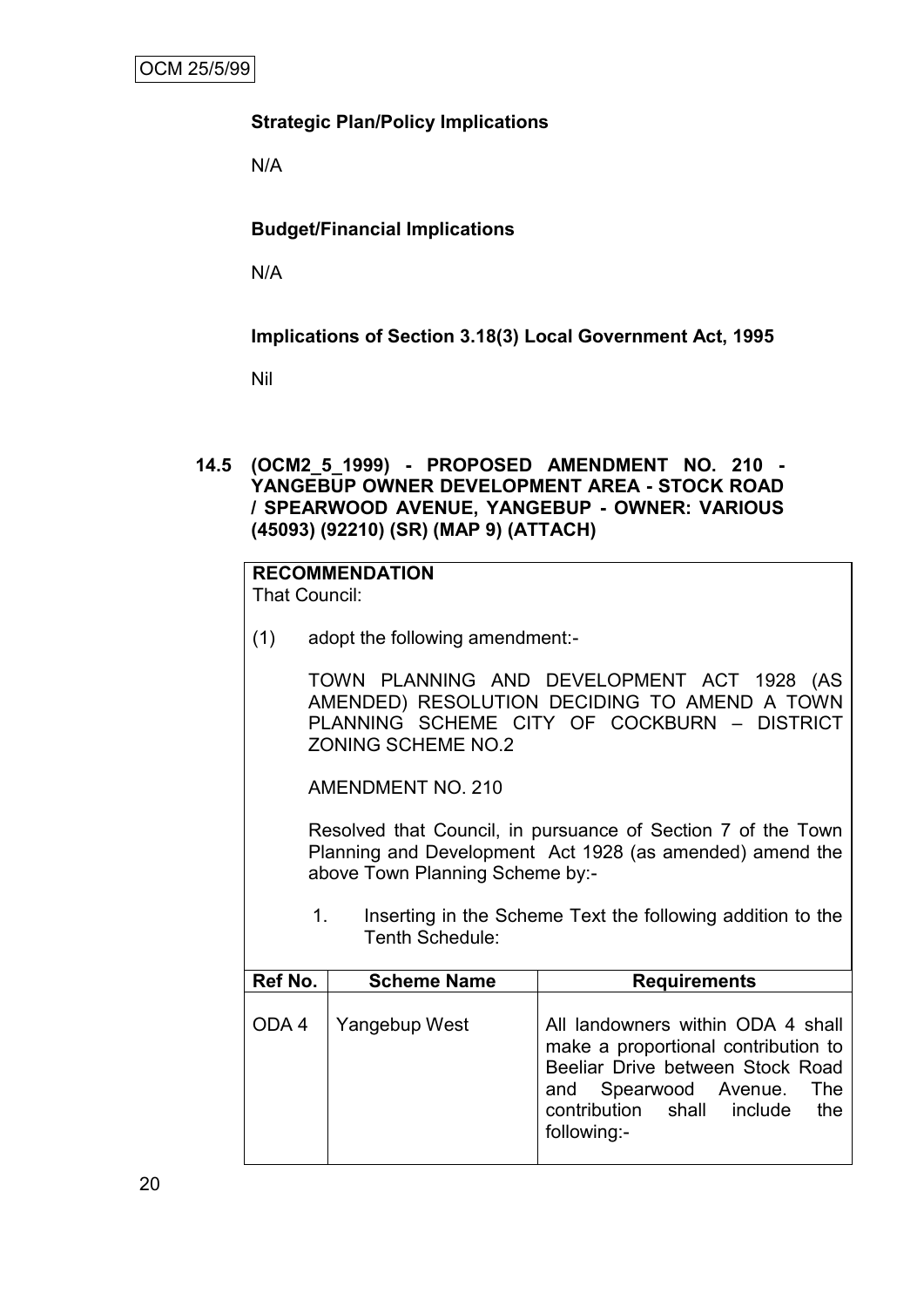**Strategic Plan/Policy Implications**

N/A

**Budget/Financial Implications**

N/A

**Implications of Section 3.18(3) Local Government Act, 1995**

Nil

**14.5 (OCM2_5_1999) - PROPOSED AMENDMENT NO. 210 - YANGEBUP OWNER DEVELOPMENT AREA - STOCK ROAD / SPEARWOOD AVENUE, YANGEBUP - OWNER: VARIOUS (45093) (92210) (SR) (MAP 9) (ATTACH)**

**RECOMMENDATION**
That Council:

(1) adopt the following amendment:-

TOWN PLANNING AND DEVELOPMENT ACT 1928 (AS AMENDED) RESOLUTION DECIDING TO AMEND A TOWN PLANNING SCHEME CITY OF COCKBURN – DISTRICT ZONING SCHEME NO.2

AMENDMENT NO. 210

Resolved that Council, in pursuance of Section 7 of the Town Planning and Development Act 1928 (as amended) amend the above Town Planning Scheme by:-

1. Inserting in the Scheme Text the following addition to the Tenth Schedule:

| Ref No. | Scheme Name | Requirements |
|---|---|---|
| ODA 4 | Yangebup West | All landowners within ODA 4 shall make a proportional contribution to Beeliar Drive between Stock Road and Spearwood Avenue. The contribution shall include the following:- |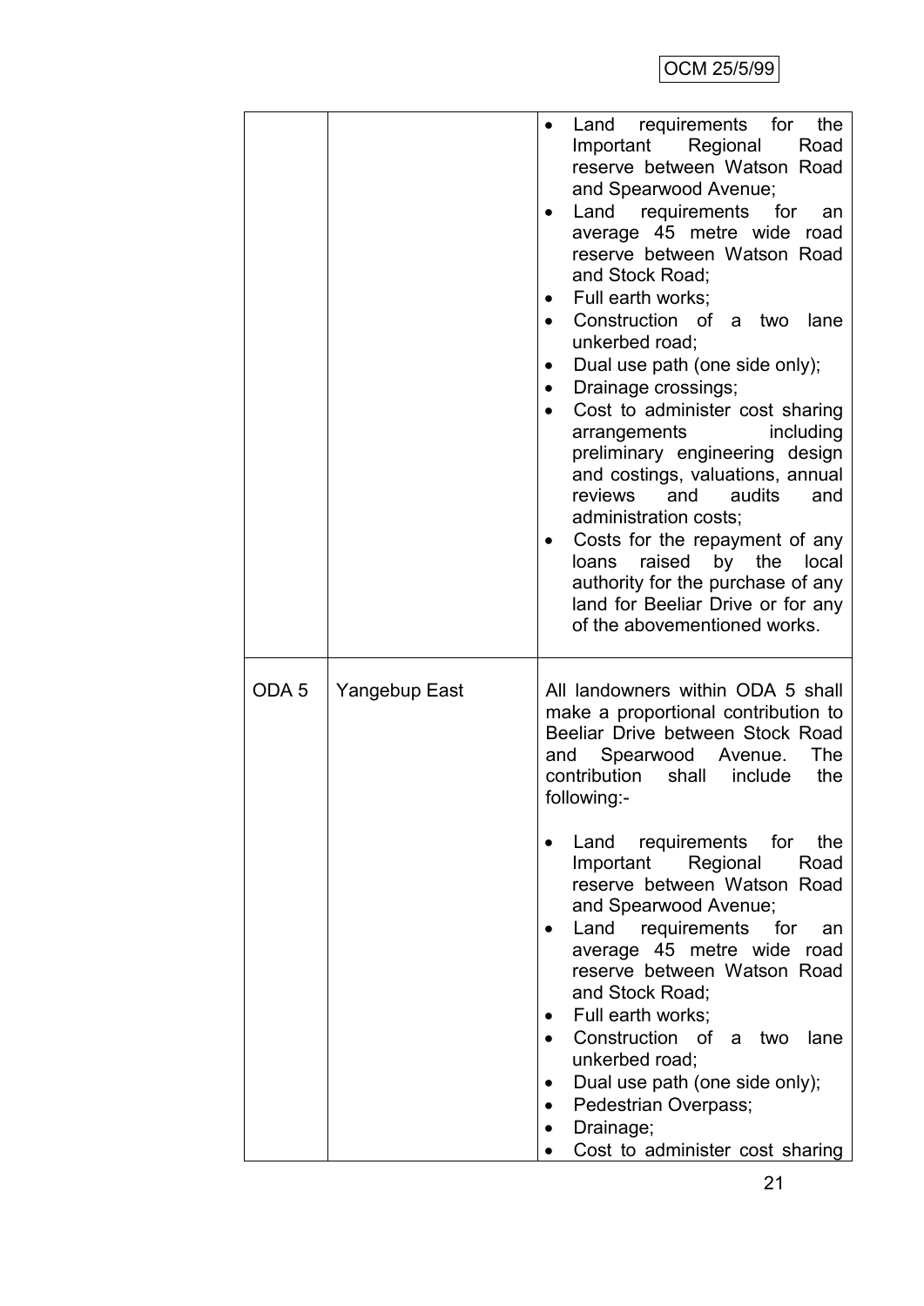| | | |
|---|---|---|
| | | • Land requirements for the Important Regional Road reserve between Watson Road and Spearwood Avenue;<br>• Land requirements for an average 45 metre wide road reserve between Watson Road and Stock Road;<br>• Full earth works;<br>• Construction of a two lane unkerbed road;<br>• Dual use path (one side only);<br>• Drainage crossings;<br>• Cost to administer cost sharing arrangements including preliminary engineering design and costings, valuations, annual reviews and audits and administration costs;<br>• Costs for the repayment of any loans raised by the local authority for the purchase of any land for Beeliar Drive or for any of the abovementioned works. |
| ODA 5 | Yangebup East | All landowners within ODA 5 shall make a proportional contribution to Beeliar Drive between Stock Road and Spearwood Avenue. The contribution shall include the following:-<br><br>• Land requirements for the Important Regional Road reserve between Watson Road and Spearwood Avenue;<br>• Land requirements for an average 45 metre wide road reserve between Watson Road and Stock Road;<br>• Full earth works;<br>• Construction of a two lane unkerbed road;<br>• Dual use path (one side only);<br>• Pedestrian Overpass;<br>• Drainage;<br>• Cost to administer cost sharing |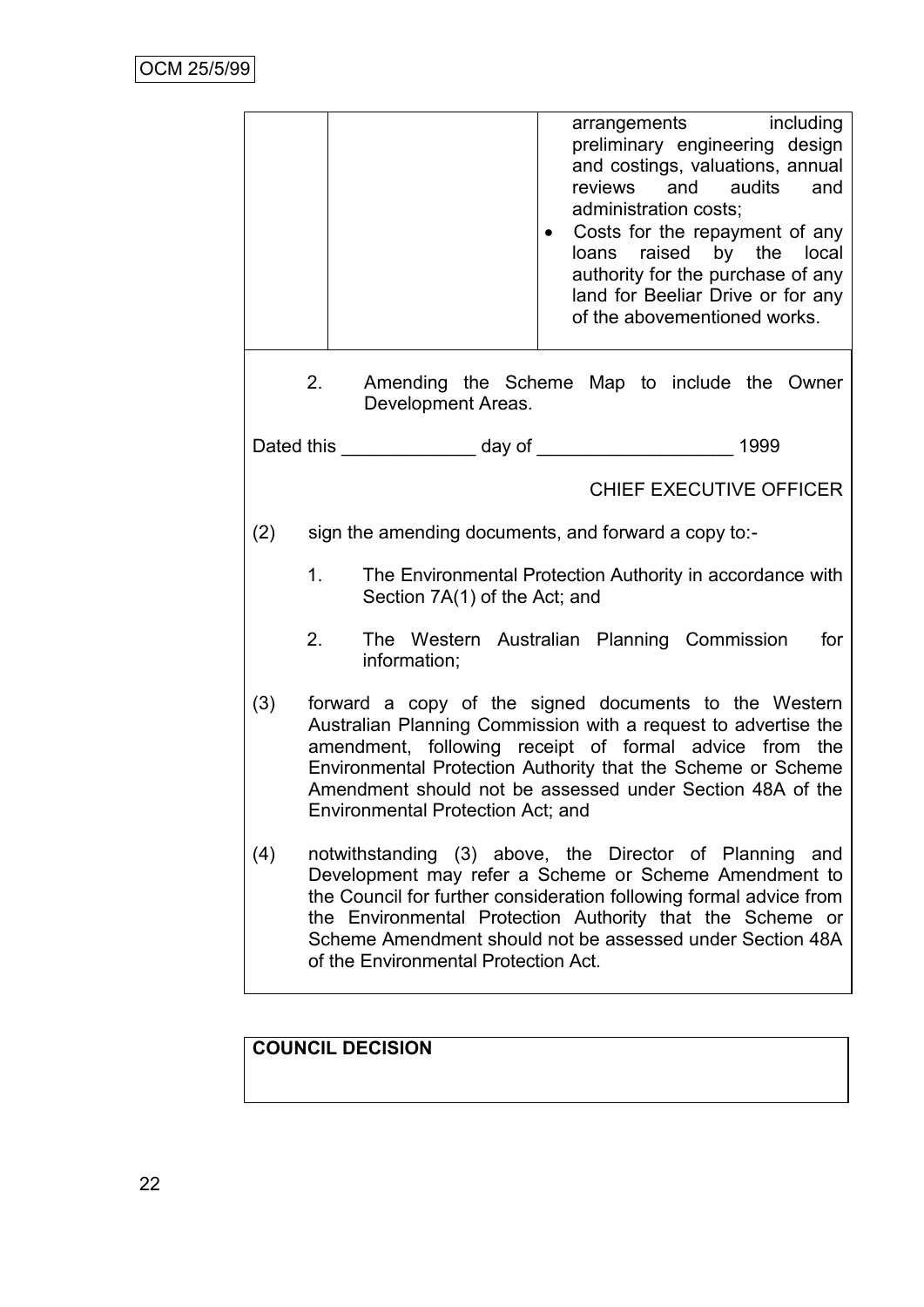| | | |
|---|---|---|
| | | arrangements including preliminary engineering design and costings, valuations, annual reviews and audits and administration costs;<br>• Costs for the repayment of any loans raised by the local authority for the purchase of any land for Beeliar Drive or for any of the abovementioned works. |

2. Amending the Scheme Map to include the Owner Development Areas.

Dated this _____________ day of ___________________ 1999

CHIEF EXECUTIVE OFFICER

(2) sign the amending documents, and forward a copy to:-

1. The Environmental Protection Authority in accordance with Section 7A(1) of the Act; and

2. The Western Australian Planning Commission for information;

(3) forward a copy of the signed documents to the Western Australian Planning Commission with a request to advertise the amendment, following receipt of formal advice from the Environmental Protection Authority that the Scheme or Scheme Amendment should not be assessed under Section 48A of the Environmental Protection Act; and

(4) notwithstanding (3) above, the Director of Planning and Development may refer a Scheme or Scheme Amendment to the Council for further consideration following formal advice from the Environmental Protection Authority that the Scheme or Scheme Amendment should not be assessed under Section 48A of the Environmental Protection Act.

**COUNCIL DECISION**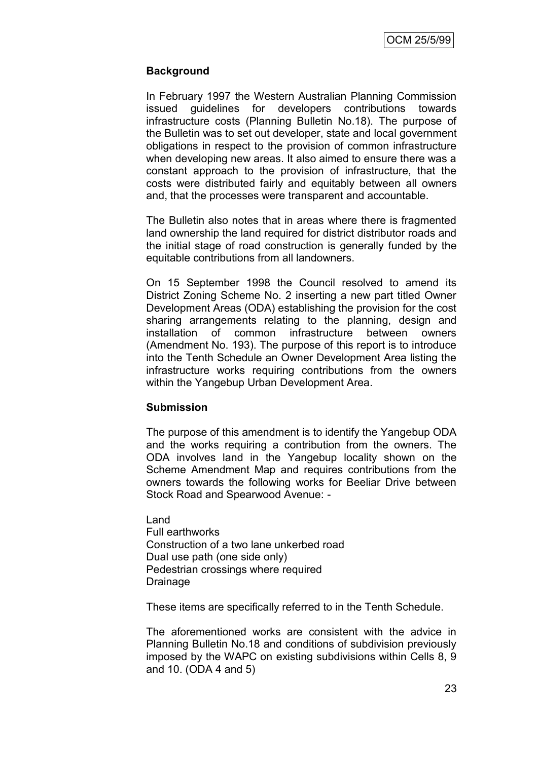**Background**

In February 1997 the Western Australian Planning Commission issued guidelines for developers contributions towards infrastructure costs (Planning Bulletin No.18). The purpose of the Bulletin was to set out developer, state and local government obligations in respect to the provision of common infrastructure when developing new areas. It also aimed to ensure there was a constant approach to the provision of infrastructure, that the costs were distributed fairly and equitably between all owners and, that the processes were transparent and accountable.

The Bulletin also notes that in areas where there is fragmented land ownership the land required for district distributor roads and the initial stage of road construction is generally funded by the equitable contributions from all landowners.

On 15 September 1998 the Council resolved to amend its District Zoning Scheme No. 2 inserting a new part titled Owner Development Areas (ODA) establishing the provision for the cost sharing arrangements relating to the planning, design and installation of common infrastructure between owners (Amendment No. 193). The purpose of this report is to introduce into the Tenth Schedule an Owner Development Area listing the infrastructure works requiring contributions from the owners within the Yangebup Urban Development Area.

**Submission**

The purpose of this amendment is to identify the Yangebup ODA and the works requiring a contribution from the owners. The ODA involves land in the Yangebup locality shown on the Scheme Amendment Map and requires contributions from the owners towards the following works for Beeliar Drive between Stock Road and Spearwood Avenue: -

Land
Full earthworks
Construction of a two lane unkerbed road
Dual use path (one side only)
Pedestrian crossings where required
Drainage

These items are specifically referred to in the Tenth Schedule.

The aforementioned works are consistent with the advice in Planning Bulletin No.18 and conditions of subdivision previously imposed by the WAPC on existing subdivisions within Cells 8, 9 and 10. (ODA 4 and 5)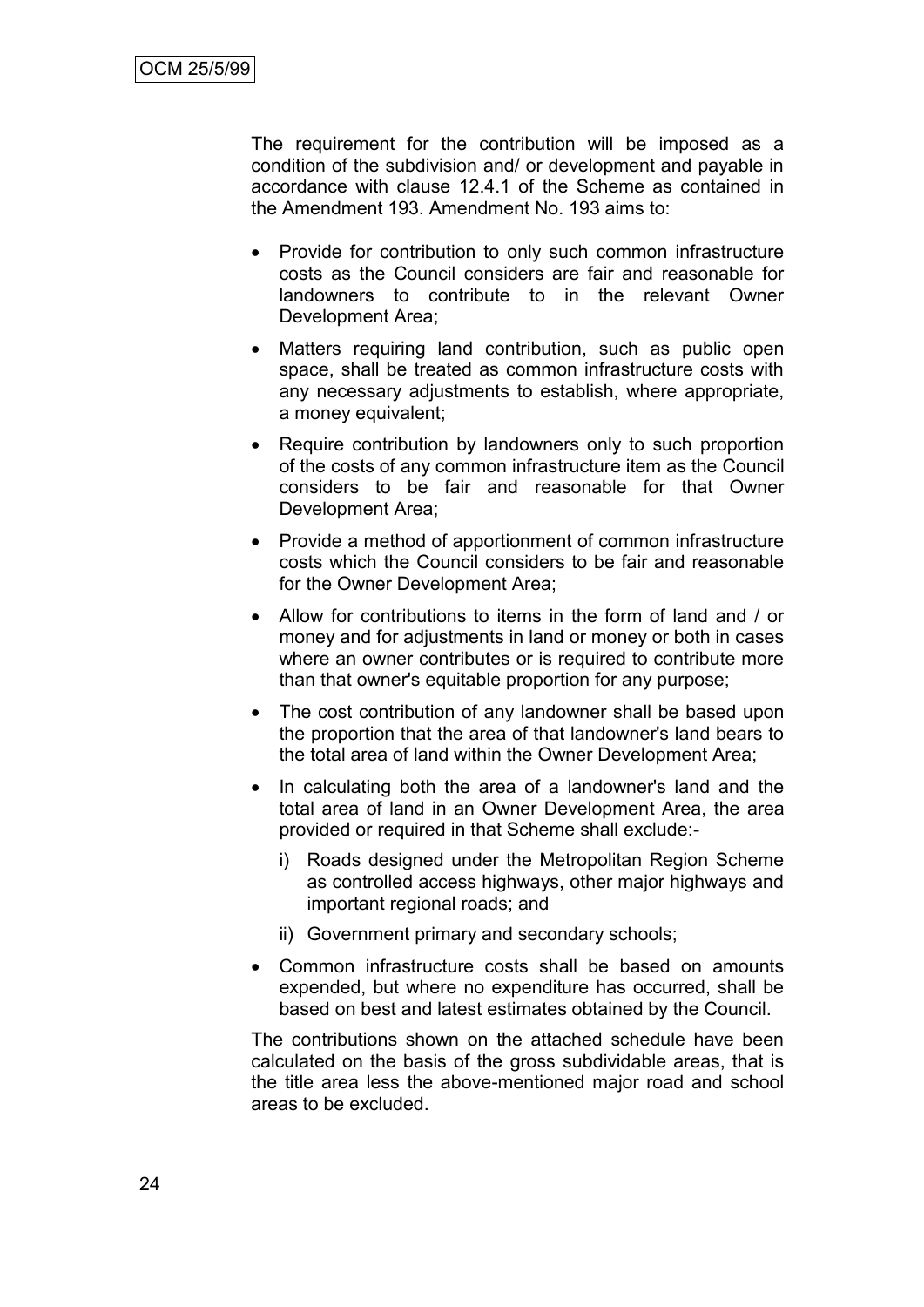The requirement for the contribution will be imposed as a condition of the subdivision and/ or development and payable in accordance with clause 12.4.1 of the Scheme as contained in the Amendment 193. Amendment No. 193 aims to:

- Provide for contribution to only such common infrastructure costs as the Council considers are fair and reasonable for landowners to contribute to in the relevant Owner Development Area;
- Matters requiring land contribution, such as public open space, shall be treated as common infrastructure costs with any necessary adjustments to establish, where appropriate, a money equivalent;
- Require contribution by landowners only to such proportion of the costs of any common infrastructure item as the Council considers to be fair and reasonable for that Owner Development Area;
- Provide a method of apportionment of common infrastructure costs which the Council considers to be fair and reasonable for the Owner Development Area;
- Allow for contributions to items in the form of land and / or money and for adjustments in land or money or both in cases where an owner contributes or is required to contribute more than that owner's equitable proportion for any purpose;
- The cost contribution of any landowner shall be based upon the proportion that the area of that landowner's land bears to the total area of land within the Owner Development Area;
- In calculating both the area of a landowner's land and the total area of land in an Owner Development Area, the area provided or required in that Scheme shall exclude:-
  - i) Roads designed under the Metropolitan Region Scheme as controlled access highways, other major highways and important regional roads; and
  - ii) Government primary and secondary schools;
- Common infrastructure costs shall be based on amounts expended, but where no expenditure has occurred, shall be based on best and latest estimates obtained by the Council.

The contributions shown on the attached schedule have been calculated on the basis of the gross subdividable areas, that is the title area less the above-mentioned major road and school areas to be excluded.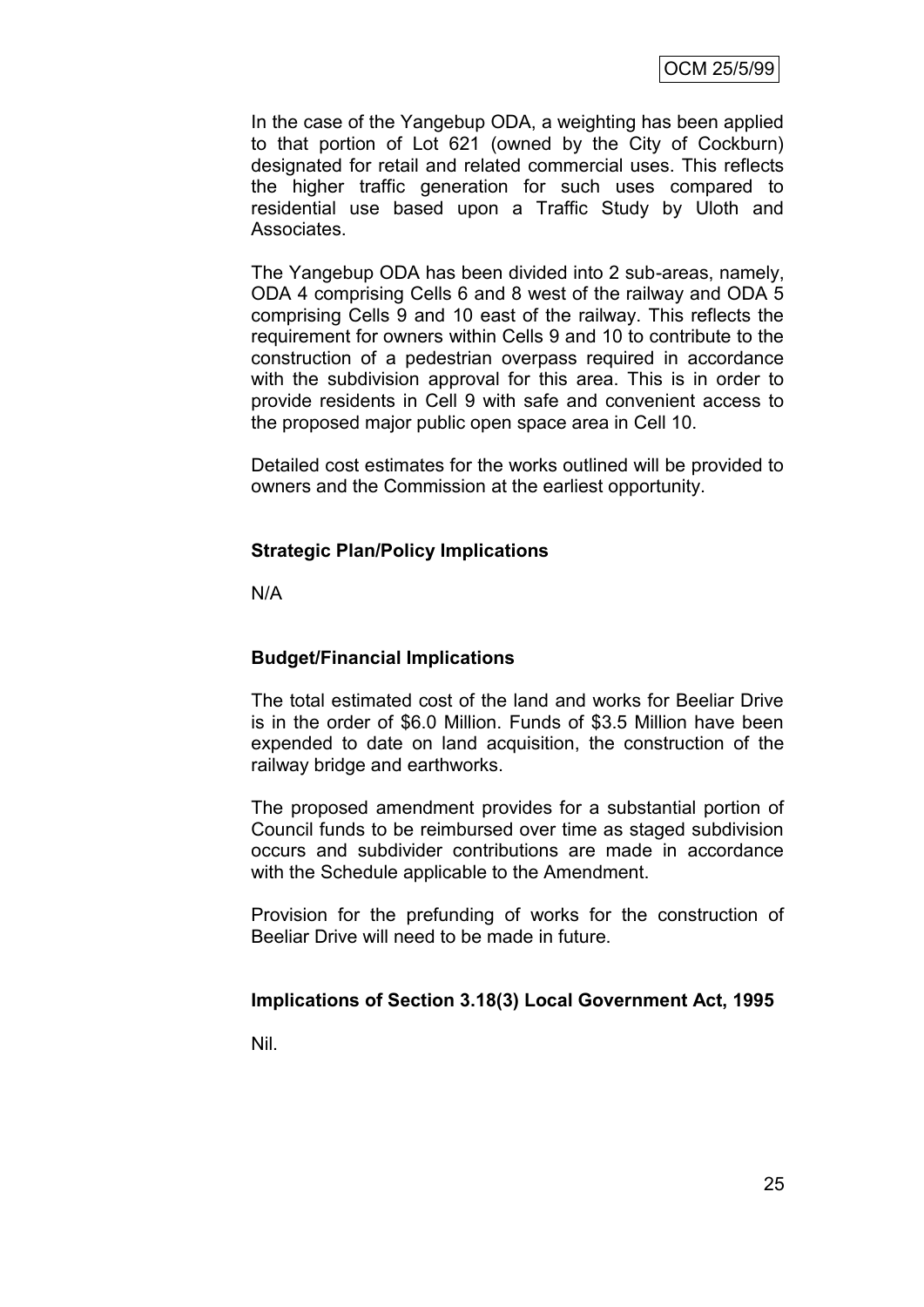In the case of the Yangebup ODA, a weighting has been applied to that portion of Lot 621 (owned by the City of Cockburn) designated for retail and related commercial uses. This reflects the higher traffic generation for such uses compared to residential use based upon a Traffic Study by Uloth and Associates.

The Yangebup ODA has been divided into 2 sub-areas, namely, ODA 4 comprising Cells 6 and 8 west of the railway and ODA 5 comprising Cells 9 and 10 east of the railway. This reflects the requirement for owners within Cells 9 and 10 to contribute to the construction of a pedestrian overpass required in accordance with the subdivision approval for this area. This is in order to provide residents in Cell 9 with safe and convenient access to the proposed major public open space area in Cell 10.

Detailed cost estimates for the works outlined will be provided to owners and the Commission at the earliest opportunity.

**Strategic Plan/Policy Implications**

N/A

**Budget/Financial Implications**

The total estimated cost of the land and works for Beeliar Drive is in the order of $6.0 Million. Funds of $3.5 Million have been expended to date on land acquisition, the construction of the railway bridge and earthworks.

The proposed amendment provides for a substantial portion of Council funds to be reimbursed over time as staged subdivision occurs and subdivider contributions are made in accordance with the Schedule applicable to the Amendment.

Provision for the prefunding of works for the construction of Beeliar Drive will need to be made in future.

**Implications of Section 3.18(3) Local Government Act, 1995**

Nil.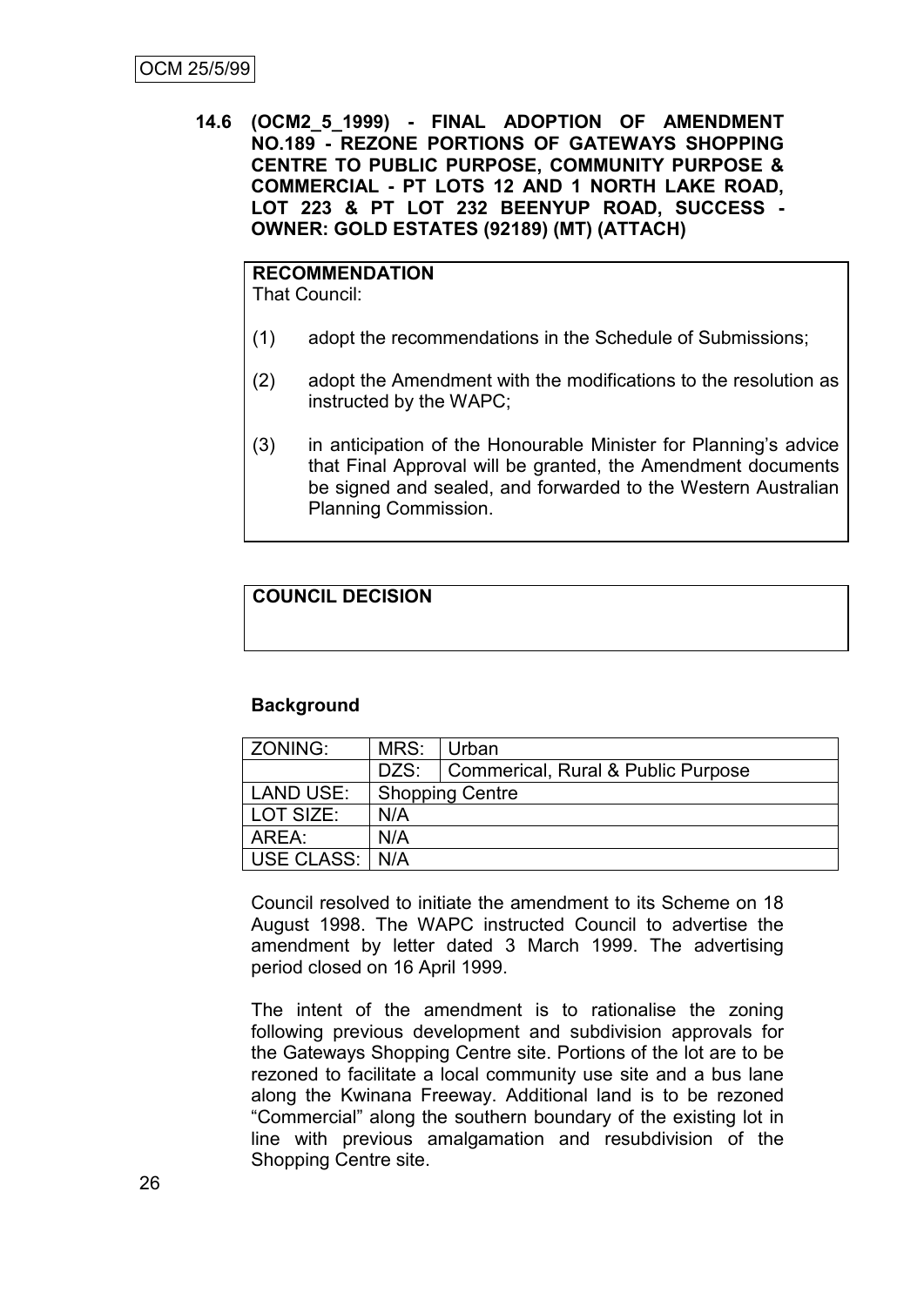OCM 25/5/99

**14.6 (OCM2_5_1999) - FINAL ADOPTION OF AMENDMENT NO.189 - REZONE PORTIONS OF GATEWAYS SHOPPING CENTRE TO PUBLIC PURPOSE, COMMUNITY PURPOSE & COMMERCIAL - PT LOTS 12 AND 1 NORTH LAKE ROAD, LOT 223 & PT LOT 232 BEENYUP ROAD, SUCCESS - OWNER: GOLD ESTATES (92189) (MT) (ATTACH)**

**RECOMMENDATION**
That Council:

(1) adopt the recommendations in the Schedule of Submissions;

(2) adopt the Amendment with the modifications to the resolution as instructed by the WAPC;

(3) in anticipation of the Honourable Minister for Planning's advice that Final Approval will be granted, the Amendment documents be signed and sealed, and forwarded to the Western Australian Planning Commission.

**COUNCIL DECISION**

**Background**

| ZONING: | MRS: | Urban |
|---|---|---|
| | DZS: | Commerical, Rural & Public Purpose |
| LAND USE: | Shopping Centre | |
| LOT SIZE: | N/A | |
| AREA: | N/A | |
| USE CLASS: | N/A | |

Council resolved to initiate the amendment to its Scheme on 18 August 1998. The WAPC instructed Council to advertise the amendment by letter dated 3 March 1999. The advertising period closed on 16 April 1999.

The intent of the amendment is to rationalise the zoning following previous development and subdivision approvals for the Gateways Shopping Centre site. Portions of the lot are to be rezoned to facilitate a local community use site and a bus lane along the Kwinana Freeway. Additional land is to be rezoned "Commercial" along the southern boundary of the existing lot in line with previous amalgamation and resubdivision of the Shopping Centre site.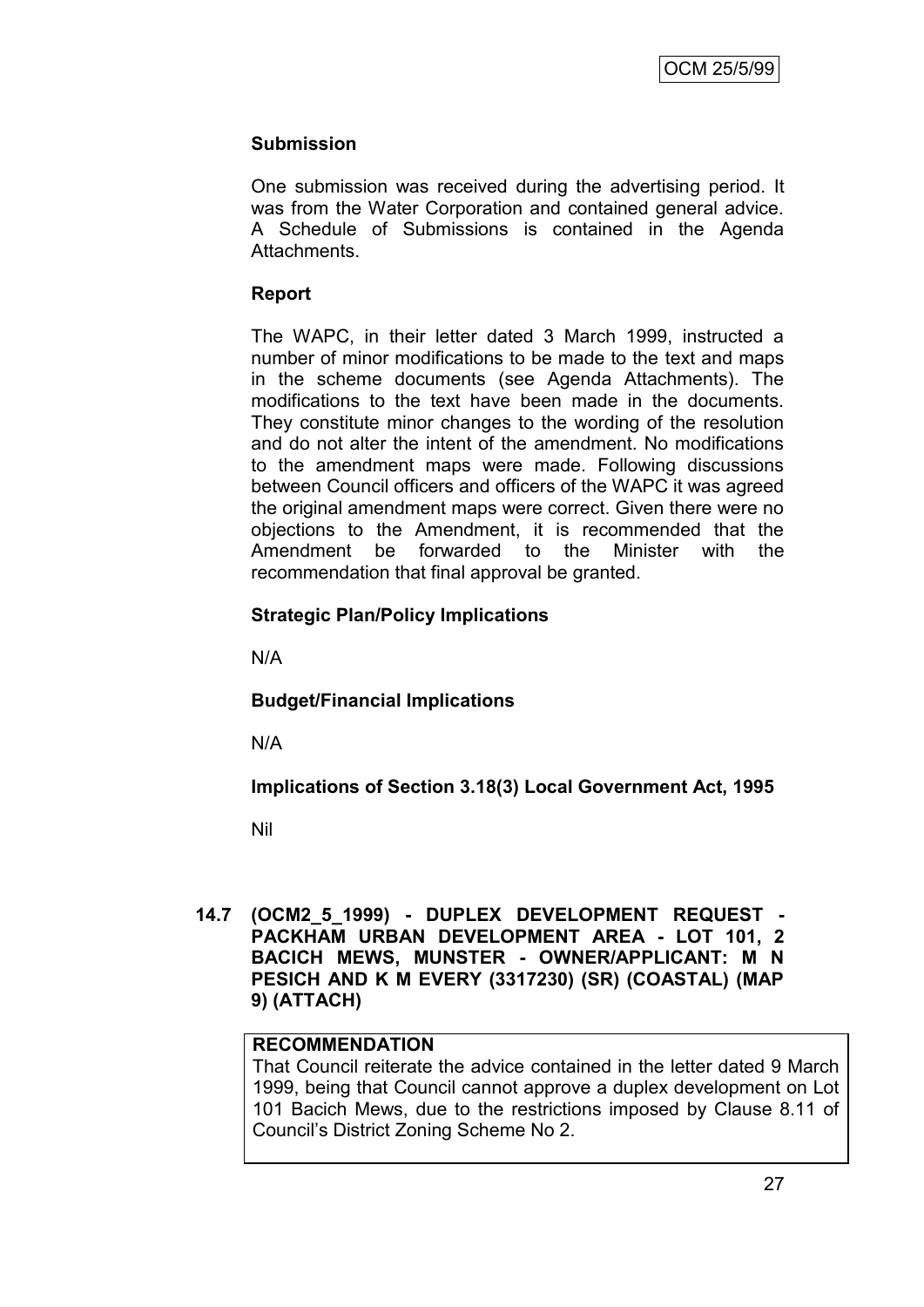**Submission**

One submission was received during the advertising period. It was from the Water Corporation and contained general advice. A Schedule of Submissions is contained in the Agenda Attachments.

**Report**

The WAPC, in their letter dated 3 March 1999, instructed a number of minor modifications to be made to the text and maps in the scheme documents (see Agenda Attachments). The modifications to the text have been made in the documents. They constitute minor changes to the wording of the resolution and do not alter the intent of the amendment. No modifications to the amendment maps were made. Following discussions between Council officers and officers of the WAPC it was agreed the original amendment maps were correct. Given there were no objections to the Amendment, it is recommended that the Amendment be forwarded to the Minister with the recommendation that final approval be granted.

**Strategic Plan/Policy Implications**

N/A

**Budget/Financial Implications**

N/A

**Implications of Section 3.18(3) Local Government Act, 1995**

Nil

## 14.7 (OCM2_5_1999) - DUPLEX DEVELOPMENT REQUEST - PACKHAM URBAN DEVELOPMENT AREA - LOT 101, 2 BACICH MEWS, MUNSTER - OWNER/APPLICANT: M N PESICH AND K M EVERY (3317230) (SR) (COASTAL) (MAP 9) (ATTACH)

**RECOMMENDATION**

That Council reiterate the advice contained in the letter dated 9 March 1999, being that Council cannot approve a duplex development on Lot 101 Bacich Mews, due to the restrictions imposed by Clause 8.11 of Council's District Zoning Scheme No 2.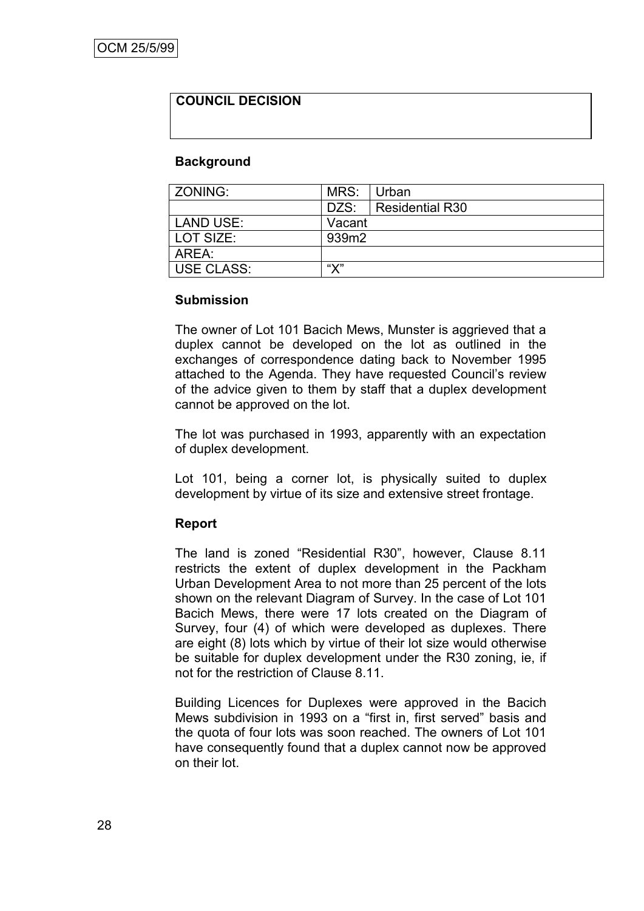OCM 25/5/99

| COUNCIL DECISION |
|---|
| |

**Background**

| ZONING: | MRS: | Urban |
|---|---|---|
| | DZS: | Residential R30 |
| LAND USE: | Vacant | |
| LOT SIZE: | 939m2 | |
| AREA: | | |
| USE CLASS: | "X" | |

**Submission**

The owner of Lot 101 Bacich Mews, Munster is aggrieved that a duplex cannot be developed on the lot as outlined in the exchanges of correspondence dating back to November 1995 attached to the Agenda. They have requested Council's review of the advice given to them by staff that a duplex development cannot be approved on the lot.

The lot was purchased in 1993, apparently with an expectation of duplex development.

Lot 101, being a corner lot, is physically suited to duplex development by virtue of its size and extensive street frontage.

**Report**

The land is zoned "Residential R30", however, Clause 8.11 restricts the extent of duplex development in the Packham Urban Development Area to not more than 25 percent of the lots shown on the relevant Diagram of Survey. In the case of Lot 101 Bacich Mews, there were 17 lots created on the Diagram of Survey, four (4) of which were developed as duplexes. There are eight (8) lots which by virtue of their lot size would otherwise be suitable for duplex development under the R30 zoning, ie, if not for the restriction of Clause 8.11.

Building Licences for Duplexes were approved in the Bacich Mews subdivision in 1993 on a "first in, first served" basis and the quota of four lots was soon reached. The owners of Lot 101 have consequently found that a duplex cannot now be approved on their lot.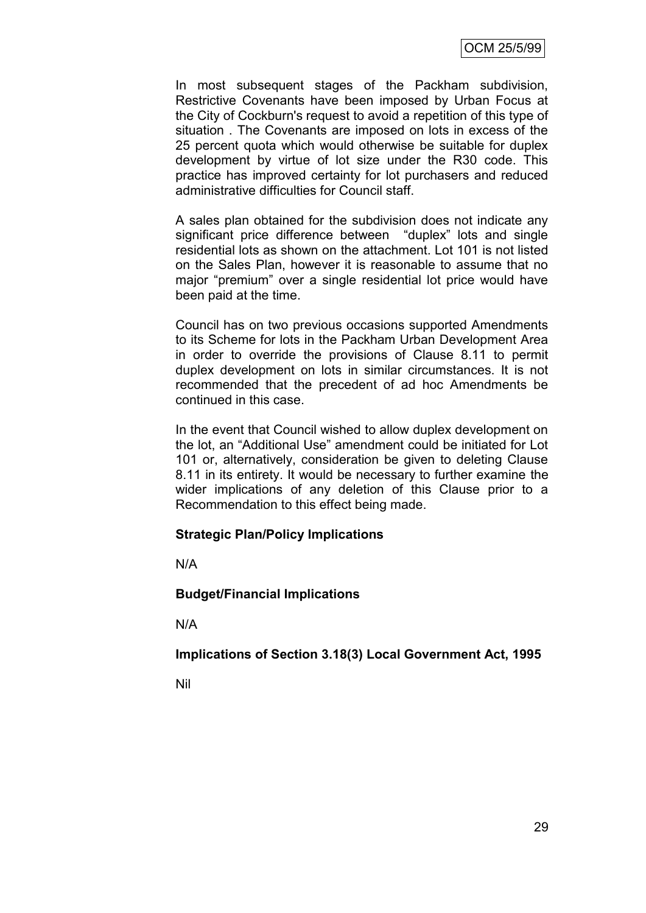In most subsequent stages of the Packham subdivision, Restrictive Covenants have been imposed by Urban Focus at the City of Cockburn's request to avoid a repetition of this type of situation . The Covenants are imposed on lots in excess of the 25 percent quota which would otherwise be suitable for duplex development by virtue of lot size under the R30 code. This practice has improved certainty for lot purchasers and reduced administrative difficulties for Council staff.

A sales plan obtained for the subdivision does not indicate any significant price difference between "duplex" lots and single residential lots as shown on the attachment. Lot 101 is not listed on the Sales Plan, however it is reasonable to assume that no major "premium" over a single residential lot price would have been paid at the time.

Council has on two previous occasions supported Amendments to its Scheme for lots in the Packham Urban Development Area in order to override the provisions of Clause 8.11 to permit duplex development on lots in similar circumstances. It is not recommended that the precedent of ad hoc Amendments be continued in this case.

In the event that Council wished to allow duplex development on the lot, an "Additional Use" amendment could be initiated for Lot 101 or, alternatively, consideration be given to deleting Clause 8.11 in its entirety. It would be necessary to further examine the wider implications of any deletion of this Clause prior to a Recommendation to this effect being made.

**Strategic Plan/Policy Implications**

N/A

**Budget/Financial Implications**

N/A

**Implications of Section 3.18(3) Local Government Act, 1995**

Nil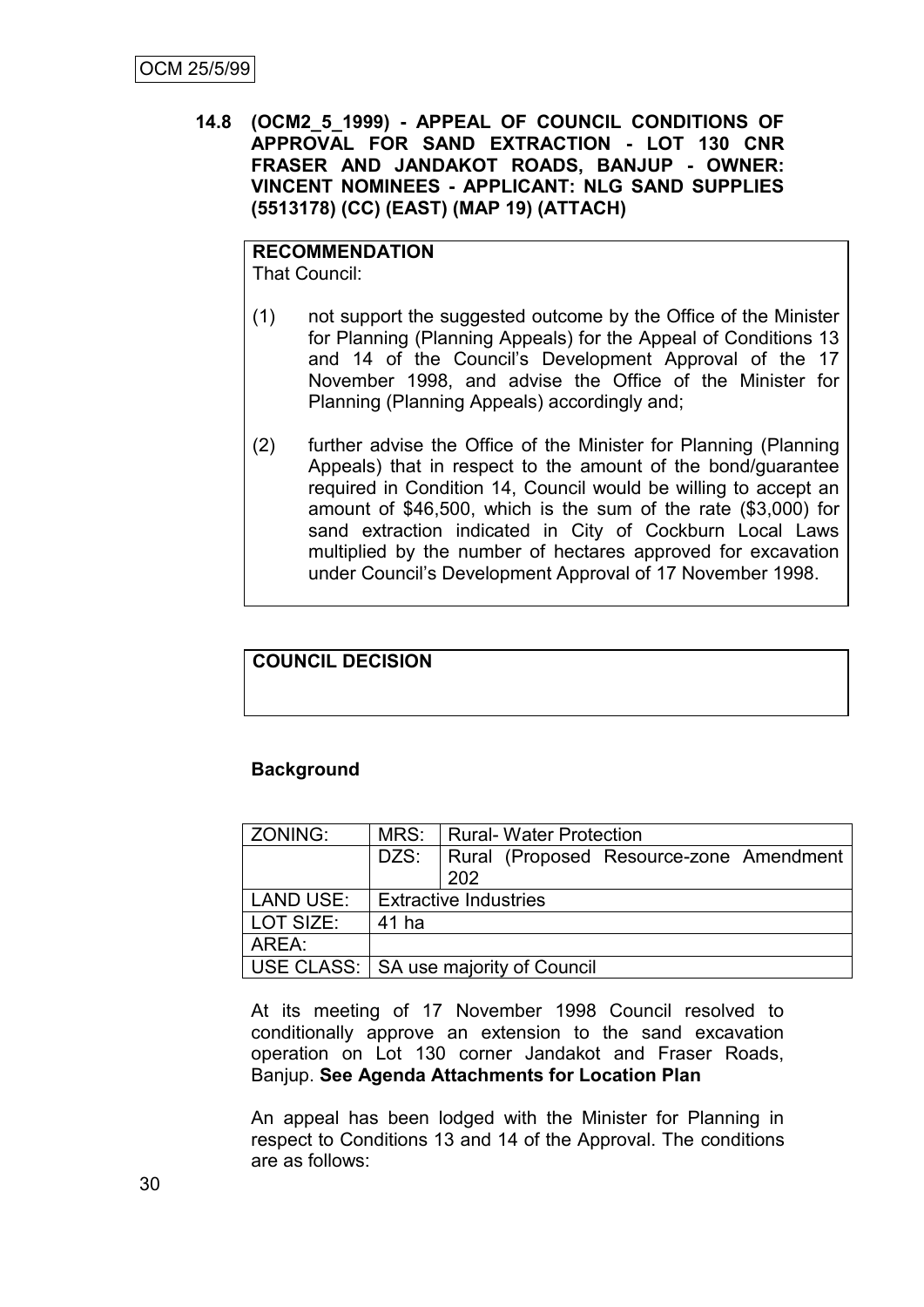**14.8 (OCM2_5_1999) - APPEAL OF COUNCIL CONDITIONS OF APPROVAL FOR SAND EXTRACTION - LOT 130 CNR FRASER AND JANDAKOT ROADS, BANJUP - OWNER: VINCENT NOMINEES - APPLICANT: NLG SAND SUPPLIES (5513178) (CC) (EAST) (MAP 19) (ATTACH)**

**RECOMMENDATION**

That Council:

(1) not support the suggested outcome by the Office of the Minister for Planning (Planning Appeals) for the Appeal of Conditions 13 and 14 of the Council's Development Approval of the 17 November 1998, and advise the Office of the Minister for Planning (Planning Appeals) accordingly and;

(2) further advise the Office of the Minister for Planning (Planning Appeals) that in respect to the amount of the bond/guarantee required in Condition 14, Council would be willing to accept an amount of $46,500, which is the sum of the rate ($3,000) for sand extraction indicated in City of Cockburn Local Laws multiplied by the number of hectares approved for excavation under Council's Development Approval of 17 November 1998.

**COUNCIL DECISION**

**Background**

| ZONING: | MRS: | Rural- Water Protection |
|---|---|---|
| | DZS: | Rural (Proposed Resource-zone Amendment 202 |
| LAND USE: | Extractive Industries | |
| LOT SIZE: | 41 ha | |
| AREA: | | |
| USE CLASS: | SA use majority of Council | |

At its meeting of 17 November 1998 Council resolved to conditionally approve an extension to the sand excavation operation on Lot 130 corner Jandakot and Fraser Roads, Banjup. **See Agenda Attachments for Location Plan**

An appeal has been lodged with the Minister for Planning in respect to Conditions 13 and 14 of the Approval. The conditions are as follows: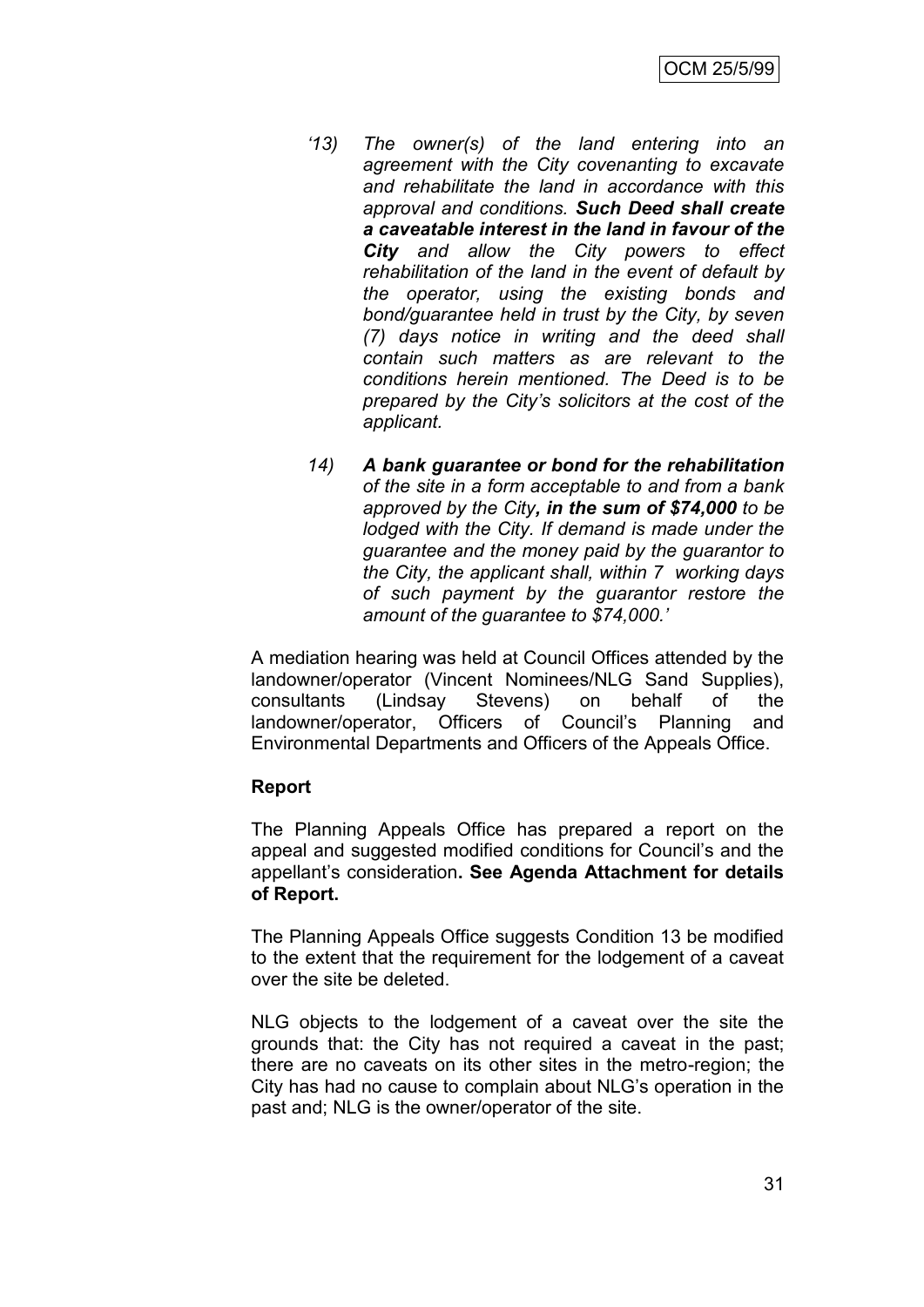*'13) The owner(s) of the land entering into an agreement with the City covenanting to excavate and rehabilitate the land in accordance with this approval and conditions.* ***Such Deed shall create a caveatable interest in the land in favour of the City*** *and allow the City powers to effect rehabilitation of the land in the event of default by the operator, using the existing bonds and bond/guarantee held in trust by the City, by seven (7) days notice in writing and the deed shall contain such matters as are relevant to the conditions herein mentioned. The Deed is to be prepared by the City's solicitors at the cost of the applicant.*

*14)* ***A bank guarantee or bond for the rehabilitation*** *of the site in a form acceptable to and from a bank approved by the City****, in the sum of $74,000*** *to be lodged with the City. If demand is made under the guarantee and the money paid by the guarantor to the City, the applicant shall, within 7 working days of such payment by the guarantor restore the amount of the guarantee to $74,000.'*

A mediation hearing was held at Council Offices attended by the landowner/operator (Vincent Nominees/NLG Sand Supplies), consultants (Lindsay Stevens) on behalf of the landowner/operator, Officers of Council's Planning and Environmental Departments and Officers of the Appeals Office.

**Report**

The Planning Appeals Office has prepared a report on the appeal and suggested modified conditions for Council's and the appellant's consideration**. See Agenda Attachment for details of Report.**

The Planning Appeals Office suggests Condition 13 be modified to the extent that the requirement for the lodgement of a caveat over the site be deleted.

NLG objects to the lodgement of a caveat over the site the grounds that: the City has not required a caveat in the past; there are no caveats on its other sites in the metro-region; the City has had no cause to complain about NLG's operation in the past and; NLG is the owner/operator of the site.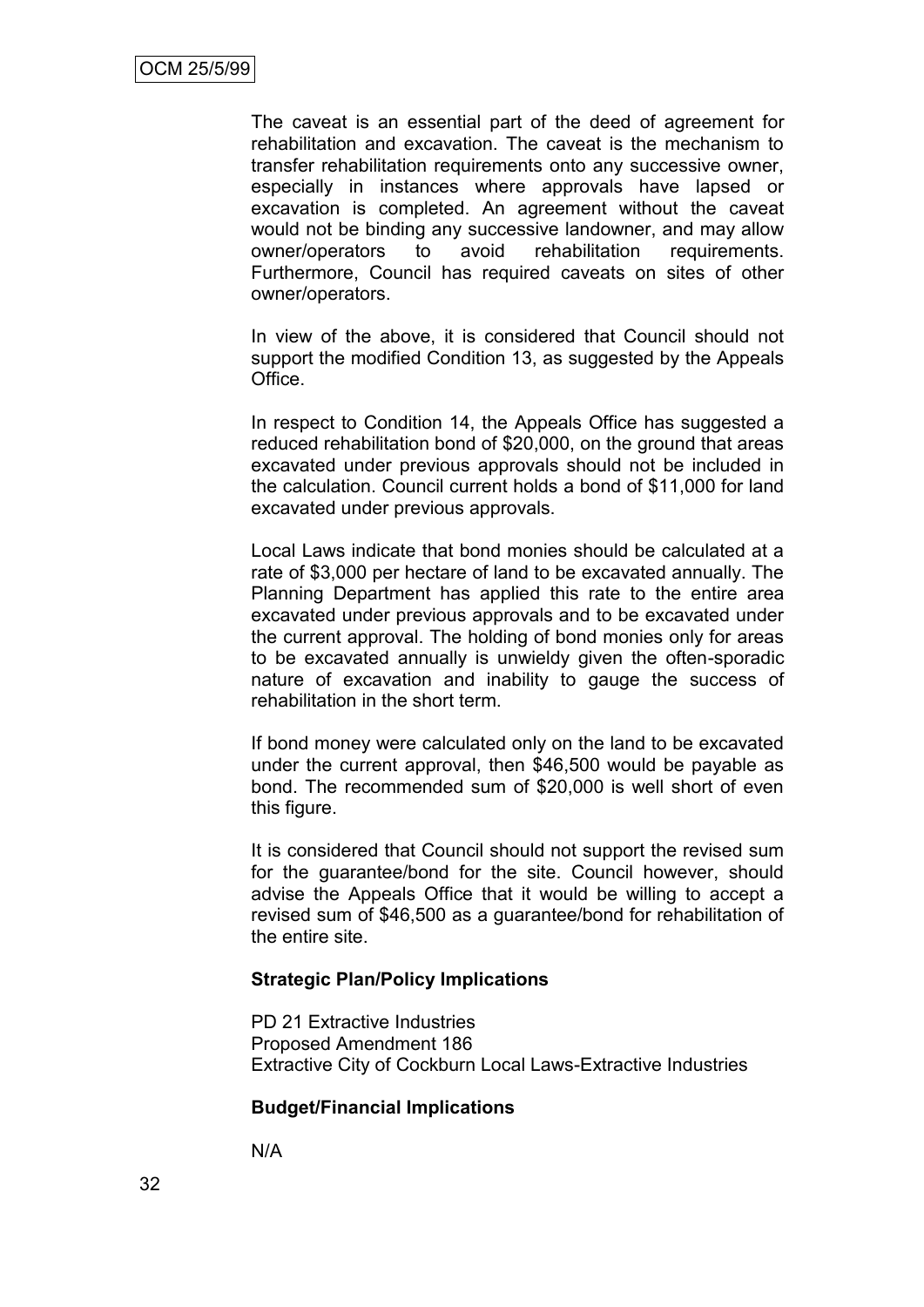The caveat is an essential part of the deed of agreement for rehabilitation and excavation. The caveat is the mechanism to transfer rehabilitation requirements onto any successive owner, especially in instances where approvals have lapsed or excavation is completed. An agreement without the caveat would not be binding any successive landowner, and may allow owner/operators to avoid rehabilitation requirements. Furthermore, Council has required caveats on sites of other owner/operators.

In view of the above, it is considered that Council should not support the modified Condition 13, as suggested by the Appeals Office.

In respect to Condition 14, the Appeals Office has suggested a reduced rehabilitation bond of $20,000, on the ground that areas excavated under previous approvals should not be included in the calculation. Council current holds a bond of $11,000 for land excavated under previous approvals.

Local Laws indicate that bond monies should be calculated at a rate of $3,000 per hectare of land to be excavated annually. The Planning Department has applied this rate to the entire area excavated under previous approvals and to be excavated under the current approval. The holding of bond monies only for areas to be excavated annually is unwieldy given the often-sporadic nature of excavation and inability to gauge the success of rehabilitation in the short term.

If bond money were calculated only on the land to be excavated under the current approval, then $46,500 would be payable as bond. The recommended sum of $20,000 is well short of even this figure.

It is considered that Council should not support the revised sum for the guarantee/bond for the site. Council however, should advise the Appeals Office that it would be willing to accept a revised sum of $46,500 as a guarantee/bond for rehabilitation of the entire site.

**Strategic Plan/Policy Implications**

PD 21 Extractive Industries
Proposed Amendment 186
Extractive City of Cockburn Local Laws-Extractive Industries

**Budget/Financial Implications**

N/A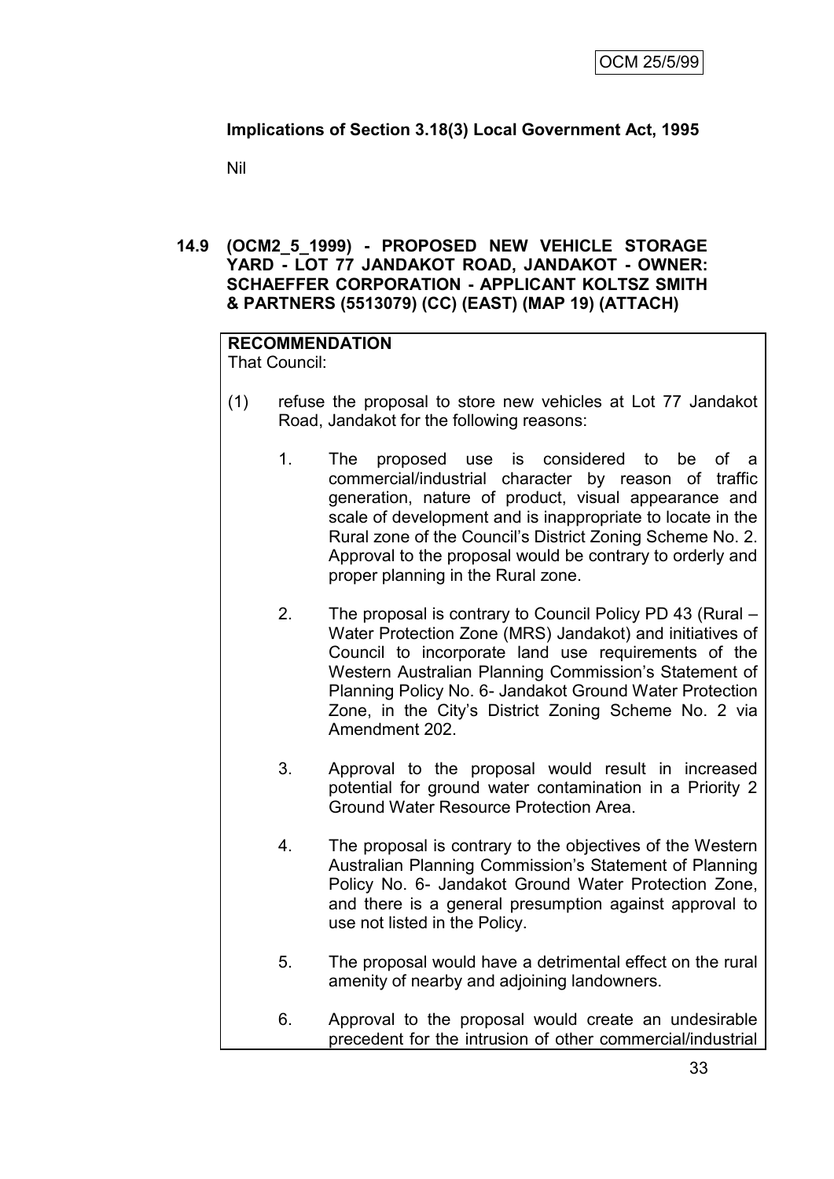**Implications of Section 3.18(3) Local Government Act, 1995**

Nil

**14.9 (OCM2_5_1999) - PROPOSED NEW VEHICLE STORAGE YARD - LOT 77 JANDAKOT ROAD, JANDAKOT - OWNER: SCHAEFFER CORPORATION - APPLICANT KOLTSZ SMITH & PARTNERS (5513079) (CC) (EAST) (MAP 19) (ATTACH)**

**RECOMMENDATION**
That Council:

(1) refuse the proposal to store new vehicles at Lot 77 Jandakot Road, Jandakot for the following reasons:

1. The proposed use is considered to be of a commercial/industrial character by reason of traffic generation, nature of product, visual appearance and scale of development and is inappropriate to locate in the Rural zone of the Council's District Zoning Scheme No. 2. Approval to the proposal would be contrary to orderly and proper planning in the Rural zone.

2. The proposal is contrary to Council Policy PD 43 (Rural – Water Protection Zone (MRS) Jandakot) and initiatives of Council to incorporate land use requirements of the Western Australian Planning Commission's Statement of Planning Policy No. 6- Jandakot Ground Water Protection Zone, in the City's District Zoning Scheme No. 2 via Amendment 202.

3. Approval to the proposal would result in increased potential for ground water contamination in a Priority 2 Ground Water Resource Protection Area.

4. The proposal is contrary to the objectives of the Western Australian Planning Commission's Statement of Planning Policy No. 6- Jandakot Ground Water Protection Zone, and there is a general presumption against approval to use not listed in the Policy.

5. The proposal would have a detrimental effect on the rural amenity of nearby and adjoining landowners.

6. Approval to the proposal would create an undesirable precedent for the intrusion of other commercial/industrial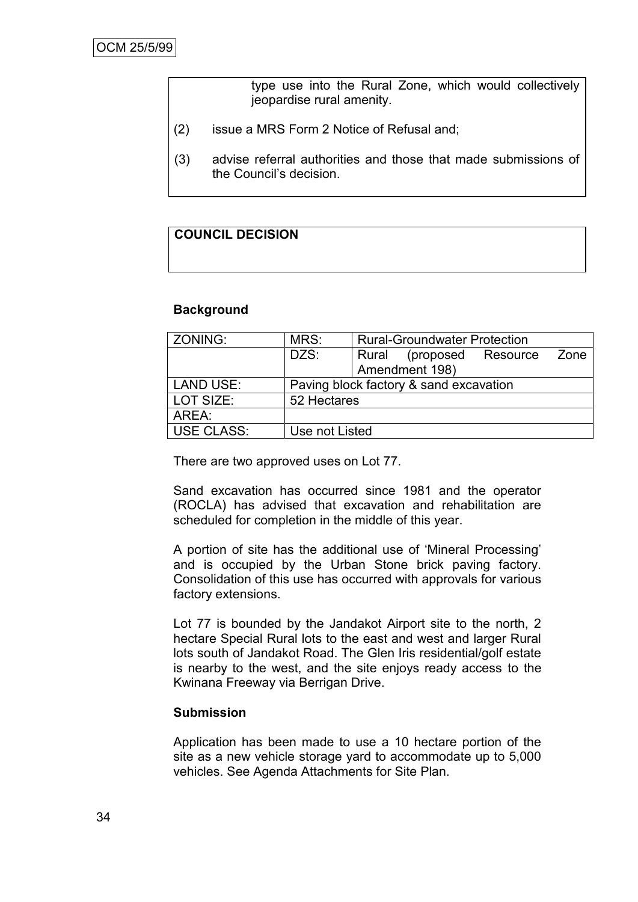type use into the Rural Zone, which would collectively jeopardise rural amenity.

(2) issue a MRS Form 2 Notice of Refusal and;

(3) advise referral authorities and those that made submissions of the Council's decision.

**COUNCIL DECISION**

**Background**

| ZONING: | MRS: | Rural-Groundwater Protection |
|---|---|---|
| | DZS: | Rural (proposed Resource Zone Amendment 198) |
| LAND USE: | Paving block factory & sand excavation | |
| LOT SIZE: | 52 Hectares | |
| AREA: | | |
| USE CLASS: | Use not Listed | |

There are two approved uses on Lot 77.

Sand excavation has occurred since 1981 and the operator (ROCLA) has advised that excavation and rehabilitation are scheduled for completion in the middle of this year.

A portion of site has the additional use of 'Mineral Processing' and is occupied by the Urban Stone brick paving factory. Consolidation of this use has occurred with approvals for various factory extensions.

Lot 77 is bounded by the Jandakot Airport site to the north, 2 hectare Special Rural lots to the east and west and larger Rural lots south of Jandakot Road. The Glen Iris residential/golf estate is nearby to the west, and the site enjoys ready access to the Kwinana Freeway via Berrigan Drive.

**Submission**

Application has been made to use a 10 hectare portion of the site as a new vehicle storage yard to accommodate up to 5,000 vehicles. See Agenda Attachments for Site Plan.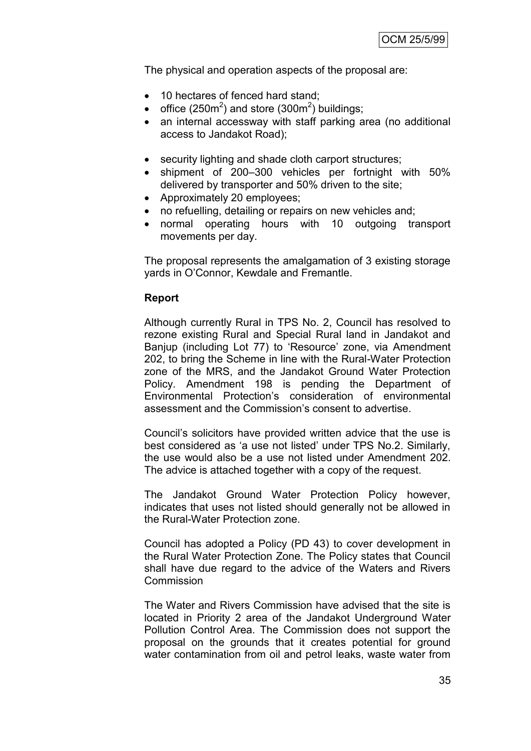The physical and operation aspects of the proposal are:

- 10 hectares of fenced hard stand;
- office (250m$^2$) and store (300m$^2$) buildings;
- an internal accessway with staff parking area (no additional access to Jandakot Road);
- security lighting and shade cloth carport structures;
- shipment of 200–300 vehicles per fortnight with 50% delivered by transporter and 50% driven to the site;
- Approximately 20 employees;
- no refuelling, detailing or repairs on new vehicles and;
- normal operating hours with 10 outgoing transport movements per day.

The proposal represents the amalgamation of 3 existing storage yards in O'Connor, Kewdale and Fremantle.

**Report**

Although currently Rural in TPS No. 2, Council has resolved to rezone existing Rural and Special Rural land in Jandakot and Banjup (including Lot 77) to 'Resource' zone, via Amendment 202, to bring the Scheme in line with the Rural-Water Protection zone of the MRS, and the Jandakot Ground Water Protection Policy. Amendment 198 is pending the Department of Environmental Protection's consideration of environmental assessment and the Commission's consent to advertise.

Council's solicitors have provided written advice that the use is best considered as 'a use not listed' under TPS No.2. Similarly, the use would also be a use not listed under Amendment 202. The advice is attached together with a copy of the request.

The Jandakot Ground Water Protection Policy however, indicates that uses not listed should generally not be allowed in the Rural-Water Protection zone.

Council has adopted a Policy (PD 43) to cover development in the Rural Water Protection Zone. The Policy states that Council shall have due regard to the advice of the Waters and Rivers Commission

The Water and Rivers Commission have advised that the site is located in Priority 2 area of the Jandakot Underground Water Pollution Control Area. The Commission does not support the proposal on the grounds that it creates potential for ground water contamination from oil and petrol leaks, waste water from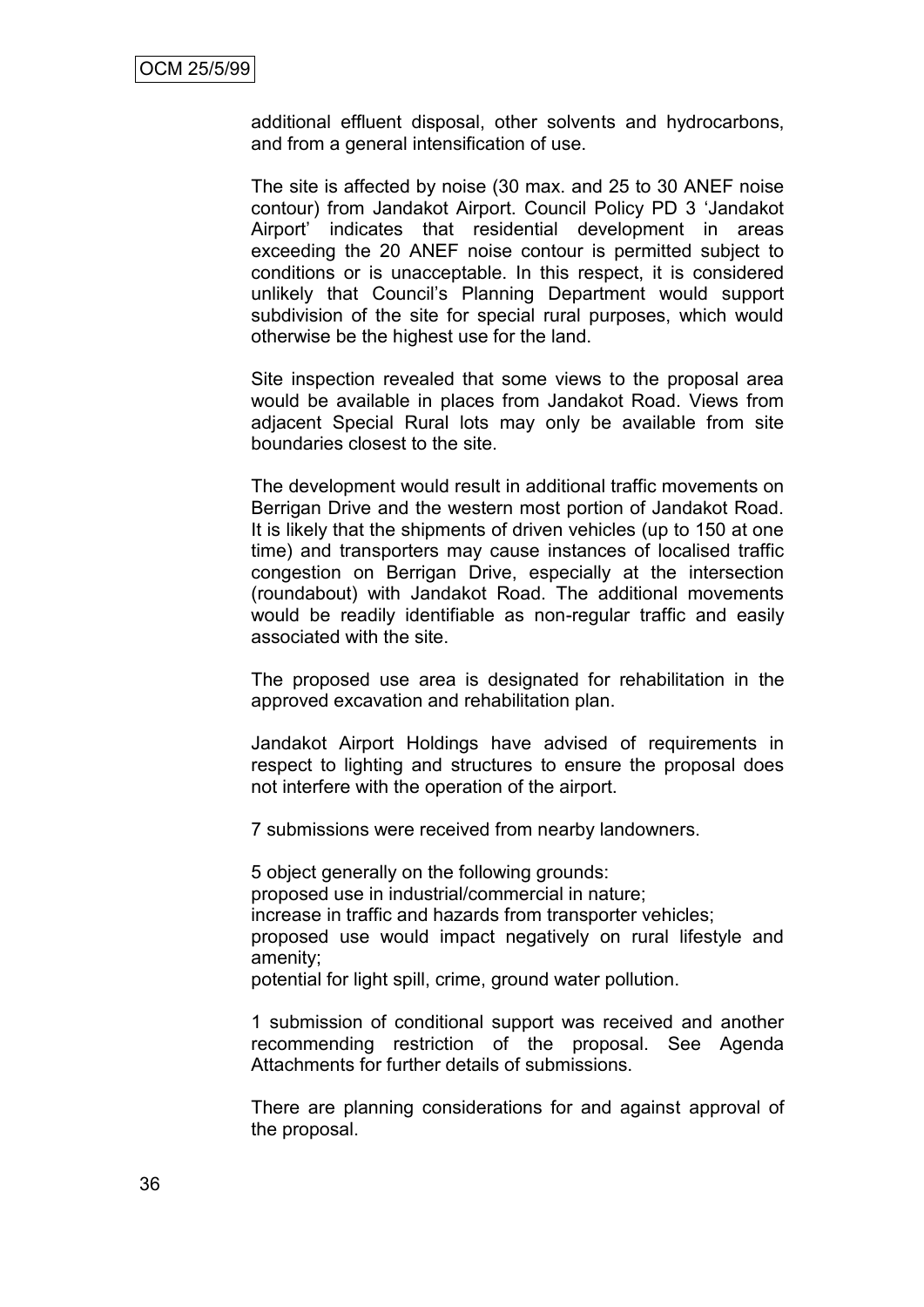additional effluent disposal, other solvents and hydrocarbons, and from a general intensification of use.

The site is affected by noise (30 max. and 25 to 30 ANEF noise contour) from Jandakot Airport. Council Policy PD 3 'Jandakot Airport' indicates that residential development in areas exceeding the 20 ANEF noise contour is permitted subject to conditions or is unacceptable. In this respect, it is considered unlikely that Council's Planning Department would support subdivision of the site for special rural purposes, which would otherwise be the highest use for the land.

Site inspection revealed that some views to the proposal area would be available in places from Jandakot Road. Views from adjacent Special Rural lots may only be available from site boundaries closest to the site.

The development would result in additional traffic movements on Berrigan Drive and the western most portion of Jandakot Road. It is likely that the shipments of driven vehicles (up to 150 at one time) and transporters may cause instances of localised traffic congestion on Berrigan Drive, especially at the intersection (roundabout) with Jandakot Road. The additional movements would be readily identifiable as non-regular traffic and easily associated with the site.

The proposed use area is designated for rehabilitation in the approved excavation and rehabilitation plan.

Jandakot Airport Holdings have advised of requirements in respect to lighting and structures to ensure the proposal does not interfere with the operation of the airport.

7 submissions were received from nearby landowners.

5 object generally on the following grounds:
proposed use in industrial/commercial in nature;
increase in traffic and hazards from transporter vehicles;
proposed use would impact negatively on rural lifestyle and amenity;
potential for light spill, crime, ground water pollution.

1 submission of conditional support was received and another recommending restriction of the proposal. See Agenda Attachments for further details of submissions.

There are planning considerations for and against approval of the proposal.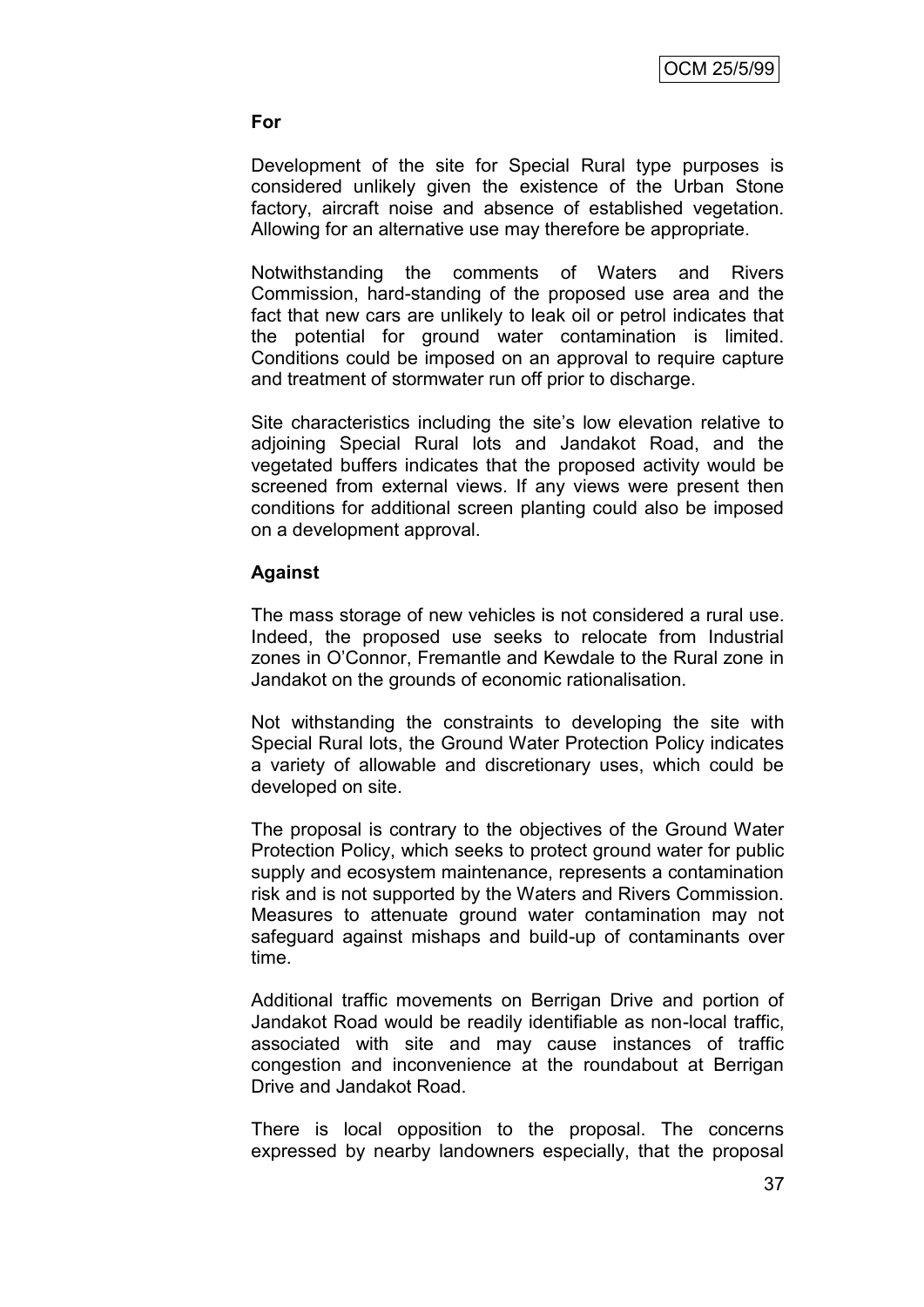**For**

Development of the site for Special Rural type purposes is considered unlikely given the existence of the Urban Stone factory, aircraft noise and absence of established vegetation. Allowing for an alternative use may therefore be appropriate.

Notwithstanding the comments of Waters and Rivers Commission, hard-standing of the proposed use area and the fact that new cars are unlikely to leak oil or petrol indicates that the potential for ground water contamination is limited. Conditions could be imposed on an approval to require capture and treatment of stormwater run off prior to discharge.

Site characteristics including the site's low elevation relative to adjoining Special Rural lots and Jandakot Road, and the vegetated buffers indicates that the proposed activity would be screened from external views. If any views were present then conditions for additional screen planting could also be imposed on a development approval.

**Against**

The mass storage of new vehicles is not considered a rural use. Indeed, the proposed use seeks to relocate from Industrial zones in O'Connor, Fremantle and Kewdale to the Rural zone in Jandakot on the grounds of economic rationalisation.

Not withstanding the constraints to developing the site with Special Rural lots, the Ground Water Protection Policy indicates a variety of allowable and discretionary uses, which could be developed on site.

The proposal is contrary to the objectives of the Ground Water Protection Policy, which seeks to protect ground water for public supply and ecosystem maintenance, represents a contamination risk and is not supported by the Waters and Rivers Commission. Measures to attenuate ground water contamination may not safeguard against mishaps and build-up of contaminants over time.

Additional traffic movements on Berrigan Drive and portion of Jandakot Road would be readily identifiable as non-local traffic, associated with site and may cause instances of traffic congestion and inconvenience at the roundabout at Berrigan Drive and Jandakot Road.

There is local opposition to the proposal. The concerns expressed by nearby landowners especially, that the proposal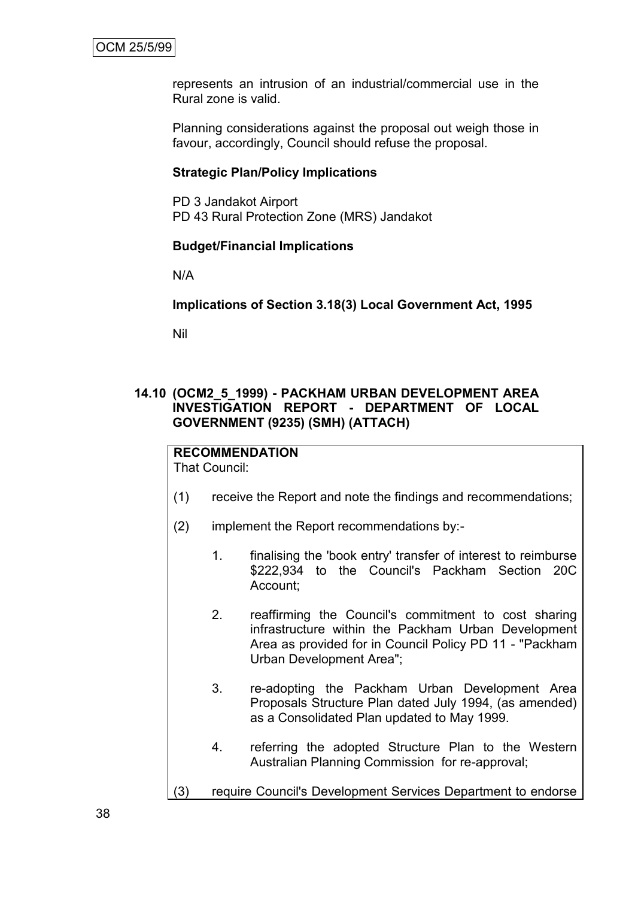represents an intrusion of an industrial/commercial use in the Rural zone is valid.

Planning considerations against the proposal out weigh those in favour, accordingly, Council should refuse the proposal.

**Strategic Plan/Policy Implications**

PD 3 Jandakot Airport
PD 43 Rural Protection Zone (MRS) Jandakot

**Budget/Financial Implications**

N/A

**Implications of Section 3.18(3) Local Government Act, 1995**

Nil

## 14.10 (OCM2_5_1999) - PACKHAM URBAN DEVELOPMENT AREA INVESTIGATION REPORT - DEPARTMENT OF LOCAL GOVERNMENT (9235) (SMH) (ATTACH)

**RECOMMENDATION**
That Council:

(1) receive the Report and note the findings and recommendations;

(2) implement the Report recommendations by:-

1. finalising the 'book entry' transfer of interest to reimburse \$222,934 to the Council's Packham Section 20C Account;

2. reaffirming the Council's commitment to cost sharing infrastructure within the Packham Urban Development Area as provided for in Council Policy PD 11 - "Packham Urban Development Area";

3. re-adopting the Packham Urban Development Area Proposals Structure Plan dated July 1994, (as amended) as a Consolidated Plan updated to May 1999.

4. referring the adopted Structure Plan to the Western Australian Planning Commission for re-approval;

(3) require Council's Development Services Department to endorse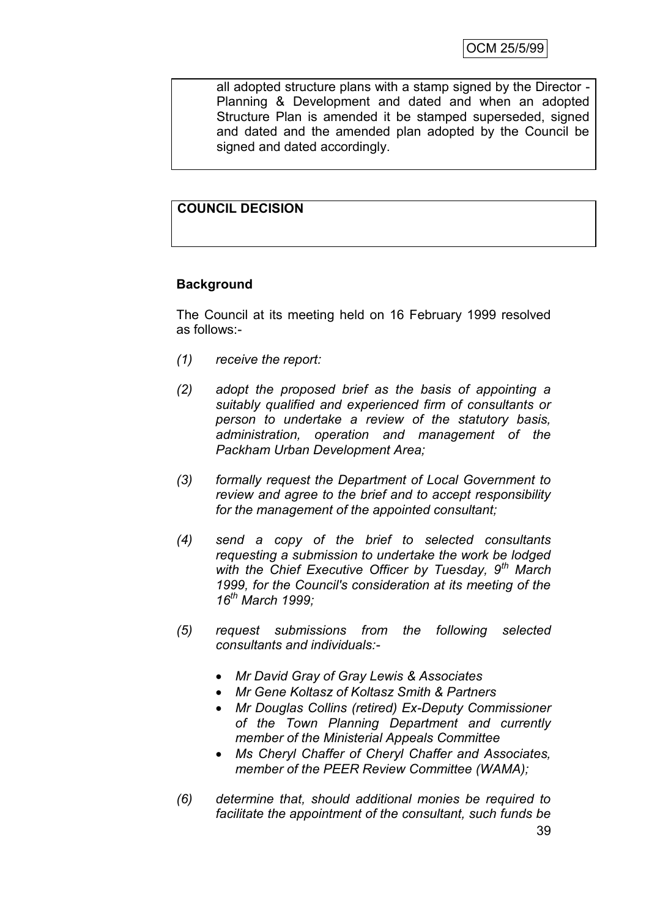all adopted structure plans with a stamp signed by the Director - Planning & Development and dated and when an adopted Structure Plan is amended it be stamped superseded, signed and dated and the amended plan adopted by the Council be signed and dated accordingly.

**COUNCIL DECISION**

**Background**

The Council at its meeting held on 16 February 1999 resolved as follows:-

*(1) receive the report:*

*(2) adopt the proposed brief as the basis of appointing a suitably qualified and experienced firm of consultants or person to undertake a review of the statutory basis, administration, operation and management of the Packham Urban Development Area;*

*(3) formally request the Department of Local Government to review and agree to the brief and to accept responsibility for the management of the appointed consultant;*

*(4) send a copy of the brief to selected consultants requesting a submission to undertake the work be lodged with the Chief Executive Officer by Tuesday, 9th March 1999, for the Council's consideration at its meeting of the 16th March 1999;*

*(5) request submissions from the following selected consultants and individuals:-*

- *Mr David Gray of Gray Lewis & Associates*
- *Mr Gene Koltasz of Koltasz Smith & Partners*
- *Mr Douglas Collins (retired) Ex-Deputy Commissioner of the Town Planning Department and currently member of the Ministerial Appeals Committee*
- *Ms Cheryl Chaffer of Cheryl Chaffer and Associates, member of the PEER Review Committee (WAMA);*

*(6) determine that, should additional monies be required to facilitate the appointment of the consultant, such funds be*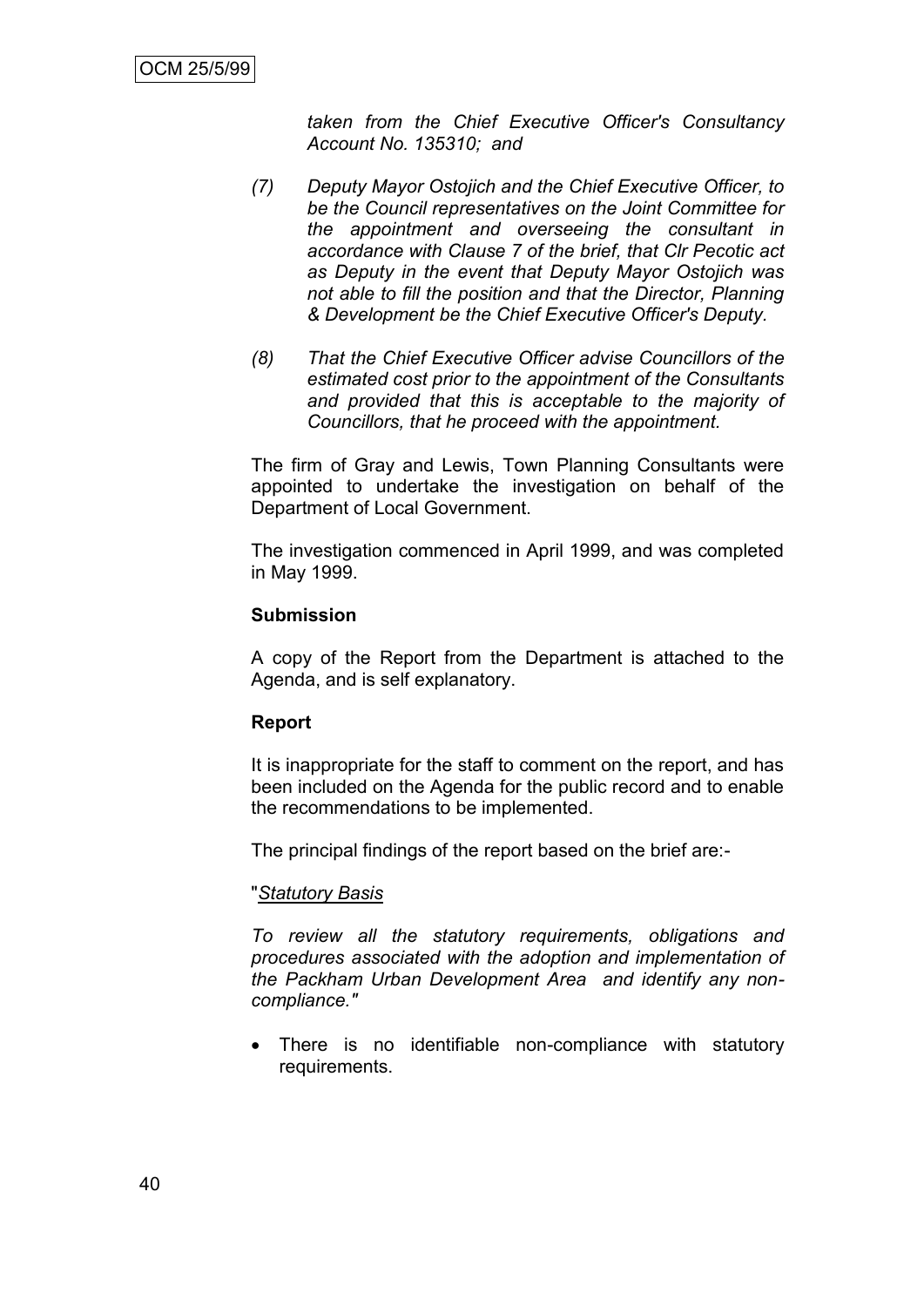*taken from the Chief Executive Officer's Consultancy Account No. 135310; and*

*(7) Deputy Mayor Ostojich and the Chief Executive Officer, to be the Council representatives on the Joint Committee for the appointment and overseeing the consultant in accordance with Clause 7 of the brief, that Clr Pecotic act as Deputy in the event that Deputy Mayor Ostojich was not able to fill the position and that the Director, Planning & Development be the Chief Executive Officer's Deputy.*

*(8) That the Chief Executive Officer advise Councillors of the estimated cost prior to the appointment of the Consultants and provided that this is acceptable to the majority of Councillors, that he proceed with the appointment.*

The firm of Gray and Lewis, Town Planning Consultants were appointed to undertake the investigation on behalf of the Department of Local Government.

The investigation commenced in April 1999, and was completed in May 1999.

**Submission**

A copy of the Report from the Department is attached to the Agenda, and is self explanatory.

**Report**

It is inappropriate for the staff to comment on the report, and has been included on the Agenda for the public record and to enable the recommendations to be implemented.

The principal findings of the report based on the brief are:-

"*Statutory Basis*

*To review all the statutory requirements, obligations and procedures associated with the adoption and implementation of the Packham Urban Development Area and identify any non-compliance."*

- There is no identifiable non-compliance with statutory requirements.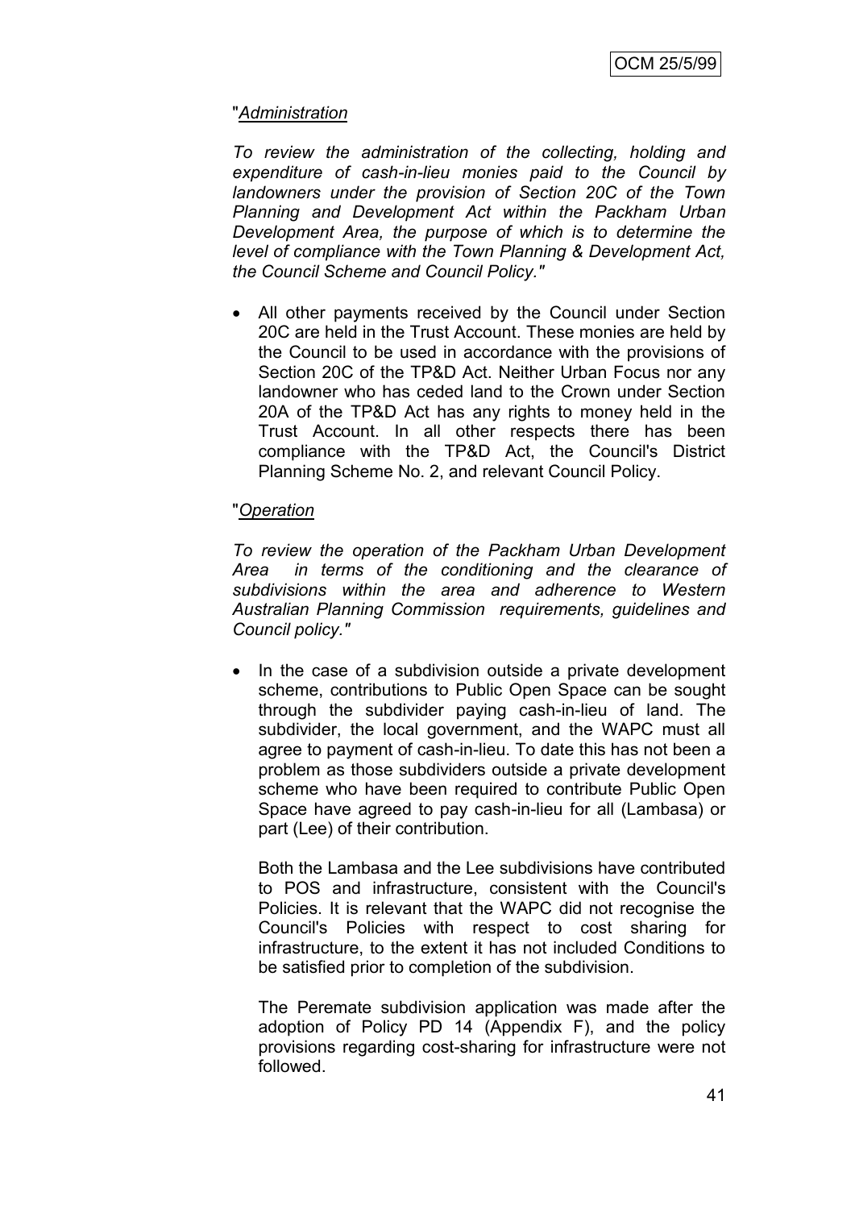"*Administration*

*To review the administration of the collecting, holding and expenditure of cash-in-lieu monies paid to the Council by landowners under the provision of Section 20C of the Town Planning and Development Act within the Packham Urban Development Area, the purpose of which is to determine the level of compliance with the Town Planning & Development Act, the Council Scheme and Council Policy."*

- All other payments received by the Council under Section 20C are held in the Trust Account. These monies are held by the Council to be used in accordance with the provisions of Section 20C of the TP&D Act. Neither Urban Focus nor any landowner who has ceded land to the Crown under Section 20A of the TP&D Act has any rights to money held in the Trust Account. In all other respects there has been compliance with the TP&D Act, the Council's District Planning Scheme No. 2, and relevant Council Policy.

"*Operation*

*To review the operation of the Packham Urban Development Area in terms of the conditioning and the clearance of subdivisions within the area and adherence to Western Australian Planning Commission requirements, guidelines and Council policy."*

- In the case of a subdivision outside a private development scheme, contributions to Public Open Space can be sought through the subdivider paying cash-in-lieu of land. The subdivider, the local government, and the WAPC must all agree to payment of cash-in-lieu. To date this has not been a problem as those subdividers outside a private development scheme who have been required to contribute Public Open Space have agreed to pay cash-in-lieu for all (Lambasa) or part (Lee) of their contribution.

  Both the Lambasa and the Lee subdivisions have contributed to POS and infrastructure, consistent with the Council's Policies. It is relevant that the WAPC did not recognise the Council's Policies with respect to cost sharing for infrastructure, to the extent it has not included Conditions to be satisfied prior to completion of the subdivision.

  The Peremate subdivision application was made after the adoption of Policy PD 14 (Appendix F), and the policy provisions regarding cost-sharing for infrastructure were not followed.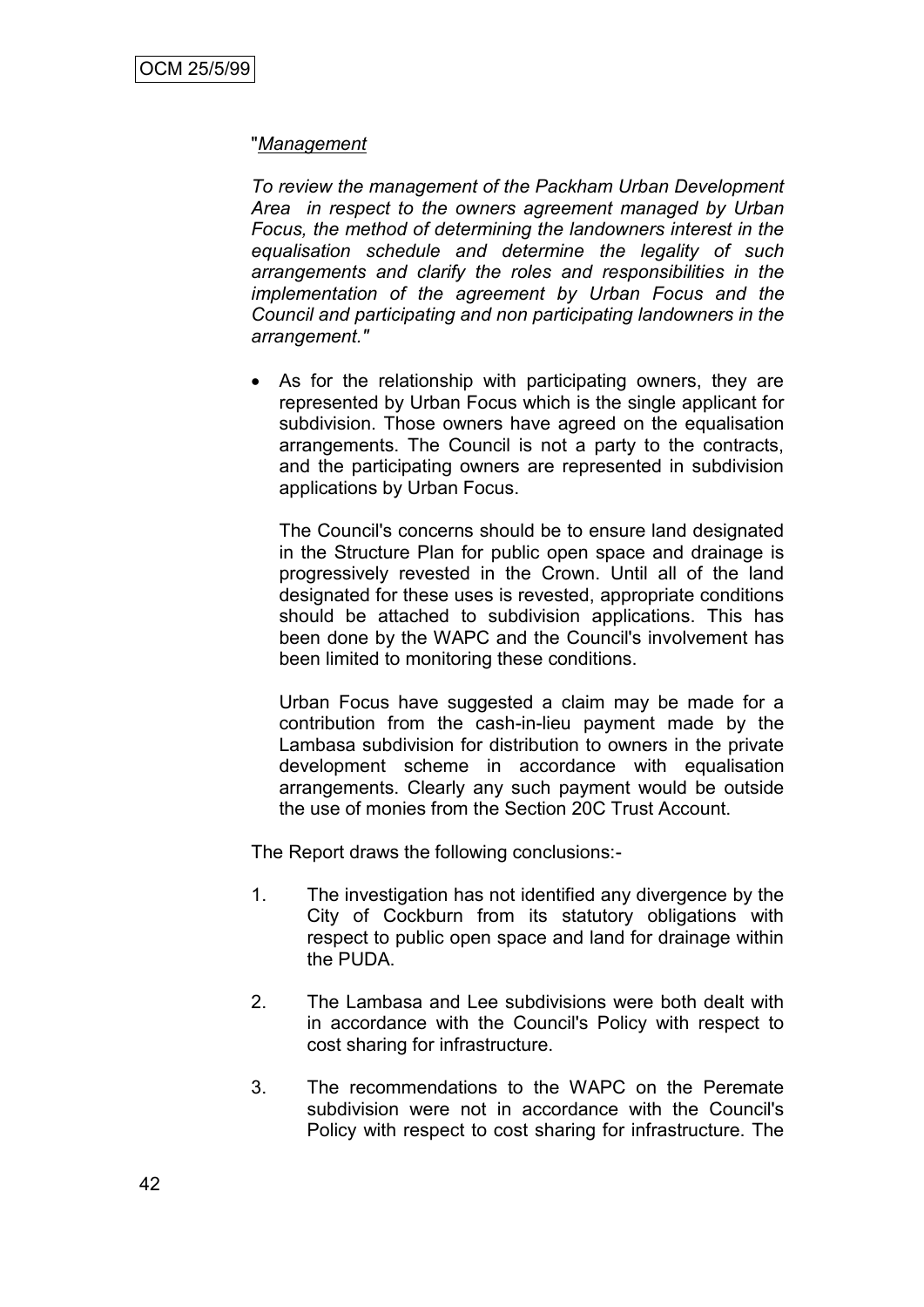"*Management*

*To review the management of the Packham Urban Development Area in respect to the owners agreement managed by Urban Focus, the method of determining the landowners interest in the equalisation schedule and determine the legality of such arrangements and clarify the roles and responsibilities in the implementation of the agreement by Urban Focus and the Council and participating and non participating landowners in the arrangement."*

- As for the relationship with participating owners, they are represented by Urban Focus which is the single applicant for subdivision. Those owners have agreed on the equalisation arrangements. The Council is not a party to the contracts, and the participating owners are represented in subdivision applications by Urban Focus.

  The Council's concerns should be to ensure land designated in the Structure Plan for public open space and drainage is progressively revested in the Crown. Until all of the land designated for these uses is revested, appropriate conditions should be attached to subdivision applications. This has been done by the WAPC and the Council's involvement has been limited to monitoring these conditions.

  Urban Focus have suggested a claim may be made for a contribution from the cash-in-lieu payment made by the Lambasa subdivision for distribution to owners in the private development scheme in accordance with equalisation arrangements. Clearly any such payment would be outside the use of monies from the Section 20C Trust Account.

The Report draws the following conclusions:-

1. The investigation has not identified any divergence by the City of Cockburn from its statutory obligations with respect to public open space and land for drainage within the PUDA.

2. The Lambasa and Lee subdivisions were both dealt with in accordance with the Council's Policy with respect to cost sharing for infrastructure.

3. The recommendations to the WAPC on the Peremate subdivision were not in accordance with the Council's Policy with respect to cost sharing for infrastructure. The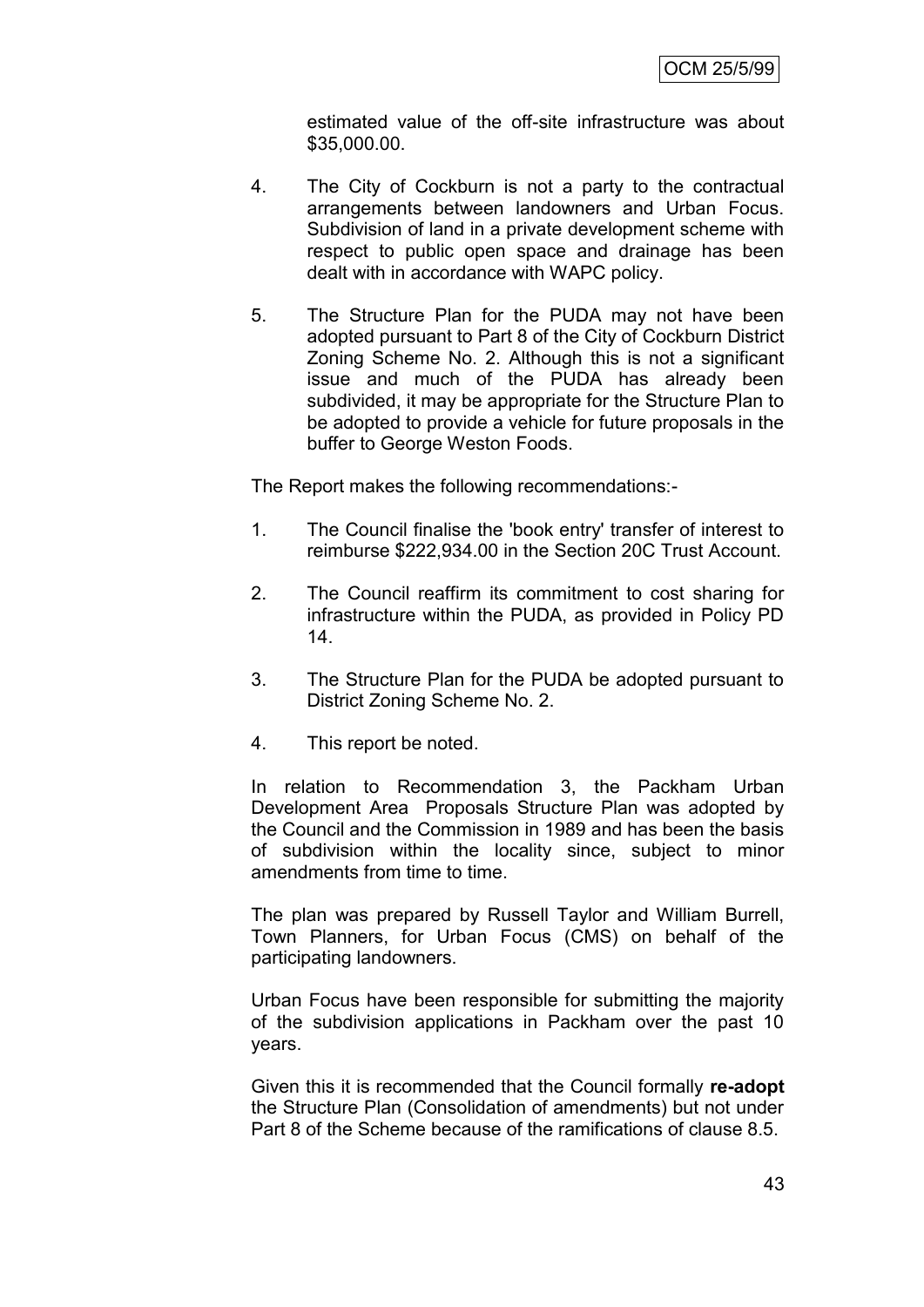estimated value of the off-site infrastructure was about $35,000.00.

4. The City of Cockburn is not a party to the contractual arrangements between landowners and Urban Focus. Subdivision of land in a private development scheme with respect to public open space and drainage has been dealt with in accordance with WAPC policy.

5. The Structure Plan for the PUDA may not have been adopted pursuant to Part 8 of the City of Cockburn District Zoning Scheme No. 2. Although this is not a significant issue and much of the PUDA has already been subdivided, it may be appropriate for the Structure Plan to be adopted to provide a vehicle for future proposals in the buffer to George Weston Foods.

The Report makes the following recommendations:-

1. The Council finalise the 'book entry' transfer of interest to reimburse $222,934.00 in the Section 20C Trust Account.

2. The Council reaffirm its commitment to cost sharing for infrastructure within the PUDA, as provided in Policy PD 14.

3. The Structure Plan for the PUDA be adopted pursuant to District Zoning Scheme No. 2.

4. This report be noted.

In relation to Recommendation 3, the Packham Urban Development Area Proposals Structure Plan was adopted by the Council and the Commission in 1989 and has been the basis of subdivision within the locality since, subject to minor amendments from time to time.

The plan was prepared by Russell Taylor and William Burrell, Town Planners, for Urban Focus (CMS) on behalf of the participating landowners.

Urban Focus have been responsible for submitting the majority of the subdivision applications in Packham over the past 10 years.

Given this it is recommended that the Council formally **re-adopt** the Structure Plan (Consolidation of amendments) but not under Part 8 of the Scheme because of the ramifications of clause 8.5.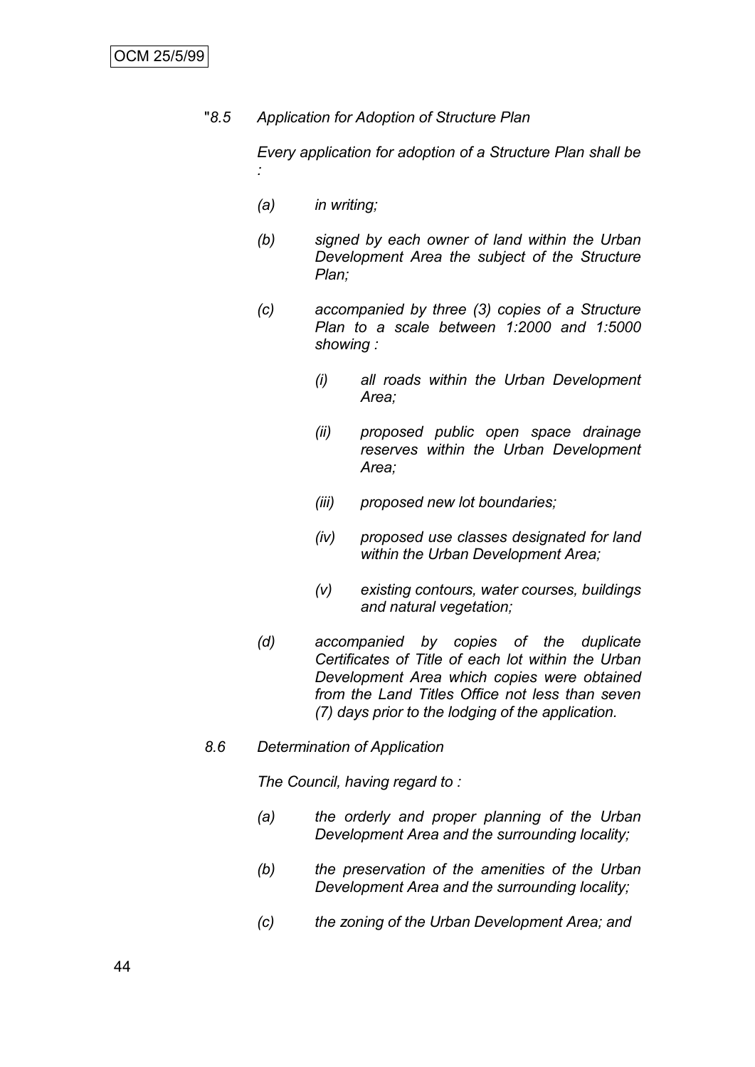"*8.5 Application for Adoption of Structure Plan*

*Every application for adoption of a Structure Plan shall be :*

*(a) in writing;*

*(b) signed by each owner of land within the Urban Development Area the subject of the Structure Plan;*

*(c) accompanied by three (3) copies of a Structure Plan to a scale between 1:2000 and 1:5000 showing :*

*(i) all roads within the Urban Development Area;*

*(ii) proposed public open space drainage reserves within the Urban Development Area;*

*(iii) proposed new lot boundaries;*

*(iv) proposed use classes designated for land within the Urban Development Area;*

*(v) existing contours, water courses, buildings and natural vegetation;*

*(d) accompanied by copies of the duplicate Certificates of Title of each lot within the Urban Development Area which copies were obtained from the Land Titles Office not less than seven (7) days prior to the lodging of the application.*

*8.6 Determination of Application*

*The Council, having regard to :*

*(a) the orderly and proper planning of the Urban Development Area and the surrounding locality;*

*(b) the preservation of the amenities of the Urban Development Area and the surrounding locality;*

*(c) the zoning of the Urban Development Area; and*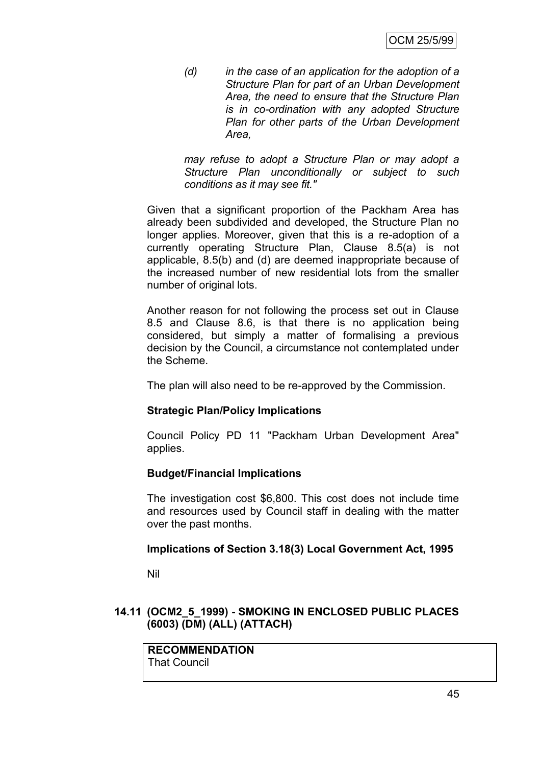*(d) in the case of an application for the adoption of a Structure Plan for part of an Urban Development Area, the need to ensure that the Structure Plan is in co-ordination with any adopted Structure Plan for other parts of the Urban Development Area,*

*may refuse to adopt a Structure Plan or may adopt a Structure Plan unconditionally or subject to such conditions as it may see fit."*

Given that a significant proportion of the Packham Area has already been subdivided and developed, the Structure Plan no longer applies. Moreover, given that this is a re-adoption of a currently operating Structure Plan, Clause 8.5(a) is not applicable, 8.5(b) and (d) are deemed inappropriate because of the increased number of new residential lots from the smaller number of original lots.

Another reason for not following the process set out in Clause 8.5 and Clause 8.6, is that there is no application being considered, but simply a matter of formalising a previous decision by the Council, a circumstance not contemplated under the Scheme.

The plan will also need to be re-approved by the Commission.

**Strategic Plan/Policy Implications**

Council Policy PD 11 "Packham Urban Development Area" applies.

**Budget/Financial Implications**

The investigation cost $6,800. This cost does not include time and resources used by Council staff in dealing with the matter over the past months.

**Implications of Section 3.18(3) Local Government Act, 1995**

Nil

### 14.11 (OCM2_5_1999) - SMOKING IN ENCLOSED PUBLIC PLACES (6003) (DM) (ALL) (ATTACH)

**RECOMMENDATION**
That Council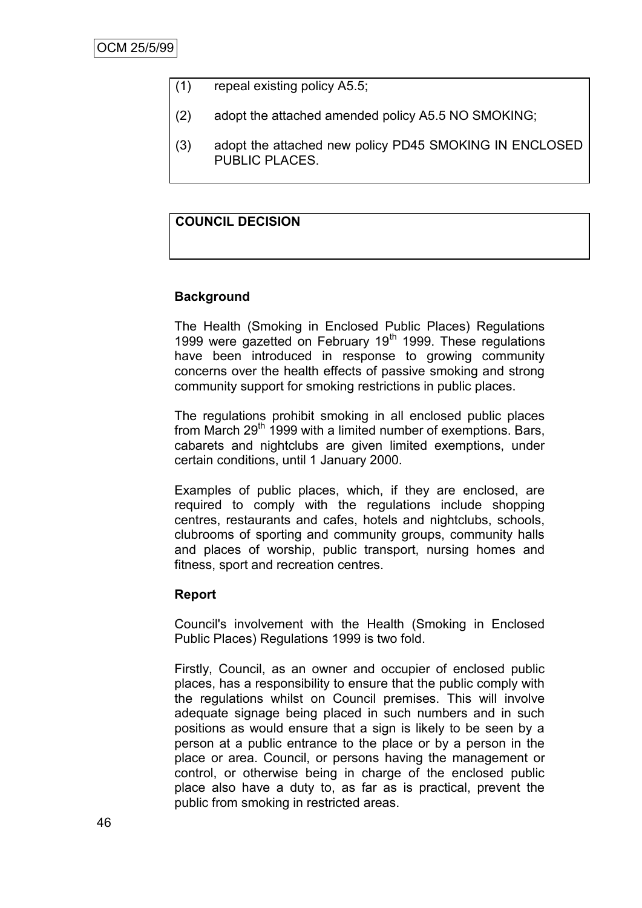(1) repeal existing policy A5.5;

(2) adopt the attached amended policy A5.5 NO SMOKING;

(3) adopt the attached new policy PD45 SMOKING IN ENCLOSED PUBLIC PLACES.

**COUNCIL DECISION**

**Background**

The Health (Smoking in Enclosed Public Places) Regulations 1999 were gazetted on February 19th 1999. These regulations have been introduced in response to growing community concerns over the health effects of passive smoking and strong community support for smoking restrictions in public places.

The regulations prohibit smoking in all enclosed public places from March 29th 1999 with a limited number of exemptions. Bars, cabarets and nightclubs are given limited exemptions, under certain conditions, until 1 January 2000.

Examples of public places, which, if they are enclosed, are required to comply with the regulations include shopping centres, restaurants and cafes, hotels and nightclubs, schools, clubrooms of sporting and community groups, community halls and places of worship, public transport, nursing homes and fitness, sport and recreation centres.

**Report**

Council's involvement with the Health (Smoking in Enclosed Public Places) Regulations 1999 is two fold.

Firstly, Council, as an owner and occupier of enclosed public places, has a responsibility to ensure that the public comply with the regulations whilst on Council premises. This will involve adequate signage being placed in such numbers and in such positions as would ensure that a sign is likely to be seen by a person at a public entrance to the place or by a person in the place or area. Council, or persons having the management or control, or otherwise being in charge of the enclosed public place also have a duty to, as far as is practical, prevent the public from smoking in restricted areas.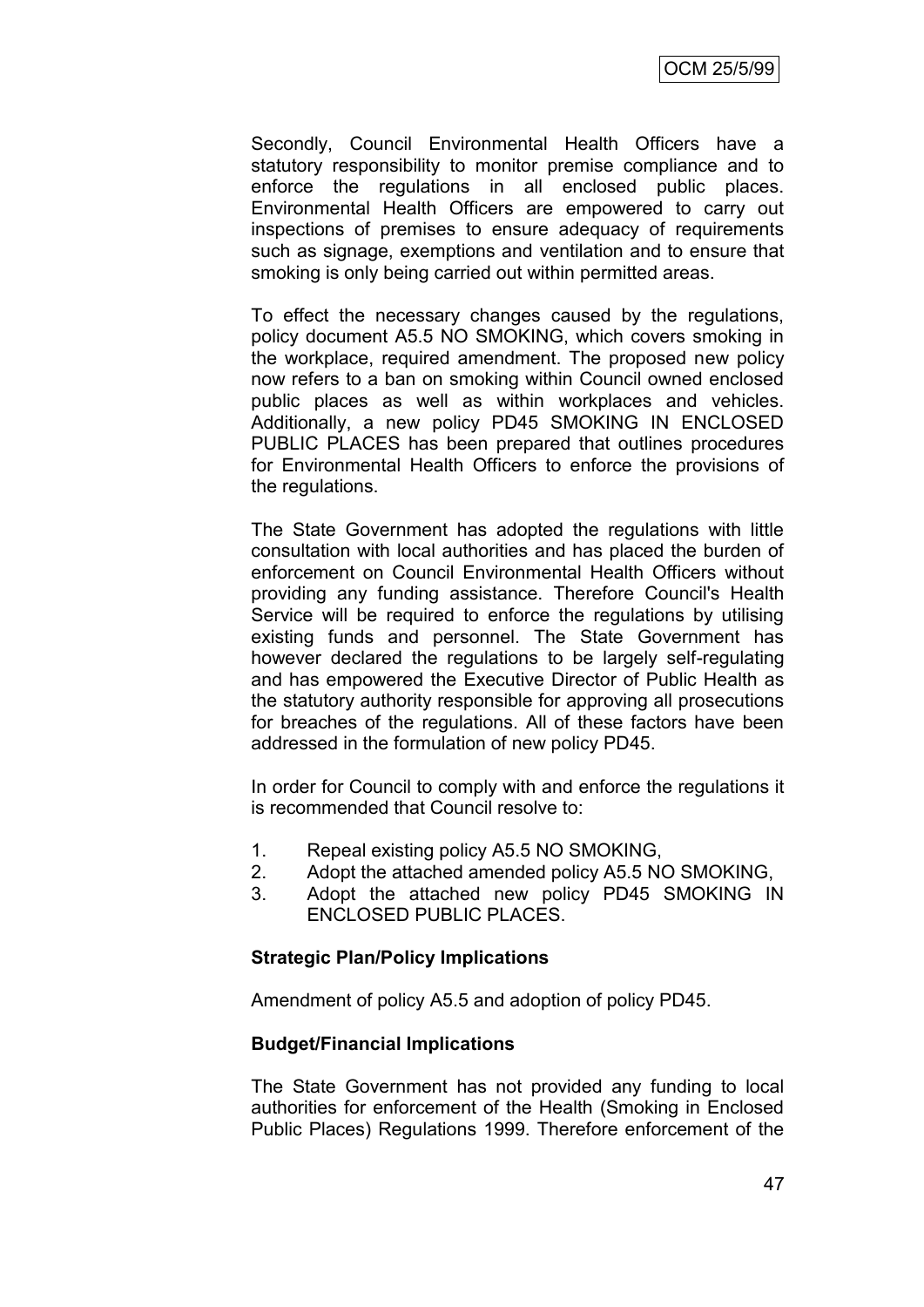Secondly, Council Environmental Health Officers have a statutory responsibility to monitor premise compliance and to enforce the regulations in all enclosed public places. Environmental Health Officers are empowered to carry out inspections of premises to ensure adequacy of requirements such as signage, exemptions and ventilation and to ensure that smoking is only being carried out within permitted areas.

To effect the necessary changes caused by the regulations, policy document A5.5 NO SMOKING, which covers smoking in the workplace, required amendment. The proposed new policy now refers to a ban on smoking within Council owned enclosed public places as well as within workplaces and vehicles. Additionally, a new policy PD45 SMOKING IN ENCLOSED PUBLIC PLACES has been prepared that outlines procedures for Environmental Health Officers to enforce the provisions of the regulations.

The State Government has adopted the regulations with little consultation with local authorities and has placed the burden of enforcement on Council Environmental Health Officers without providing any funding assistance. Therefore Council's Health Service will be required to enforce the regulations by utilising existing funds and personnel. The State Government has however declared the regulations to be largely self-regulating and has empowered the Executive Director of Public Health as the statutory authority responsible for approving all prosecutions for breaches of the regulations. All of these factors have been addressed in the formulation of new policy PD45.

In order for Council to comply with and enforce the regulations it is recommended that Council resolve to:

1. Repeal existing policy A5.5 NO SMOKING,
2. Adopt the attached amended policy A5.5 NO SMOKING,
3. Adopt the attached new policy PD45 SMOKING IN ENCLOSED PUBLIC PLACES.

**Strategic Plan/Policy Implications**

Amendment of policy A5.5 and adoption of policy PD45.

**Budget/Financial Implications**

The State Government has not provided any funding to local authorities for enforcement of the Health (Smoking in Enclosed Public Places) Regulations 1999. Therefore enforcement of the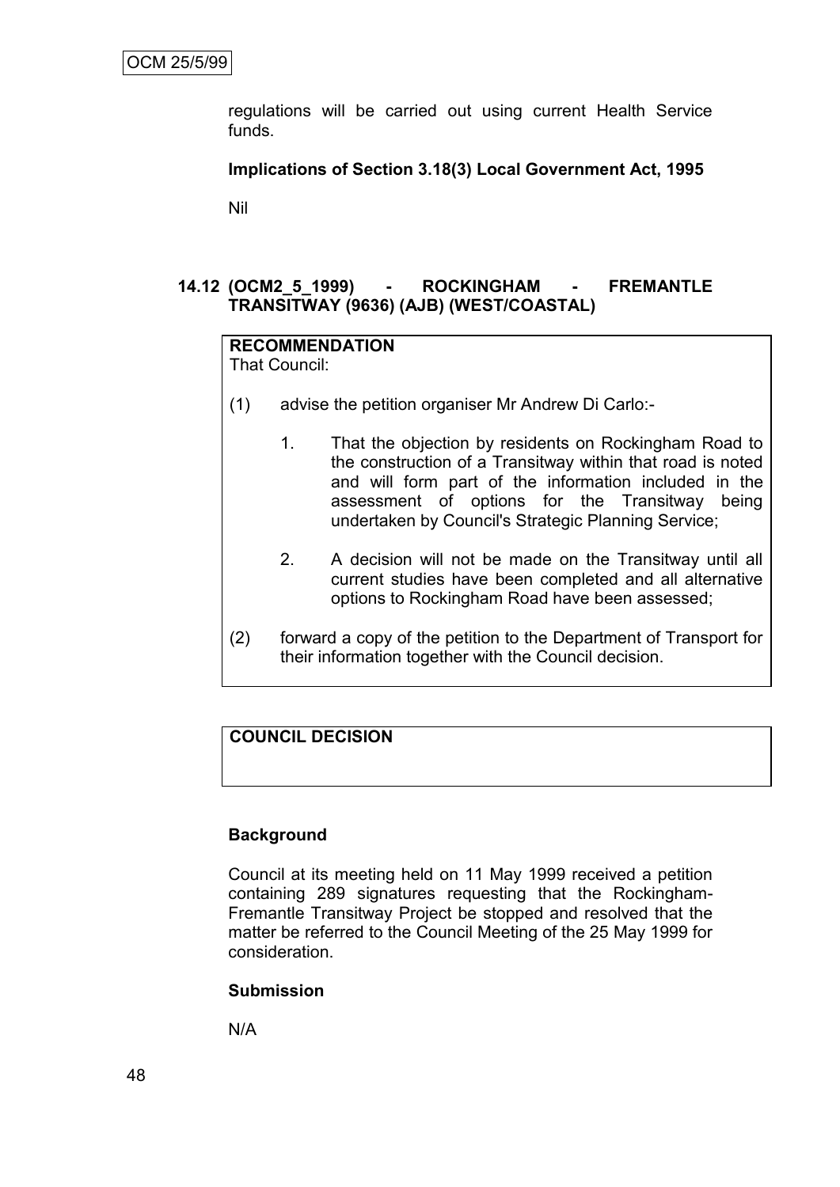regulations will be carried out using current Health Service funds.

**Implications of Section 3.18(3) Local Government Act, 1995**

Nil

### 14.12 (OCM2_5_1999) - ROCKINGHAM - FREMANTLE TRANSITWAY (9636) (AJB) (WEST/COASTAL)

**RECOMMENDATION**
That Council:

(1) advise the petition organiser Mr Andrew Di Carlo:-

1. That the objection by residents on Rockingham Road to the construction of a Transitway within that road is noted and will form part of the information included in the assessment of options for the Transitway being undertaken by Council's Strategic Planning Service;

2. A decision will not be made on the Transitway until all current studies have been completed and all alternative options to Rockingham Road have been assessed;

(2) forward a copy of the petition to the Department of Transport for their information together with the Council decision.

**COUNCIL DECISION**

**Background**

Council at its meeting held on 11 May 1999 received a petition containing 289 signatures requesting that the Rockingham-Fremantle Transitway Project be stopped and resolved that the matter be referred to the Council Meeting of the 25 May 1999 for consideration.

**Submission**

N/A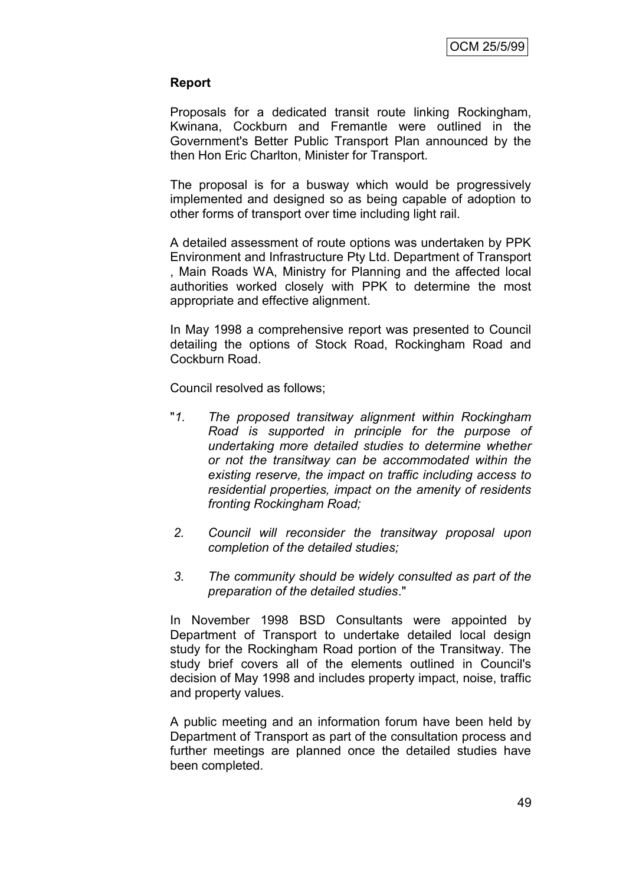**Report**

Proposals for a dedicated transit route linking Rockingham, Kwinana, Cockburn and Fremantle were outlined in the Government's Better Public Transport Plan announced by the then Hon Eric Charlton, Minister for Transport.

The proposal is for a busway which would be progressively implemented and designed so as being capable of adoption to other forms of transport over time including light rail.

A detailed assessment of route options was undertaken by PPK Environment and Infrastructure Pty Ltd. Department of Transport , Main Roads WA, Ministry for Planning and the affected local authorities worked closely with PPK to determine the most appropriate and effective alignment.

In May 1998 a comprehensive report was presented to Council detailing the options of Stock Road, Rockingham Road and Cockburn Road.

Council resolved as follows;

"*1. The proposed transitway alignment within Rockingham Road is supported in principle for the purpose of undertaking more detailed studies to determine whether or not the transitway can be accommodated within the existing reserve, the impact on traffic including access to residential properties, impact on the amenity of residents fronting Rockingham Road;*

*2. Council will reconsider the transitway proposal upon completion of the detailed studies;*

*3. The community should be widely consulted as part of the preparation of the detailed studies*."

In November 1998 BSD Consultants were appointed by Department of Transport to undertake detailed local design study for the Rockingham Road portion of the Transitway. The study brief covers all of the elements outlined in Council's decision of May 1998 and includes property impact, noise, traffic and property values.

A public meeting and an information forum have been held by Department of Transport as part of the consultation process and further meetings are planned once the detailed studies have been completed.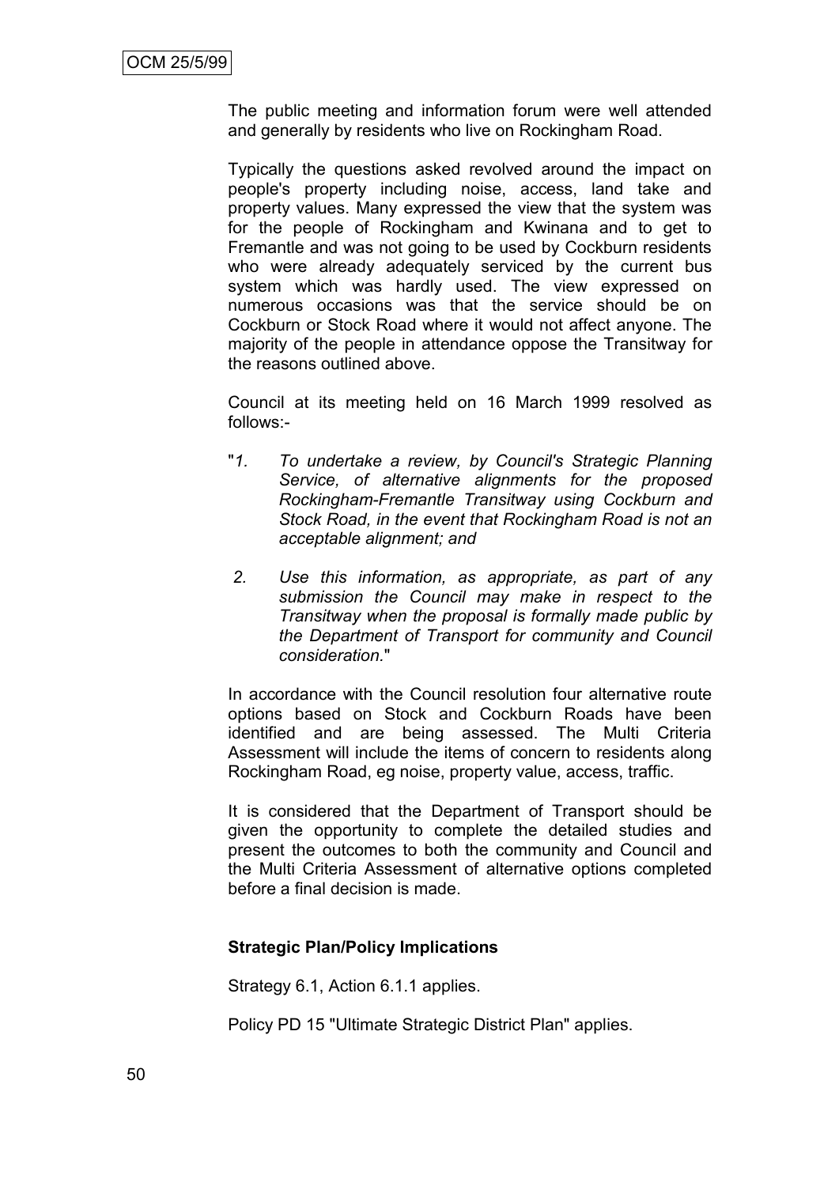The public meeting and information forum were well attended and generally by residents who live on Rockingham Road.

Typically the questions asked revolved around the impact on people's property including noise, access, land take and property values. Many expressed the view that the system was for the people of Rockingham and Kwinana and to get to Fremantle and was not going to be used by Cockburn residents who were already adequately serviced by the current bus system which was hardly used. The view expressed on numerous occasions was that the service should be on Cockburn or Stock Road where it would not affect anyone. The majority of the people in attendance oppose the Transitway for the reasons outlined above.

Council at its meeting held on 16 March 1999 resolved as follows:-

"*1. To undertake a review, by Council's Strategic Planning Service, of alternative alignments for the proposed Rockingham-Fremantle Transitway using Cockburn and Stock Road, in the event that Rockingham Road is not an acceptable alignment; and*

*2. Use this information, as appropriate, as part of any submission the Council may make in respect to the Transitway when the proposal is formally made public by the Department of Transport for community and Council consideration.*"

In accordance with the Council resolution four alternative route options based on Stock and Cockburn Roads have been identified and are being assessed. The Multi Criteria Assessment will include the items of concern to residents along Rockingham Road, eg noise, property value, access, traffic.

It is considered that the Department of Transport should be given the opportunity to complete the detailed studies and present the outcomes to both the community and Council and the Multi Criteria Assessment of alternative options completed before a final decision is made.

**Strategic Plan/Policy Implications**

Strategy 6.1, Action 6.1.1 applies.

Policy PD 15 "Ultimate Strategic District Plan" applies.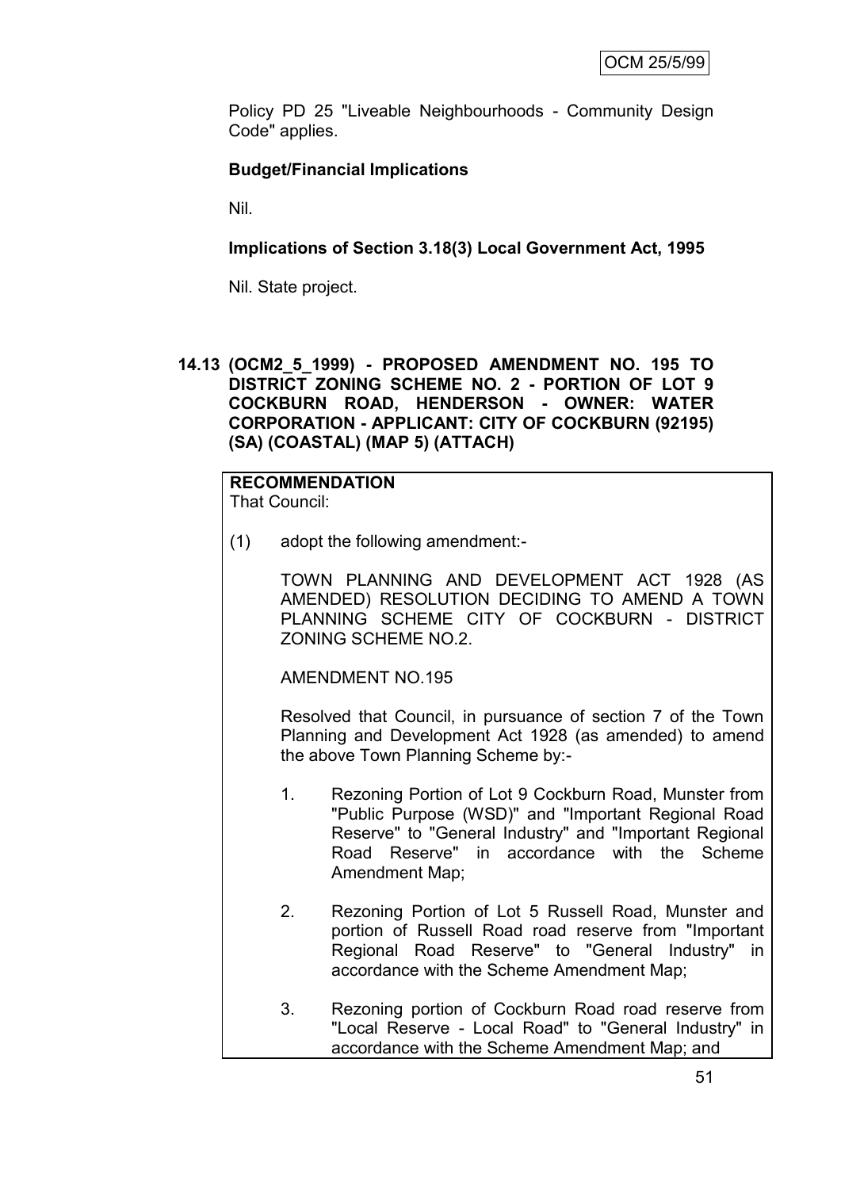Policy PD 25 "Liveable Neighbourhoods - Community Design Code" applies.

**Budget/Financial Implications**

Nil.

**Implications of Section 3.18(3) Local Government Act, 1995**

Nil. State project.

## 14.13 (OCM2_5_1999) - PROPOSED AMENDMENT NO. 195 TO DISTRICT ZONING SCHEME NO. 2 - PORTION OF LOT 9 COCKBURN ROAD, HENDERSON - OWNER: WATER CORPORATION - APPLICANT: CITY OF COCKBURN (92195) (SA) (COASTAL) (MAP 5) (ATTACH)

**RECOMMENDATION**

That Council:

(1) adopt the following amendment:-

TOWN PLANNING AND DEVELOPMENT ACT 1928 (AS AMENDED) RESOLUTION DECIDING TO AMEND A TOWN PLANNING SCHEME CITY OF COCKBURN - DISTRICT ZONING SCHEME NO.2.

AMENDMENT NO.195

Resolved that Council, in pursuance of section 7 of the Town Planning and Development Act 1928 (as amended) to amend the above Town Planning Scheme by:-

1. Rezoning Portion of Lot 9 Cockburn Road, Munster from "Public Purpose (WSD)" and "Important Regional Road Reserve" to "General Industry" and "Important Regional Road Reserve" in accordance with the Scheme Amendment Map;

2. Rezoning Portion of Lot 5 Russell Road, Munster and portion of Russell Road road reserve from "Important Regional Road Reserve" to "General Industry" in accordance with the Scheme Amendment Map;

3. Rezoning portion of Cockburn Road road reserve from "Local Reserve - Local Road" to "General Industry" in accordance with the Scheme Amendment Map; and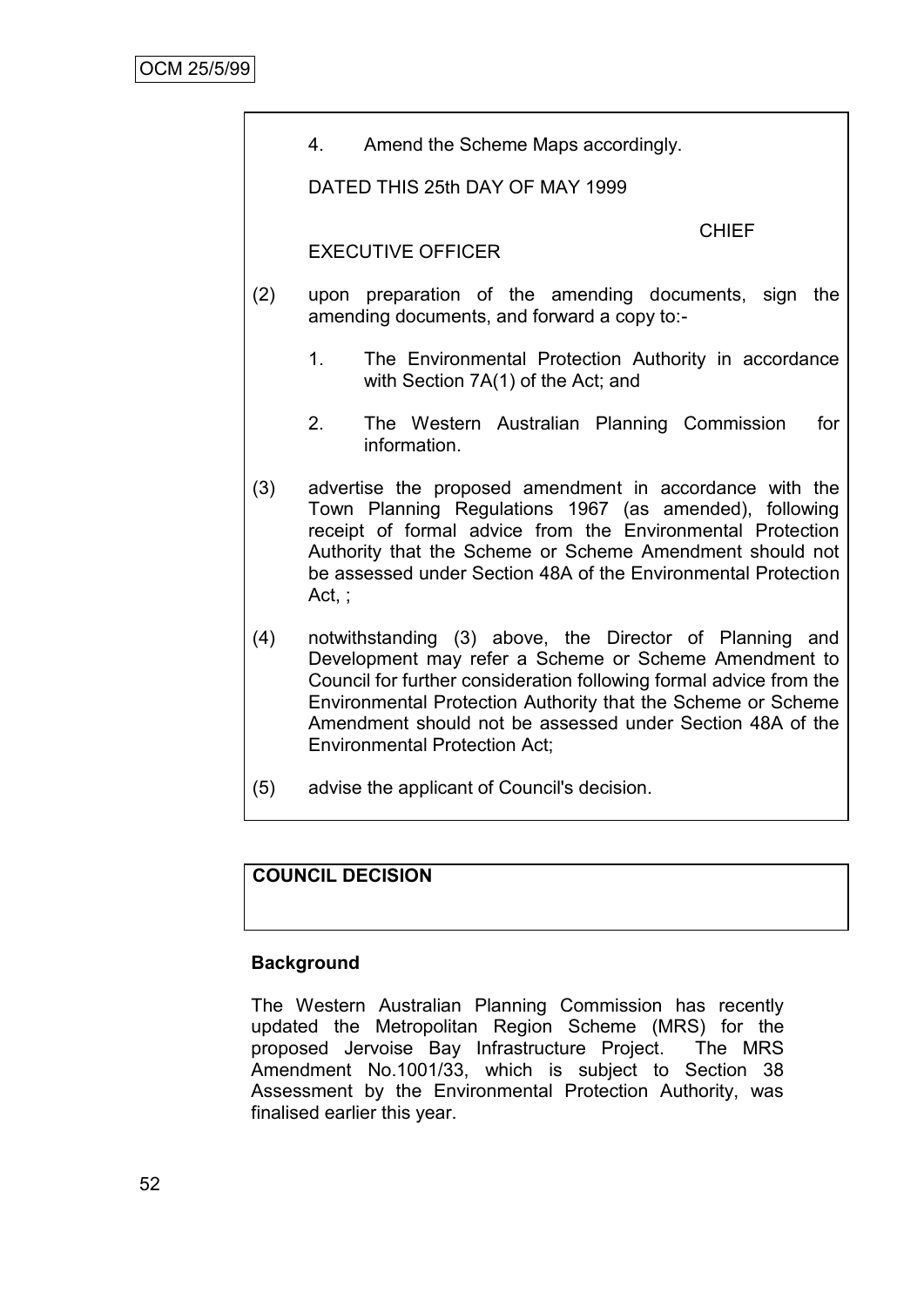4. Amend the Scheme Maps accordingly.

DATED THIS 25th DAY OF MAY 1999

CHIEF EXECUTIVE OFFICER

(2) upon preparation of the amending documents, sign the amending documents, and forward a copy to:-

1. The Environmental Protection Authority in accordance with Section 7A(1) of the Act; and

2. The Western Australian Planning Commission for information.

(3) advertise the proposed amendment in accordance with the Town Planning Regulations 1967 (as amended), following receipt of formal advice from the Environmental Protection Authority that the Scheme or Scheme Amendment should not be assessed under Section 48A of the Environmental Protection Act, ;

(4) notwithstanding (3) above, the Director of Planning and Development may refer a Scheme or Scheme Amendment to Council for further consideration following formal advice from the Environmental Protection Authority that the Scheme or Scheme Amendment should not be assessed under Section 48A of the Environmental Protection Act;

(5) advise the applicant of Council's decision.

**COUNCIL DECISION**

**Background**

The Western Australian Planning Commission has recently updated the Metropolitan Region Scheme (MRS) for the proposed Jervoise Bay Infrastructure Project. The MRS Amendment No.1001/33, which is subject to Section 38 Assessment by the Environmental Protection Authority, was finalised earlier this year.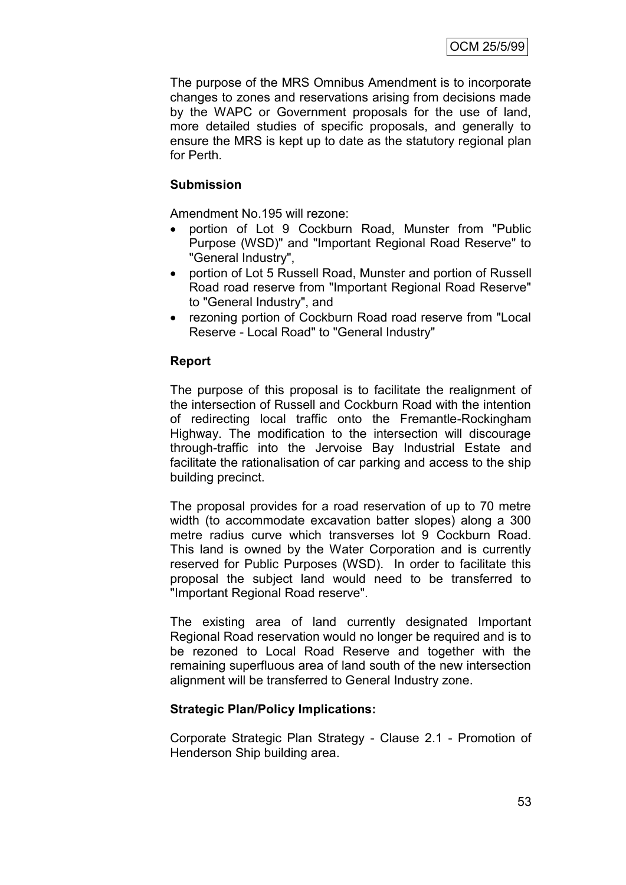The purpose of the MRS Omnibus Amendment is to incorporate changes to zones and reservations arising from decisions made by the WAPC or Government proposals for the use of land, more detailed studies of specific proposals, and generally to ensure the MRS is kept up to date as the statutory regional plan for Perth.

**Submission**

Amendment No.195 will rezone:

- portion of Lot 9 Cockburn Road, Munster from "Public Purpose (WSD)" and "Important Regional Road Reserve" to "General Industry",
- portion of Lot 5 Russell Road, Munster and portion of Russell Road road reserve from "Important Regional Road Reserve" to "General Industry", and
- rezoning portion of Cockburn Road road reserve from "Local Reserve - Local Road" to "General Industry"

**Report**

The purpose of this proposal is to facilitate the realignment of the intersection of Russell and Cockburn Road with the intention of redirecting local traffic onto the Fremantle-Rockingham Highway. The modification to the intersection will discourage through-traffic into the Jervoise Bay Industrial Estate and facilitate the rationalisation of car parking and access to the ship building precinct.

The proposal provides for a road reservation of up to 70 metre width (to accommodate excavation batter slopes) along a 300 metre radius curve which transverses lot 9 Cockburn Road. This land is owned by the Water Corporation and is currently reserved for Public Purposes (WSD). In order to facilitate this proposal the subject land would need to be transferred to "Important Regional Road reserve".

The existing area of land currently designated Important Regional Road reservation would no longer be required and is to be rezoned to Local Road Reserve and together with the remaining superfluous area of land south of the new intersection alignment will be transferred to General Industry zone.

**Strategic Plan/Policy Implications:**

Corporate Strategic Plan Strategy - Clause 2.1 - Promotion of Henderson Ship building area.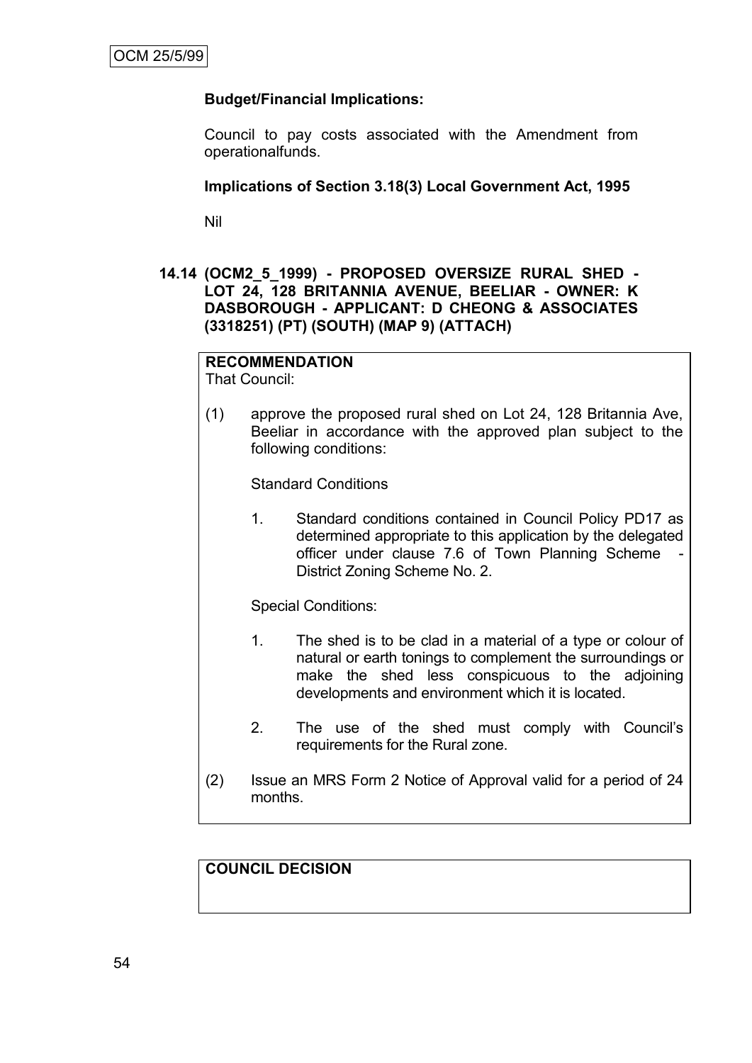**Budget/Financial Implications:**

Council to pay costs associated with the Amendment from operationalfunds.

**Implications of Section 3.18(3) Local Government Act, 1995**

Nil

### 14.14 (OCM2_5_1999) - PROPOSED OVERSIZE RURAL SHED - LOT 24, 128 BRITANNIA AVENUE, BEELIAR - OWNER: K DASBOROUGH - APPLICANT: D CHEONG & ASSOCIATES (3318251) (PT) (SOUTH) (MAP 9) (ATTACH)

**RECOMMENDATION**

That Council:

(1) approve the proposed rural shed on Lot 24, 128 Britannia Ave, Beeliar in accordance with the approved plan subject to the following conditions:

Standard Conditions

1. Standard conditions contained in Council Policy PD17 as determined appropriate to this application by the delegated officer under clause 7.6 of Town Planning Scheme - District Zoning Scheme No. 2.

Special Conditions:

1. The shed is to be clad in a material of a type or colour of natural or earth tonings to complement the surroundings or make the shed less conspicuous to the adjoining developments and environment which it is located.

2. The use of the shed must comply with Council's requirements for the Rural zone.

(2) Issue an MRS Form 2 Notice of Approval valid for a period of 24 months.

**COUNCIL DECISION**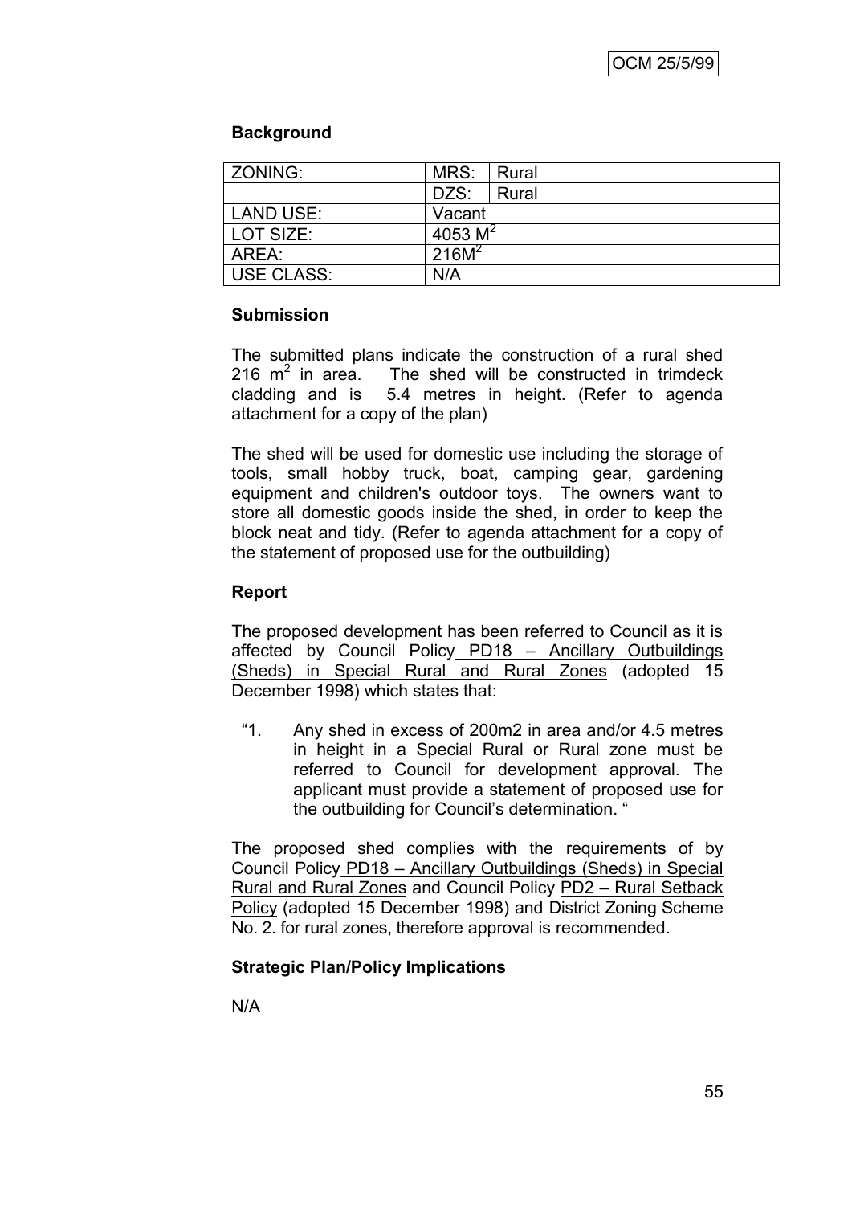OCM 25/5/99

**Background**

| ZONING: | MRS: | Rural |
|---|---|---|
| | DZS: | Rural |
| LAND USE: | Vacant | |
| LOT SIZE: | 4053 $M^2$ | |
| AREA: | 216$M^2$ | |
| USE CLASS: | N/A | |

**Submission**

The submitted plans indicate the construction of a rural shed 216 $m^2$ in area. The shed will be constructed in trimdeck cladding and is 5.4 metres in height. (Refer to agenda attachment for a copy of the plan)

The shed will be used for domestic use including the storage of tools, small hobby truck, boat, camping gear, gardening equipment and children's outdoor toys. The owners want to store all domestic goods inside the shed, in order to keep the block neat and tidy. (Refer to agenda attachment for a copy of the statement of proposed use for the outbuilding)

**Report**

The proposed development has been referred to Council as it is affected by Council Policy PD18 – Ancillary Outbuildings (Sheds) in Special Rural and Rural Zones (adopted 15 December 1998) which states that:

> "1. Any shed in excess of 200m2 in area and/or 4.5 metres in height in a Special Rural or Rural zone must be referred to Council for development approval. The applicant must provide a statement of proposed use for the outbuilding for Council's determination. "

The proposed shed complies with the requirements of by Council Policy PD18 – Ancillary Outbuildings (Sheds) in Special Rural and Rural Zones and Council Policy PD2 – Rural Setback Policy (adopted 15 December 1998) and District Zoning Scheme No. 2. for rural zones, therefore approval is recommended.

**Strategic Plan/Policy Implications**

N/A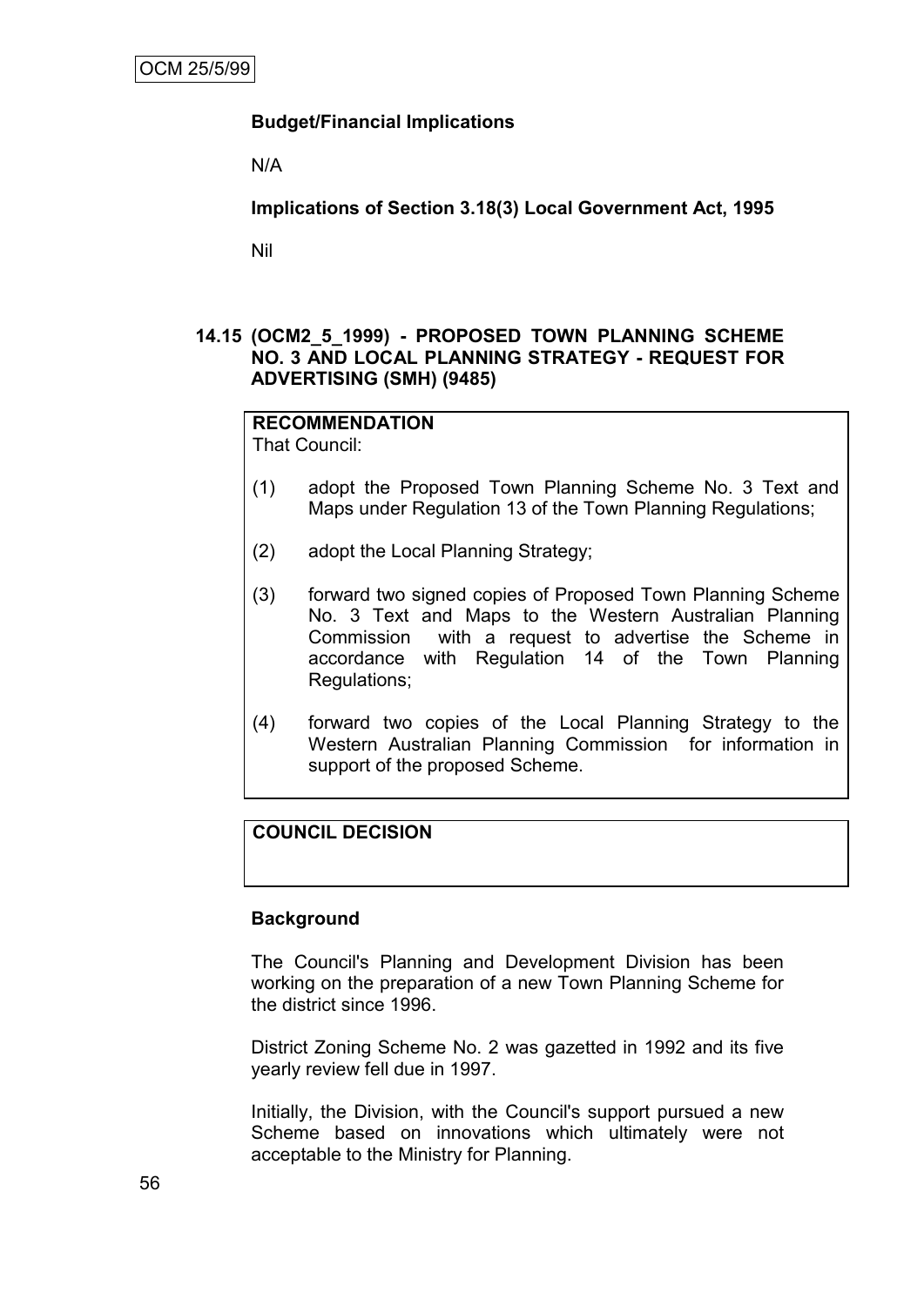**Budget/Financial Implications**

N/A

**Implications of Section 3.18(3) Local Government Act, 1995**

Nil

## 14.15 (OCM2_5_1999) - PROPOSED TOWN PLANNING SCHEME NO. 3 AND LOCAL PLANNING STRATEGY - REQUEST FOR ADVERTISING (SMH) (9485)

**RECOMMENDATION**

That Council:

(1) adopt the Proposed Town Planning Scheme No. 3 Text and Maps under Regulation 13 of the Town Planning Regulations;

(2) adopt the Local Planning Strategy;

(3) forward two signed copies of Proposed Town Planning Scheme No. 3 Text and Maps to the Western Australian Planning Commission with a request to advertise the Scheme in accordance with Regulation 14 of the Town Planning Regulations;

(4) forward two copies of the Local Planning Strategy to the Western Australian Planning Commission for information in support of the proposed Scheme.

**COUNCIL DECISION**

**Background**

The Council's Planning and Development Division has been working on the preparation of a new Town Planning Scheme for the district since 1996.

District Zoning Scheme No. 2 was gazetted in 1992 and its five yearly review fell due in 1997.

Initially, the Division, with the Council's support pursued a new Scheme based on innovations which ultimately were not acceptable to the Ministry for Planning.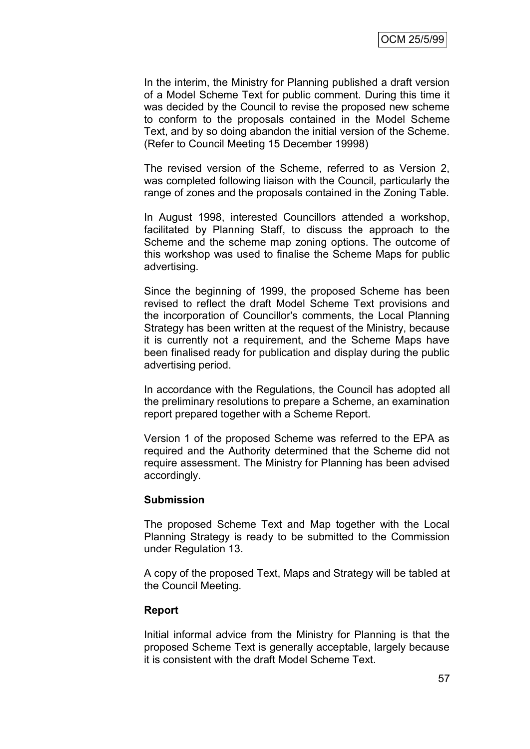In the interim, the Ministry for Planning published a draft version of a Model Scheme Text for public comment. During this time it was decided by the Council to revise the proposed new scheme to conform to the proposals contained in the Model Scheme Text, and by so doing abandon the initial version of the Scheme. (Refer to Council Meeting 15 December 19998)

The revised version of the Scheme, referred to as Version 2, was completed following liaison with the Council, particularly the range of zones and the proposals contained in the Zoning Table.

In August 1998, interested Councillors attended a workshop, facilitated by Planning Staff, to discuss the approach to the Scheme and the scheme map zoning options. The outcome of this workshop was used to finalise the Scheme Maps for public advertising.

Since the beginning of 1999, the proposed Scheme has been revised to reflect the draft Model Scheme Text provisions and the incorporation of Councillor's comments, the Local Planning Strategy has been written at the request of the Ministry, because it is currently not a requirement, and the Scheme Maps have been finalised ready for publication and display during the public advertising period.

In accordance with the Regulations, the Council has adopted all the preliminary resolutions to prepare a Scheme, an examination report prepared together with a Scheme Report.

Version 1 of the proposed Scheme was referred to the EPA as required and the Authority determined that the Scheme did not require assessment. The Ministry for Planning has been advised accordingly.

**Submission**

The proposed Scheme Text and Map together with the Local Planning Strategy is ready to be submitted to the Commission under Regulation 13.

A copy of the proposed Text, Maps and Strategy will be tabled at the Council Meeting.

**Report**

Initial informal advice from the Ministry for Planning is that the proposed Scheme Text is generally acceptable, largely because it is consistent with the draft Model Scheme Text.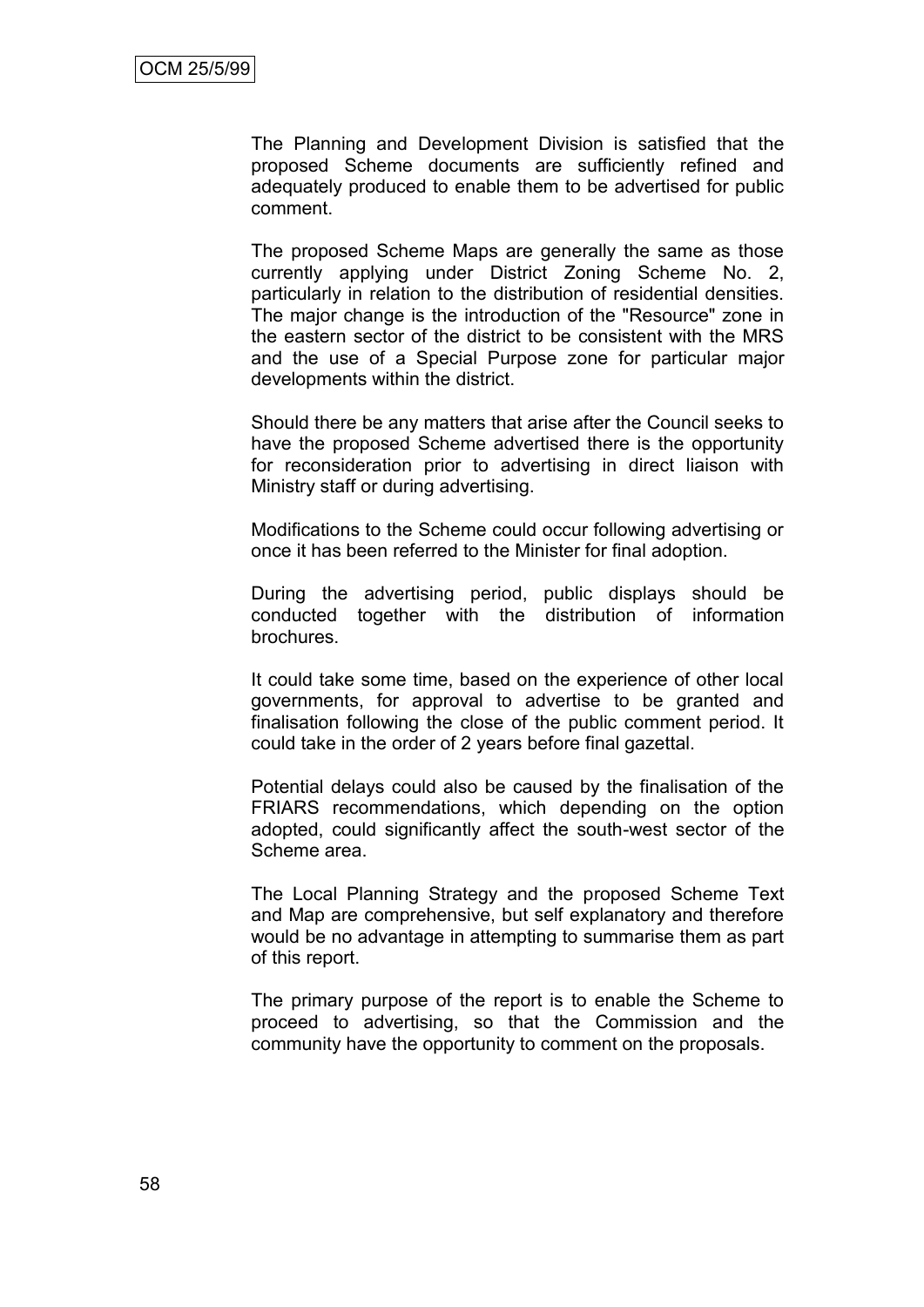The Planning and Development Division is satisfied that the proposed Scheme documents are sufficiently refined and adequately produced to enable them to be advertised for public comment.

The proposed Scheme Maps are generally the same as those currently applying under District Zoning Scheme No. 2, particularly in relation to the distribution of residential densities. The major change is the introduction of the "Resource" zone in the eastern sector of the district to be consistent with the MRS and the use of a Special Purpose zone for particular major developments within the district.

Should there be any matters that arise after the Council seeks to have the proposed Scheme advertised there is the opportunity for reconsideration prior to advertising in direct liaison with Ministry staff or during advertising.

Modifications to the Scheme could occur following advertising or once it has been referred to the Minister for final adoption.

During the advertising period, public displays should be conducted together with the distribution of information brochures.

It could take some time, based on the experience of other local governments, for approval to advertise to be granted and finalisation following the close of the public comment period. It could take in the order of 2 years before final gazettal.

Potential delays could also be caused by the finalisation of the FRIARS recommendations, which depending on the option adopted, could significantly affect the south-west sector of the Scheme area.

The Local Planning Strategy and the proposed Scheme Text and Map are comprehensive, but self explanatory and therefore would be no advantage in attempting to summarise them as part of this report.

The primary purpose of the report is to enable the Scheme to proceed to advertising, so that the Commission and the community have the opportunity to comment on the proposals.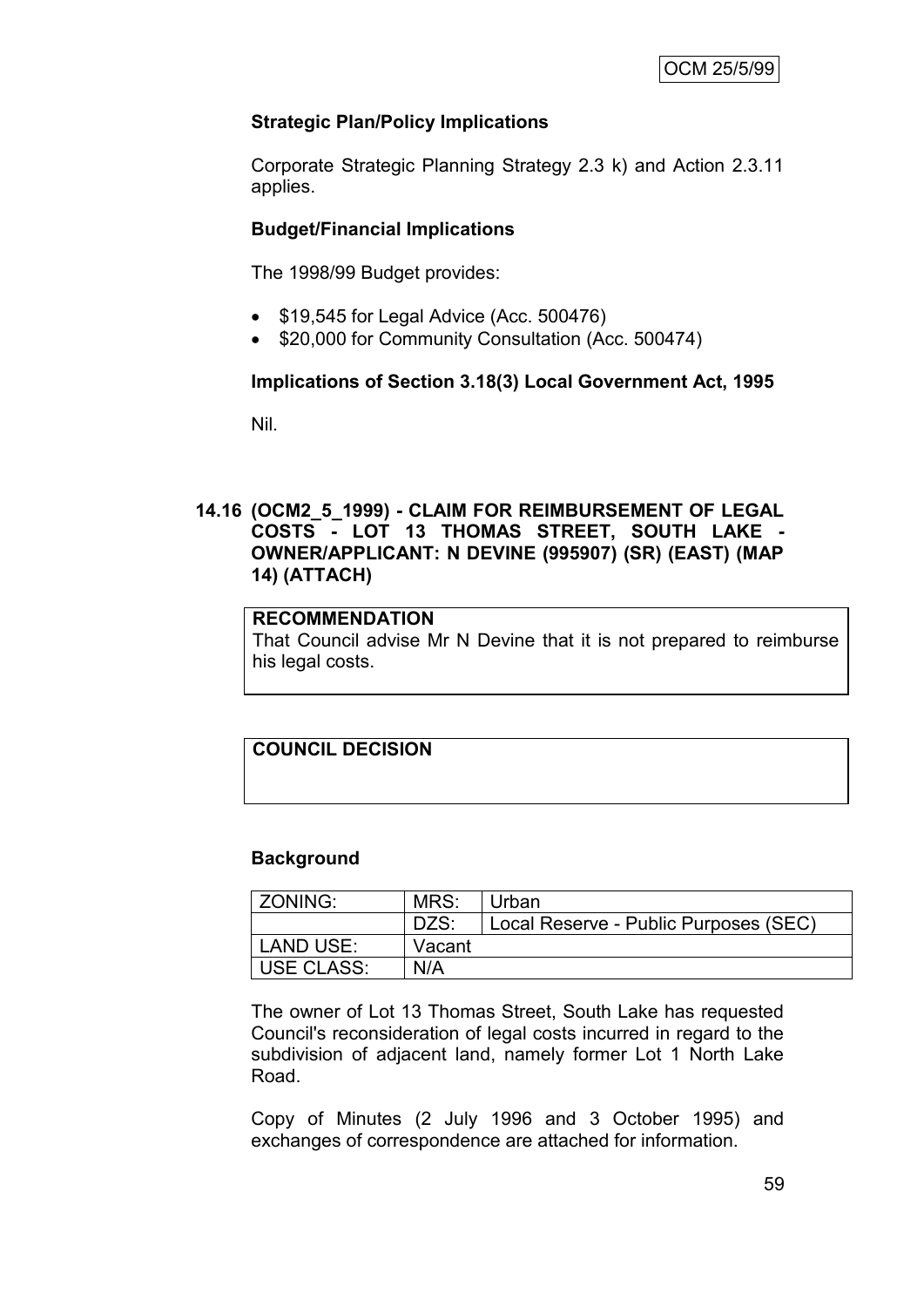**Strategic Plan/Policy Implications**

Corporate Strategic Planning Strategy 2.3 k) and Action 2.3.11 applies.

**Budget/Financial Implications**

The 1998/99 Budget provides:

- $19,545 for Legal Advice (Acc. 500476)
- $20,000 for Community Consultation (Acc. 500474)

**Implications of Section 3.18(3) Local Government Act, 1995**

Nil.

## 14.16 (OCM2_5_1999) - CLAIM FOR REIMBURSEMENT OF LEGAL COSTS - LOT 13 THOMAS STREET, SOUTH LAKE - OWNER/APPLICANT: N DEVINE (995907) (SR) (EAST) (MAP 14) (ATTACH)

**RECOMMENDATION**

That Council advise Mr N Devine that it is not prepared to reimburse his legal costs.

**COUNCIL DECISION**

**Background**

| ZONING: | MRS: | Urban |
|---|---|---|
| | DZS: | Local Reserve - Public Purposes (SEC) |
| LAND USE: | Vacant | |
| USE CLASS: | N/A | |

The owner of Lot 13 Thomas Street, South Lake has requested Council's reconsideration of legal costs incurred in regard to the subdivision of adjacent land, namely former Lot 1 North Lake Road.

Copy of Minutes (2 July 1996 and 3 October 1995) and exchanges of correspondence are attached for information.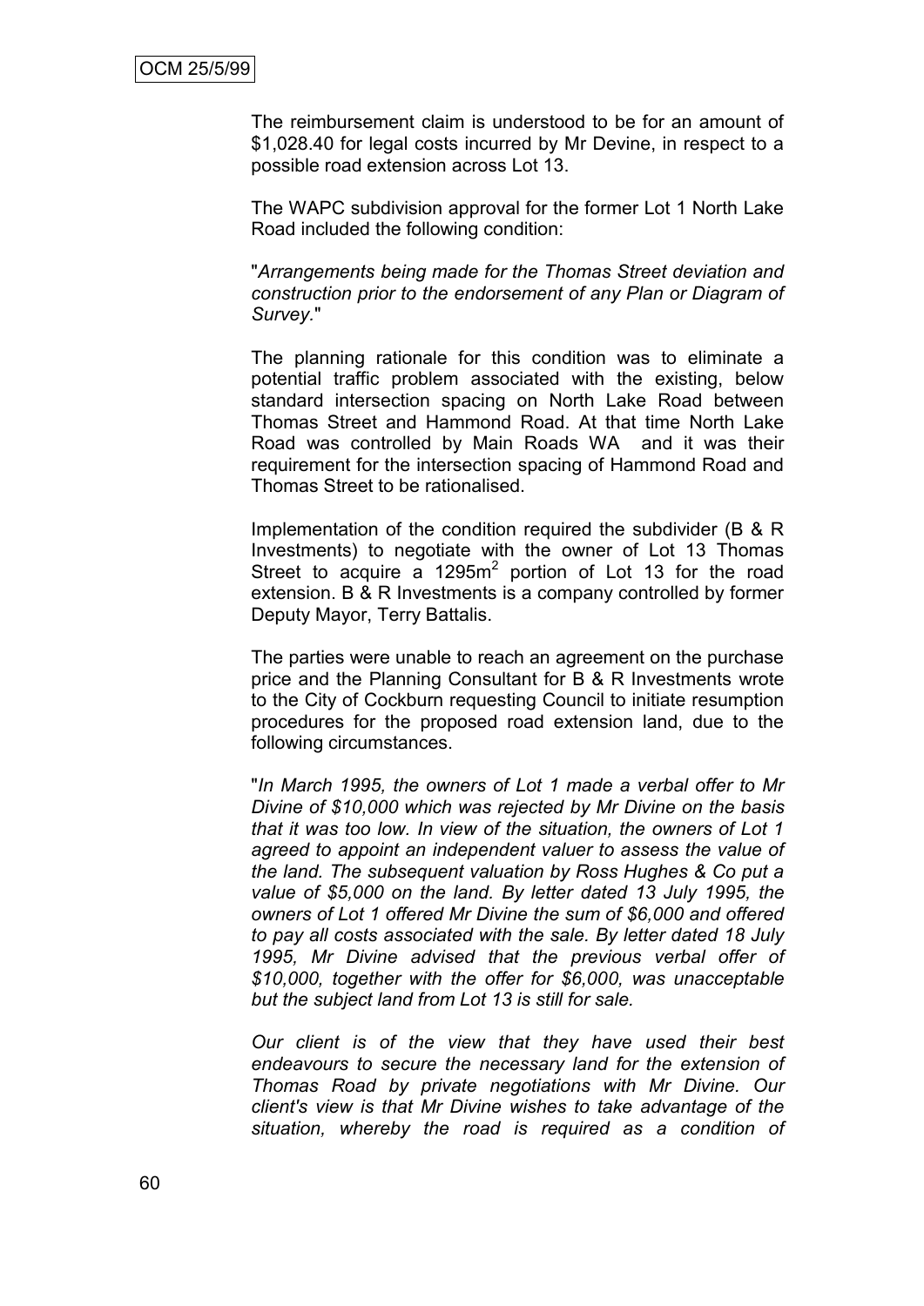The reimbursement claim is understood to be for an amount of \$1,028.40 for legal costs incurred by Mr Devine, in respect to a possible road extension across Lot 13.

The WAPC subdivision approval for the former Lot 1 North Lake Road included the following condition:

"*Arrangements being made for the Thomas Street deviation and construction prior to the endorsement of any Plan or Diagram of Survey.*"

The planning rationale for this condition was to eliminate a potential traffic problem associated with the existing, below standard intersection spacing on North Lake Road between Thomas Street and Hammond Road. At that time North Lake Road was controlled by Main Roads WA and it was their requirement for the intersection spacing of Hammond Road and Thomas Street to be rationalised.

Implementation of the condition required the subdivider (B & R Investments) to negotiate with the owner of Lot 13 Thomas Street to acquire a 1295m$^2$ portion of Lot 13 for the road extension. B & R Investments is a company controlled by former Deputy Mayor, Terry Battalis.

The parties were unable to reach an agreement on the purchase price and the Planning Consultant for B & R Investments wrote to the City of Cockburn requesting Council to initiate resumption procedures for the proposed road extension land, due to the following circumstances.

"*In March 1995, the owners of Lot 1 made a verbal offer to Mr Divine of \$10,000 which was rejected by Mr Divine on the basis that it was too low. In view of the situation, the owners of Lot 1 agreed to appoint an independent valuer to assess the value of the land. The subsequent valuation by Ross Hughes & Co put a value of \$5,000 on the land. By letter dated 13 July 1995, the owners of Lot 1 offered Mr Divine the sum of \$6,000 and offered to pay all costs associated with the sale. By letter dated 18 July 1995, Mr Divine advised that the previous verbal offer of \$10,000, together with the offer for \$6,000, was unacceptable but the subject land from Lot 13 is still for sale.*

*Our client is of the view that they have used their best endeavours to secure the necessary land for the extension of Thomas Road by private negotiations with Mr Divine. Our client's view is that Mr Divine wishes to take advantage of the situation, whereby the road is required as a condition of*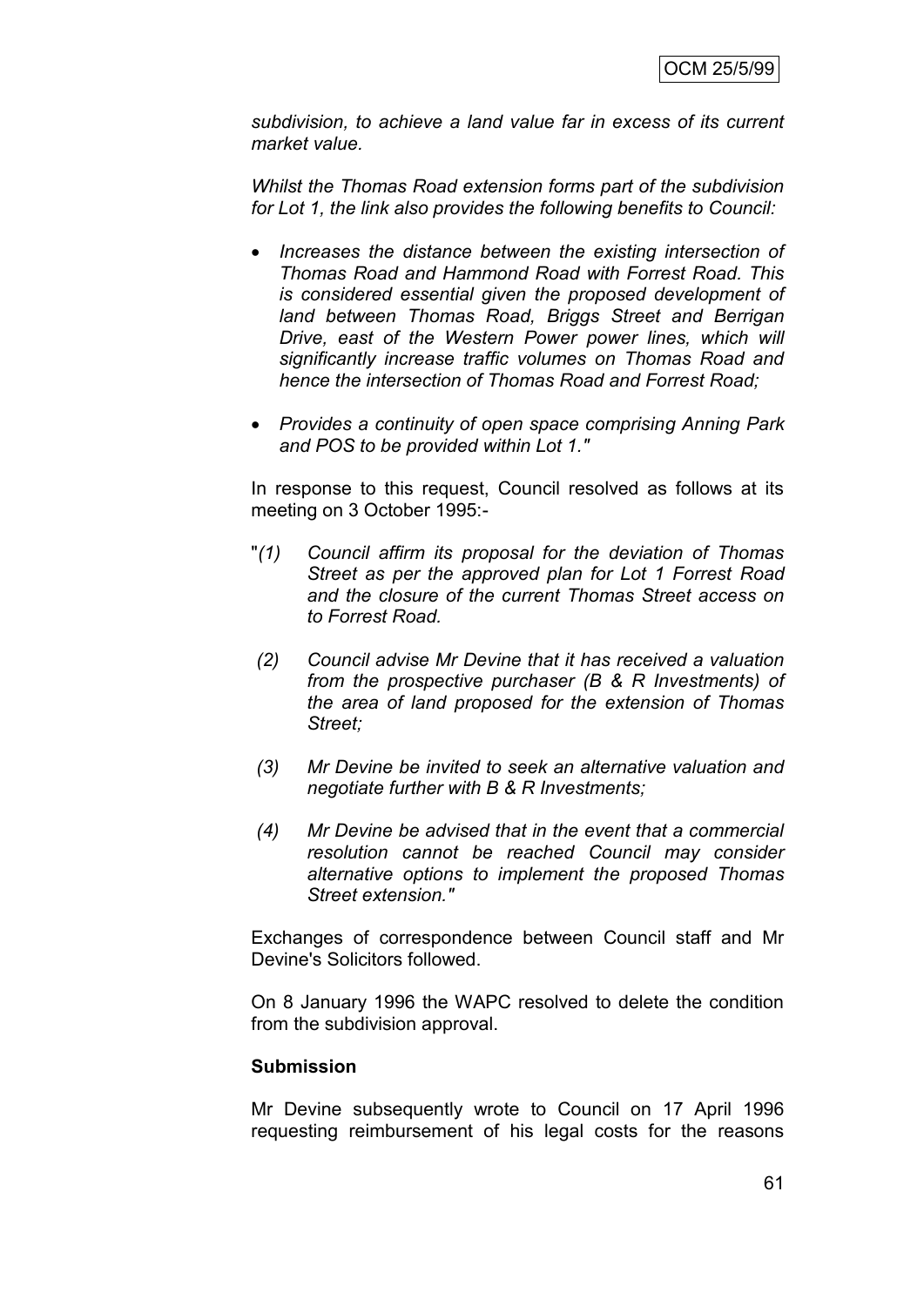*subdivision, to achieve a land value far in excess of its current market value.*

*Whilst the Thomas Road extension forms part of the subdivision for Lot 1, the link also provides the following benefits to Council:*

- *Increases the distance between the existing intersection of Thomas Road and Hammond Road with Forrest Road. This is considered essential given the proposed development of land between Thomas Road, Briggs Street and Berrigan Drive, east of the Western Power power lines, which will significantly increase traffic volumes on Thomas Road and hence the intersection of Thomas Road and Forrest Road;*
- *Provides a continuity of open space comprising Anning Park and POS to be provided within Lot 1."*

In response to this request, Council resolved as follows at its meeting on 3 October 1995:-

"*(1) Council affirm its proposal for the deviation of Thomas Street as per the approved plan for Lot 1 Forrest Road and the closure of the current Thomas Street access on to Forrest Road.*

*(2) Council advise Mr Devine that it has received a valuation from the prospective purchaser (B & R Investments) of the area of land proposed for the extension of Thomas Street;*

*(3) Mr Devine be invited to seek an alternative valuation and negotiate further with B & R Investments;*

*(4) Mr Devine be advised that in the event that a commercial resolution cannot be reached Council may consider alternative options to implement the proposed Thomas Street extension."*

Exchanges of correspondence between Council staff and Mr Devine's Solicitors followed.

On 8 January 1996 the WAPC resolved to delete the condition from the subdivision approval.

**Submission**

Mr Devine subsequently wrote to Council on 17 April 1996 requesting reimbursement of his legal costs for the reasons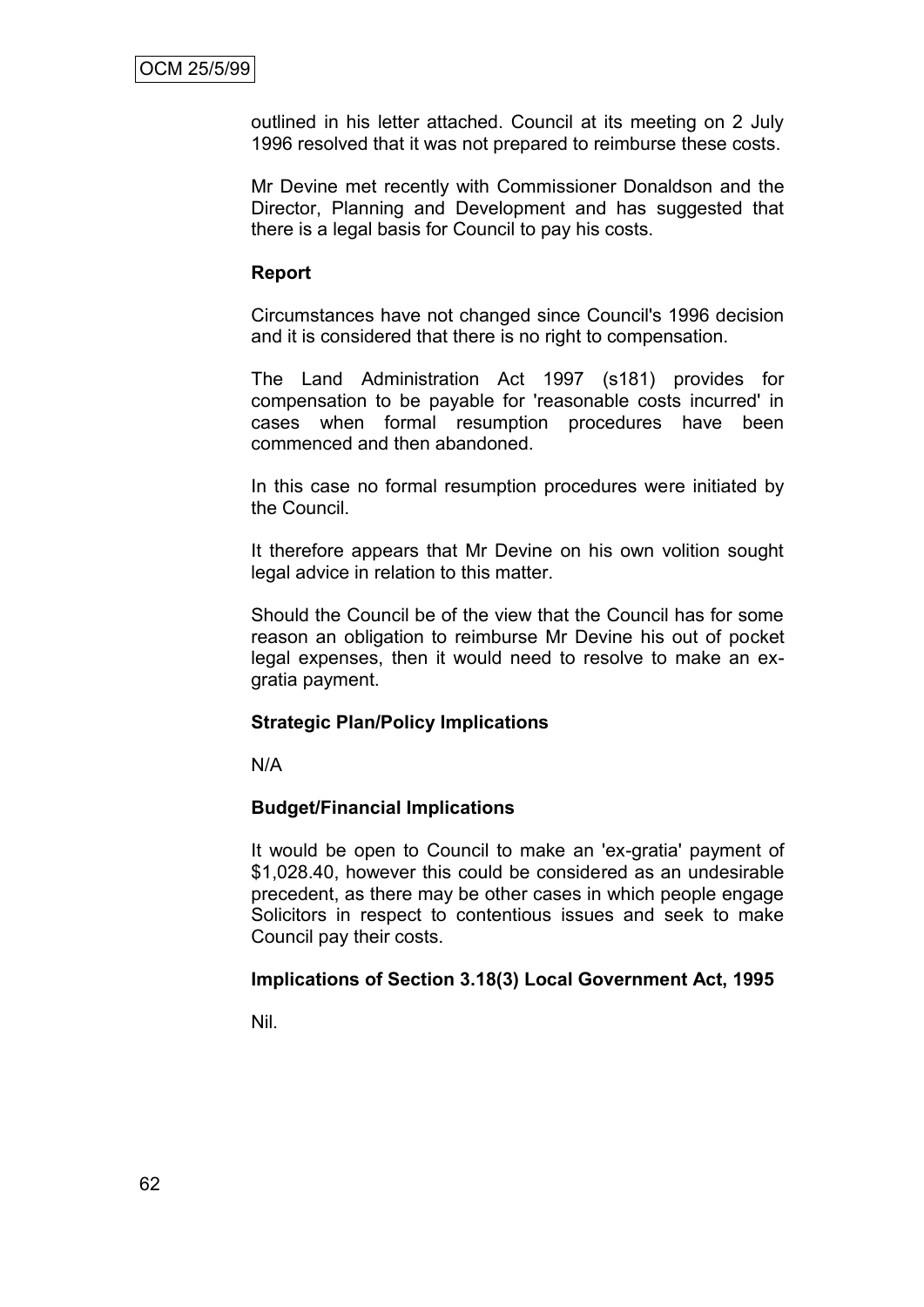outlined in his letter attached. Council at its meeting on 2 July 1996 resolved that it was not prepared to reimburse these costs.

Mr Devine met recently with Commissioner Donaldson and the Director, Planning and Development and has suggested that there is a legal basis for Council to pay his costs.

**Report**

Circumstances have not changed since Council's 1996 decision and it is considered that there is no right to compensation.

The Land Administration Act 1997 (s181) provides for compensation to be payable for 'reasonable costs incurred' in cases when formal resumption procedures have been commenced and then abandoned.

In this case no formal resumption procedures were initiated by the Council.

It therefore appears that Mr Devine on his own volition sought legal advice in relation to this matter.

Should the Council be of the view that the Council has for some reason an obligation to reimburse Mr Devine his out of pocket legal expenses, then it would need to resolve to make an ex-gratia payment.

**Strategic Plan/Policy Implications**

N/A

**Budget/Financial Implications**

It would be open to Council to make an 'ex-gratia' payment of $1,028.40, however this could be considered as an undesirable precedent, as there may be other cases in which people engage Solicitors in respect to contentious issues and seek to make Council pay their costs.

**Implications of Section 3.18(3) Local Government Act, 1995**

Nil.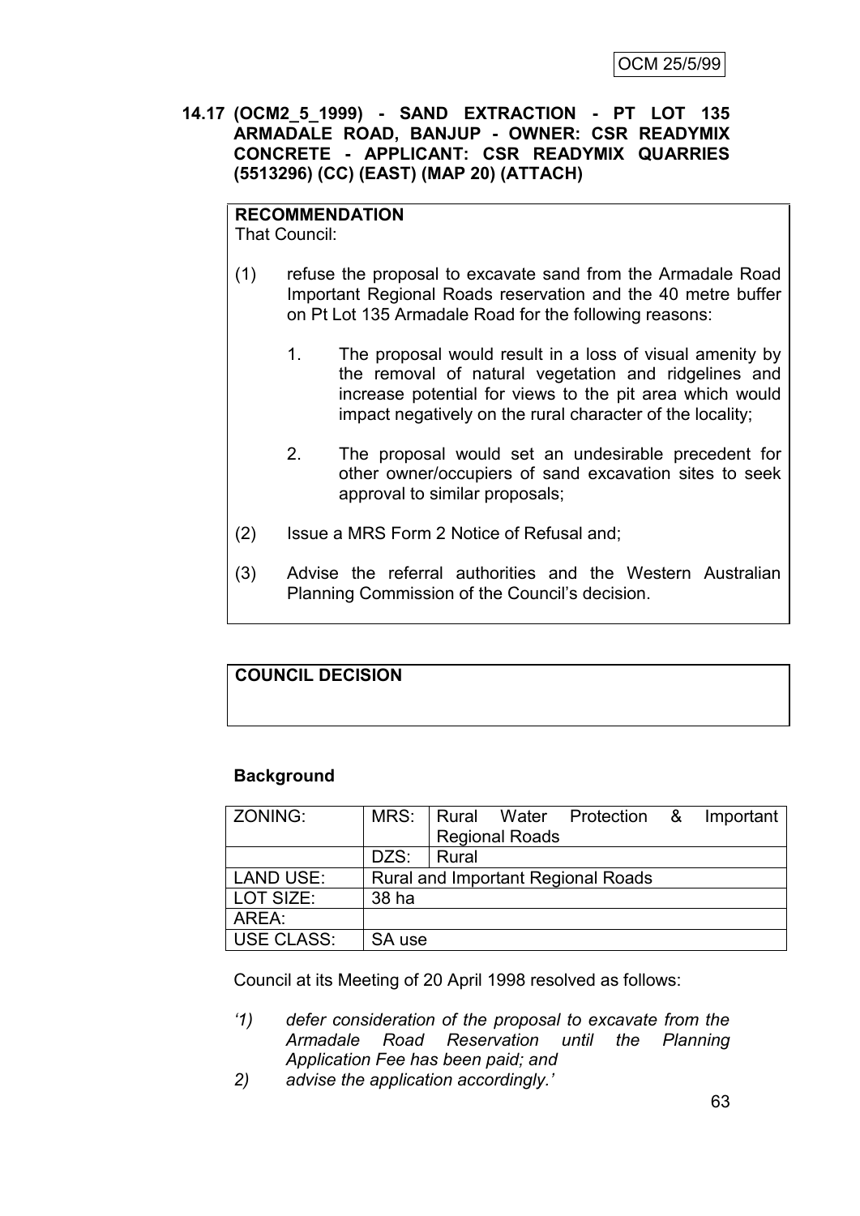OCM 25/5/99

**14.17 (OCM2_5_1999) - SAND EXTRACTION - PT LOT 135 ARMADALE ROAD, BANJUP - OWNER: CSR READYMIX CONCRETE - APPLICANT: CSR READYMIX QUARRIES (5513296) (CC) (EAST) (MAP 20) (ATTACH)**

**RECOMMENDATION**
That Council:

(1) refuse the proposal to excavate sand from the Armadale Road Important Regional Roads reservation and the 40 metre buffer on Pt Lot 135 Armadale Road for the following reasons:

   1. The proposal would result in a loss of visual amenity by the removal of natural vegetation and ridgelines and increase potential for views to the pit area which would impact negatively on the rural character of the locality;

   2. The proposal would set an undesirable precedent for other owner/occupiers of sand excavation sites to seek approval to similar proposals;

(2) Issue a MRS Form 2 Notice of Refusal and;

(3) Advise the referral authorities and the Western Australian Planning Commission of the Council's decision.

**COUNCIL DECISION**

**Background**

| ZONING: | MRS: | Rural Water Protection & Important Regional Roads |
|---|---|---|
| | DZS: | Rural |
| LAND USE: | Rural and Important Regional Roads | |
| LOT SIZE: | 38 ha | |
| AREA: | | |
| USE CLASS: | SA use | |

Council at its Meeting of 20 April 1998 resolved as follows:

*'1) defer consideration of the proposal to excavate from the Armadale Road Reservation until the Planning Application Fee has been paid; and*

*2) advise the application accordingly.'*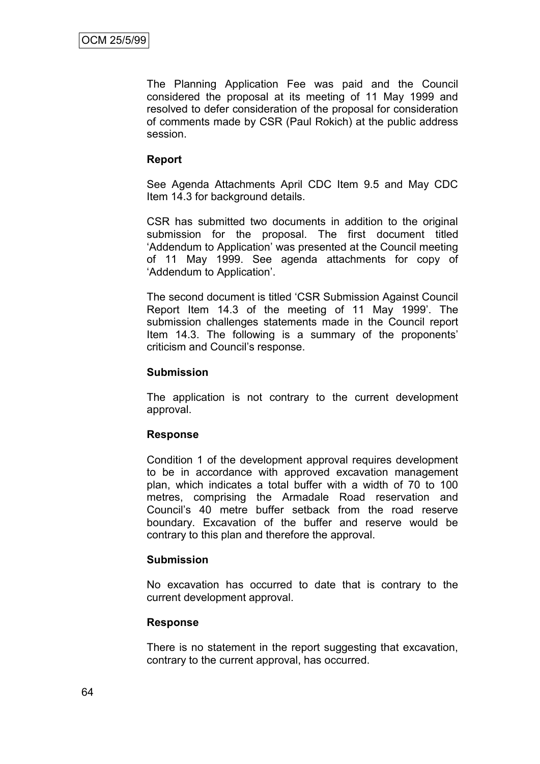The Planning Application Fee was paid and the Council considered the proposal at its meeting of 11 May 1999 and resolved to defer consideration of the proposal for consideration of comments made by CSR (Paul Rokich) at the public address session.

**Report**

See Agenda Attachments April CDC Item 9.5 and May CDC Item 14.3 for background details.

CSR has submitted two documents in addition to the original submission for the proposal. The first document titled 'Addendum to Application' was presented at the Council meeting of 11 May 1999. See agenda attachments for copy of 'Addendum to Application'.

The second document is titled 'CSR Submission Against Council Report Item 14.3 of the meeting of 11 May 1999'. The submission challenges statements made in the Council report Item 14.3. The following is a summary of the proponents' criticism and Council's response.

**Submission**

The application is not contrary to the current development approval.

**Response**

Condition 1 of the development approval requires development to be in accordance with approved excavation management plan, which indicates a total buffer with a width of 70 to 100 metres, comprising the Armadale Road reservation and Council's 40 metre buffer setback from the road reserve boundary. Excavation of the buffer and reserve would be contrary to this plan and therefore the approval.

**Submission**

No excavation has occurred to date that is contrary to the current development approval.

**Response**

There is no statement in the report suggesting that excavation, contrary to the current approval, has occurred.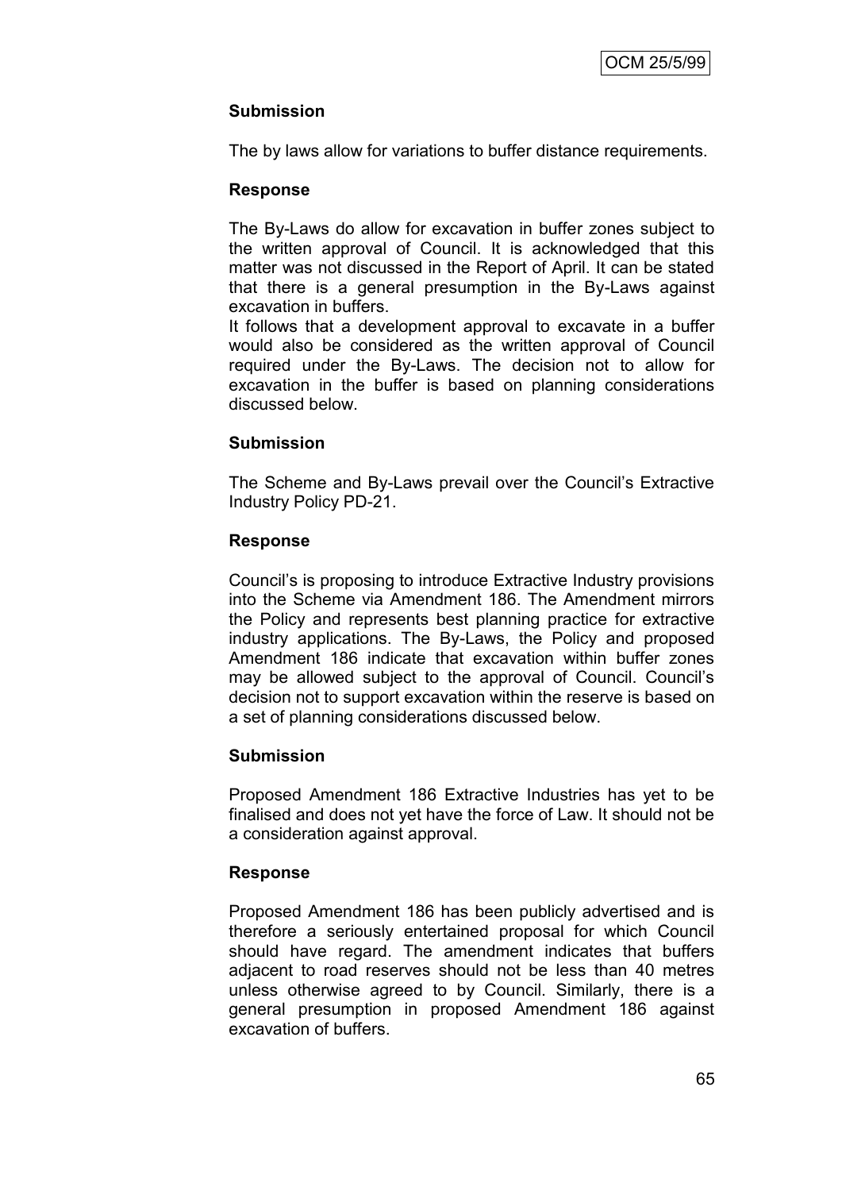**Submission**

The by laws allow for variations to buffer distance requirements.

**Response**

The By-Laws do allow for excavation in buffer zones subject to the written approval of Council. It is acknowledged that this matter was not discussed in the Report of April. It can be stated that there is a general presumption in the By-Laws against excavation in buffers.

It follows that a development approval to excavate in a buffer would also be considered as the written approval of Council required under the By-Laws. The decision not to allow for excavation in the buffer is based on planning considerations discussed below.

**Submission**

The Scheme and By-Laws prevail over the Council's Extractive Industry Policy PD-21.

**Response**

Council's is proposing to introduce Extractive Industry provisions into the Scheme via Amendment 186. The Amendment mirrors the Policy and represents best planning practice for extractive industry applications. The By-Laws, the Policy and proposed Amendment 186 indicate that excavation within buffer zones may be allowed subject to the approval of Council. Council's decision not to support excavation within the reserve is based on a set of planning considerations discussed below.

**Submission**

Proposed Amendment 186 Extractive Industries has yet to be finalised and does not yet have the force of Law. It should not be a consideration against approval.

**Response**

Proposed Amendment 186 has been publicly advertised and is therefore a seriously entertained proposal for which Council should have regard. The amendment indicates that buffers adjacent to road reserves should not be less than 40 metres unless otherwise agreed to by Council. Similarly, there is a general presumption in proposed Amendment 186 against excavation of buffers.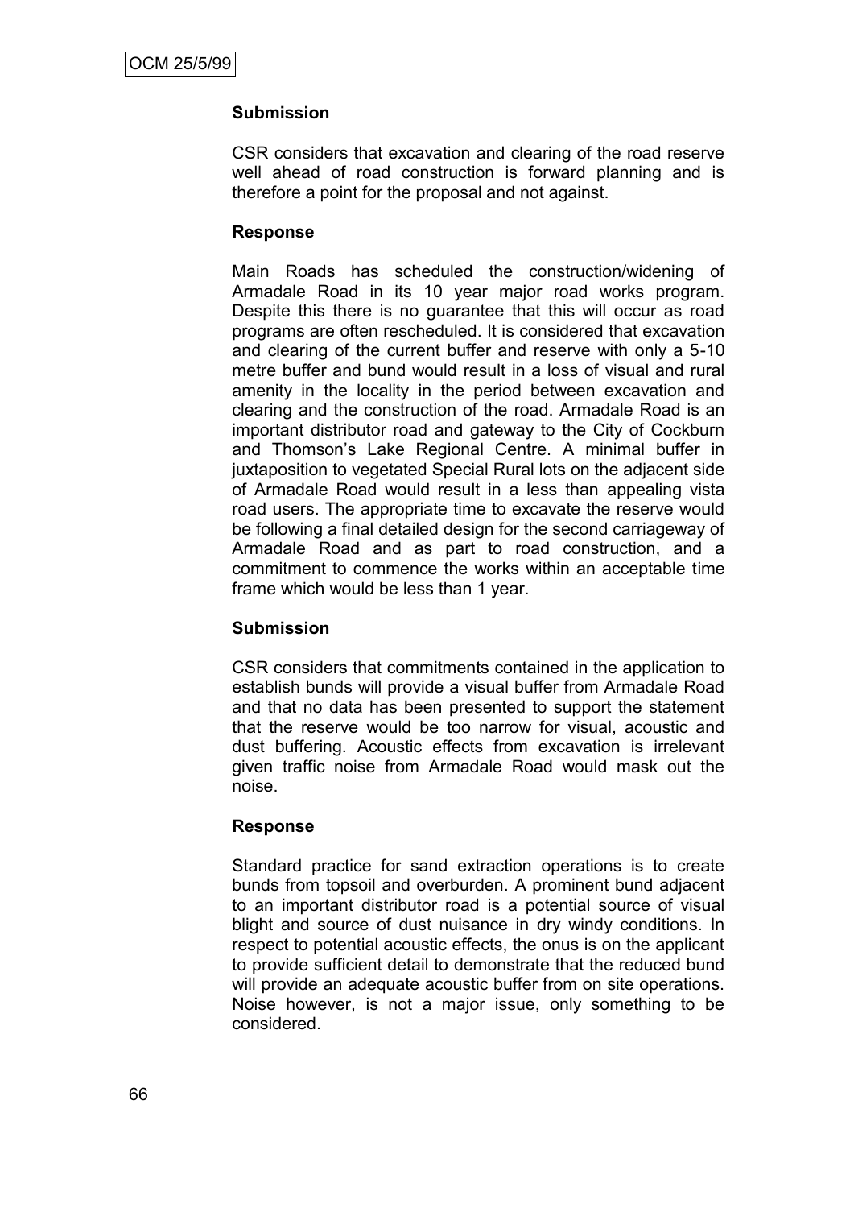**Submission**

CSR considers that excavation and clearing of the road reserve well ahead of road construction is forward planning and is therefore a point for the proposal and not against.

**Response**

Main Roads has scheduled the construction/widening of Armadale Road in its 10 year major road works program. Despite this there is no guarantee that this will occur as road programs are often rescheduled. It is considered that excavation and clearing of the current buffer and reserve with only a 5-10 metre buffer and bund would result in a loss of visual and rural amenity in the locality in the period between excavation and clearing and the construction of the road. Armadale Road is an important distributor road and gateway to the City of Cockburn and Thomson's Lake Regional Centre. A minimal buffer in juxtaposition to vegetated Special Rural lots on the adjacent side of Armadale Road would result in a less than appealing vista road users. The appropriate time to excavate the reserve would be following a final detailed design for the second carriageway of Armadale Road and as part to road construction, and a commitment to commence the works within an acceptable time frame which would be less than 1 year.

**Submission**

CSR considers that commitments contained in the application to establish bunds will provide a visual buffer from Armadale Road and that no data has been presented to support the statement that the reserve would be too narrow for visual, acoustic and dust buffering. Acoustic effects from excavation is irrelevant given traffic noise from Armadale Road would mask out the noise.

**Response**

Standard practice for sand extraction operations is to create bunds from topsoil and overburden. A prominent bund adjacent to an important distributor road is a potential source of visual blight and source of dust nuisance in dry windy conditions. In respect to potential acoustic effects, the onus is on the applicant to provide sufficient detail to demonstrate that the reduced bund will provide an adequate acoustic buffer from on site operations. Noise however, is not a major issue, only something to be considered.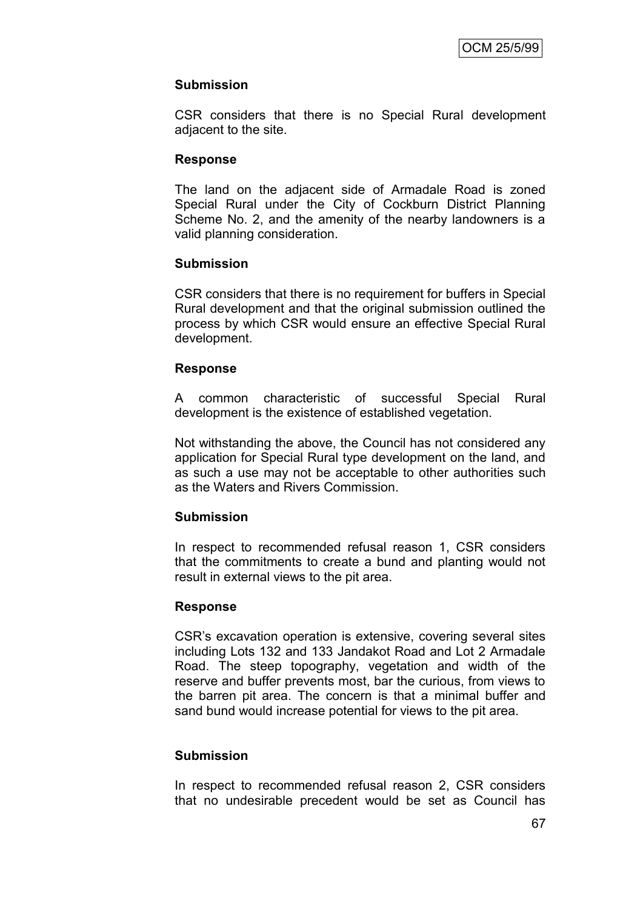**Submission**

CSR considers that there is no Special Rural development adjacent to the site.

**Response**

The land on the adjacent side of Armadale Road is zoned Special Rural under the City of Cockburn District Planning Scheme No. 2, and the amenity of the nearby landowners is a valid planning consideration.

**Submission**

CSR considers that there is no requirement for buffers in Special Rural development and that the original submission outlined the process by which CSR would ensure an effective Special Rural development.

**Response**

A common characteristic of successful Special Rural development is the existence of established vegetation.

Not withstanding the above, the Council has not considered any application for Special Rural type development on the land, and as such a use may not be acceptable to other authorities such as the Waters and Rivers Commission.

**Submission**

In respect to recommended refusal reason 1, CSR considers that the commitments to create a bund and planting would not result in external views to the pit area.

**Response**

CSR's excavation operation is extensive, covering several sites including Lots 132 and 133 Jandakot Road and Lot 2 Armadale Road. The steep topography, vegetation and width of the reserve and buffer prevents most, bar the curious, from views to the barren pit area. The concern is that a minimal buffer and sand bund would increase potential for views to the pit area.

**Submission**

In respect to recommended refusal reason 2, CSR considers that no undesirable precedent would be set as Council has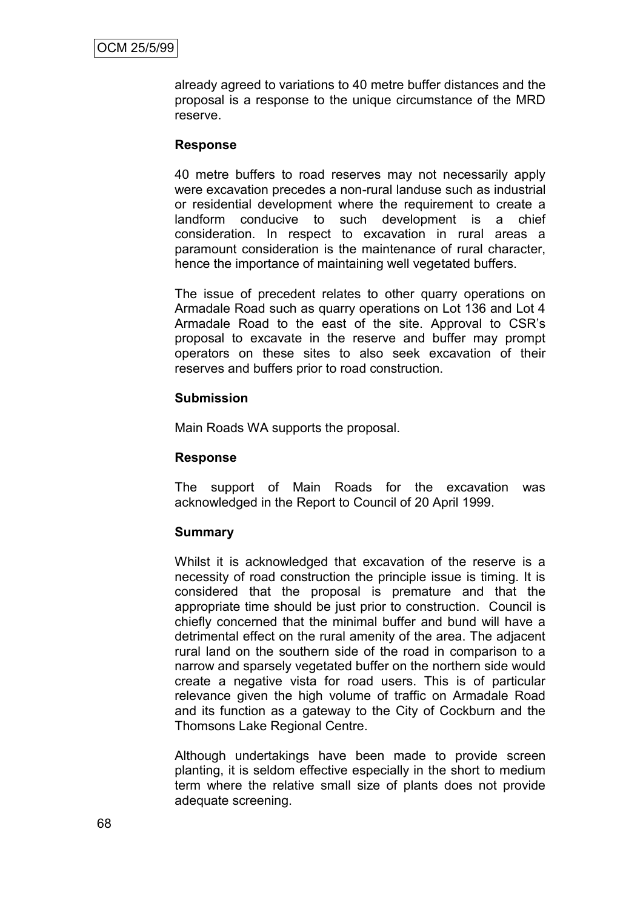already agreed to variations to 40 metre buffer distances and the proposal is a response to the unique circumstance of the MRD reserve.

**Response**

40 metre buffers to road reserves may not necessarily apply were excavation precedes a non-rural landuse such as industrial or residential development where the requirement to create a landform conducive to such development is a chief consideration. In respect to excavation in rural areas a paramount consideration is the maintenance of rural character, hence the importance of maintaining well vegetated buffers.

The issue of precedent relates to other quarry operations on Armadale Road such as quarry operations on Lot 136 and Lot 4 Armadale Road to the east of the site. Approval to CSR's proposal to excavate in the reserve and buffer may prompt operators on these sites to also seek excavation of their reserves and buffers prior to road construction.

**Submission**

Main Roads WA supports the proposal.

**Response**

The support of Main Roads for the excavation was acknowledged in the Report to Council of 20 April 1999.

**Summary**

Whilst it is acknowledged that excavation of the reserve is a necessity of road construction the principle issue is timing. It is considered that the proposal is premature and that the appropriate time should be just prior to construction. Council is chiefly concerned that the minimal buffer and bund will have a detrimental effect on the rural amenity of the area. The adjacent rural land on the southern side of the road in comparison to a narrow and sparsely vegetated buffer on the northern side would create a negative vista for road users. This is of particular relevance given the high volume of traffic on Armadale Road and its function as a gateway to the City of Cockburn and the Thomsons Lake Regional Centre.

Although undertakings have been made to provide screen planting, it is seldom effective especially in the short to medium term where the relative small size of plants does not provide adequate screening.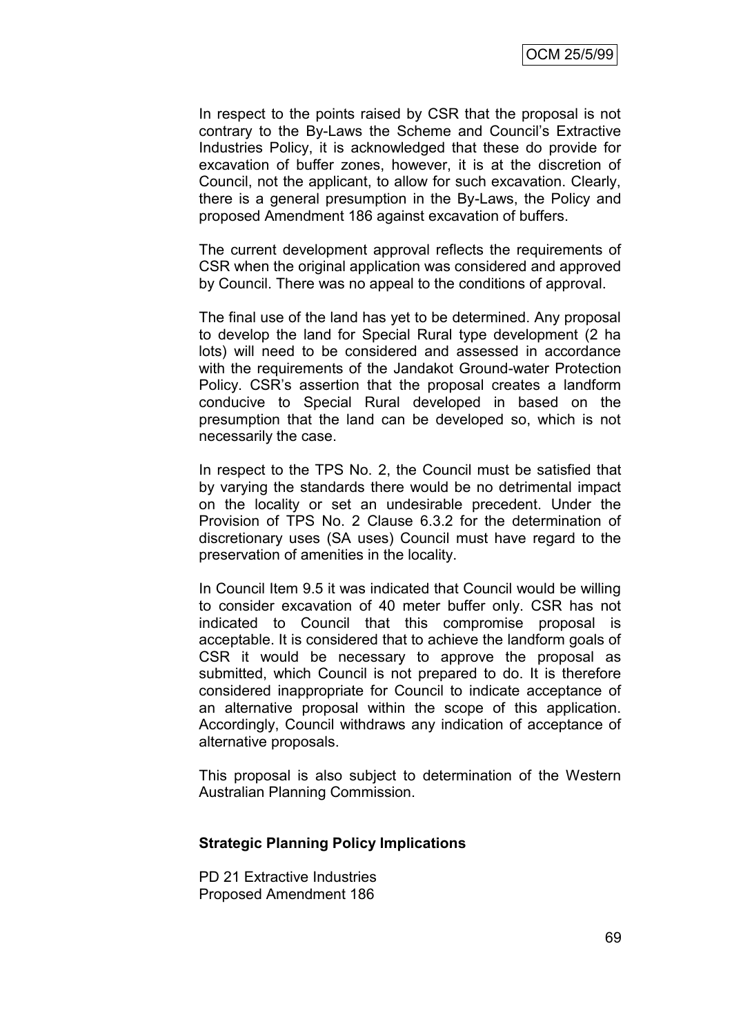In respect to the points raised by CSR that the proposal is not contrary to the By-Laws the Scheme and Council's Extractive Industries Policy, it is acknowledged that these do provide for excavation of buffer zones, however, it is at the discretion of Council, not the applicant, to allow for such excavation. Clearly, there is a general presumption in the By-Laws, the Policy and proposed Amendment 186 against excavation of buffers.

The current development approval reflects the requirements of CSR when the original application was considered and approved by Council. There was no appeal to the conditions of approval.

The final use of the land has yet to be determined. Any proposal to develop the land for Special Rural type development (2 ha lots) will need to be considered and assessed in accordance with the requirements of the Jandakot Ground-water Protection Policy. CSR's assertion that the proposal creates a landform conducive to Special Rural developed in based on the presumption that the land can be developed so, which is not necessarily the case.

In respect to the TPS No. 2, the Council must be satisfied that by varying the standards there would be no detrimental impact on the locality or set an undesirable precedent. Under the Provision of TPS No. 2 Clause 6.3.2 for the determination of discretionary uses (SA uses) Council must have regard to the preservation of amenities in the locality.

In Council Item 9.5 it was indicated that Council would be willing to consider excavation of 40 meter buffer only. CSR has not indicated to Council that this compromise proposal is acceptable. It is considered that to achieve the landform goals of CSR it would be necessary to approve the proposal as submitted, which Council is not prepared to do. It is therefore considered inappropriate for Council to indicate acceptance of an alternative proposal within the scope of this application. Accordingly, Council withdraws any indication of acceptance of alternative proposals.

This proposal is also subject to determination of the Western Australian Planning Commission.

**Strategic Planning Policy Implications**

PD 21 Extractive Industries
Proposed Amendment 186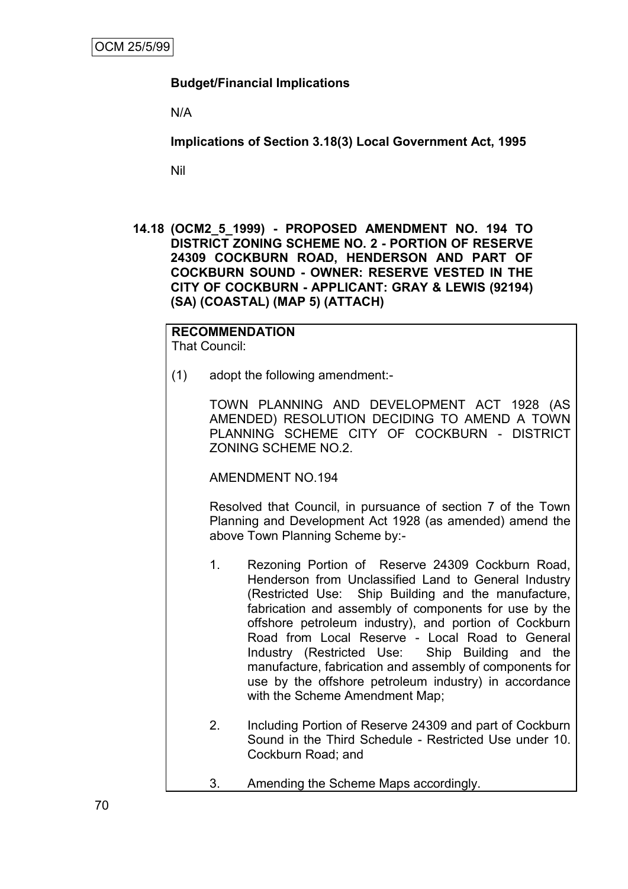**Budget/Financial Implications**

N/A

**Implications of Section 3.18(3) Local Government Act, 1995**

Nil

**14.18 (OCM2_5_1999) - PROPOSED AMENDMENT NO. 194 TO DISTRICT ZONING SCHEME NO. 2 - PORTION OF RESERVE 24309 COCKBURN ROAD, HENDERSON AND PART OF COCKBURN SOUND - OWNER: RESERVE VESTED IN THE CITY OF COCKBURN - APPLICANT: GRAY & LEWIS (92194) (SA) (COASTAL) (MAP 5) (ATTACH)**

**RECOMMENDATION**
That Council:

(1) adopt the following amendment:-

TOWN PLANNING AND DEVELOPMENT ACT 1928 (AS AMENDED) RESOLUTION DECIDING TO AMEND A TOWN PLANNING SCHEME CITY OF COCKBURN - DISTRICT ZONING SCHEME NO.2.

AMENDMENT NO.194

Resolved that Council, in pursuance of section 7 of the Town Planning and Development Act 1928 (as amended) amend the above Town Planning Scheme by:-

1. Rezoning Portion of Reserve 24309 Cockburn Road, Henderson from Unclassified Land to General Industry (Restricted Use: Ship Building and the manufacture, fabrication and assembly of components for use by the offshore petroleum industry), and portion of Cockburn Road from Local Reserve - Local Road to General Industry (Restricted Use: Ship Building and the manufacture, fabrication and assembly of components for use by the offshore petroleum industry) in accordance with the Scheme Amendment Map;

2. Including Portion of Reserve 24309 and part of Cockburn Sound in the Third Schedule - Restricted Use under 10. Cockburn Road; and

3. Amending the Scheme Maps accordingly.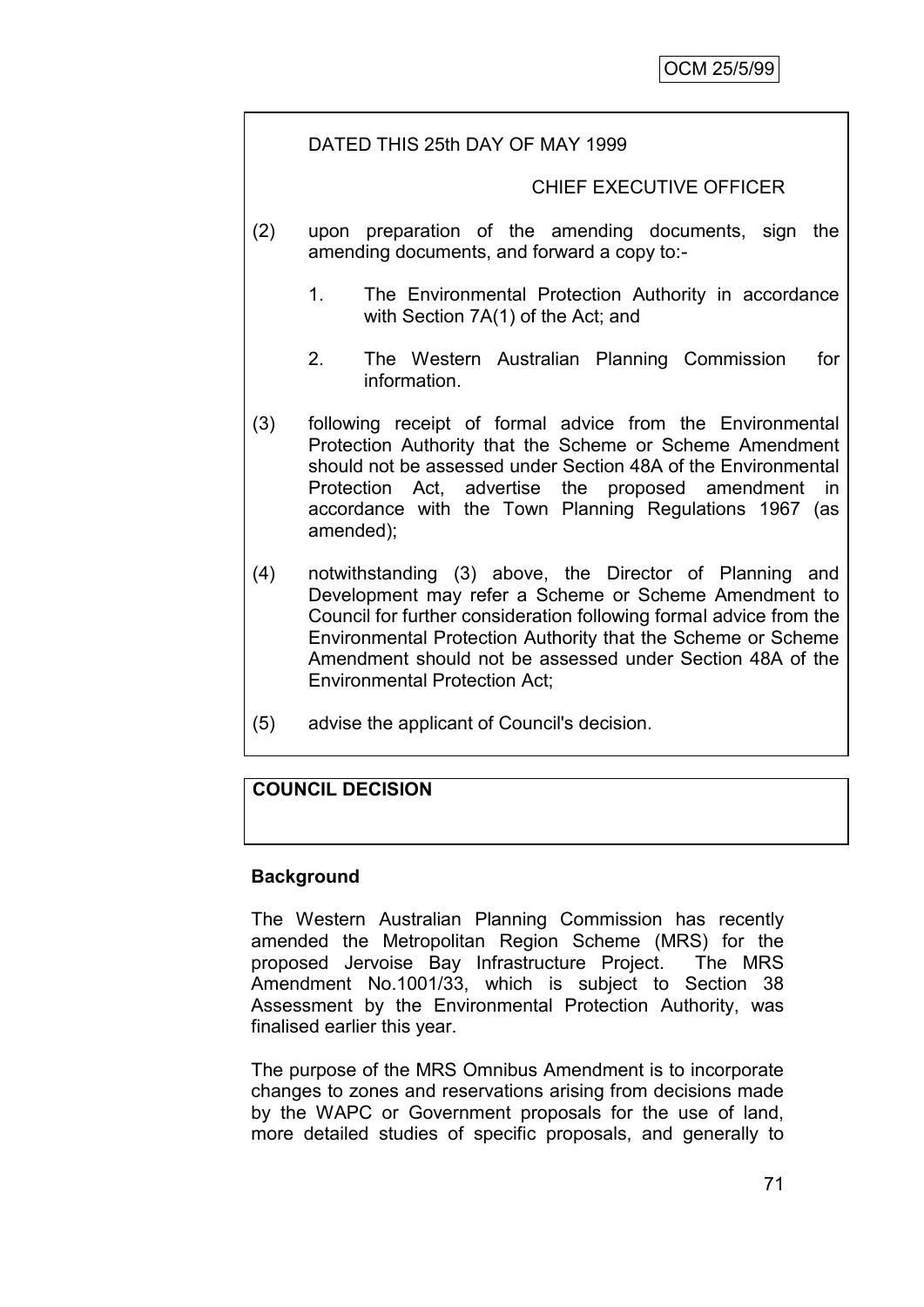DATED THIS 25th DAY OF MAY 1999

CHIEF EXECUTIVE OFFICER

(2) upon preparation of the amending documents, sign the amending documents, and forward a copy to:-

   1. The Environmental Protection Authority in accordance with Section 7A(1) of the Act; and

   2. The Western Australian Planning Commission for information.

(3) following receipt of formal advice from the Environmental Protection Authority that the Scheme or Scheme Amendment should not be assessed under Section 48A of the Environmental Protection Act, advertise the proposed amendment in accordance with the Town Planning Regulations 1967 (as amended);

(4) notwithstanding (3) above, the Director of Planning and Development may refer a Scheme or Scheme Amendment to Council for further consideration following formal advice from the Environmental Protection Authority that the Scheme or Scheme Amendment should not be assessed under Section 48A of the Environmental Protection Act;

(5) advise the applicant of Council's decision.

**COUNCIL DECISION**

**Background**

The Western Australian Planning Commission has recently amended the Metropolitan Region Scheme (MRS) for the proposed Jervoise Bay Infrastructure Project. The MRS Amendment No.1001/33, which is subject to Section 38 Assessment by the Environmental Protection Authority, was finalised earlier this year.

The purpose of the MRS Omnibus Amendment is to incorporate changes to zones and reservations arising from decisions made by the WAPC or Government proposals for the use of land, more detailed studies of specific proposals, and generally to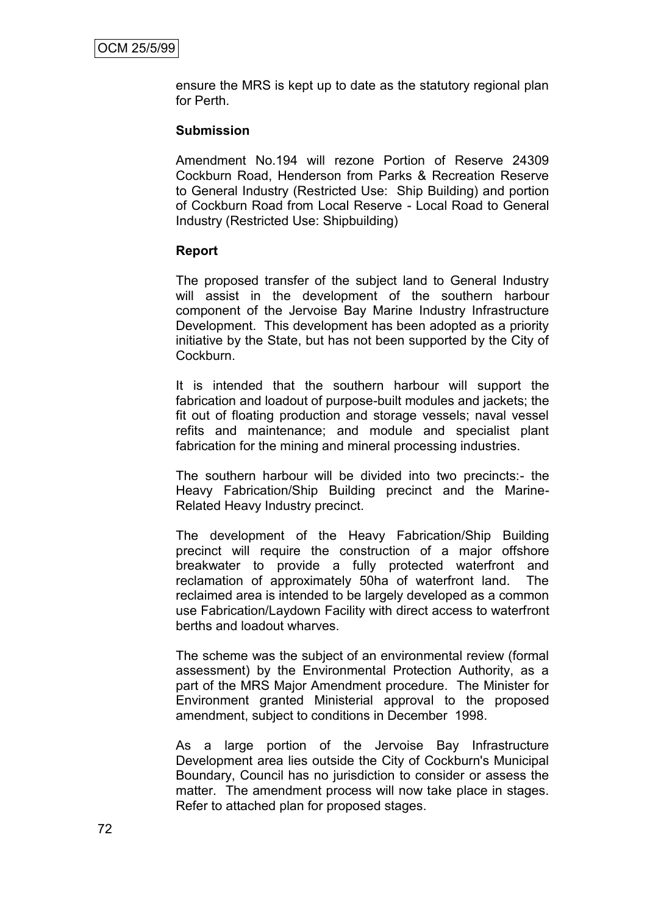ensure the MRS is kept up to date as the statutory regional plan for Perth.

**Submission**

Amendment No.194 will rezone Portion of Reserve 24309 Cockburn Road, Henderson from Parks & Recreation Reserve to General Industry (Restricted Use: Ship Building) and portion of Cockburn Road from Local Reserve - Local Road to General Industry (Restricted Use: Shipbuilding)

**Report**

The proposed transfer of the subject land to General Industry will assist in the development of the southern harbour component of the Jervoise Bay Marine Industry Infrastructure Development. This development has been adopted as a priority initiative by the State, but has not been supported by the City of Cockburn.

It is intended that the southern harbour will support the fabrication and loadout of purpose-built modules and jackets; the fit out of floating production and storage vessels; naval vessel refits and maintenance; and module and specialist plant fabrication for the mining and mineral processing industries.

The southern harbour will be divided into two precincts:- the Heavy Fabrication/Ship Building precinct and the Marine-Related Heavy Industry precinct.

The development of the Heavy Fabrication/Ship Building precinct will require the construction of a major offshore breakwater to provide a fully protected waterfront and reclamation of approximately 50ha of waterfront land. The reclaimed area is intended to be largely developed as a common use Fabrication/Laydown Facility with direct access to waterfront berths and loadout wharves.

The scheme was the subject of an environmental review (formal assessment) by the Environmental Protection Authority, as a part of the MRS Major Amendment procedure. The Minister for Environment granted Ministerial approval to the proposed amendment, subject to conditions in December 1998.

As a large portion of the Jervoise Bay Infrastructure Development area lies outside the City of Cockburn's Municipal Boundary, Council has no jurisdiction to consider or assess the matter. The amendment process will now take place in stages. Refer to attached plan for proposed stages.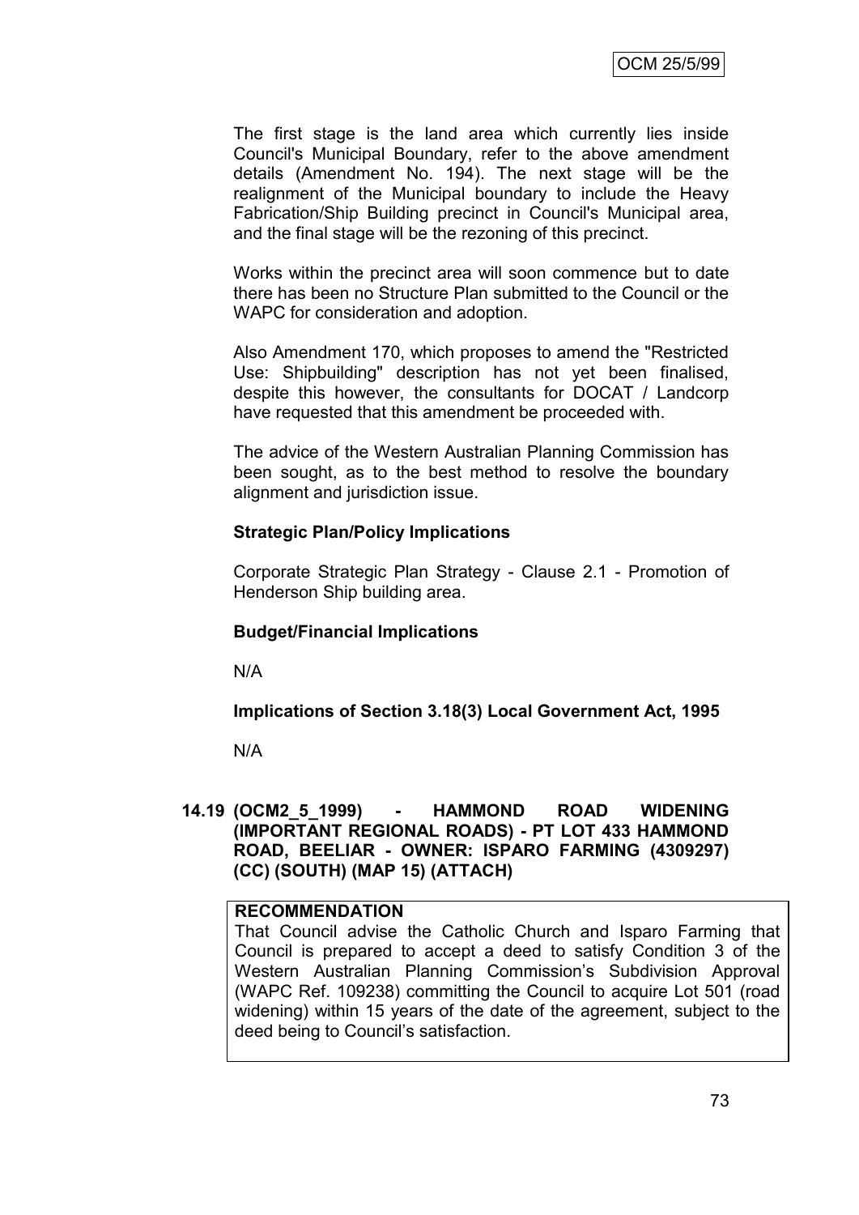The first stage is the land area which currently lies inside Council's Municipal Boundary, refer to the above amendment details (Amendment No. 194). The next stage will be the realignment of the Municipal boundary to include the Heavy Fabrication/Ship Building precinct in Council's Municipal area, and the final stage will be the rezoning of this precinct.

Works within the precinct area will soon commence but to date there has been no Structure Plan submitted to the Council or the WAPC for consideration and adoption.

Also Amendment 170, which proposes to amend the "Restricted Use: Shipbuilding" description has not yet been finalised, despite this however, the consultants for DOCAT / Landcorp have requested that this amendment be proceeded with.

The advice of the Western Australian Planning Commission has been sought, as to the best method to resolve the boundary alignment and jurisdiction issue.

**Strategic Plan/Policy Implications**

Corporate Strategic Plan Strategy - Clause 2.1 - Promotion of Henderson Ship building area.

**Budget/Financial Implications**

N/A

**Implications of Section 3.18(3) Local Government Act, 1995**

N/A

## 14.19 (OCM2_5_1999) - HAMMOND ROAD WIDENING (IMPORTANT REGIONAL ROADS) - PT LOT 433 HAMMOND ROAD, BEELIAR - OWNER: ISPARO FARMING (4309297) (CC) (SOUTH) (MAP 15) (ATTACH)

**RECOMMENDATION**

That Council advise the Catholic Church and Isparo Farming that Council is prepared to accept a deed to satisfy Condition 3 of the Western Australian Planning Commission's Subdivision Approval (WAPC Ref. 109238) committing the Council to acquire Lot 501 (road widening) within 15 years of the date of the agreement, subject to the deed being to Council's satisfaction.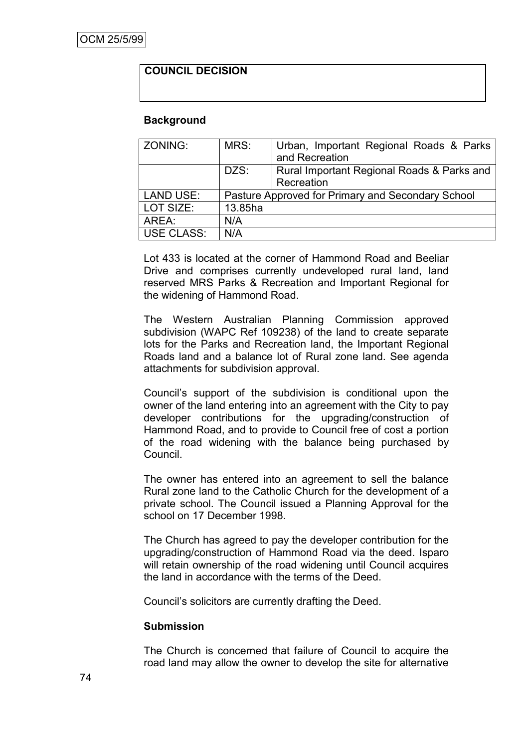**COUNCIL DECISION**

**Background**

| ZONING: | MRS: | Urban, Important Regional Roads & Parks and Recreation |
|---|---|---|
| | DZS: | Rural Important Regional Roads & Parks and Recreation |
| LAND USE: | Pasture Approved for Primary and Secondary School | |
| LOT SIZE: | 13.85ha | |
| AREA: | N/A | |
| USE CLASS: | N/A | |

Lot 433 is located at the corner of Hammond Road and Beeliar Drive and comprises currently undeveloped rural land, land reserved MRS Parks & Recreation and Important Regional for the widening of Hammond Road.

The Western Australian Planning Commission approved subdivision (WAPC Ref 109238) of the land to create separate lots for the Parks and Recreation land, the Important Regional Roads land and a balance lot of Rural zone land. See agenda attachments for subdivision approval.

Council's support of the subdivision is conditional upon the owner of the land entering into an agreement with the City to pay developer contributions for the upgrading/construction of Hammond Road, and to provide to Council free of cost a portion of the road widening with the balance being purchased by Council.

The owner has entered into an agreement to sell the balance Rural zone land to the Catholic Church for the development of a private school. The Council issued a Planning Approval for the school on 17 December 1998.

The Church has agreed to pay the developer contribution for the upgrading/construction of Hammond Road via the deed. Isparo will retain ownership of the road widening until Council acquires the land in accordance with the terms of the Deed.

Council's solicitors are currently drafting the Deed.

**Submission**

The Church is concerned that failure of Council to acquire the road land may allow the owner to develop the site for alternative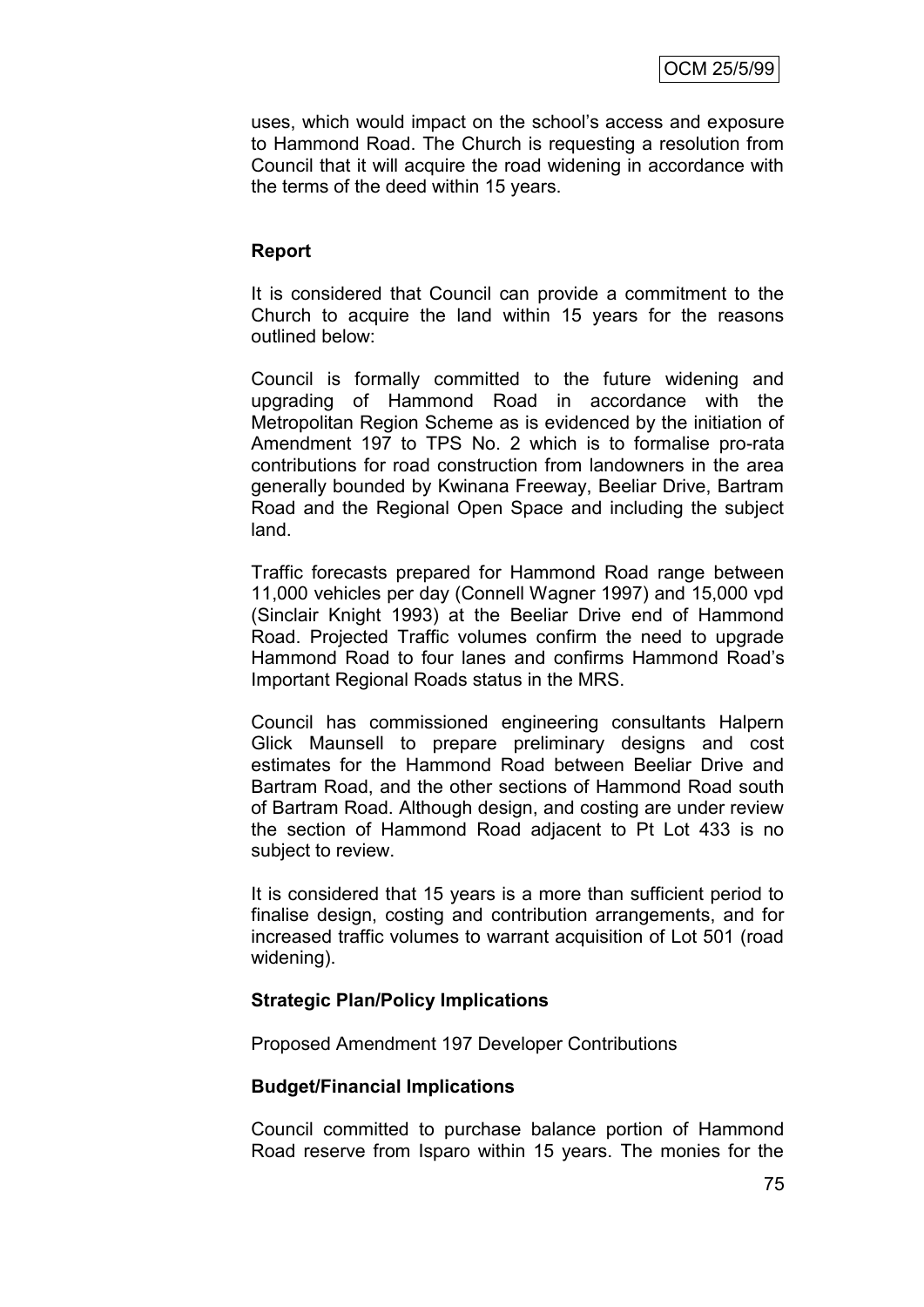uses, which would impact on the school's access and exposure to Hammond Road. The Church is requesting a resolution from Council that it will acquire the road widening in accordance with the terms of the deed within 15 years.

**Report**

It is considered that Council can provide a commitment to the Church to acquire the land within 15 years for the reasons outlined below:

Council is formally committed to the future widening and upgrading of Hammond Road in accordance with the Metropolitan Region Scheme as is evidenced by the initiation of Amendment 197 to TPS No. 2 which is to formalise pro-rata contributions for road construction from landowners in the area generally bounded by Kwinana Freeway, Beeliar Drive, Bartram Road and the Regional Open Space and including the subject land.

Traffic forecasts prepared for Hammond Road range between 11,000 vehicles per day (Connell Wagner 1997) and 15,000 vpd (Sinclair Knight 1993) at the Beeliar Drive end of Hammond Road. Projected Traffic volumes confirm the need to upgrade Hammond Road to four lanes and confirms Hammond Road's Important Regional Roads status in the MRS.

Council has commissioned engineering consultants Halpern Glick Maunsell to prepare preliminary designs and cost estimates for the Hammond Road between Beeliar Drive and Bartram Road, and the other sections of Hammond Road south of Bartram Road. Although design, and costing are under review the section of Hammond Road adjacent to Pt Lot 433 is no subject to review.

It is considered that 15 years is a more than sufficient period to finalise design, costing and contribution arrangements, and for increased traffic volumes to warrant acquisition of Lot 501 (road widening).

**Strategic Plan/Policy Implications**

Proposed Amendment 197 Developer Contributions

**Budget/Financial Implications**

Council committed to purchase balance portion of Hammond Road reserve from Isparo within 15 years. The monies for the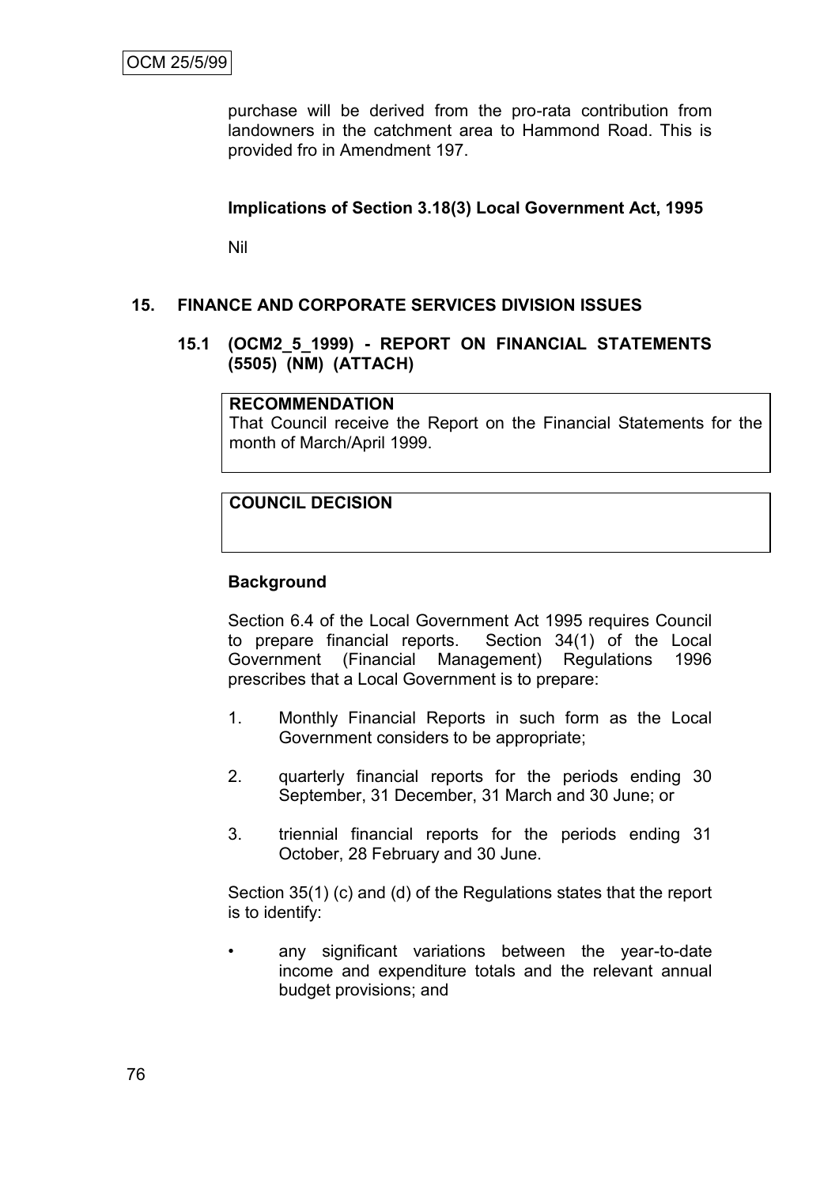purchase will be derived from the pro-rata contribution from landowners in the catchment area to Hammond Road. This is provided fro in Amendment 197.

**Implications of Section 3.18(3) Local Government Act, 1995**

Nil

## 15. FINANCE AND CORPORATE SERVICES DIVISION ISSUES

### 15.1 (OCM2_5_1999) - REPORT ON FINANCIAL STATEMENTS (5505) (NM) (ATTACH)

| **RECOMMENDATION** |
| --- |
| That Council receive the Report on the Financial Statements for the month of March/April 1999. |

| **COUNCIL DECISION** |
| --- |
| |

**Background**

Section 6.4 of the Local Government Act 1995 requires Council to prepare financial reports. Section 34(1) of the Local Government (Financial Management) Regulations 1996 prescribes that a Local Government is to prepare:

1. Monthly Financial Reports in such form as the Local Government considers to be appropriate;
2. quarterly financial reports for the periods ending 30 September, 31 December, 31 March and 30 June; or
3. triennial financial reports for the periods ending 31 October, 28 February and 30 June.

Section 35(1) (c) and (d) of the Regulations states that the report is to identify:

- any significant variations between the year-to-date income and expenditure totals and the relevant annual budget provisions; and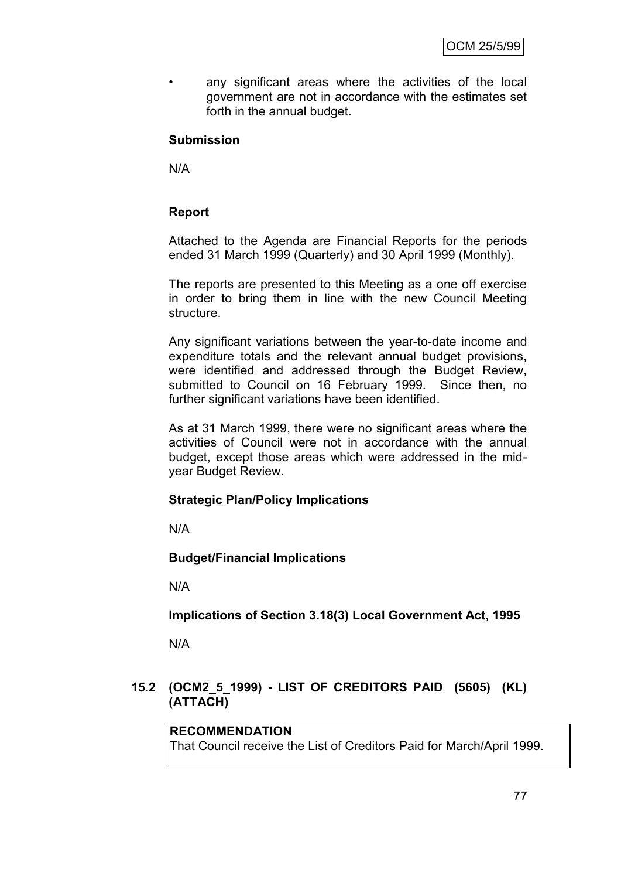- any significant areas where the activities of the local government are not in accordance with the estimates set forth in the annual budget.

**Submission**

N/A

**Report**

Attached to the Agenda are Financial Reports for the periods ended 31 March 1999 (Quarterly) and 30 April 1999 (Monthly).

The reports are presented to this Meeting as a one off exercise in order to bring them in line with the new Council Meeting structure.

Any significant variations between the year-to-date income and expenditure totals and the relevant annual budget provisions, were identified and addressed through the Budget Review, submitted to Council on 16 February 1999. Since then, no further significant variations have been identified.

As at 31 March 1999, there were no significant areas where the activities of Council were not in accordance with the annual budget, except those areas which were addressed in the mid-year Budget Review.

**Strategic Plan/Policy Implications**

N/A

**Budget/Financial Implications**

N/A

**Implications of Section 3.18(3) Local Government Act, 1995**

N/A

### 15.2 (OCM2_5_1999) - LIST OF CREDITORS PAID (5605) (KL) (ATTACH)

**RECOMMENDATION**
That Council receive the List of Creditors Paid for March/April 1999.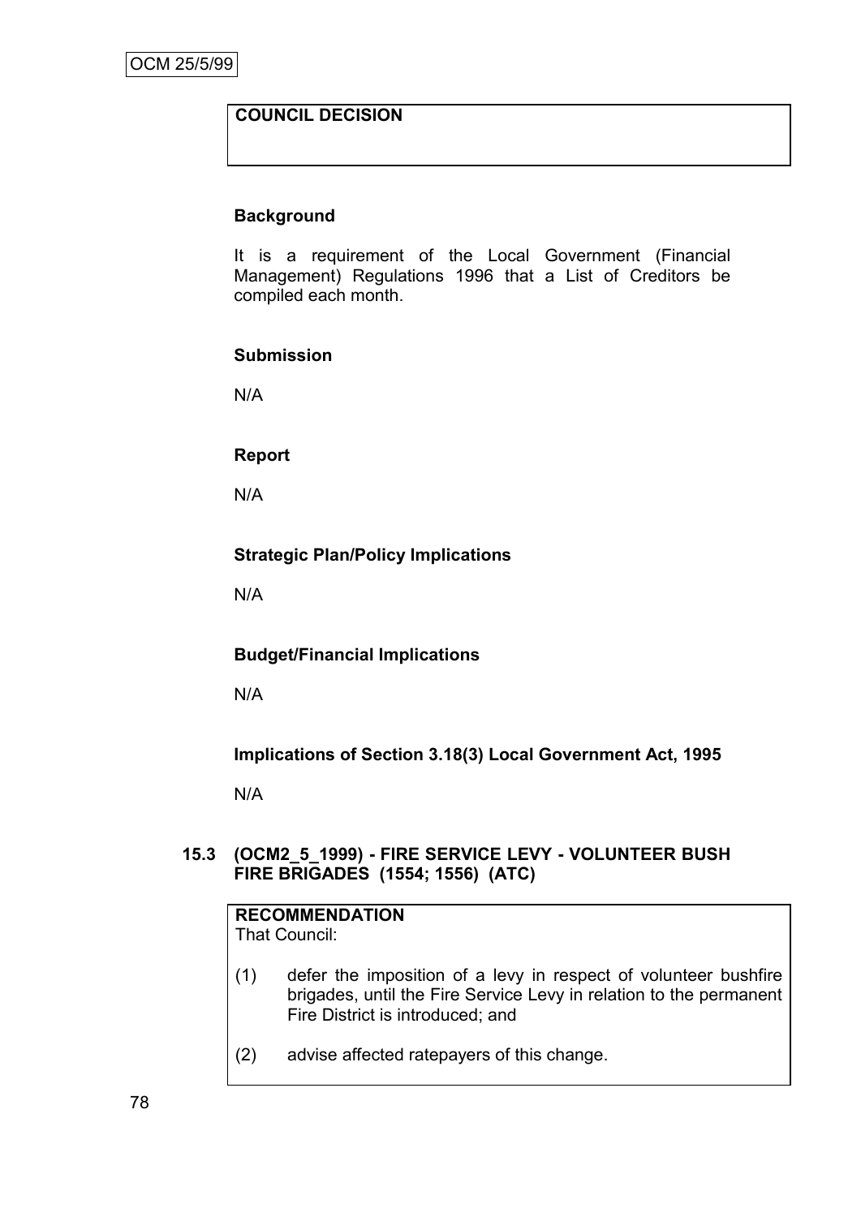**COUNCIL DECISION**

### Background

It is a requirement of the Local Government (Financial Management) Regulations 1996 that a List of Creditors be compiled each month.

### Submission

N/A

### Report

N/A

### Strategic Plan/Policy Implications

N/A

### Budget/Financial Implications

N/A

### Implications of Section 3.18(3) Local Government Act, 1995

N/A

## 15.3 (OCM2_5_1999) - FIRE SERVICE LEVY - VOLUNTEER BUSH FIRE BRIGADES (1554; 1556) (ATC)

**RECOMMENDATION**
That Council:

(1) defer the imposition of a levy in respect of volunteer bushfire brigades, until the Fire Service Levy in relation to the permanent Fire District is introduced; and

(2) advise affected ratepayers of this change.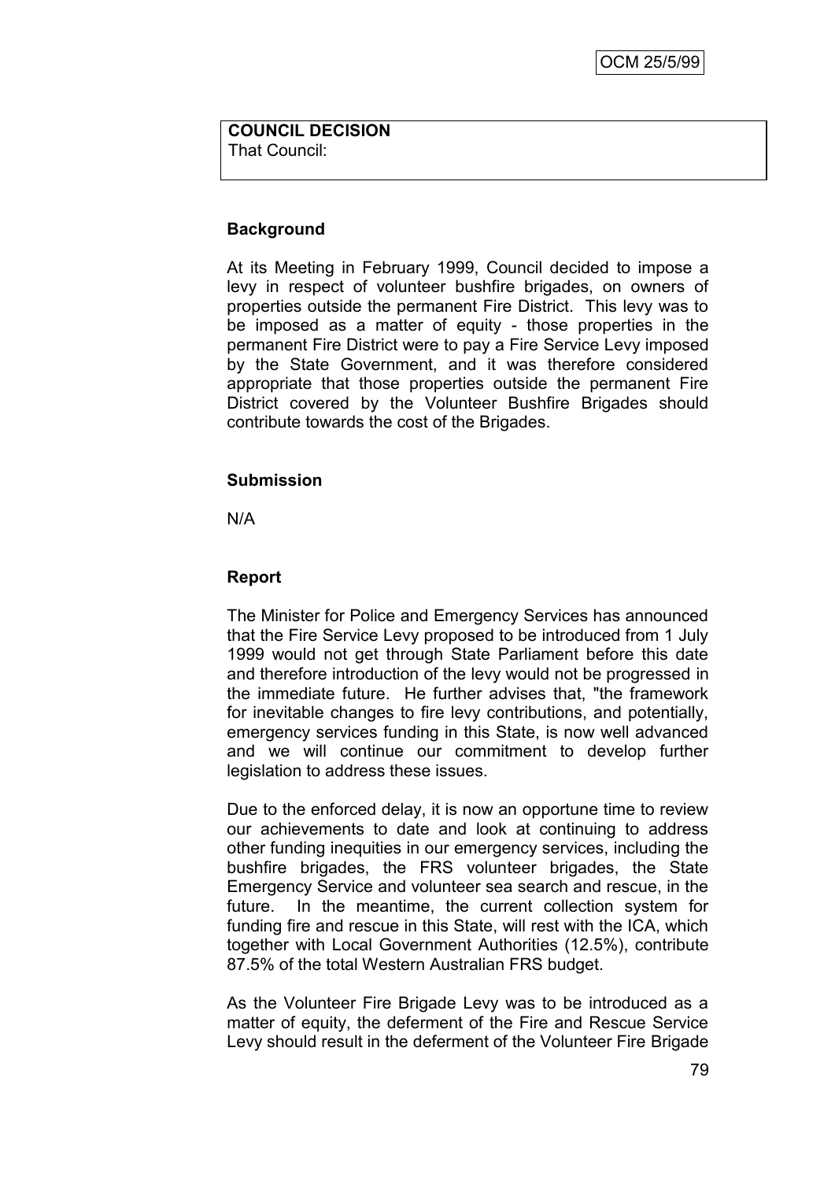**COUNCIL DECISION**
That Council:

### Background

At its Meeting in February 1999, Council decided to impose a levy in respect of volunteer bushfire brigades, on owners of properties outside the permanent Fire District. This levy was to be imposed as a matter of equity - those properties in the permanent Fire District were to pay a Fire Service Levy imposed by the State Government, and it was therefore considered appropriate that those properties outside the permanent Fire District covered by the Volunteer Bushfire Brigades should contribute towards the cost of the Brigades.

### Submission

N/A

### Report

The Minister for Police and Emergency Services has announced that the Fire Service Levy proposed to be introduced from 1 July 1999 would not get through State Parliament before this date and therefore introduction of the levy would not be progressed in the immediate future. He further advises that, "the framework for inevitable changes to fire levy contributions, and potentially, emergency services funding in this State, is now well advanced and we will continue our commitment to develop further legislation to address these issues.

Due to the enforced delay, it is now an opportune time to review our achievements to date and look at continuing to address other funding inequities in our emergency services, including the bushfire brigades, the FRS volunteer brigades, the State Emergency Service and volunteer sea search and rescue, in the future. In the meantime, the current collection system for funding fire and rescue in this State, will rest with the ICA, which together with Local Government Authorities (12.5%), contribute 87.5% of the total Western Australian FRS budget.

As the Volunteer Fire Brigade Levy was to be introduced as a matter of equity, the deferment of the Fire and Rescue Service Levy should result in the deferment of the Volunteer Fire Brigade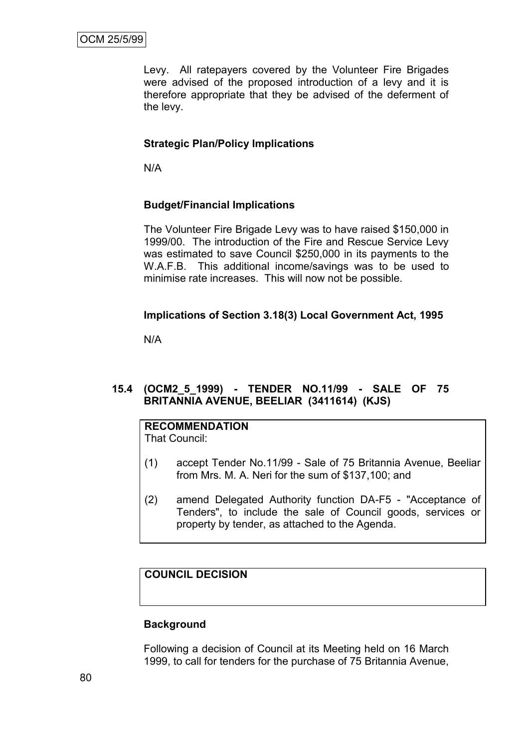Levy. All ratepayers covered by the Volunteer Fire Brigades were advised of the proposed introduction of a levy and it is therefore appropriate that they be advised of the deferment of the levy.

**Strategic Plan/Policy Implications**

N/A

**Budget/Financial Implications**

The Volunteer Fire Brigade Levy was to have raised $150,000 in 1999/00. The introduction of the Fire and Rescue Service Levy was estimated to save Council $250,000 in its payments to the W.A.F.B. This additional income/savings was to be used to minimise rate increases. This will now not be possible.

**Implications of Section 3.18(3) Local Government Act, 1995**

N/A

### 15.4 (OCM2_5_1999) - TENDER NO.11/99 - SALE OF 75 BRITANNIA AVENUE, BEELIAR (3411614) (KJS)

**RECOMMENDATION**

That Council:

(1) accept Tender No.11/99 - Sale of 75 Britannia Avenue, Beeliar from Mrs. M. A. Neri for the sum of $137,100; and

(2) amend Delegated Authority function DA-F5 - "Acceptance of Tenders", to include the sale of Council goods, services or property by tender, as attached to the Agenda.

**COUNCIL DECISION**

**Background**

Following a decision of Council at its Meeting held on 16 March 1999, to call for tenders for the purchase of 75 Britannia Avenue,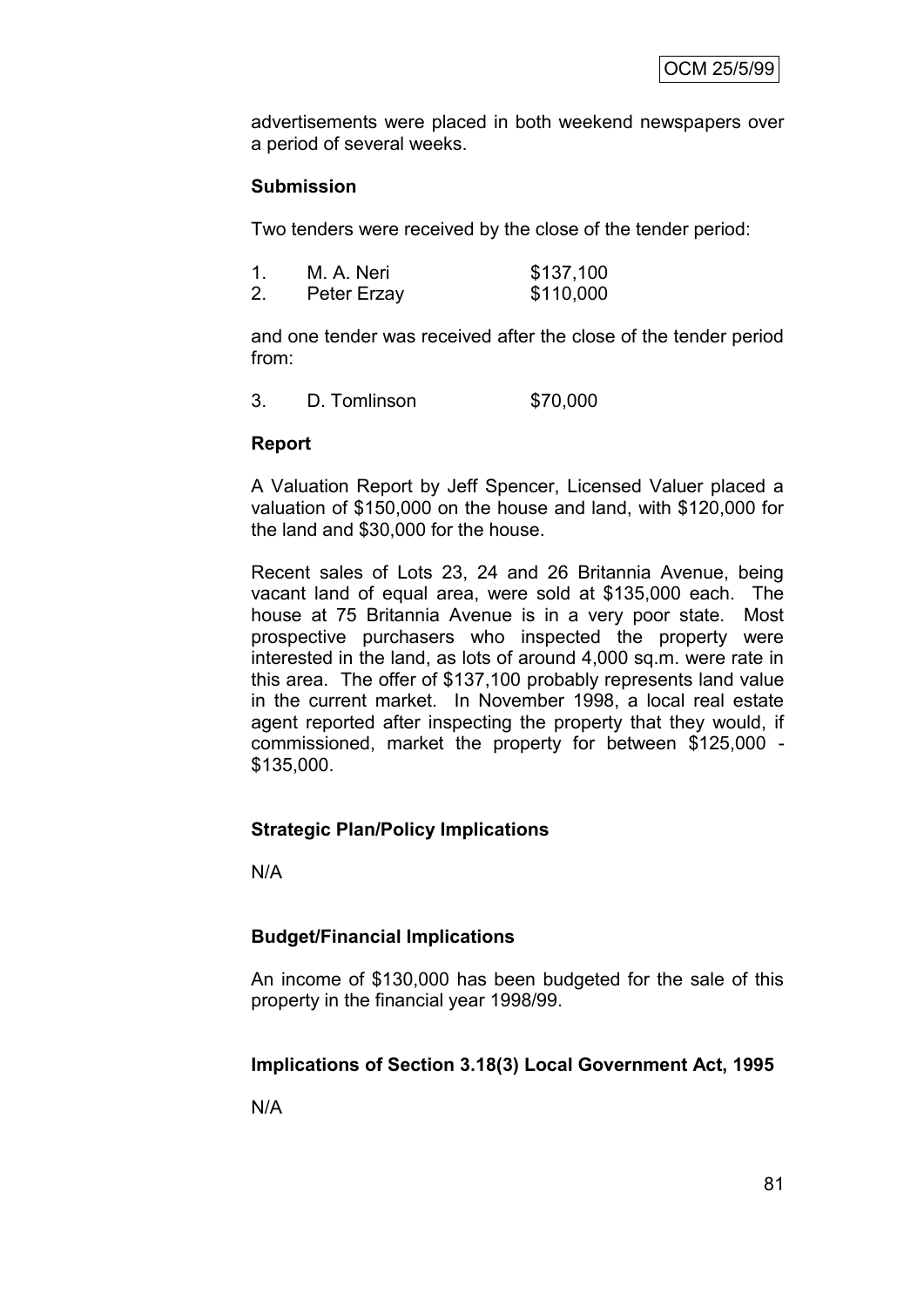advertisements were placed in both weekend newspapers over a period of several weeks.

**Submission**

Two tenders were received by the close of the tender period:

1. M. A. Neri $137,100
2. Peter Erzay $110,000

and one tender was received after the close of the tender period from:

3. D. Tomlinson $70,000

**Report**

A Valuation Report by Jeff Spencer, Licensed Valuer placed a valuation of $150,000 on the house and land, with $120,000 for the land and $30,000 for the house.

Recent sales of Lots 23, 24 and 26 Britannia Avenue, being vacant land of equal area, were sold at $135,000 each. The house at 75 Britannia Avenue is in a very poor state. Most prospective purchasers who inspected the property were interested in the land, as lots of around 4,000 sq.m. were rate in this area. The offer of $137,100 probably represents land value in the current market. In November 1998, a local real estate agent reported after inspecting the property that they would, if commissioned, market the property for between $125,000 - $135,000.

**Strategic Plan/Policy Implications**

N/A

**Budget/Financial Implications**

An income of $130,000 has been budgeted for the sale of this property in the financial year 1998/99.

**Implications of Section 3.18(3) Local Government Act, 1995**

N/A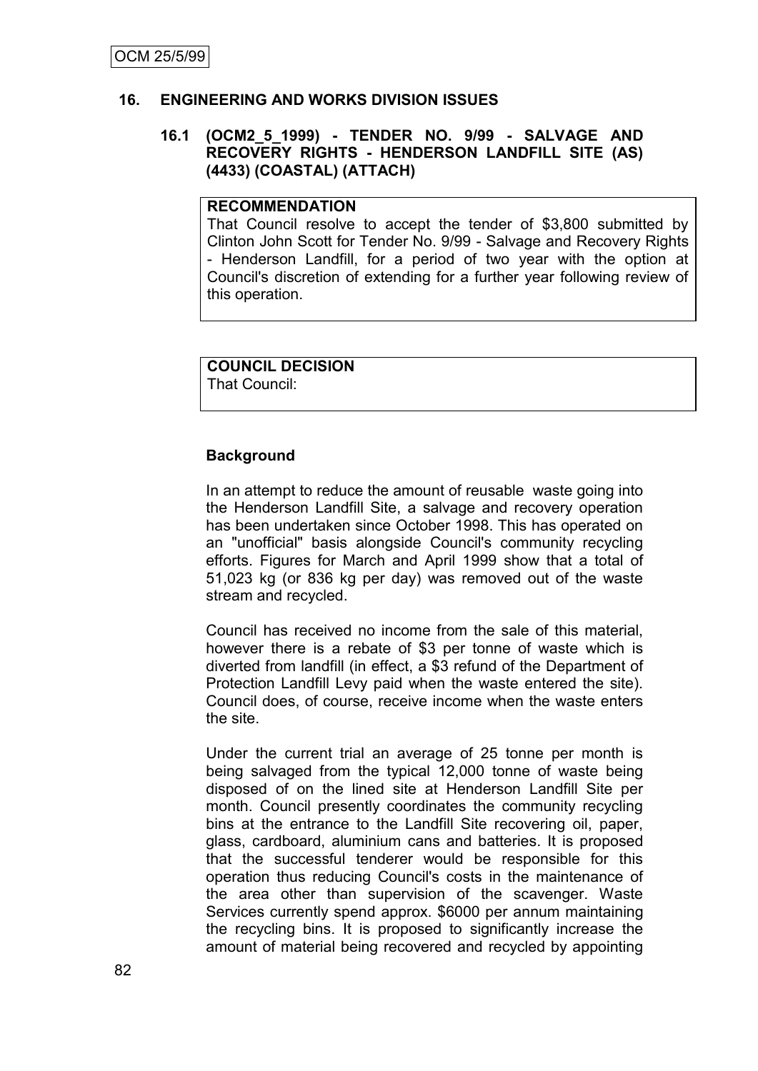## 16. ENGINEERING AND WORKS DIVISION ISSUES

### 16.1 (OCM2_5_1999) - TENDER NO. 9/99 - SALVAGE AND RECOVERY RIGHTS - HENDERSON LANDFILL SITE (AS) (4433) (COASTAL) (ATTACH)

**RECOMMENDATION**
That Council resolve to accept the tender of $3,800 submitted by Clinton John Scott for Tender No. 9/99 - Salvage and Recovery Rights - Henderson Landfill, for a period of two year with the option at Council's discretion of extending for a further year following review of this operation.

**COUNCIL DECISION**
That Council:

**Background**

In an attempt to reduce the amount of reusable waste going into the Henderson Landfill Site, a salvage and recovery operation has been undertaken since October 1998. This has operated on an "unofficial" basis alongside Council's community recycling efforts. Figures for March and April 1999 show that a total of 51,023 kg (or 836 kg per day) was removed out of the waste stream and recycled.

Council has received no income from the sale of this material, however there is a rebate of $3 per tonne of waste which is diverted from landfill (in effect, a $3 refund of the Department of Protection Landfill Levy paid when the waste entered the site). Council does, of course, receive income when the waste enters the site.

Under the current trial an average of 25 tonne per month is being salvaged from the typical 12,000 tonne of waste being disposed of on the lined site at Henderson Landfill Site per month. Council presently coordinates the community recycling bins at the entrance to the Landfill Site recovering oil, paper, glass, cardboard, aluminium cans and batteries. It is proposed that the successful tenderer would be responsible for this operation thus reducing Council's costs in the maintenance of the area other than supervision of the scavenger. Waste Services currently spend approx. $6000 per annum maintaining the recycling bins. It is proposed to significantly increase the amount of material being recovered and recycled by appointing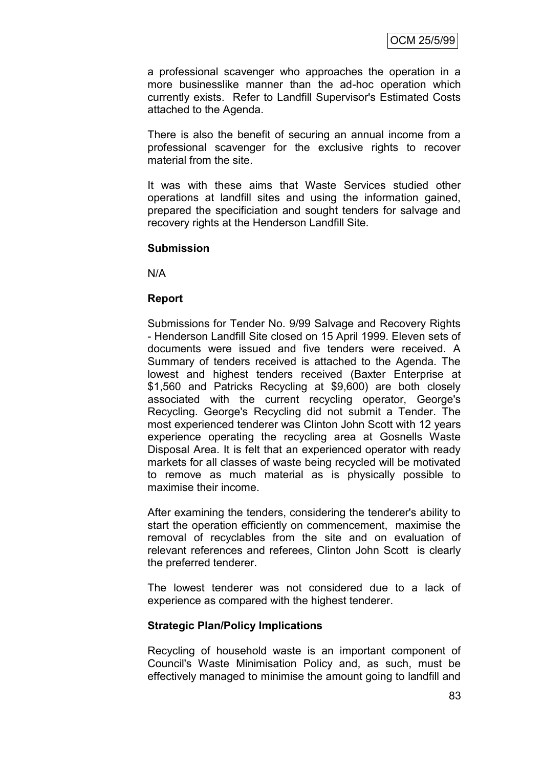a professional scavenger who approaches the operation in a more businesslike manner than the ad-hoc operation which currently exists. Refer to Landfill Supervisor's Estimated Costs attached to the Agenda.

There is also the benefit of securing an annual income from a professional scavenger for the exclusive rights to recover material from the site.

It was with these aims that Waste Services studied other operations at landfill sites and using the information gained, prepared the specificiation and sought tenders for salvage and recovery rights at the Henderson Landfill Site.

**Submission**

N/A

**Report**

Submissions for Tender No. 9/99 Salvage and Recovery Rights - Henderson Landfill Site closed on 15 April 1999. Eleven sets of documents were issued and five tenders were received. A Summary of tenders received is attached to the Agenda. The lowest and highest tenders received (Baxter Enterprise at $1,560 and Patricks Recycling at $9,600) are both closely associated with the current recycling operator, George's Recycling. George's Recycling did not submit a Tender. The most experienced tenderer was Clinton John Scott with 12 years experience operating the recycling area at Gosnells Waste Disposal Area. It is felt that an experienced operator with ready markets for all classes of waste being recycled will be motivated to remove as much material as is physically possible to maximise their income.

After examining the tenders, considering the tenderer's ability to start the operation efficiently on commencement, maximise the removal of recyclables from the site and on evaluation of relevant references and referees, Clinton John Scott is clearly the preferred tenderer.

The lowest tenderer was not considered due to a lack of experience as compared with the highest tenderer.

**Strategic Plan/Policy Implications**

Recycling of household waste is an important component of Council's Waste Minimisation Policy and, as such, must be effectively managed to minimise the amount going to landfill and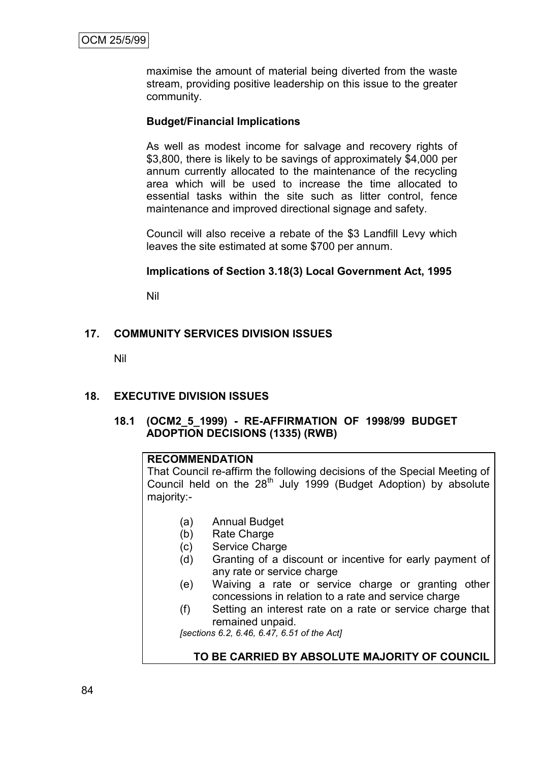maximise the amount of material being diverted from the waste stream, providing positive leadership on this issue to the greater community.

**Budget/Financial Implications**

As well as modest income for salvage and recovery rights of \$3,800, there is likely to be savings of approximately \$4,000 per annum currently allocated to the maintenance of the recycling area which will be used to increase the time allocated to essential tasks within the site such as litter control, fence maintenance and improved directional signage and safety.

Council will also receive a rebate of the \$3 Landfill Levy which leaves the site estimated at some \$700 per annum.

**Implications of Section 3.18(3) Local Government Act, 1995**

Nil

## 17. COMMUNITY SERVICES DIVISION ISSUES

Nil

## 18. EXECUTIVE DIVISION ISSUES

### 18.1 (OCM2_5_1999) - RE-AFFIRMATION OF 1998/99 BUDGET ADOPTION DECISIONS (1335) (RWB)

**RECOMMENDATION**

That Council re-affirm the following decisions of the Special Meeting of Council held on the 28th July 1999 (Budget Adoption) by absolute majority:-

(a) Annual Budget
(b) Rate Charge
(c) Service Charge
(d) Granting of a discount or incentive for early payment of any rate or service charge
(e) Waiving a rate or service charge or granting other concessions in relation to a rate and service charge
(f) Setting an interest rate on a rate or service charge that remained unpaid.

*[sections 6.2, 6.46, 6.47, 6.51 of the Act]*

**TO BE CARRIED BY ABSOLUTE MAJORITY OF COUNCIL**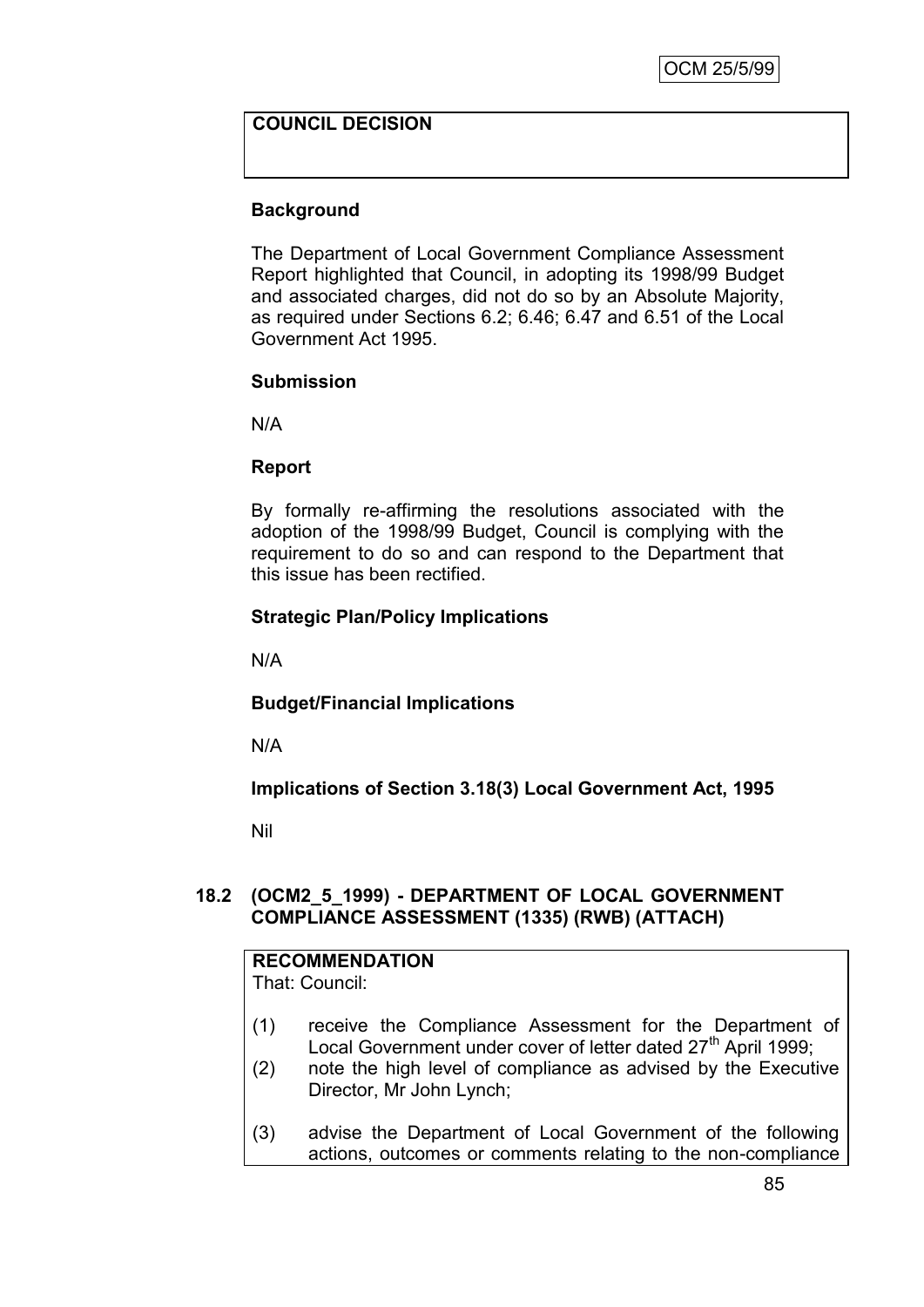**COUNCIL DECISION**

**Background**

The Department of Local Government Compliance Assessment Report highlighted that Council, in adopting its 1998/99 Budget and associated charges, did not do so by an Absolute Majority, as required under Sections 6.2; 6.46; 6.47 and 6.51 of the Local Government Act 1995.

**Submission**

N/A

**Report**

By formally re-affirming the resolutions associated with the adoption of the 1998/99 Budget, Council is complying with the requirement to do so and can respond to the Department that this issue has been rectified.

**Strategic Plan/Policy Implications**

N/A

**Budget/Financial Implications**

N/A

**Implications of Section 3.18(3) Local Government Act, 1995**

Nil

## 18.2 (OCM2_5_1999) - DEPARTMENT OF LOCAL GOVERNMENT COMPLIANCE ASSESSMENT (1335) (RWB) (ATTACH)

**RECOMMENDATION**

That: Council:

(1) receive the Compliance Assessment for the Department of Local Government under cover of letter dated 27th April 1999;

(2) note the high level of compliance as advised by the Executive Director, Mr John Lynch;

(3) advise the Department of Local Government of the following actions, outcomes or comments relating to the non-compliance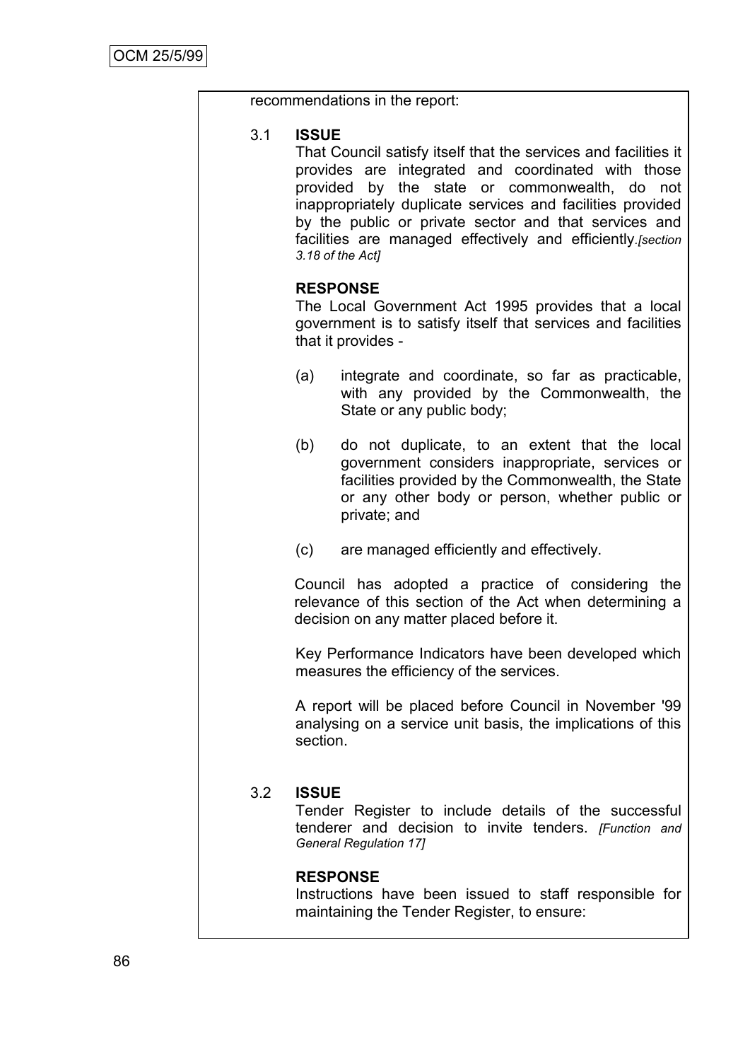recommendations in the report:

3.1 **ISSUE**

That Council satisfy itself that the services and facilities it provides are integrated and coordinated with those provided by the state or commonwealth, do not inappropriately duplicate services and facilities provided by the public or private sector and that services and facilities are managed effectively and efficiently.*[section 3.18 of the Act]*

**RESPONSE**

The Local Government Act 1995 provides that a local government is to satisfy itself that services and facilities that it provides -

(a) integrate and coordinate, so far as practicable, with any provided by the Commonwealth, the State or any public body;

(b) do not duplicate, to an extent that the local government considers inappropriate, services or facilities provided by the Commonwealth, the State or any other body or person, whether public or private; and

(c) are managed efficiently and effectively.

Council has adopted a practice of considering the relevance of this section of the Act when determining a decision on any matter placed before it.

Key Performance Indicators have been developed which measures the efficiency of the services.

A report will be placed before Council in November '99 analysing on a service unit basis, the implications of this section.

3.2 **ISSUE**

Tender Register to include details of the successful tenderer and decision to invite tenders. *[Function and General Regulation 17]*

**RESPONSE**

Instructions have been issued to staff responsible for maintaining the Tender Register, to ensure: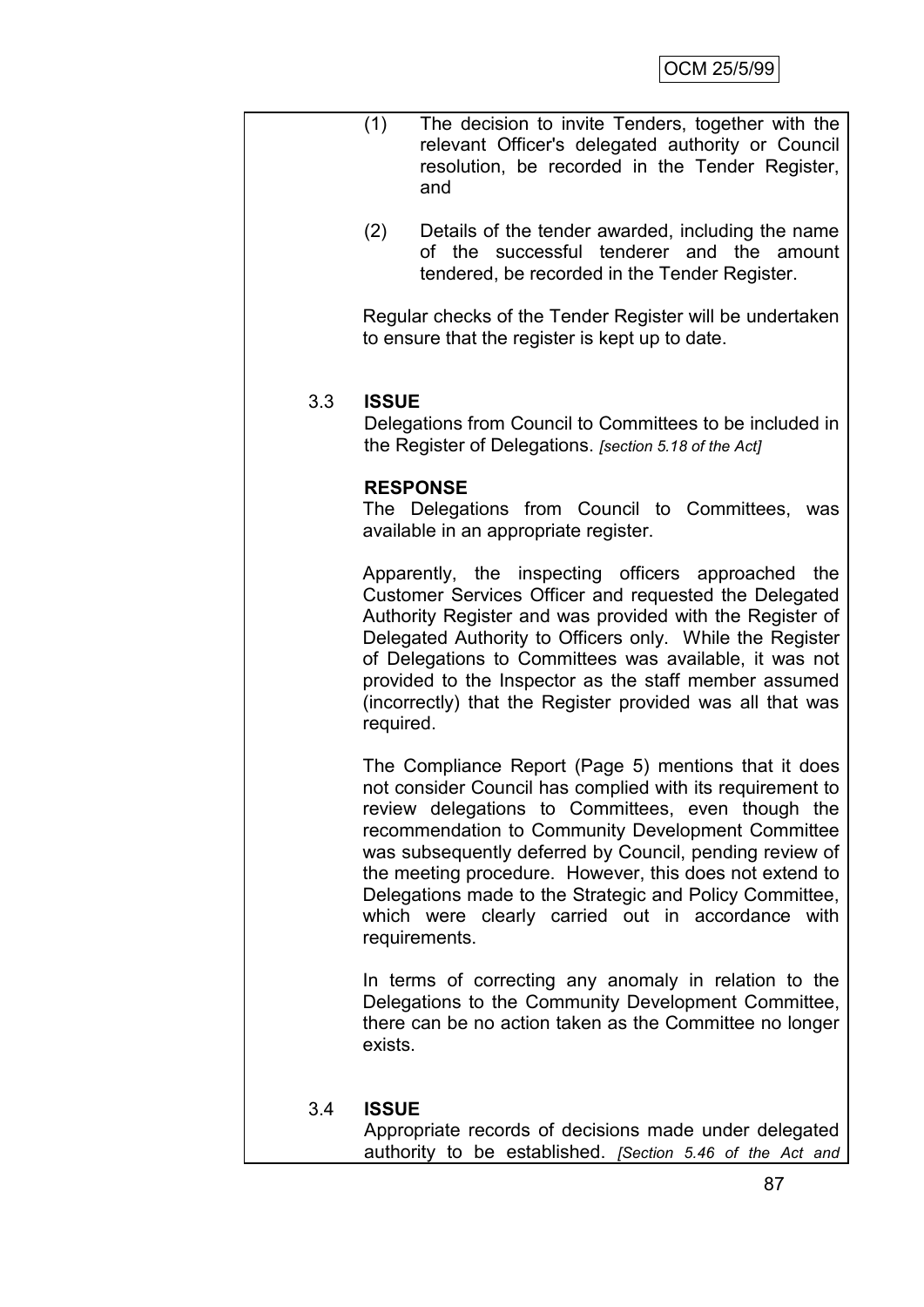(1) The decision to invite Tenders, together with the relevant Officer's delegated authority or Council resolution, be recorded in the Tender Register, and

(2) Details of the tender awarded, including the name of the successful tenderer and the amount tendered, be recorded in the Tender Register.

Regular checks of the Tender Register will be undertaken to ensure that the register is kept up to date.

3.3 **ISSUE**

Delegations from Council to Committees to be included in the Register of Delegations. *[section 5.18 of the Act]*

**RESPONSE**

The Delegations from Council to Committees, was available in an appropriate register.

Apparently, the inspecting officers approached the Customer Services Officer and requested the Delegated Authority Register and was provided with the Register of Delegated Authority to Officers only. While the Register of Delegations to Committees was available, it was not provided to the Inspector as the staff member assumed (incorrectly) that the Register provided was all that was required.

The Compliance Report (Page 5) mentions that it does not consider Council has complied with its requirement to review delegations to Committees, even though the recommendation to Community Development Committee was subsequently deferred by Council, pending review of the meeting procedure. However, this does not extend to Delegations made to the Strategic and Policy Committee, which were clearly carried out in accordance with requirements.

In terms of correcting any anomaly in relation to the Delegations to the Community Development Committee, there can be no action taken as the Committee no longer exists.

3.4 **ISSUE**

Appropriate records of decisions made under delegated authority to be established. *[Section 5.46 of the Act and*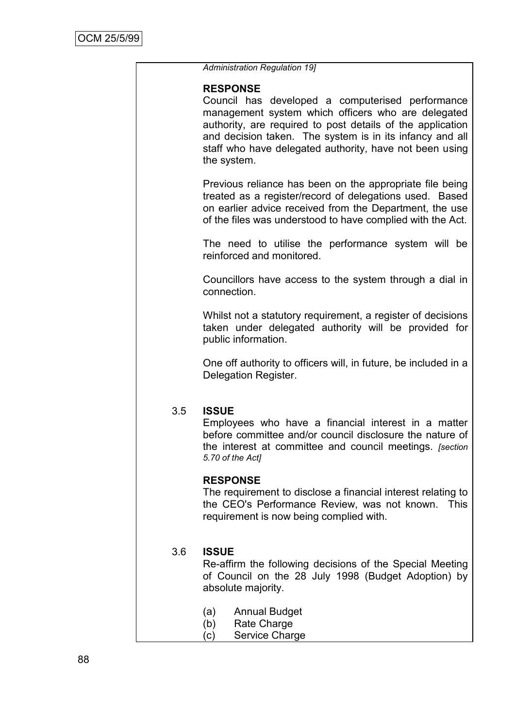*Administration Regulation 19]*

**RESPONSE**

Council has developed a computerised performance management system which officers who are delegated authority, are required to post details of the application and decision taken. The system is in its infancy and all staff who have delegated authority, have not been using the system.

Previous reliance has been on the appropriate file being treated as a register/record of delegations used. Based on earlier advice received from the Department, the use of the files was understood to have complied with the Act.

The need to utilise the performance system will be reinforced and monitored.

Councillors have access to the system through a dial in connection.

Whilst not a statutory requirement, a register of decisions taken under delegated authority will be provided for public information.

One off authority to officers will, in future, be included in a Delegation Register.

3.5 **ISSUE**

Employees who have a financial interest in a matter before committee and/or council disclosure the nature of the interest at committee and council meetings. *[section 5.70 of the Act]*

**RESPONSE**

The requirement to disclose a financial interest relating to the CEO's Performance Review, was not known. This requirement is now being complied with.

3.6 **ISSUE**

Re-affirm the following decisions of the Special Meeting of Council on the 28 July 1998 (Budget Adoption) by absolute majority.

(a) Annual Budget
(b) Rate Charge
(c) Service Charge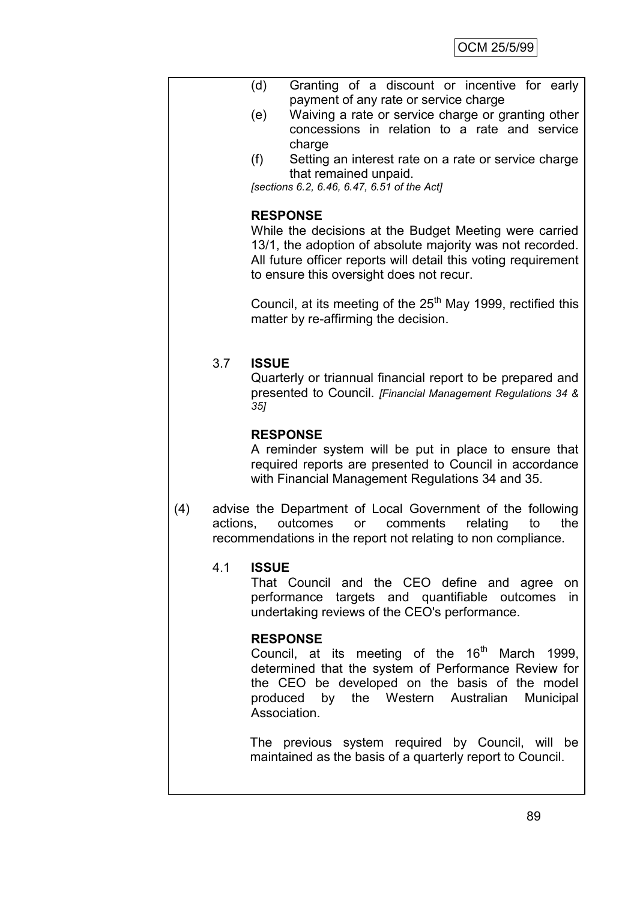(d) Granting of a discount or incentive for early payment of any rate or service charge

(e) Waiving a rate or service charge or granting other concessions in relation to a rate and service charge

(f) Setting an interest rate on a rate or service charge that remained unpaid.

*[sections 6.2, 6.46, 6.47, 6.51 of the Act]*

**RESPONSE**

While the decisions at the Budget Meeting were carried 13/1, the adoption of absolute majority was not recorded. All future officer reports will detail this voting requirement to ensure this oversight does not recur.

Council, at its meeting of the 25th May 1999, rectified this matter by re-affirming the decision.

3.7 **ISSUE**

Quarterly or triannual financial report to be prepared and presented to Council. *[Financial Management Regulations 34 & 35]*

**RESPONSE**

A reminder system will be put in place to ensure that required reports are presented to Council in accordance with Financial Management Regulations 34 and 35.

(4) advise the Department of Local Government of the following actions, outcomes or comments relating to the recommendations in the report not relating to non compliance.

4.1 **ISSUE**

That Council and the CEO define and agree on performance targets and quantifiable outcomes in undertaking reviews of the CEO's performance.

**RESPONSE**

Council, at its meeting of the 16th March 1999, determined that the system of Performance Review for the CEO be developed on the basis of the model produced by the Western Australian Municipal Association.

The previous system required by Council, will be maintained as the basis of a quarterly report to Council.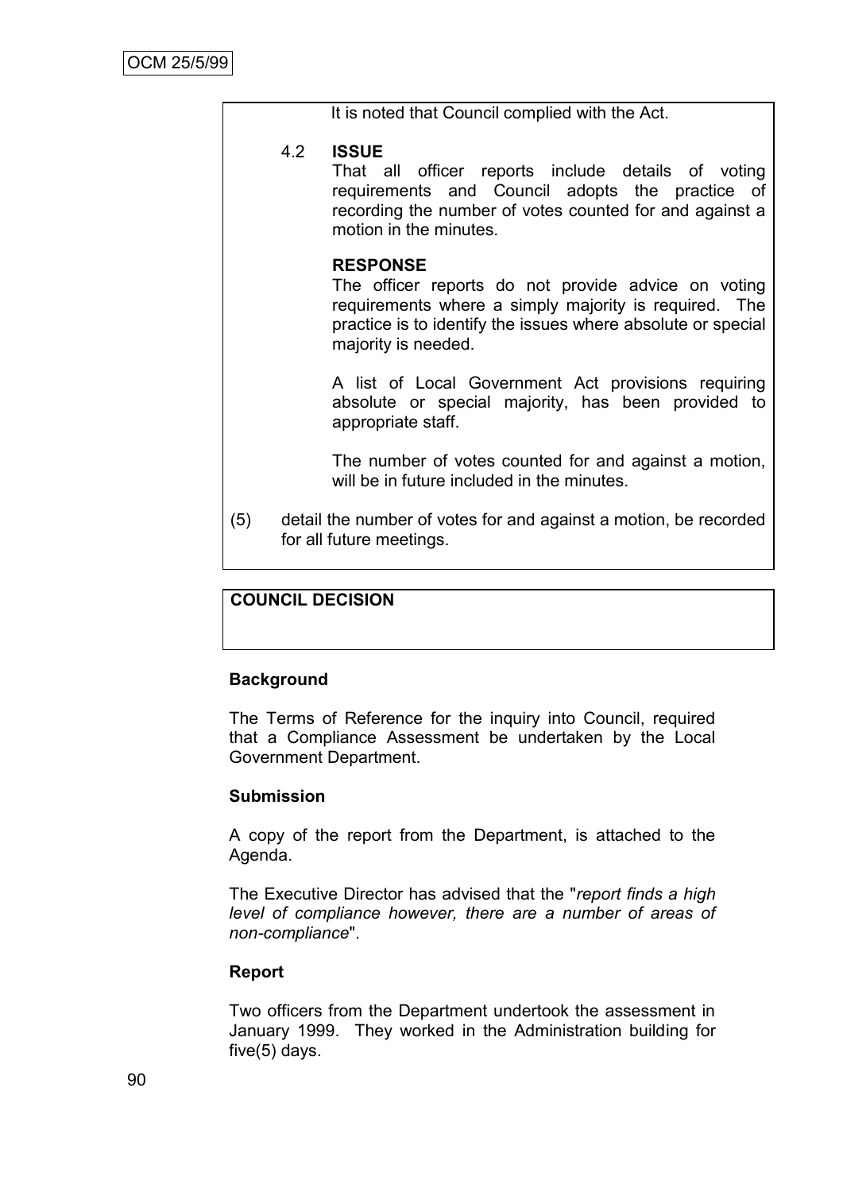It is noted that Council complied with the Act.

4.2 **ISSUE**

That all officer reports include details of voting requirements and Council adopts the practice of recording the number of votes counted for and against a motion in the minutes.

**RESPONSE**

The officer reports do not provide advice on voting requirements where a simply majority is required. The practice is to identify the issues where absolute or special majority is needed.

A list of Local Government Act provisions requiring absolute or special majority, has been provided to appropriate staff.

The number of votes counted for and against a motion, will be in future included in the minutes.

(5) detail the number of votes for and against a motion, be recorded for all future meetings.

**COUNCIL DECISION**

**Background**

The Terms of Reference for the inquiry into Council, required that a Compliance Assessment be undertaken by the Local Government Department.

**Submission**

A copy of the report from the Department, is attached to the Agenda.

The Executive Director has advised that the "*report finds a high level of compliance however, there are a number of areas of non-compliance*".

**Report**

Two officers from the Department undertook the assessment in January 1999. They worked in the Administration building for five(5) days.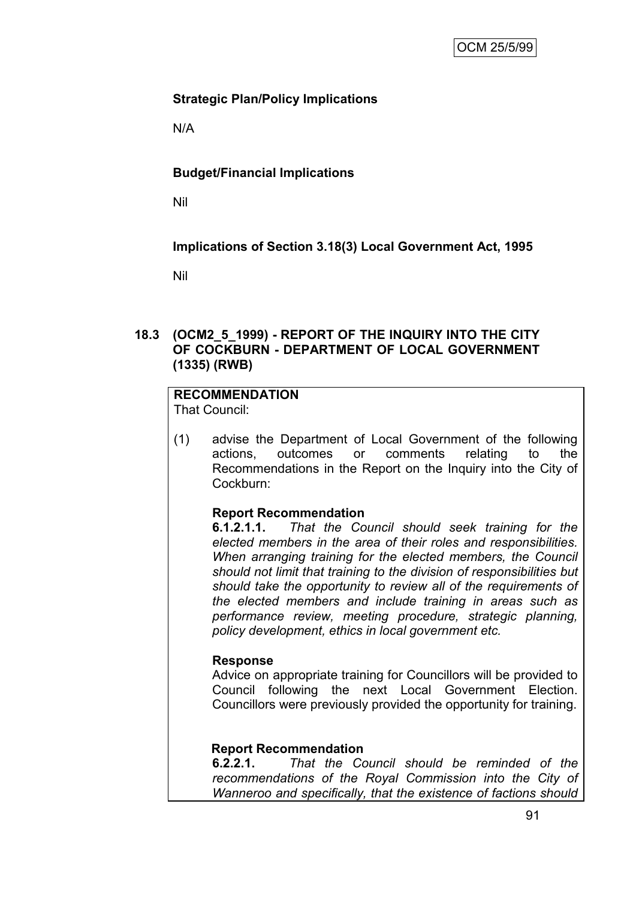OCM 25/5/99

**Strategic Plan/Policy Implications**

N/A

**Budget/Financial Implications**

Nil

**Implications of Section 3.18(3) Local Government Act, 1995**

Nil

**18.3 (OCM2_5_1999) - REPORT OF THE INQUIRY INTO THE CITY OF COCKBURN - DEPARTMENT OF LOCAL GOVERNMENT (1335) (RWB)**

**RECOMMENDATION**

That Council:

(1) advise the Department of Local Government of the following actions, outcomes or comments relating to the Recommendations in the Report on the Inquiry into the City of Cockburn:

**Report Recommendation**

**6.1.2.1.1.** *That the Council should seek training for the elected members in the area of their roles and responsibilities. When arranging training for the elected members, the Council should not limit that training to the division of responsibilities but should take the opportunity to review all of the requirements of the elected members and include training in areas such as performance review, meeting procedure, strategic planning, policy development, ethics in local government etc.*

**Response**

Advice on appropriate training for Councillors will be provided to Council following the next Local Government Election. Councillors were previously provided the opportunity for training.

**Report Recommendation**

**6.2.2.1.** *That the Council should be reminded of the recommendations of the Royal Commission into the City of Wanneroo and specifically, that the existence of factions should*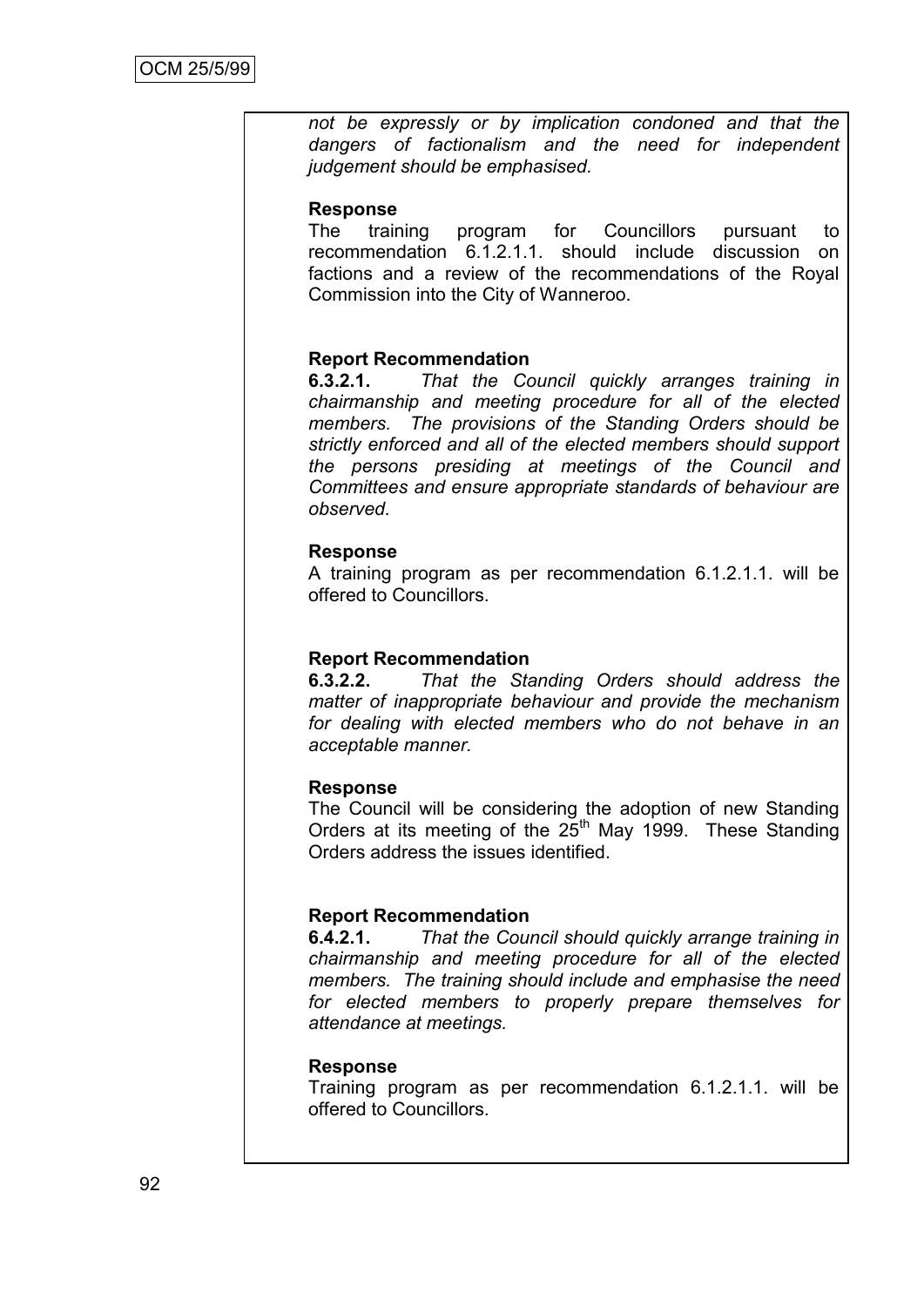*not be expressly or by implication condoned and that the dangers of factionalism and the need for independent judgement should be emphasised.*

**Response**
The training program for Councillors pursuant to recommendation 6.1.2.1.1. should include discussion on factions and a review of the recommendations of the Royal Commission into the City of Wanneroo.

**Report Recommendation**
**6.3.2.1.** *That the Council quickly arranges training in chairmanship and meeting procedure for all of the elected members. The provisions of the Standing Orders should be strictly enforced and all of the elected members should support the persons presiding at meetings of the Council and Committees and ensure appropriate standards of behaviour are observed.*

**Response**
A training program as per recommendation 6.1.2.1.1. will be offered to Councillors.

**Report Recommendation**
**6.3.2.2.** *That the Standing Orders should address the matter of inappropriate behaviour and provide the mechanism for dealing with elected members who do not behave in an acceptable manner.*

**Response**
The Council will be considering the adoption of new Standing Orders at its meeting of the 25th May 1999. These Standing Orders address the issues identified.

**Report Recommendation**
**6.4.2.1.** *That the Council should quickly arrange training in chairmanship and meeting procedure for all of the elected members. The training should include and emphasise the need for elected members to properly prepare themselves for attendance at meetings.*

**Response**
Training program as per recommendation 6.1.2.1.1. will be offered to Councillors.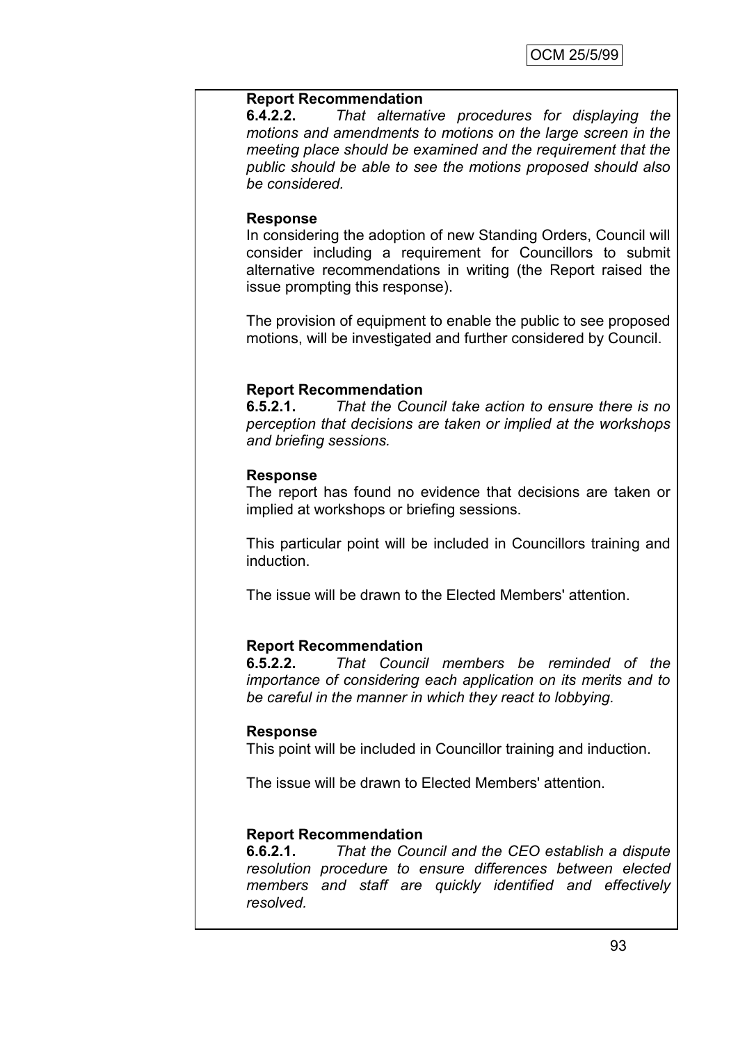**Report Recommendation**

**6.4.2.2.** *That alternative procedures for displaying the motions and amendments to motions on the large screen in the meeting place should be examined and the requirement that the public should be able to see the motions proposed should also be considered.*

**Response**

In considering the adoption of new Standing Orders, Council will consider including a requirement for Councillors to submit alternative recommendations in writing (the Report raised the issue prompting this response).

The provision of equipment to enable the public to see proposed motions, will be investigated and further considered by Council.

**Report Recommendation**

**6.5.2.1.** *That the Council take action to ensure there is no perception that decisions are taken or implied at the workshops and briefing sessions.*

**Response**

The report has found no evidence that decisions are taken or implied at workshops or briefing sessions.

This particular point will be included in Councillors training and induction.

The issue will be drawn to the Elected Members' attention.

**Report Recommendation**

**6.5.2.2.** *That Council members be reminded of the importance of considering each application on its merits and to be careful in the manner in which they react to lobbying.*

**Response**

This point will be included in Councillor training and induction.

The issue will be drawn to Elected Members' attention.

**Report Recommendation**

**6.6.2.1.** *That the Council and the CEO establish a dispute resolution procedure to ensure differences between elected members and staff are quickly identified and effectively resolved.*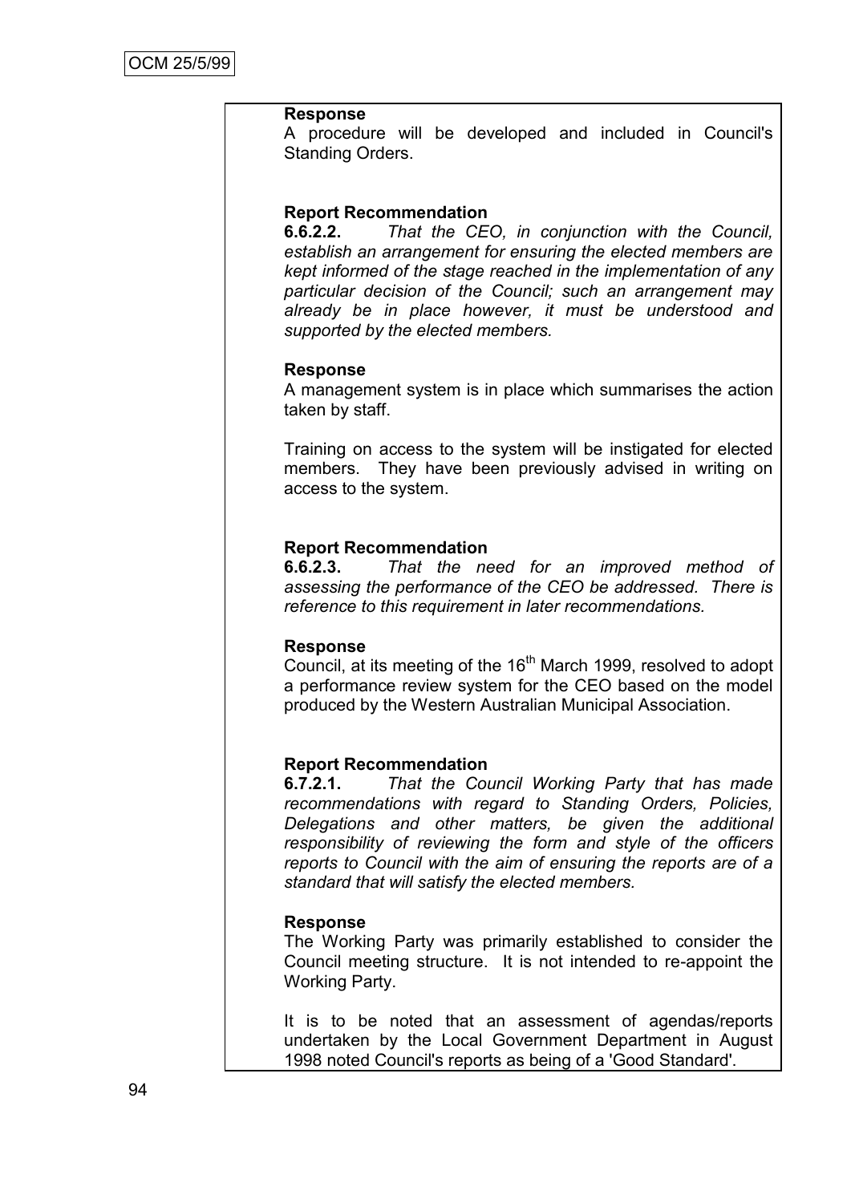**Response**

A procedure will be developed and included in Council's Standing Orders.

**Report Recommendation**

**6.6.2.2.** *That the CEO, in conjunction with the Council, establish an arrangement for ensuring the elected members are kept informed of the stage reached in the implementation of any particular decision of the Council; such an arrangement may already be in place however, it must be understood and supported by the elected members.*

**Response**

A management system is in place which summarises the action taken by staff.

Training on access to the system will be instigated for elected members. They have been previously advised in writing on access to the system.

**Report Recommendation**

**6.6.2.3.** *That the need for an improved method of assessing the performance of the CEO be addressed. There is reference to this requirement in later recommendations.*

**Response**

Council, at its meeting of the 16th March 1999, resolved to adopt a performance review system for the CEO based on the model produced by the Western Australian Municipal Association.

**Report Recommendation**

**6.7.2.1.** *That the Council Working Party that has made recommendations with regard to Standing Orders, Policies, Delegations and other matters, be given the additional responsibility of reviewing the form and style of the officers reports to Council with the aim of ensuring the reports are of a standard that will satisfy the elected members.*

**Response**

The Working Party was primarily established to consider the Council meeting structure. It is not intended to re-appoint the Working Party.

It is to be noted that an assessment of agendas/reports undertaken by the Local Government Department in August 1998 noted Council's reports as being of a 'Good Standard'.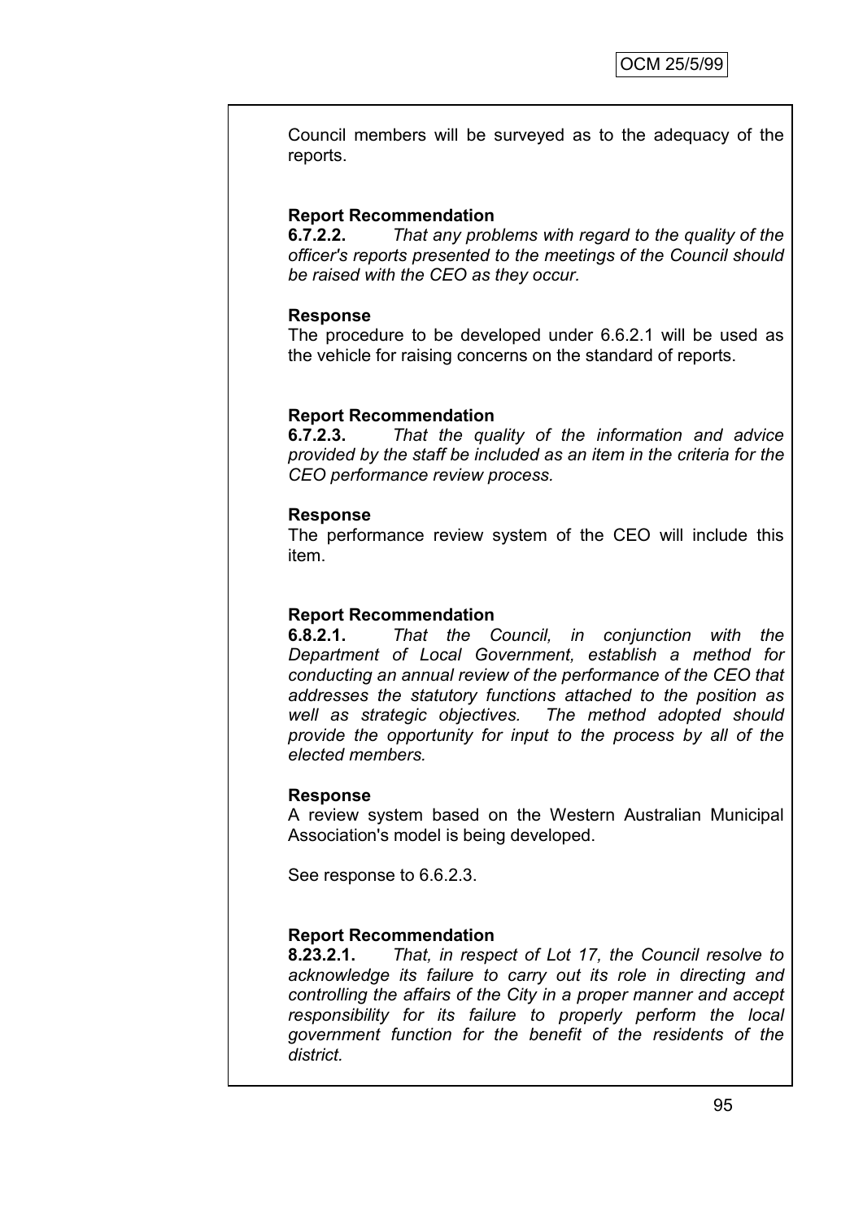Council members will be surveyed as to the adequacy of the reports.

**Report Recommendation**

**6.7.2.2.** *That any problems with regard to the quality of the officer's reports presented to the meetings of the Council should be raised with the CEO as they occur.*

**Response**

The procedure to be developed under 6.6.2.1 will be used as the vehicle for raising concerns on the standard of reports.

**Report Recommendation**

**6.7.2.3.** *That the quality of the information and advice provided by the staff be included as an item in the criteria for the CEO performance review process.*

**Response**

The performance review system of the CEO will include this item.

**Report Recommendation**

**6.8.2.1.** *That the Council, in conjunction with the Department of Local Government, establish a method for conducting an annual review of the performance of the CEO that addresses the statutory functions attached to the position as well as strategic objectives. The method adopted should provide the opportunity for input to the process by all of the elected members.*

**Response**

A review system based on the Western Australian Municipal Association's model is being developed.

See response to 6.6.2.3.

**Report Recommendation**

**8.23.2.1.** *That, in respect of Lot 17, the Council resolve to acknowledge its failure to carry out its role in directing and controlling the affairs of the City in a proper manner and accept responsibility for its failure to properly perform the local government function for the benefit of the residents of the district.*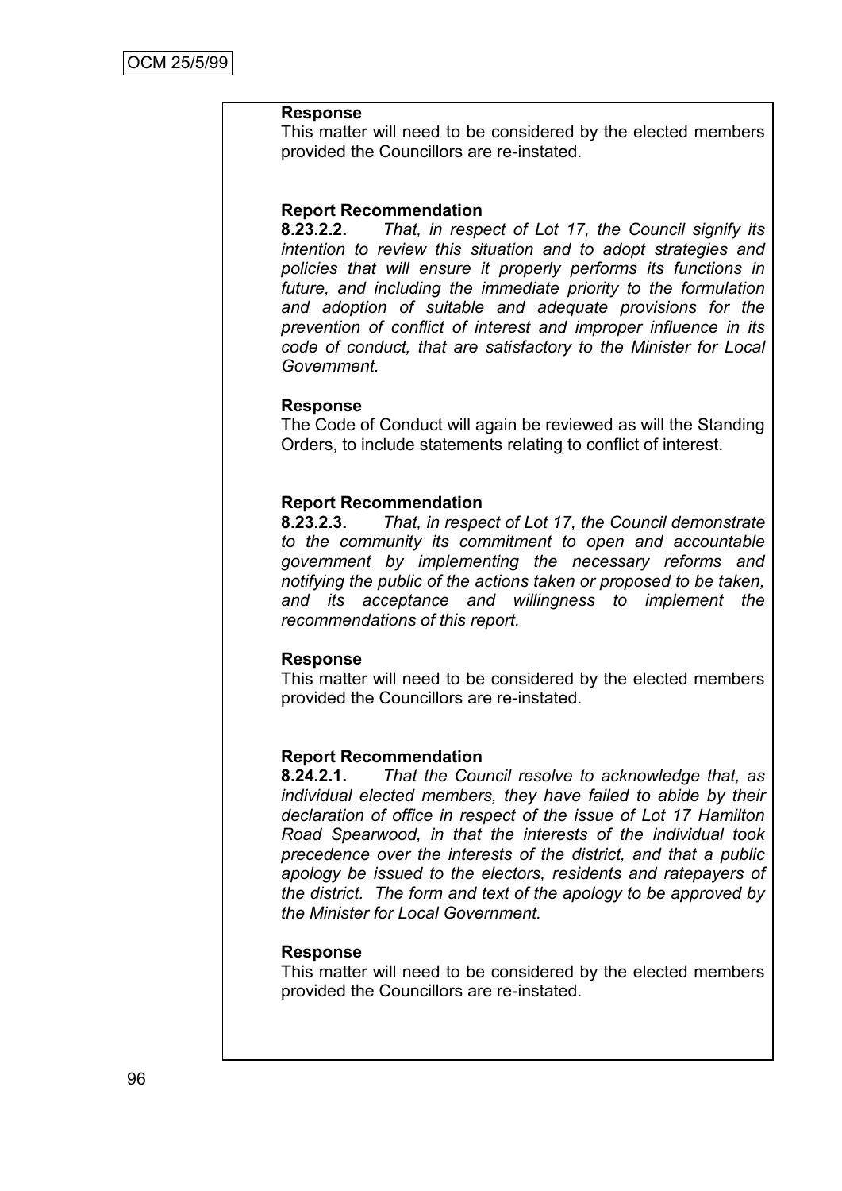**Response**
This matter will need to be considered by the elected members provided the Councillors are re-instated.

**Report Recommendation**
**8.23.2.2.** *That, in respect of Lot 17, the Council signify its intention to review this situation and to adopt strategies and policies that will ensure it properly performs its functions in future, and including the immediate priority to the formulation and adoption of suitable and adequate provisions for the prevention of conflict of interest and improper influence in its code of conduct, that are satisfactory to the Minister for Local Government.*

**Response**
The Code of Conduct will again be reviewed as will the Standing Orders, to include statements relating to conflict of interest.

**Report Recommendation**
**8.23.2.3.** *That, in respect of Lot 17, the Council demonstrate to the community its commitment to open and accountable government by implementing the necessary reforms and notifying the public of the actions taken or proposed to be taken, and its acceptance and willingness to implement the recommendations of this report.*

**Response**
This matter will need to be considered by the elected members provided the Councillors are re-instated.

**Report Recommendation**
**8.24.2.1.** *That the Council resolve to acknowledge that, as individual elected members, they have failed to abide by their declaration of office in respect of the issue of Lot 17 Hamilton Road Spearwood, in that the interests of the individual took precedence over the interests of the district, and that a public apology be issued to the electors, residents and ratepayers of the district. The form and text of the apology to be approved by the Minister for Local Government.*

**Response**
This matter will need to be considered by the elected members provided the Councillors are re-instated.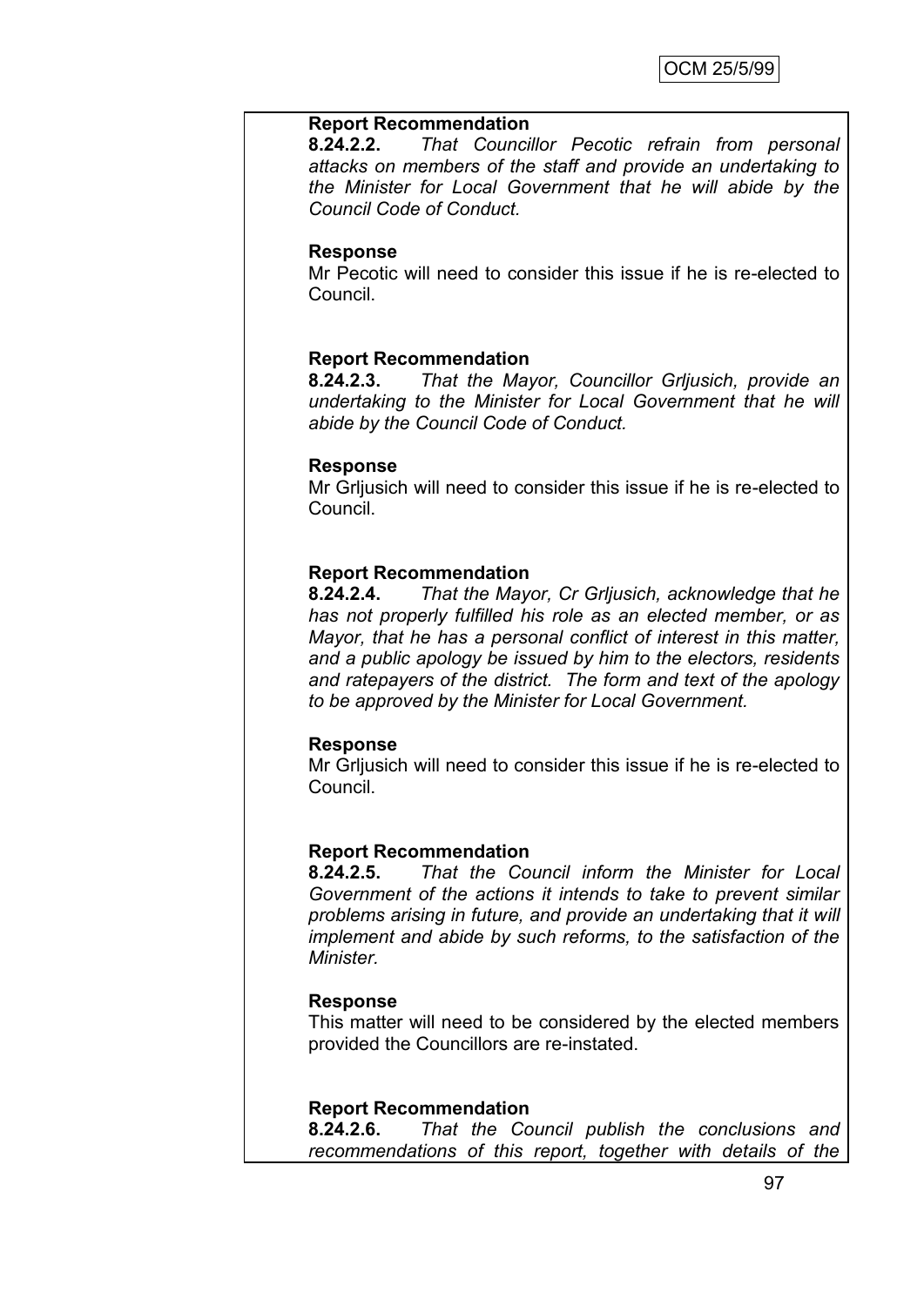**Report Recommendation**

**8.24.2.2.** *That Councillor Pecotic refrain from personal attacks on members of the staff and provide an undertaking to the Minister for Local Government that he will abide by the Council Code of Conduct.*

**Response**

Mr Pecotic will need to consider this issue if he is re-elected to Council.

**Report Recommendation**

**8.24.2.3.** *That the Mayor, Councillor Grljusich, provide an undertaking to the Minister for Local Government that he will abide by the Council Code of Conduct.*

**Response**

Mr Grljusich will need to consider this issue if he is re-elected to Council.

**Report Recommendation**

**8.24.2.4.** *That the Mayor, Cr Grljusich, acknowledge that he has not properly fulfilled his role as an elected member, or as Mayor, that he has a personal conflict of interest in this matter, and a public apology be issued by him to the electors, residents and ratepayers of the district. The form and text of the apology to be approved by the Minister for Local Government.*

**Response**

Mr Grljusich will need to consider this issue if he is re-elected to Council.

**Report Recommendation**

**8.24.2.5.** *That the Council inform the Minister for Local Government of the actions it intends to take to prevent similar problems arising in future, and provide an undertaking that it will implement and abide by such reforms, to the satisfaction of the Minister.*

**Response**

This matter will need to be considered by the elected members provided the Councillors are re-instated.

**Report Recommendation**

**8.24.2.6.** *That the Council publish the conclusions and recommendations of this report, together with details of the*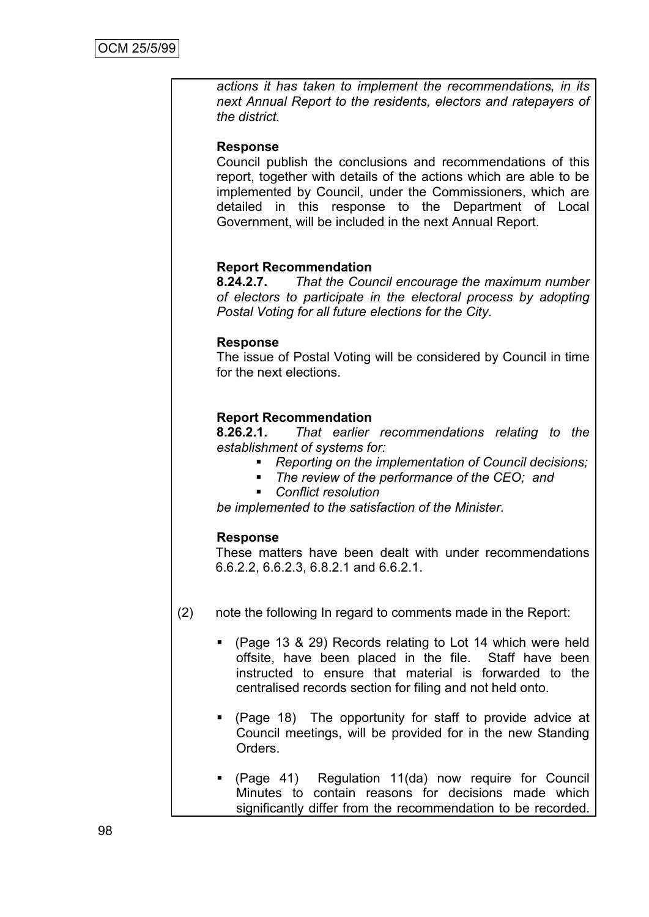*actions it has taken to implement the recommendations, in its next Annual Report to the residents, electors and ratepayers of the district.*

**Response**

Council publish the conclusions and recommendations of this report, together with details of the actions which are able to be implemented by Council, under the Commissioners, which are detailed in this response to the Department of Local Government, will be included in the next Annual Report.

**Report Recommendation**

**8.24.2.7.** *That the Council encourage the maximum number of electors to participate in the electoral process by adopting Postal Voting for all future elections for the City.*

**Response**

The issue of Postal Voting will be considered by Council in time for the next elections.

**Report Recommendation**

**8.26.2.1.** *That earlier recommendations relating to the establishment of systems for:*

- *Reporting on the implementation of Council decisions;*
- *The review of the performance of the CEO; and*
- *Conflict resolution*

*be implemented to the satisfaction of the Minister.*

**Response**

These matters have been dealt with under recommendations 6.6.2.2, 6.6.2.3, 6.8.2.1 and 6.6.2.1.

(2) note the following In regard to comments made in the Report:

- (Page 13 & 29) Records relating to Lot 14 which were held offsite, have been placed in the file. Staff have been instructed to ensure that material is forwarded to the centralised records section for filing and not held onto.
- (Page 18) The opportunity for staff to provide advice at Council meetings, will be provided for in the new Standing Orders.
- (Page 41) Regulation 11(da) now require for Council Minutes to contain reasons for decisions made which significantly differ from the recommendation to be recorded.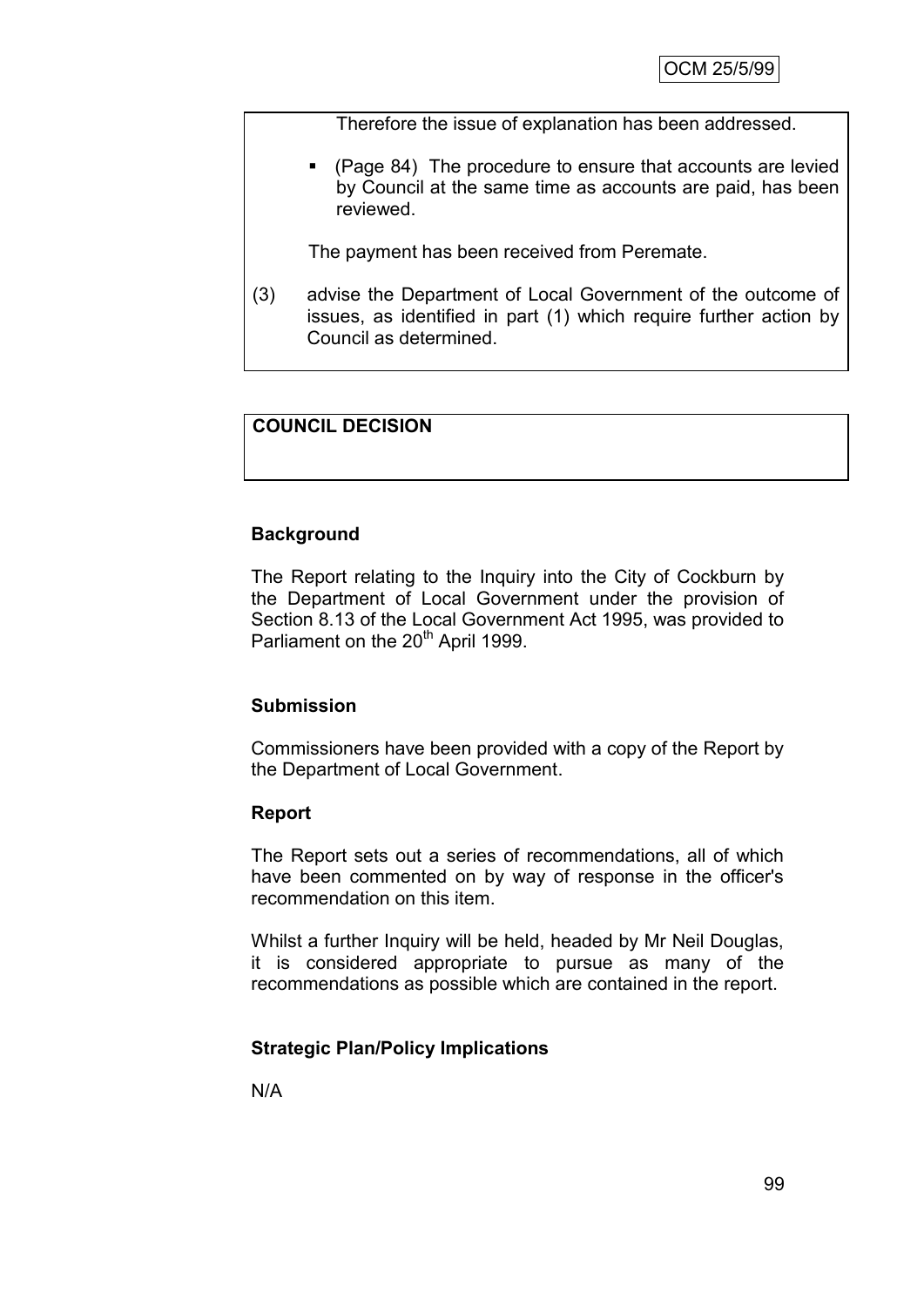Therefore the issue of explanation has been addressed.

- (Page 84) The procedure to ensure that accounts are levied by Council at the same time as accounts are paid, has been reviewed.

The payment has been received from Peremate.

(3) advise the Department of Local Government of the outcome of issues, as identified in part (1) which require further action by Council as determined.

**COUNCIL DECISION**

**Background**

The Report relating to the Inquiry into the City of Cockburn by the Department of Local Government under the provision of Section 8.13 of the Local Government Act 1995, was provided to Parliament on the 20th April 1999.

**Submission**

Commissioners have been provided with a copy of the Report by the Department of Local Government.

**Report**

The Report sets out a series of recommendations, all of which have been commented on by way of response in the officer's recommendation on this item.

Whilst a further Inquiry will be held, headed by Mr Neil Douglas, it is considered appropriate to pursue as many of the recommendations as possible which are contained in the report.

**Strategic Plan/Policy Implications**

N/A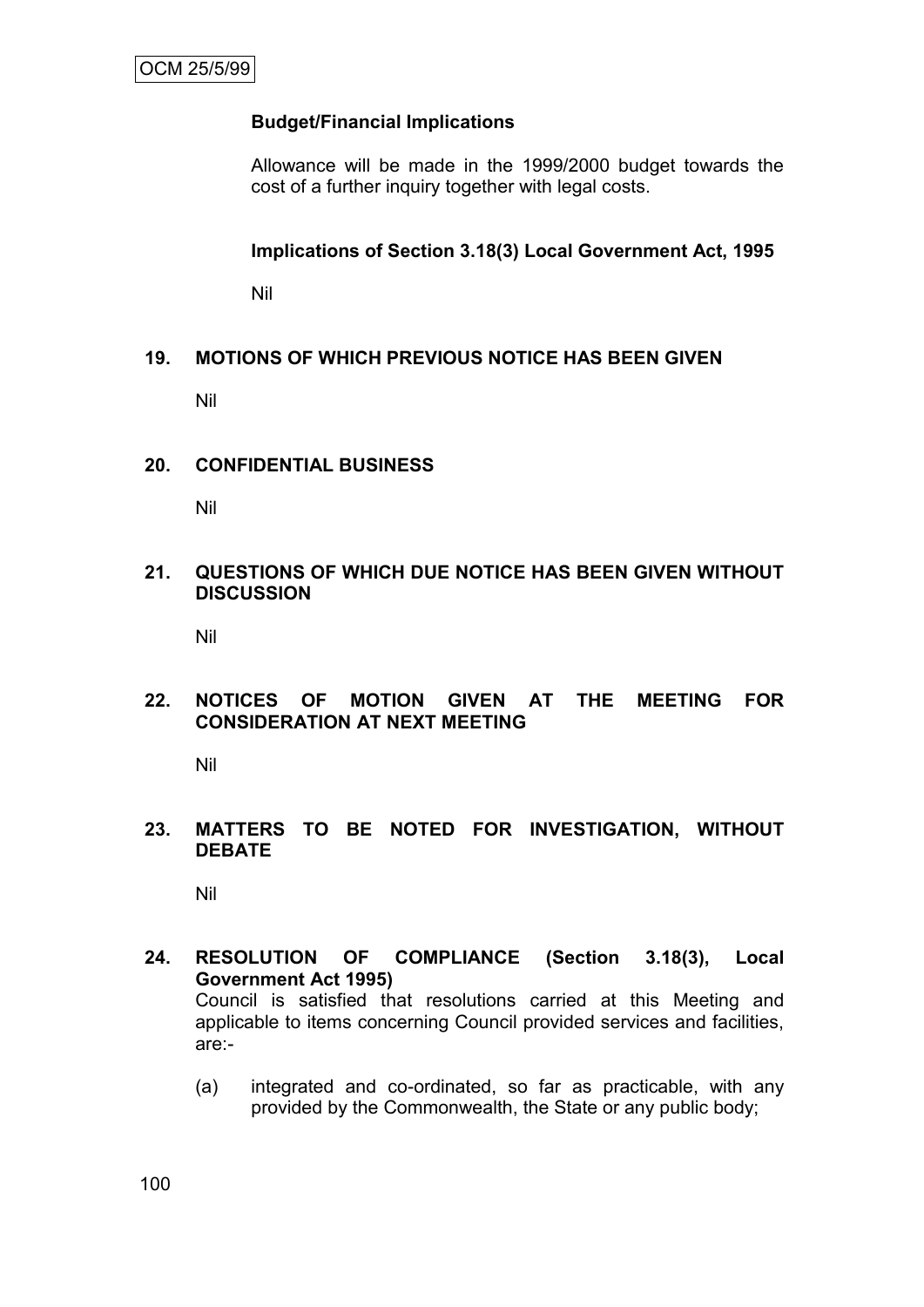**Budget/Financial Implications**

Allowance will be made in the 1999/2000 budget towards the cost of a further inquiry together with legal costs.

**Implications of Section 3.18(3) Local Government Act, 1995**

Nil

## 19. MOTIONS OF WHICH PREVIOUS NOTICE HAS BEEN GIVEN

Nil

## 20. CONFIDENTIAL BUSINESS

Nil

## 21. QUESTIONS OF WHICH DUE NOTICE HAS BEEN GIVEN WITHOUT DISCUSSION

Nil

## 22. NOTICES OF MOTION GIVEN AT THE MEETING FOR CONSIDERATION AT NEXT MEETING

Nil

## 23. MATTERS TO BE NOTED FOR INVESTIGATION, WITHOUT DEBATE

Nil

## 24. RESOLUTION OF COMPLIANCE (Section 3.18(3), Local Government Act 1995)

Council is satisfied that resolutions carried at this Meeting and applicable to items concerning Council provided services and facilities, are:-

(a) integrated and co-ordinated, so far as practicable, with any provided by the Commonwealth, the State or any public body;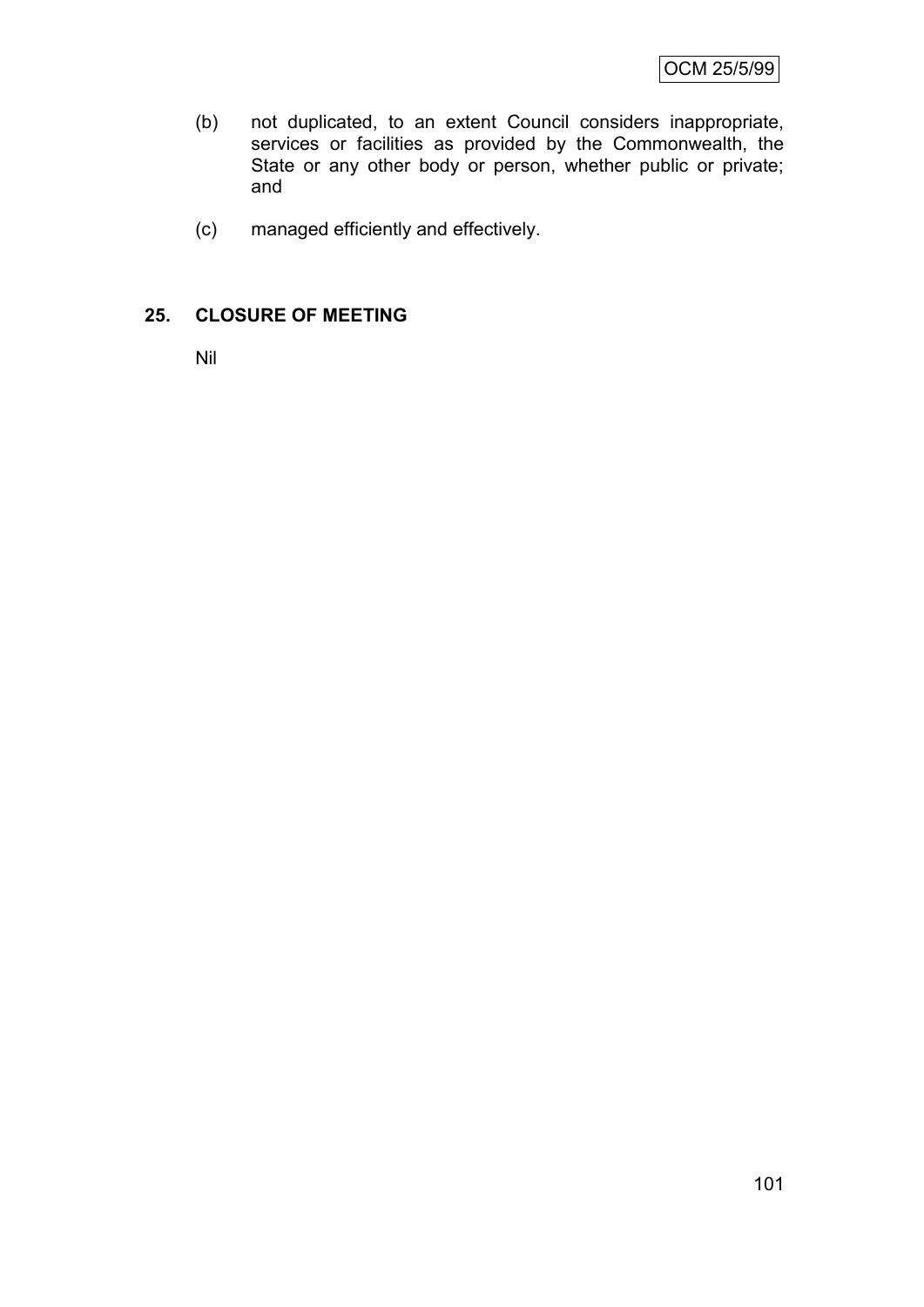(b) not duplicated, to an extent Council considers inappropriate, services or facilities as provided by the Commonwealth, the State or any other body or person, whether public or private; and

(c) managed efficiently and effectively.

## 25. CLOSURE OF MEETING

Nil